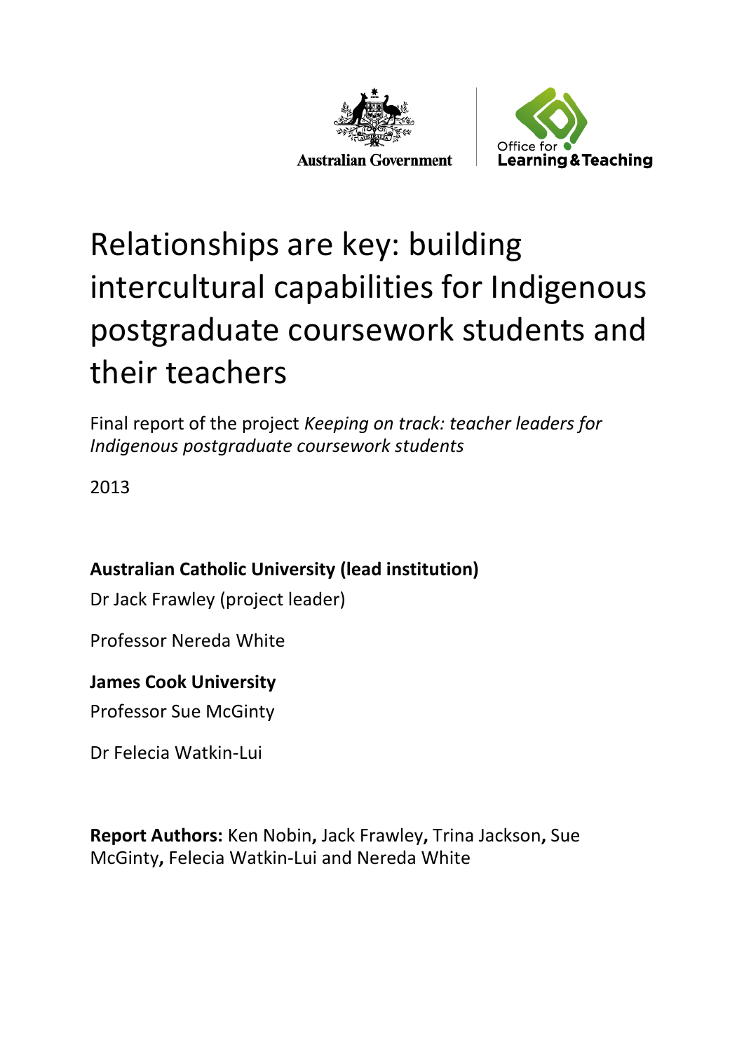Australian Government

Office for Learning & Teaching

# Relationships are key: building intercultural capabilities for Indigenous postgraduate coursework students and their teachers

Final report of the project *Keeping on track: teacher leaders for Indigenous postgraduate coursework students*

2013

**Australian Catholic University (lead institution)**

Dr Jack Frawley (project leader)

Professor Nereda White

**James Cook University**

Professor Sue McGinty

Dr Felecia Watkin-Lui

**Report Authors:** Ken Nobin**,** Jack Frawley**,** Trina Jackson**,** Sue McGinty**,** Felecia Watkin-Lui and Nereda White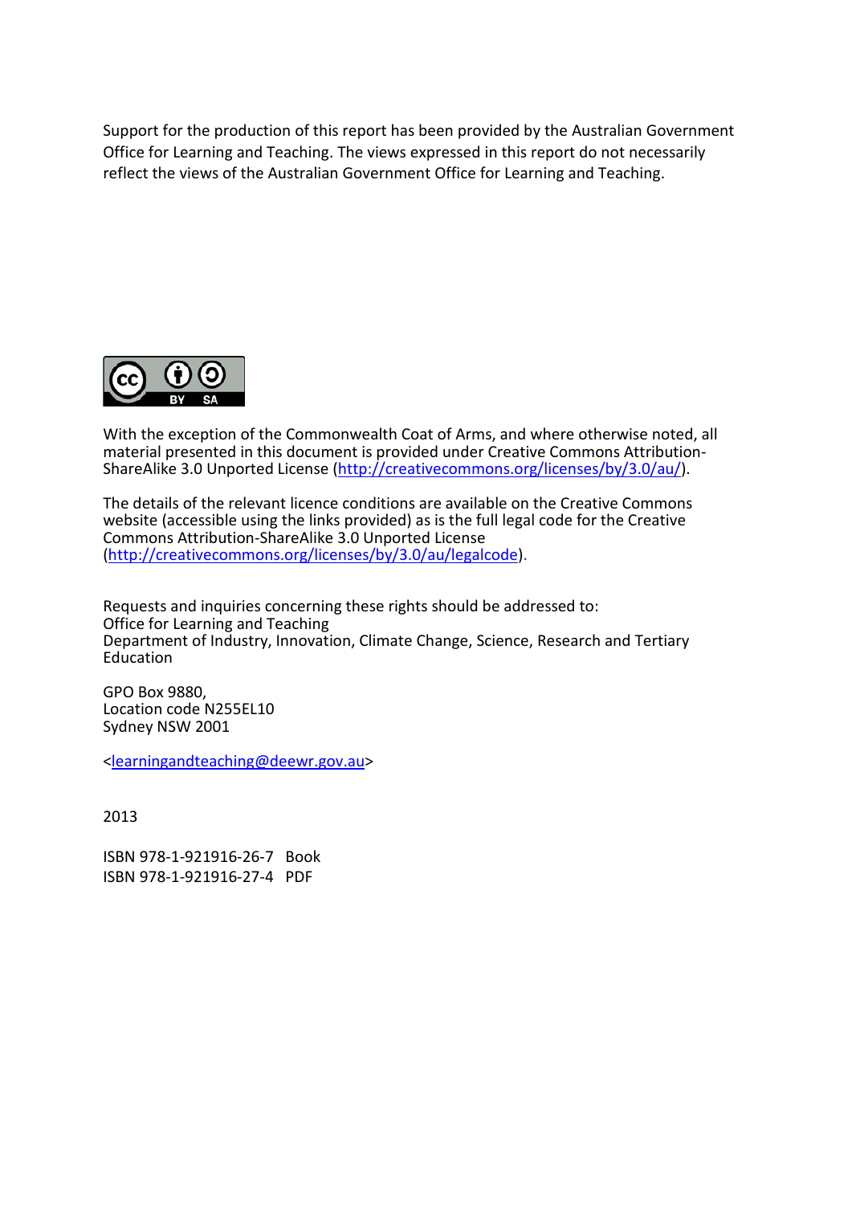Support for the production of this report has been provided by the Australian Government Office for Learning and Teaching. The views expressed in this report do not necessarily reflect the views of the Australian Government Office for Learning and Teaching.

With the exception of the Commonwealth Coat of Arms, and where otherwise noted, all material presented in this document is provided under Creative Commons Attribution-ShareAlike 3.0 Unported License (http://creativecommons.org/licenses/by/3.0/au/).

The details of the relevant licence conditions are available on the Creative Commons website (accessible using the links provided) as is the full legal code for the Creative Commons Attribution-ShareAlike 3.0 Unported License (http://creativecommons.org/licenses/by/3.0/au/legalcode).

Requests and inquiries concerning these rights should be addressed to:
Office for Learning and Teaching
Department of Industry, Innovation, Climate Change, Science, Research and Tertiary Education

GPO Box 9880,
Location code N255EL10
Sydney NSW 2001

<learningandteaching@deewr.gov.au>

2013

ISBN 978-1-921916-26-7 Book
ISBN 978-1-921916-27-4 PDF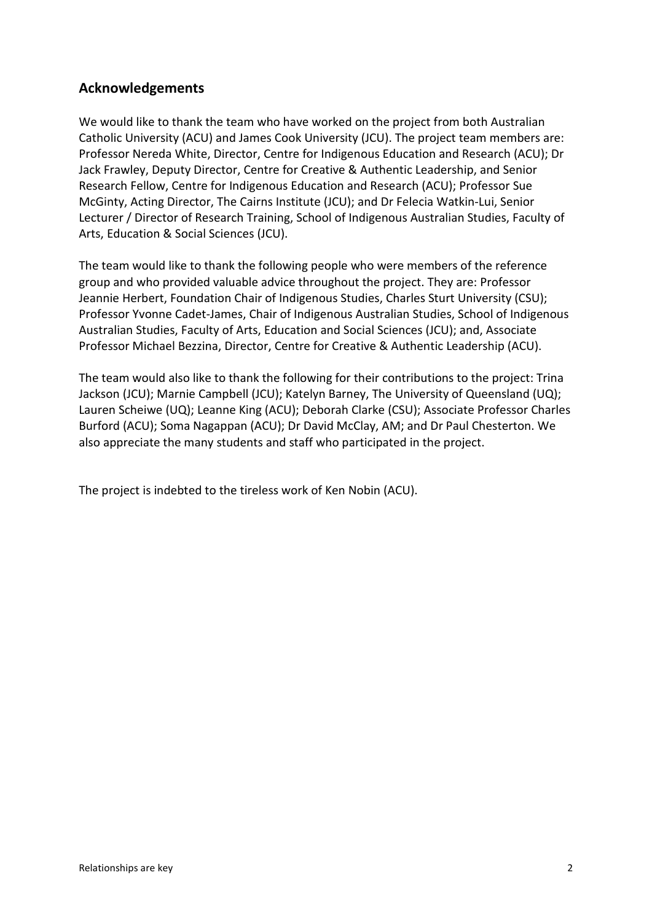## Acknowledgements

We would like to thank the team who have worked on the project from both Australian Catholic University (ACU) and James Cook University (JCU). The project team members are: Professor Nereda White, Director, Centre for Indigenous Education and Research (ACU); Dr Jack Frawley, Deputy Director, Centre for Creative & Authentic Leadership, and Senior Research Fellow, Centre for Indigenous Education and Research (ACU); Professor Sue McGinty, Acting Director, The Cairns Institute (JCU); and Dr Felecia Watkin-Lui, Senior Lecturer / Director of Research Training, School of Indigenous Australian Studies, Faculty of Arts, Education & Social Sciences (JCU).

The team would like to thank the following people who were members of the reference group and who provided valuable advice throughout the project. They are: Professor Jeannie Herbert, Foundation Chair of Indigenous Studies, Charles Sturt University (CSU); Professor Yvonne Cadet-James, Chair of Indigenous Australian Studies, School of Indigenous Australian Studies, Faculty of Arts, Education and Social Sciences (JCU); and, Associate Professor Michael Bezzina, Director, Centre for Creative & Authentic Leadership (ACU).

The team would also like to thank the following for their contributions to the project: Trina Jackson (JCU); Marnie Campbell (JCU); Katelyn Barney, The University of Queensland (UQ); Lauren Scheiwe (UQ); Leanne King (ACU); Deborah Clarke (CSU); Associate Professor Charles Burford (ACU); Soma Nagappan (ACU); Dr David McClay, AM; and Dr Paul Chesterton. We also appreciate the many students and staff who participated in the project.

The project is indebted to the tireless work of Ken Nobin (ACU).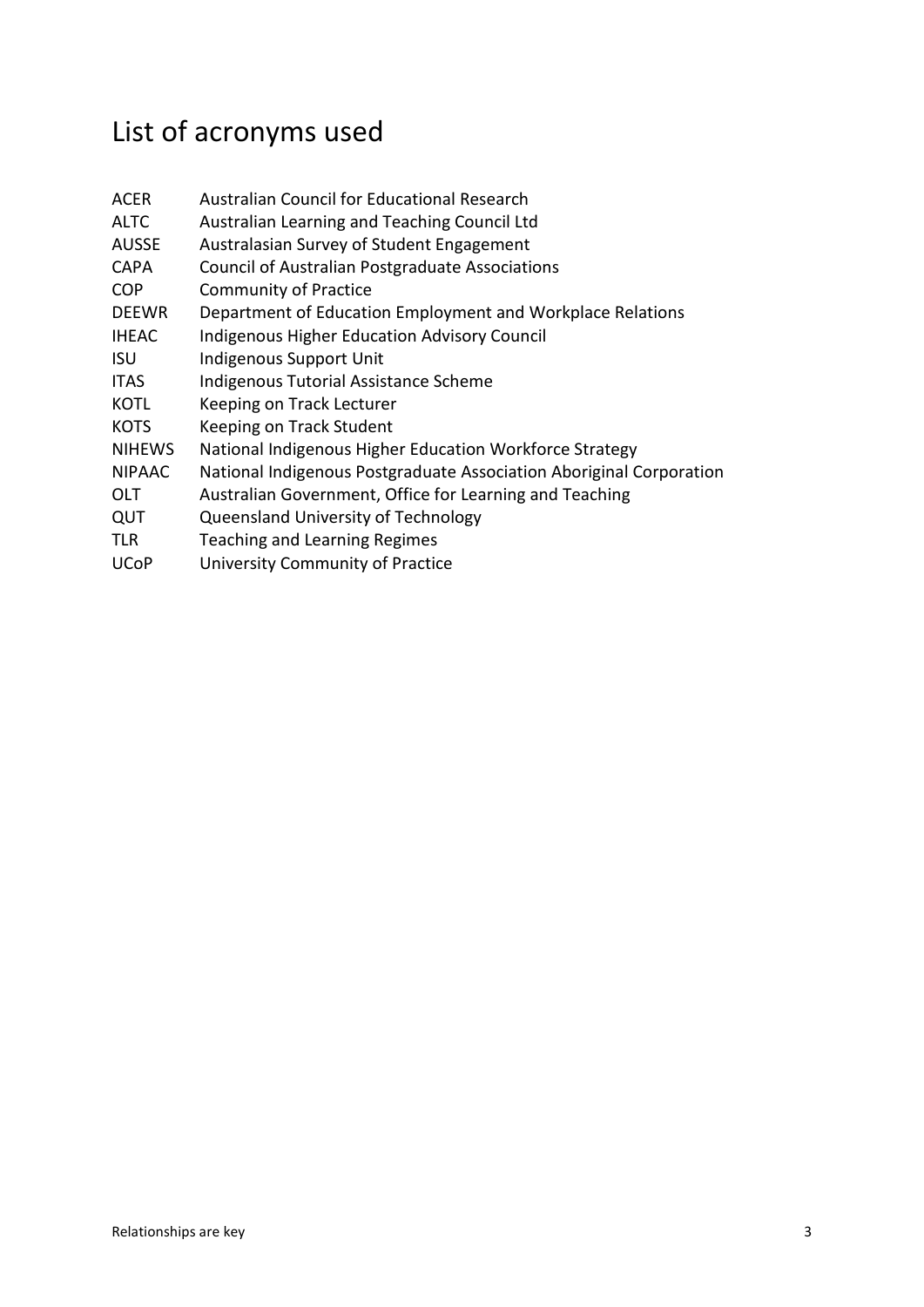# List of acronyms used

| | |
|---|---|
| ACER | Australian Council for Educational Research |
| ALTC | Australian Learning and Teaching Council Ltd |
| AUSSE | Australasian Survey of Student Engagement |
| CAPA | Council of Australian Postgraduate Associations |
| COP | Community of Practice |
| DEEWR | Department of Education Employment and Workplace Relations |
| IHEAC | Indigenous Higher Education Advisory Council |
| ISU | Indigenous Support Unit |
| ITAS | Indigenous Tutorial Assistance Scheme |
| KOTL | Keeping on Track Lecturer |
| KOTS | Keeping on Track Student |
| NIHEWS | National Indigenous Higher Education Workforce Strategy |
| NIPAAC | National Indigenous Postgraduate Association Aboriginal Corporation |
| OLT | Australian Government, Office for Learning and Teaching |
| QUT | Queensland University of Technology |
| TLR | Teaching and Learning Regimes |
| UCoP | University Community of Practice |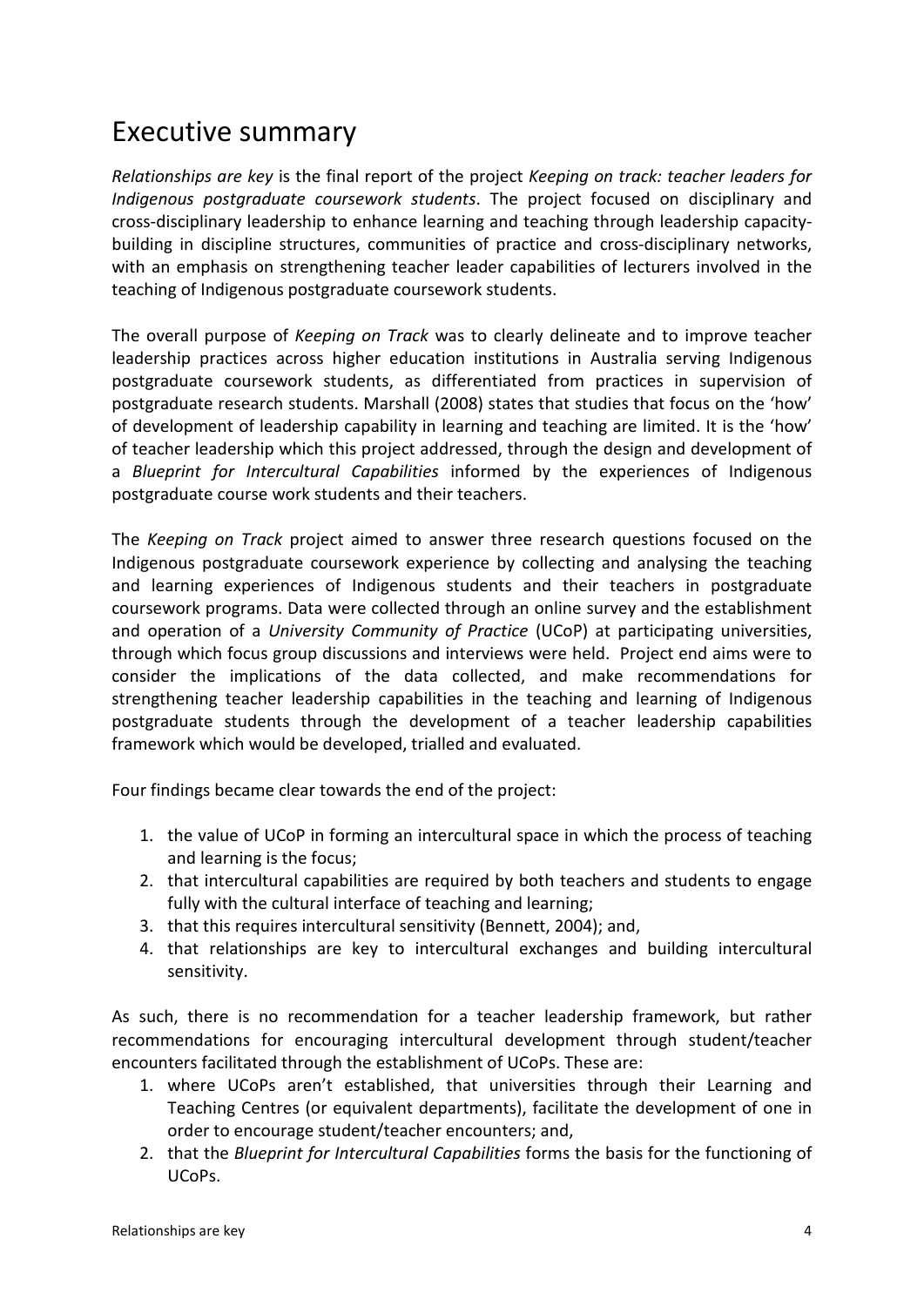# Executive summary

*Relationships are key* is the final report of the project *Keeping on track: teacher leaders for Indigenous postgraduate coursework students*. The project focused on disciplinary and cross-disciplinary leadership to enhance learning and teaching through leadership capacity-building in discipline structures, communities of practice and cross-disciplinary networks, with an emphasis on strengthening teacher leader capabilities of lecturers involved in the teaching of Indigenous postgraduate coursework students.

The overall purpose of *Keeping on Track* was to clearly delineate and to improve teacher leadership practices across higher education institutions in Australia serving Indigenous postgraduate coursework students, as differentiated from practices in supervision of postgraduate research students. Marshall (2008) states that studies that focus on the 'how' of development of leadership capability in learning and teaching are limited. It is the 'how' of teacher leadership which this project addressed, through the design and development of a *Blueprint for Intercultural Capabilities* informed by the experiences of Indigenous postgraduate course work students and their teachers.

The *Keeping on Track* project aimed to answer three research questions focused on the Indigenous postgraduate coursework experience by collecting and analysing the teaching and learning experiences of Indigenous students and their teachers in postgraduate coursework programs. Data were collected through an online survey and the establishment and operation of a *University Community of Practice* (UCoP) at participating universities, through which focus group discussions and interviews were held. Project end aims were to consider the implications of the data collected, and make recommendations for strengthening teacher leadership capabilities in the teaching and learning of Indigenous postgraduate students through the development of a teacher leadership capabilities framework which would be developed, trialled and evaluated.

Four findings became clear towards the end of the project:

1. the value of UCoP in forming an intercultural space in which the process of teaching and learning is the focus;
2. that intercultural capabilities are required by both teachers and students to engage fully with the cultural interface of teaching and learning;
3. that this requires intercultural sensitivity (Bennett, 2004); and,
4. that relationships are key to intercultural exchanges and building intercultural sensitivity.

As such, there is no recommendation for a teacher leadership framework, but rather recommendations for encouraging intercultural development through student/teacher encounters facilitated through the establishment of UCoPs. These are:

1. where UCoPs aren't established, that universities through their Learning and Teaching Centres (or equivalent departments), facilitate the development of one in order to encourage student/teacher encounters; and,
2. that the *Blueprint for Intercultural Capabilities* forms the basis for the functioning of UCoPs.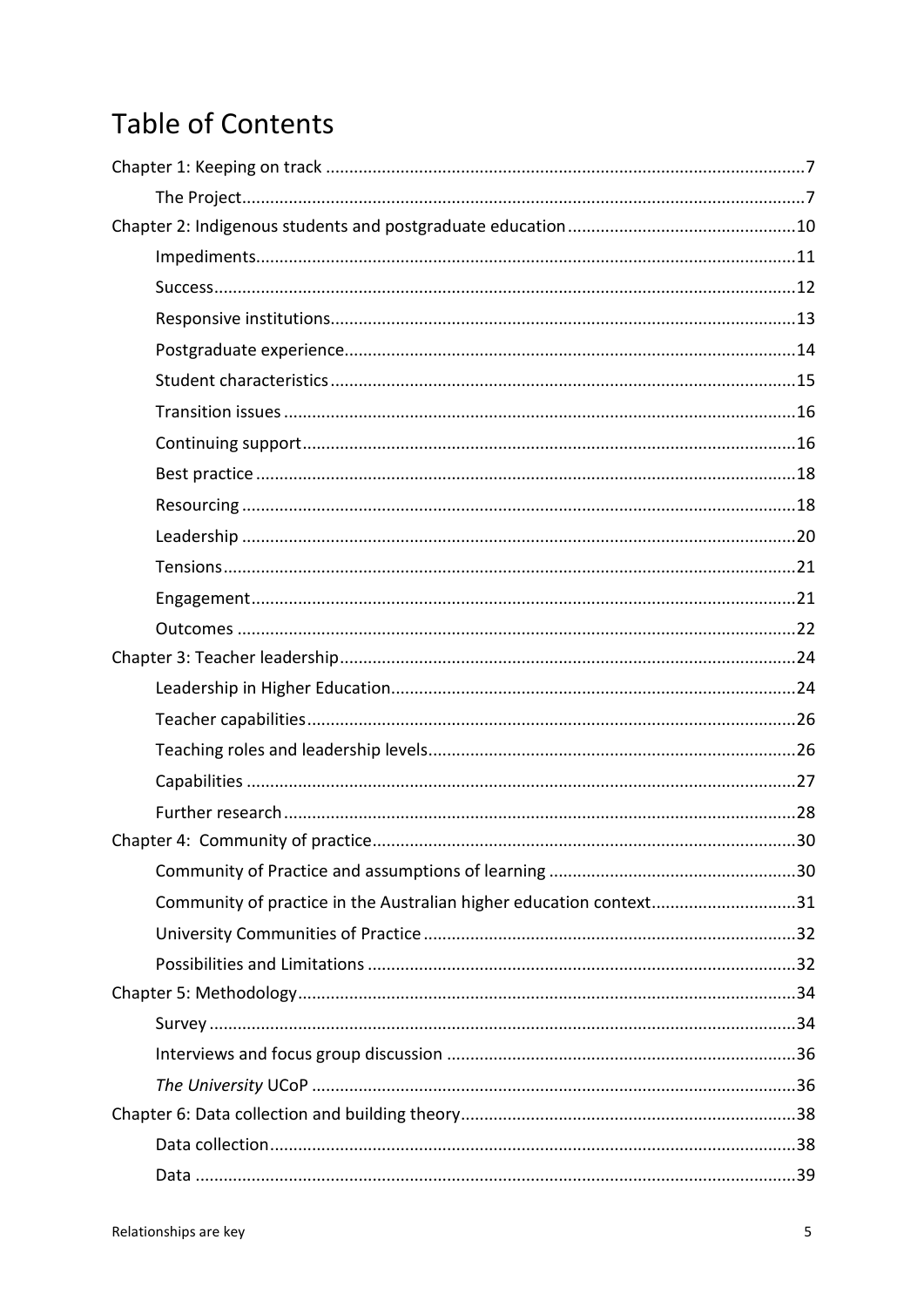# Table of Contents

Chapter 1: Keeping on track ....................................................................................................7

- The Project.......................................................................................................................7

Chapter 2: Indigenous students and postgraduate education ................................................10

- Impediments..................................................................................................................11
- Success...........................................................................................................................12
- Responsive institutions..................................................................................................13
- Postgraduate experience...............................................................................................14
- Student characteristics ..................................................................................................15
- Transition issues ............................................................................................................16
- Continuing support........................................................................................................16
- Best practice ..................................................................................................................18
- Resourcing .....................................................................................................................18
- Leadership .....................................................................................................................20
- Tensions.........................................................................................................................21
- Engagement...................................................................................................................21
- Outcomes ......................................................................................................................22

Chapter 3: Teacher leadership................................................................................................24

- Leadership in Higher Education.....................................................................................24
- Teacher capabilities.......................................................................................................26
- Teaching roles and leadership levels.............................................................................26
- Capabilities ....................................................................................................................27
- Further research.............................................................................................................28

Chapter 4: Community of practice..........................................................................................30

- Community of Practice and assumptions of learning ....................................................30
- Community of practice in the Australian higher education context..............................31
- University Communities of Practice ...............................................................................32
- Possibilities and Limitations ..........................................................................................32

Chapter 5: Methodology.........................................................................................................34

- Survey ............................................................................................................................34
- Interviews and focus group discussion ..........................................................................36
- *The University* UCoP ......................................................................................................36

Chapter 6: Data collection and building theory.......................................................................38

- Data collection...............................................................................................................38
- Data ...............................................................................................................................39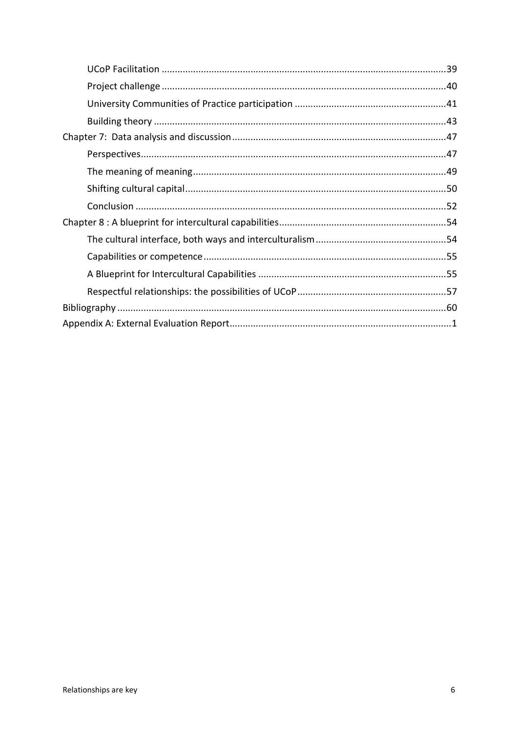UCoP Facilitation ........................................................................................................39

Project challenge ..........................................................................................................40

University Communities of Practice participation .........................................................41

Building theory .............................................................................................................43

Chapter 7: Data analysis and discussion ................................................................................47

Perspectives ..................................................................................................................47

The meaning of meaning ...............................................................................................49

Shifting cultural capital ..................................................................................................50

Conclusion ....................................................................................................................52

Chapter 8 : A blueprint for intercultural capabilities ...............................................................54

The cultural interface, both ways and interculturalism ..................................................54

Capabilities or competence ...........................................................................................55

A Blueprint for Intercultural Capabilities .......................................................................55

Respectful relationships: the possibilities of UCoP .........................................................57

Bibliography ...........................................................................................................................60

Appendix A: External Evaluation Report ...................................................................................1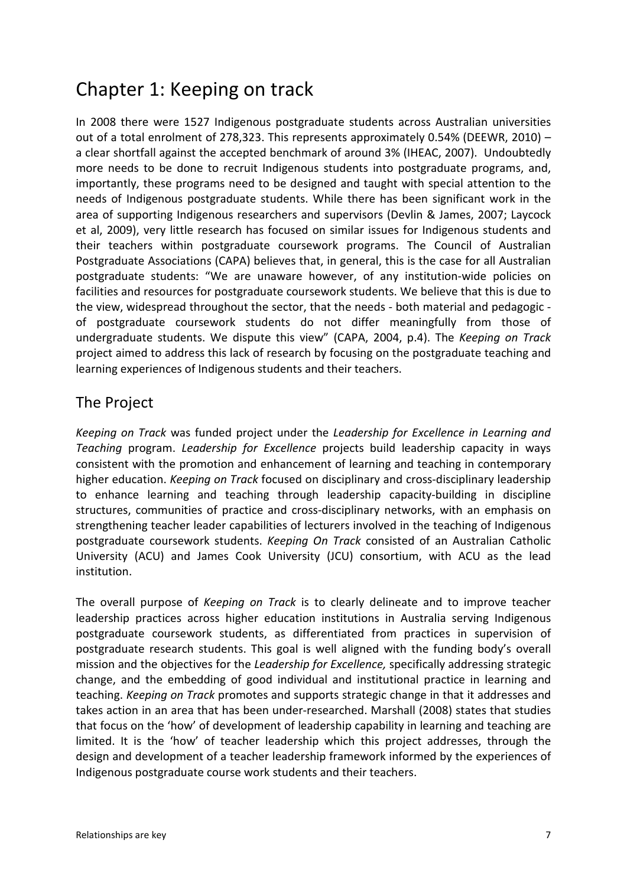# Chapter 1: Keeping on track

In 2008 there were 1527 Indigenous postgraduate students across Australian universities out of a total enrolment of 278,323. This represents approximately 0.54% (DEEWR, 2010) – a clear shortfall against the accepted benchmark of around 3% (IHEAC, 2007). Undoubtedly more needs to be done to recruit Indigenous students into postgraduate programs, and, importantly, these programs need to be designed and taught with special attention to the needs of Indigenous postgraduate students. While there has been significant work in the area of supporting Indigenous researchers and supervisors (Devlin & James, 2007; Laycock et al, 2009), very little research has focused on similar issues for Indigenous students and their teachers within postgraduate coursework programs. The Council of Australian Postgraduate Associations (CAPA) believes that, in general, this is the case for all Australian postgraduate students: "We are unaware however, of any institution-wide policies on facilities and resources for postgraduate coursework students. We believe that this is due to the view, widespread throughout the sector, that the needs - both material and pedagogic - of postgraduate coursework students do not differ meaningfully from those of undergraduate students. We dispute this view" (CAPA, 2004, p.4). The *Keeping on Track* project aimed to address this lack of research by focusing on the postgraduate teaching and learning experiences of Indigenous students and their teachers.

## The Project

*Keeping on Track* was funded project under the *Leadership for Excellence in Learning and Teaching* program. *Leadership for Excellence* projects build leadership capacity in ways consistent with the promotion and enhancement of learning and teaching in contemporary higher education. *Keeping on Track* focused on disciplinary and cross-disciplinary leadership to enhance learning and teaching through leadership capacity-building in discipline structures, communities of practice and cross-disciplinary networks, with an emphasis on strengthening teacher leader capabilities of lecturers involved in the teaching of Indigenous postgraduate coursework students. *Keeping On Track* consisted of an Australian Catholic University (ACU) and James Cook University (JCU) consortium, with ACU as the lead institution.

The overall purpose of *Keeping on Track* is to clearly delineate and to improve teacher leadership practices across higher education institutions in Australia serving Indigenous postgraduate coursework students, as differentiated from practices in supervision of postgraduate research students. This goal is well aligned with the funding body's overall mission and the objectives for the *Leadership for Excellence,* specifically addressing strategic change, and the embedding of good individual and institutional practice in learning and teaching. *Keeping on Track* promotes and supports strategic change in that it addresses and takes action in an area that has been under-researched. Marshall (2008) states that studies that focus on the 'how' of development of leadership capability in learning and teaching are limited. It is the 'how' of teacher leadership which this project addresses, through the design and development of a teacher leadership framework informed by the experiences of Indigenous postgraduate course work students and their teachers.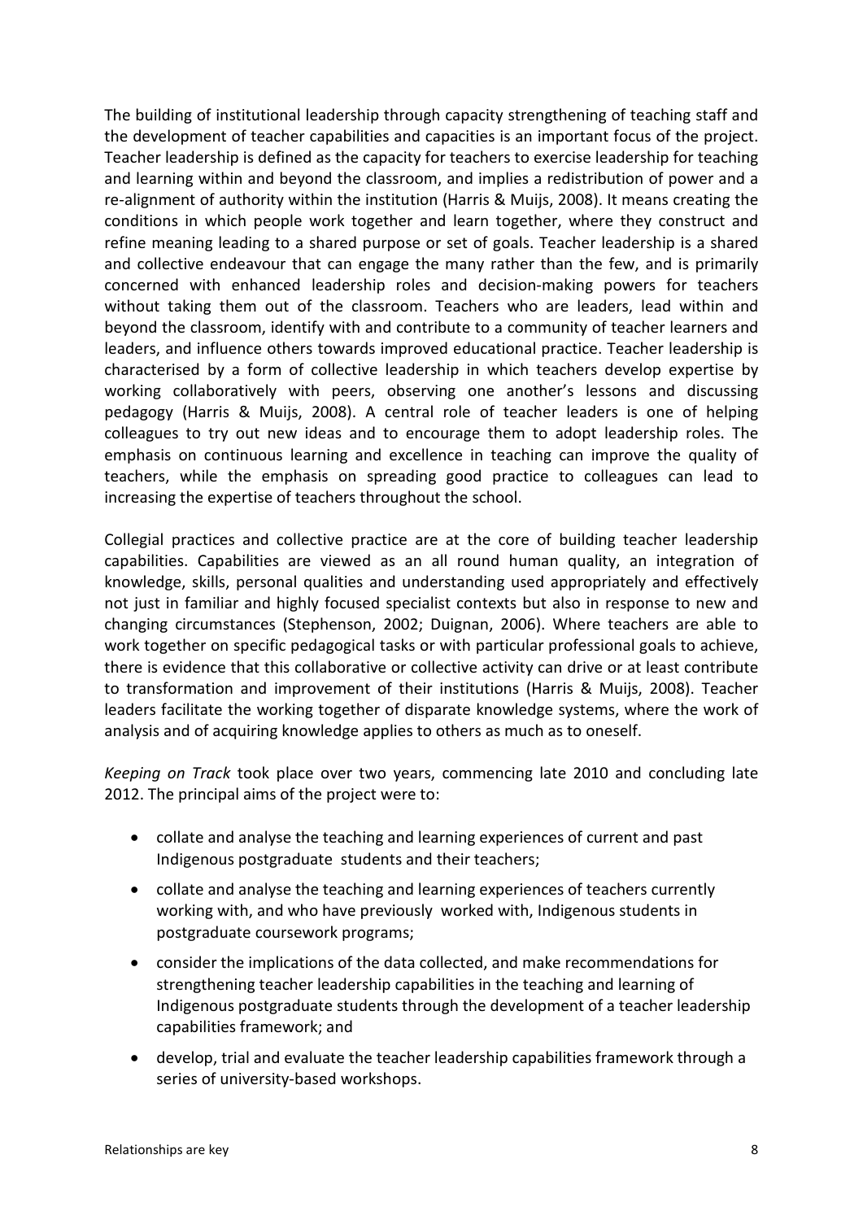The building of institutional leadership through capacity strengthening of teaching staff and the development of teacher capabilities and capacities is an important focus of the project. Teacher leadership is defined as the capacity for teachers to exercise leadership for teaching and learning within and beyond the classroom, and implies a redistribution of power and a re-alignment of authority within the institution (Harris & Muijs, 2008). It means creating the conditions in which people work together and learn together, where they construct and refine meaning leading to a shared purpose or set of goals. Teacher leadership is a shared and collective endeavour that can engage the many rather than the few, and is primarily concerned with enhanced leadership roles and decision-making powers for teachers without taking them out of the classroom. Teachers who are leaders, lead within and beyond the classroom, identify with and contribute to a community of teacher learners and leaders, and influence others towards improved educational practice. Teacher leadership is characterised by a form of collective leadership in which teachers develop expertise by working collaboratively with peers, observing one another's lessons and discussing pedagogy (Harris & Muijs, 2008). A central role of teacher leaders is one of helping colleagues to try out new ideas and to encourage them to adopt leadership roles. The emphasis on continuous learning and excellence in teaching can improve the quality of teachers, while the emphasis on spreading good practice to colleagues can lead to increasing the expertise of teachers throughout the school.

Collegial practices and collective practice are at the core of building teacher leadership capabilities. Capabilities are viewed as an all round human quality, an integration of knowledge, skills, personal qualities and understanding used appropriately and effectively not just in familiar and highly focused specialist contexts but also in response to new and changing circumstances (Stephenson, 2002; Duignan, 2006). Where teachers are able to work together on specific pedagogical tasks or with particular professional goals to achieve, there is evidence that this collaborative or collective activity can drive or at least contribute to transformation and improvement of their institutions (Harris & Muijs, 2008). Teacher leaders facilitate the working together of disparate knowledge systems, where the work of analysis and of acquiring knowledge applies to others as much as to oneself.

*Keeping on Track* took place over two years, commencing late 2010 and concluding late 2012. The principal aims of the project were to:

- collate and analyse the teaching and learning experiences of current and past Indigenous postgraduate students and their teachers;
- collate and analyse the teaching and learning experiences of teachers currently working with, and who have previously worked with, Indigenous students in postgraduate coursework programs;
- consider the implications of the data collected, and make recommendations for strengthening teacher leadership capabilities in the teaching and learning of Indigenous postgraduate students through the development of a teacher leadership capabilities framework; and
- develop, trial and evaluate the teacher leadership capabilities framework through a series of university-based workshops.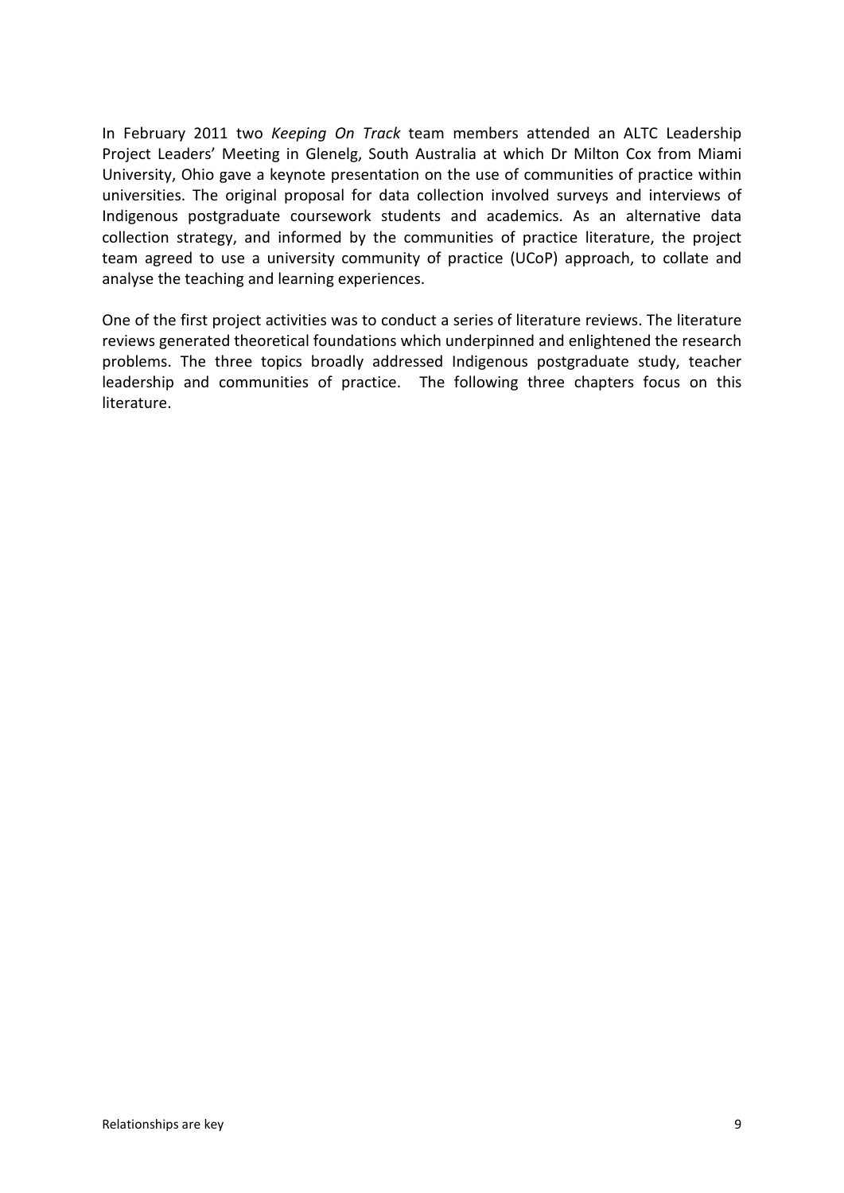In February 2011 two *Keeping On Track* team members attended an ALTC Leadership Project Leaders' Meeting in Glenelg, South Australia at which Dr Milton Cox from Miami University, Ohio gave a keynote presentation on the use of communities of practice within universities. The original proposal for data collection involved surveys and interviews of Indigenous postgraduate coursework students and academics. As an alternative data collection strategy, and informed by the communities of practice literature, the project team agreed to use a university community of practice (UCoP) approach, to collate and analyse the teaching and learning experiences.

One of the first project activities was to conduct a series of literature reviews. The literature reviews generated theoretical foundations which underpinned and enlightened the research problems. The three topics broadly addressed Indigenous postgraduate study, teacher leadership and communities of practice. The following three chapters focus on this literature.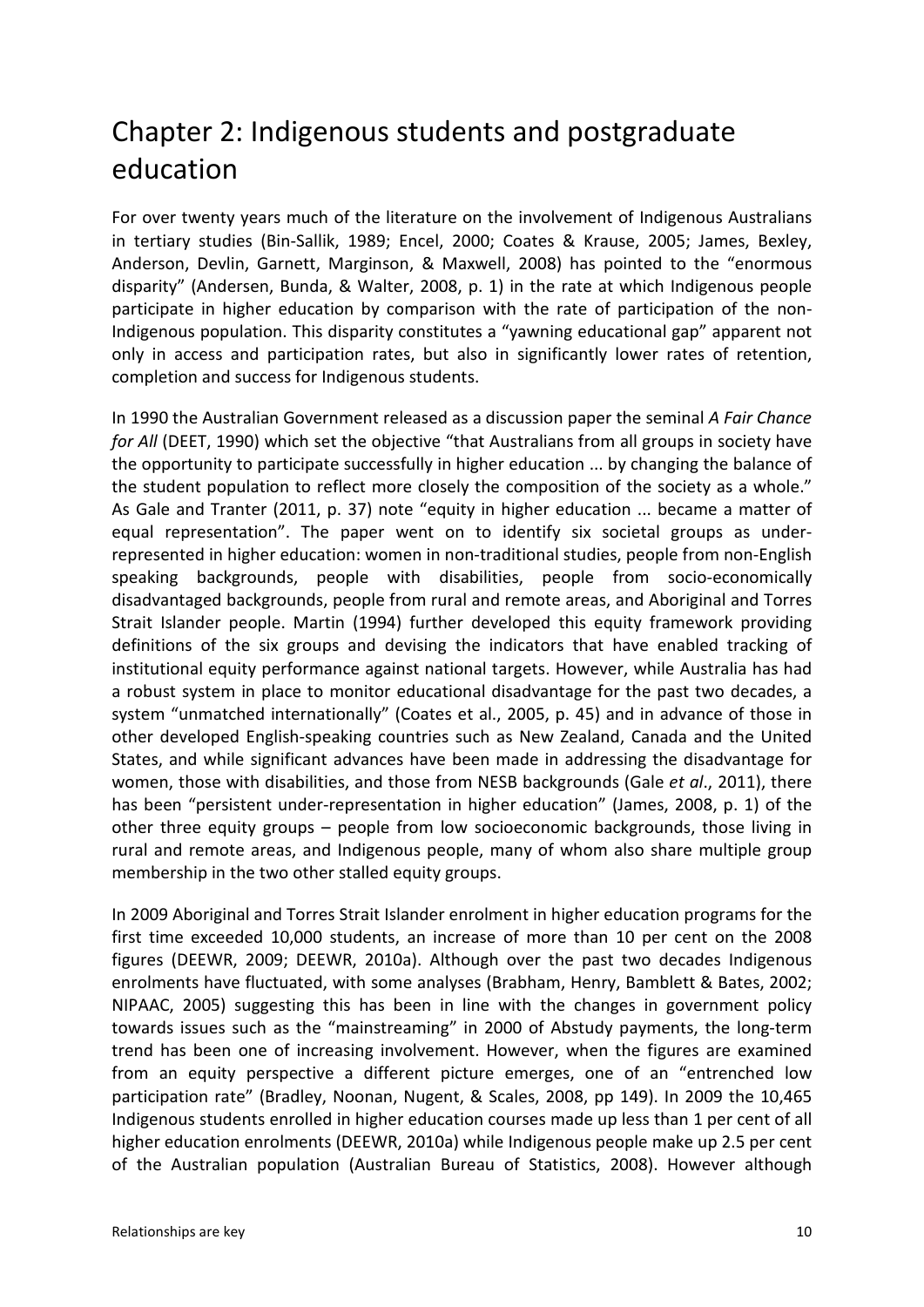# Chapter 2: Indigenous students and postgraduate education

For over twenty years much of the literature on the involvement of Indigenous Australians in tertiary studies (Bin-Sallik, 1989; Encel, 2000; Coates & Krause, 2005; James, Bexley, Anderson, Devlin, Garnett, Marginson, & Maxwell, 2008) has pointed to the "enormous disparity" (Andersen, Bunda, & Walter, 2008, p. 1) in the rate at which Indigenous people participate in higher education by comparison with the rate of participation of the non-Indigenous population. This disparity constitutes a "yawning educational gap" apparent not only in access and participation rates, but also in significantly lower rates of retention, completion and success for Indigenous students.

In 1990 the Australian Government released as a discussion paper the seminal *A Fair Chance for All* (DEET, 1990) which set the objective "that Australians from all groups in society have the opportunity to participate successfully in higher education ... by changing the balance of the student population to reflect more closely the composition of the society as a whole." As Gale and Tranter (2011, p. 37) note "equity in higher education ... became a matter of equal representation". The paper went on to identify six societal groups as under-represented in higher education: women in non-traditional studies, people from non-English speaking backgrounds, people with disabilities, people from socio-economically disadvantaged backgrounds, people from rural and remote areas, and Aboriginal and Torres Strait Islander people. Martin (1994) further developed this equity framework providing definitions of the six groups and devising the indicators that have enabled tracking of institutional equity performance against national targets. However, while Australia has had a robust system in place to monitor educational disadvantage for the past two decades, a system "unmatched internationally" (Coates et al., 2005, p. 45) and in advance of those in other developed English-speaking countries such as New Zealand, Canada and the United States, and while significant advances have been made in addressing the disadvantage for women, those with disabilities, and those from NESB backgrounds (Gale *et al*., 2011), there has been "persistent under-representation in higher education" (James, 2008, p. 1) of the other three equity groups – people from low socioeconomic backgrounds, those living in rural and remote areas, and Indigenous people, many of whom also share multiple group membership in the two other stalled equity groups.

In 2009 Aboriginal and Torres Strait Islander enrolment in higher education programs for the first time exceeded 10,000 students, an increase of more than 10 per cent on the 2008 figures (DEEWR, 2009; DEEWR, 2010a). Although over the past two decades Indigenous enrolments have fluctuated, with some analyses (Brabham, Henry, Bamblett & Bates, 2002; NIPAAC, 2005) suggesting this has been in line with the changes in government policy towards issues such as the "mainstreaming" in 2000 of Abstudy payments, the long-term trend has been one of increasing involvement. However, when the figures are examined from an equity perspective a different picture emerges, one of an "entrenched low participation rate" (Bradley, Noonan, Nugent, & Scales, 2008, pp 149). In 2009 the 10,465 Indigenous students enrolled in higher education courses made up less than 1 per cent of all higher education enrolments (DEEWR, 2010a) while Indigenous people make up 2.5 per cent of the Australian population (Australian Bureau of Statistics, 2008). However although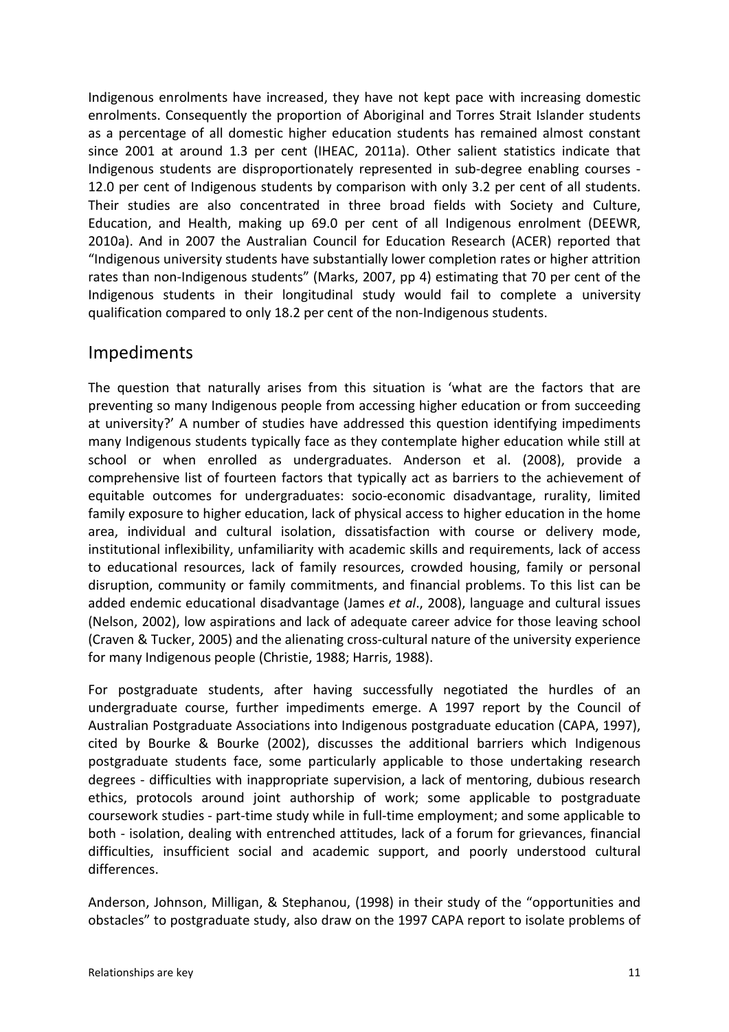Indigenous enrolments have increased, they have not kept pace with increasing domestic enrolments. Consequently the proportion of Aboriginal and Torres Strait Islander students as a percentage of all domestic higher education students has remained almost constant since 2001 at around 1.3 per cent (IHEAC, 2011a). Other salient statistics indicate that Indigenous students are disproportionately represented in sub-degree enabling courses - 12.0 per cent of Indigenous students by comparison with only 3.2 per cent of all students. Their studies are also concentrated in three broad fields with Society and Culture, Education, and Health, making up 69.0 per cent of all Indigenous enrolment (DEEWR, 2010a). And in 2007 the Australian Council for Education Research (ACER) reported that "Indigenous university students have substantially lower completion rates or higher attrition rates than non-Indigenous students" (Marks, 2007, pp 4) estimating that 70 per cent of the Indigenous students in their longitudinal study would fail to complete a university qualification compared to only 18.2 per cent of the non-Indigenous students.

## Impediments

The question that naturally arises from this situation is 'what are the factors that are preventing so many Indigenous people from accessing higher education or from succeeding at university?' A number of studies have addressed this question identifying impediments many Indigenous students typically face as they contemplate higher education while still at school or when enrolled as undergraduates. Anderson et al. (2008), provide a comprehensive list of fourteen factors that typically act as barriers to the achievement of equitable outcomes for undergraduates: socio-economic disadvantage, rurality, limited family exposure to higher education, lack of physical access to higher education in the home area, individual and cultural isolation, dissatisfaction with course or delivery mode, institutional inflexibility, unfamiliarity with academic skills and requirements, lack of access to educational resources, lack of family resources, crowded housing, family or personal disruption, community or family commitments, and financial problems. To this list can be added endemic educational disadvantage (James *et al*., 2008), language and cultural issues (Nelson, 2002), low aspirations and lack of adequate career advice for those leaving school (Craven & Tucker, 2005) and the alienating cross-cultural nature of the university experience for many Indigenous people (Christie, 1988; Harris, 1988).

For postgraduate students, after having successfully negotiated the hurdles of an undergraduate course, further impediments emerge. A 1997 report by the Council of Australian Postgraduate Associations into Indigenous postgraduate education (CAPA, 1997), cited by Bourke & Bourke (2002), discusses the additional barriers which Indigenous postgraduate students face, some particularly applicable to those undertaking research degrees - difficulties with inappropriate supervision, a lack of mentoring, dubious research ethics, protocols around joint authorship of work; some applicable to postgraduate coursework studies - part-time study while in full-time employment; and some applicable to both - isolation, dealing with entrenched attitudes, lack of a forum for grievances, financial difficulties, insufficient social and academic support, and poorly understood cultural differences.

Anderson, Johnson, Milligan, & Stephanou, (1998) in their study of the "opportunities and obstacles" to postgraduate study, also draw on the 1997 CAPA report to isolate problems of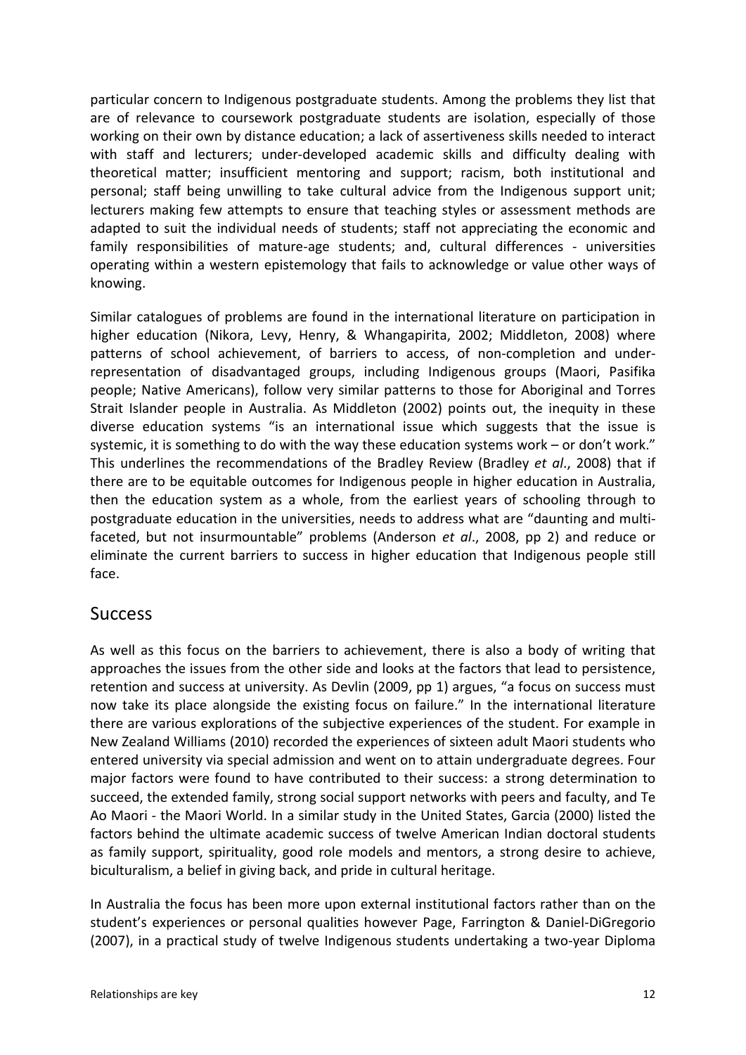particular concern to Indigenous postgraduate students. Among the problems they list that are of relevance to coursework postgraduate students are isolation, especially of those working on their own by distance education; a lack of assertiveness skills needed to interact with staff and lecturers; under-developed academic skills and difficulty dealing with theoretical matter; insufficient mentoring and support; racism, both institutional and personal; staff being unwilling to take cultural advice from the Indigenous support unit; lecturers making few attempts to ensure that teaching styles or assessment methods are adapted to suit the individual needs of students; staff not appreciating the economic and family responsibilities of mature-age students; and, cultural differences - universities operating within a western epistemology that fails to acknowledge or value other ways of knowing.

Similar catalogues of problems are found in the international literature on participation in higher education (Nikora, Levy, Henry, & Whangapirita, 2002; Middleton, 2008) where patterns of school achievement, of barriers to access, of non-completion and under-representation of disadvantaged groups, including Indigenous groups (Maori, Pasifika people; Native Americans), follow very similar patterns to those for Aboriginal and Torres Strait Islander people in Australia. As Middleton (2002) points out, the inequity in these diverse education systems "is an international issue which suggests that the issue is systemic, it is something to do with the way these education systems work – or don't work." This underlines the recommendations of the Bradley Review (Bradley *et al*., 2008) that if there are to be equitable outcomes for Indigenous people in higher education in Australia, then the education system as a whole, from the earliest years of schooling through to postgraduate education in the universities, needs to address what are "daunting and multi-faceted, but not insurmountable" problems (Anderson *et al*., 2008, pp 2) and reduce or eliminate the current barriers to success in higher education that Indigenous people still face.

## Success

As well as this focus on the barriers to achievement, there is also a body of writing that approaches the issues from the other side and looks at the factors that lead to persistence, retention and success at university. As Devlin (2009, pp 1) argues, "a focus on success must now take its place alongside the existing focus on failure." In the international literature there are various explorations of the subjective experiences of the student. For example in New Zealand Williams (2010) recorded the experiences of sixteen adult Maori students who entered university via special admission and went on to attain undergraduate degrees. Four major factors were found to have contributed to their success: a strong determination to succeed, the extended family, strong social support networks with peers and faculty, and Te Ao Maori - the Maori World. In a similar study in the United States, Garcia (2000) listed the factors behind the ultimate academic success of twelve American Indian doctoral students as family support, spirituality, good role models and mentors, a strong desire to achieve, biculturalism, a belief in giving back, and pride in cultural heritage.

In Australia the focus has been more upon external institutional factors rather than on the student's experiences or personal qualities however Page, Farrington & Daniel-DiGregorio (2007), in a practical study of twelve Indigenous students undertaking a two-year Diploma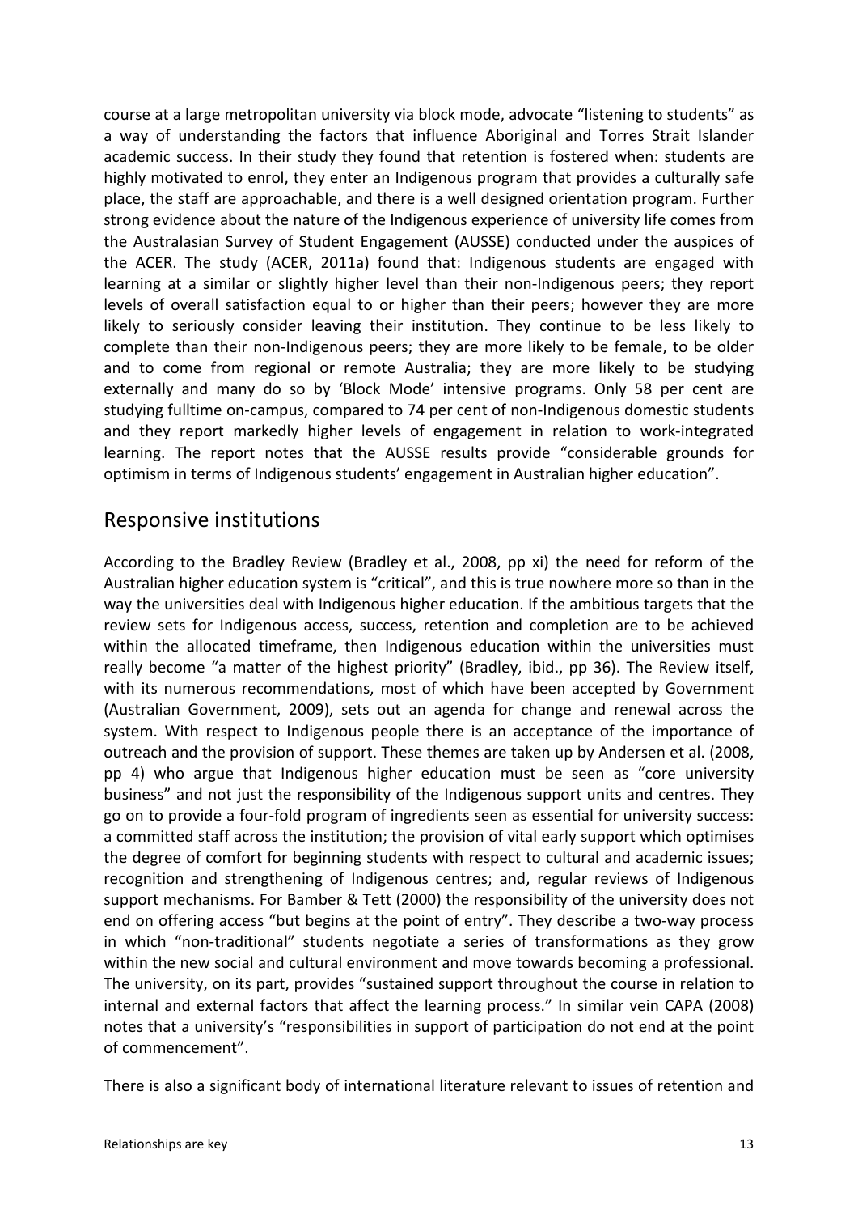course at a large metropolitan university via block mode, advocate "listening to students" as a way of understanding the factors that influence Aboriginal and Torres Strait Islander academic success. In their study they found that retention is fostered when: students are highly motivated to enrol, they enter an Indigenous program that provides a culturally safe place, the staff are approachable, and there is a well designed orientation program. Further strong evidence about the nature of the Indigenous experience of university life comes from the Australasian Survey of Student Engagement (AUSSE) conducted under the auspices of the ACER. The study (ACER, 2011a) found that: Indigenous students are engaged with learning at a similar or slightly higher level than their non-Indigenous peers; they report levels of overall satisfaction equal to or higher than their peers; however they are more likely to seriously consider leaving their institution. They continue to be less likely to complete than their non-Indigenous peers; they are more likely to be female, to be older and to come from regional or remote Australia; they are more likely to be studying externally and many do so by 'Block Mode' intensive programs. Only 58 per cent are studying fulltime on-campus, compared to 74 per cent of non-Indigenous domestic students and they report markedly higher levels of engagement in relation to work-integrated learning. The report notes that the AUSSE results provide "considerable grounds for optimism in terms of Indigenous students' engagement in Australian higher education".

## Responsive institutions

According to the Bradley Review (Bradley et al., 2008, pp xi) the need for reform of the Australian higher education system is "critical", and this is true nowhere more so than in the way the universities deal with Indigenous higher education. If the ambitious targets that the review sets for Indigenous access, success, retention and completion are to be achieved within the allocated timeframe, then Indigenous education within the universities must really become "a matter of the highest priority" (Bradley, ibid., pp 36). The Review itself, with its numerous recommendations, most of which have been accepted by Government (Australian Government, 2009), sets out an agenda for change and renewal across the system. With respect to Indigenous people there is an acceptance of the importance of outreach and the provision of support. These themes are taken up by Andersen et al. (2008, pp 4) who argue that Indigenous higher education must be seen as "core university business" and not just the responsibility of the Indigenous support units and centres. They go on to provide a four-fold program of ingredients seen as essential for university success: a committed staff across the institution; the provision of vital early support which optimises the degree of comfort for beginning students with respect to cultural and academic issues; recognition and strengthening of Indigenous centres; and, regular reviews of Indigenous support mechanisms. For Bamber & Tett (2000) the responsibility of the university does not end on offering access "but begins at the point of entry". They describe a two-way process in which "non-traditional" students negotiate a series of transformations as they grow within the new social and cultural environment and move towards becoming a professional. The university, on its part, provides "sustained support throughout the course in relation to internal and external factors that affect the learning process." In similar vein CAPA (2008) notes that a university's "responsibilities in support of participation do not end at the point of commencement".

There is also a significant body of international literature relevant to issues of retention and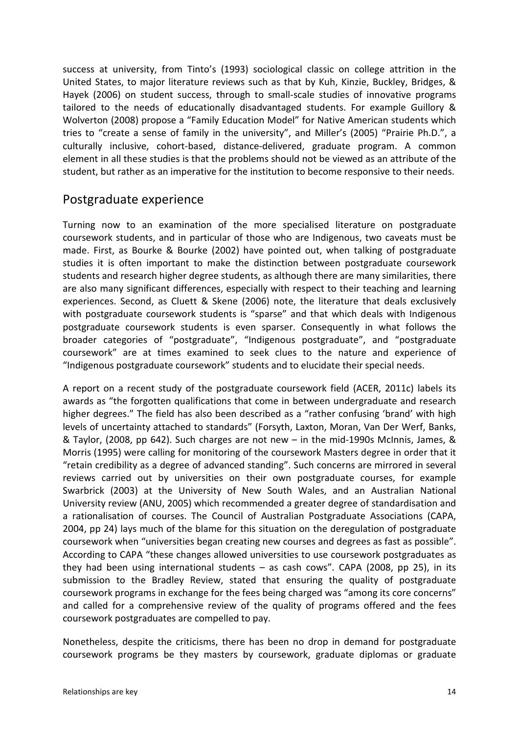success at university, from Tinto's (1993) sociological classic on college attrition in the United States, to major literature reviews such as that by Kuh, Kinzie, Buckley, Bridges, & Hayek (2006) on student success, through to small-scale studies of innovative programs tailored to the needs of educationally disadvantaged students. For example Guillory & Wolverton (2008) propose a "Family Education Model" for Native American students which tries to "create a sense of family in the university", and Miller's (2005) "Prairie Ph.D.", a culturally inclusive, cohort-based, distance-delivered, graduate program. A common element in all these studies is that the problems should not be viewed as an attribute of the student, but rather as an imperative for the institution to become responsive to their needs.

## Postgraduate experience

Turning now to an examination of the more specialised literature on postgraduate coursework students, and in particular of those who are Indigenous, two caveats must be made. First, as Bourke & Bourke (2002) have pointed out, when talking of postgraduate studies it is often important to make the distinction between postgraduate coursework students and research higher degree students, as although there are many similarities, there are also many significant differences, especially with respect to their teaching and learning experiences. Second, as Cluett & Skene (2006) note, the literature that deals exclusively with postgraduate coursework students is "sparse" and that which deals with Indigenous postgraduate coursework students is even sparser. Consequently in what follows the broader categories of "postgraduate", "Indigenous postgraduate", and "postgraduate coursework" are at times examined to seek clues to the nature and experience of "Indigenous postgraduate coursework" students and to elucidate their special needs.

A report on a recent study of the postgraduate coursework field (ACER, 2011c) labels its awards as "the forgotten qualifications that come in between undergraduate and research higher degrees." The field has also been described as a "rather confusing 'brand' with high levels of uncertainty attached to standards" (Forsyth, Laxton, Moran, Van Der Werf, Banks, & Taylor, (2008, pp 642). Such charges are not new – in the mid-1990s McInnis, James, & Morris (1995) were calling for monitoring of the coursework Masters degree in order that it "retain credibility as a degree of advanced standing". Such concerns are mirrored in several reviews carried out by universities on their own postgraduate courses, for example Swarbrick (2003) at the University of New South Wales, and an Australian National University review (ANU, 2005) which recommended a greater degree of standardisation and a rationalisation of courses. The Council of Australian Postgraduate Associations (CAPA, 2004, pp 24) lays much of the blame for this situation on the deregulation of postgraduate coursework when "universities began creating new courses and degrees as fast as possible". According to CAPA "these changes allowed universities to use coursework postgraduates as they had been using international students – as cash cows". CAPA (2008, pp 25), in its submission to the Bradley Review, stated that ensuring the quality of postgraduate coursework programs in exchange for the fees being charged was "among its core concerns" and called for a comprehensive review of the quality of programs offered and the fees coursework postgraduates are compelled to pay.

Nonetheless, despite the criticisms, there has been no drop in demand for postgraduate coursework programs be they masters by coursework, graduate diplomas or graduate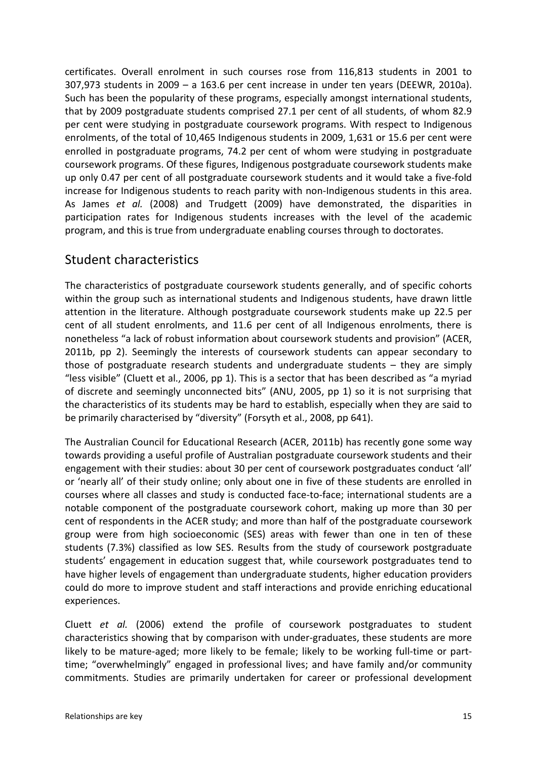certificates. Overall enrolment in such courses rose from 116,813 students in 2001 to 307,973 students in 2009 – a 163.6 per cent increase in under ten years (DEEWR, 2010a). Such has been the popularity of these programs, especially amongst international students, that by 2009 postgraduate students comprised 27.1 per cent of all students, of whom 82.9 per cent were studying in postgraduate coursework programs. With respect to Indigenous enrolments, of the total of 10,465 Indigenous students in 2009, 1,631 or 15.6 per cent were enrolled in postgraduate programs, 74.2 per cent of whom were studying in postgraduate coursework programs. Of these figures, Indigenous postgraduate coursework students make up only 0.47 per cent of all postgraduate coursework students and it would take a five-fold increase for Indigenous students to reach parity with non-Indigenous students in this area. As James *et al.* (2008) and Trudgett (2009) have demonstrated, the disparities in participation rates for Indigenous students increases with the level of the academic program, and this is true from undergraduate enabling courses through to doctorates.

## Student characteristics

The characteristics of postgraduate coursework students generally, and of specific cohorts within the group such as international students and Indigenous students, have drawn little attention in the literature. Although postgraduate coursework students make up 22.5 per cent of all student enrolments, and 11.6 per cent of all Indigenous enrolments, there is nonetheless "a lack of robust information about coursework students and provision" (ACER, 2011b, pp 2). Seemingly the interests of coursework students can appear secondary to those of postgraduate research students and undergraduate students – they are simply "less visible" (Cluett et al., 2006, pp 1). This is a sector that has been described as "a myriad of discrete and seemingly unconnected bits" (ANU, 2005, pp 1) so it is not surprising that the characteristics of its students may be hard to establish, especially when they are said to be primarily characterised by "diversity" (Forsyth et al., 2008, pp 641).

The Australian Council for Educational Research (ACER, 2011b) has recently gone some way towards providing a useful profile of Australian postgraduate coursework students and their engagement with their studies: about 30 per cent of coursework postgraduates conduct 'all' or 'nearly all' of their study online; only about one in five of these students are enrolled in courses where all classes and study is conducted face-to-face; international students are a notable component of the postgraduate coursework cohort, making up more than 30 per cent of respondents in the ACER study; and more than half of the postgraduate coursework group were from high socioeconomic (SES) areas with fewer than one in ten of these students (7.3%) classified as low SES. Results from the study of coursework postgraduate students' engagement in education suggest that, while coursework postgraduates tend to have higher levels of engagement than undergraduate students, higher education providers could do more to improve student and staff interactions and provide enriching educational experiences.

Cluett *et al.* (2006) extend the profile of coursework postgraduates to student characteristics showing that by comparison with under-graduates, these students are more likely to be mature-aged; more likely to be female; likely to be working full-time or part-time; "overwhelmingly" engaged in professional lives; and have family and/or community commitments. Studies are primarily undertaken for career or professional development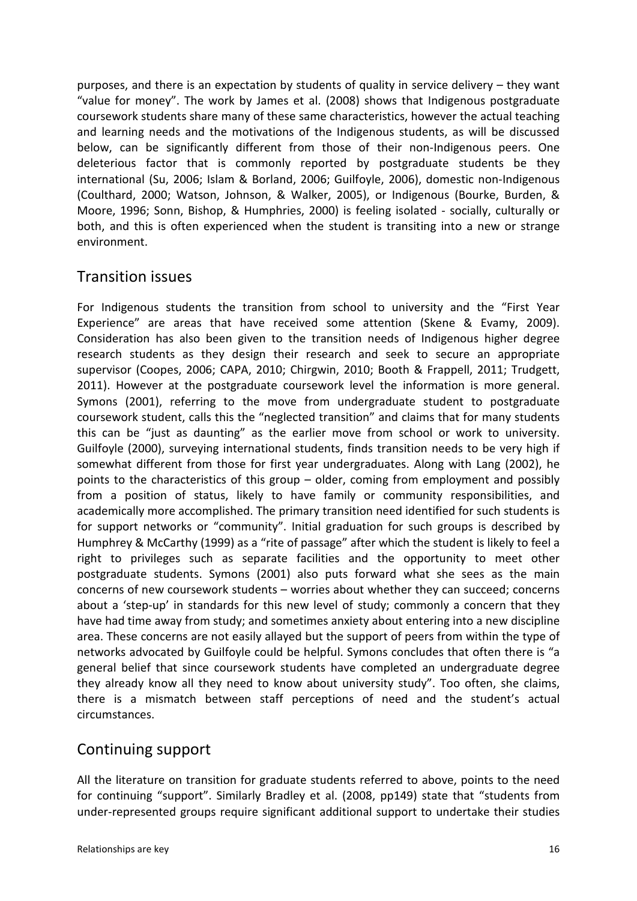purposes, and there is an expectation by students of quality in service delivery – they want "value for money". The work by James et al. (2008) shows that Indigenous postgraduate coursework students share many of these same characteristics, however the actual teaching and learning needs and the motivations of the Indigenous students, as will be discussed below, can be significantly different from those of their non-Indigenous peers. One deleterious factor that is commonly reported by postgraduate students be they international (Su, 2006; Islam & Borland, 2006; Guilfoyle, 2006), domestic non-Indigenous (Coulthard, 2000; Watson, Johnson, & Walker, 2005), or Indigenous (Bourke, Burden, & Moore, 1996; Sonn, Bishop, & Humphries, 2000) is feeling isolated - socially, culturally or both, and this is often experienced when the student is transiting into a new or strange environment.

## Transition issues

For Indigenous students the transition from school to university and the "First Year Experience" are areas that have received some attention (Skene & Evamy, 2009). Consideration has also been given to the transition needs of Indigenous higher degree research students as they design their research and seek to secure an appropriate supervisor (Coopes, 2006; CAPA, 2010; Chirgwin, 2010; Booth & Frappell, 2011; Trudgett, 2011). However at the postgraduate coursework level the information is more general. Symons (2001), referring to the move from undergraduate student to postgraduate coursework student, calls this the "neglected transition" and claims that for many students this can be "just as daunting" as the earlier move from school or work to university. Guilfoyle (2000), surveying international students, finds transition needs to be very high if somewhat different from those for first year undergraduates. Along with Lang (2002), he points to the characteristics of this group – older, coming from employment and possibly from a position of status, likely to have family or community responsibilities, and academically more accomplished. The primary transition need identified for such students is for support networks or "community". Initial graduation for such groups is described by Humphrey & McCarthy (1999) as a "rite of passage" after which the student is likely to feel a right to privileges such as separate facilities and the opportunity to meet other postgraduate students. Symons (2001) also puts forward what she sees as the main concerns of new coursework students – worries about whether they can succeed; concerns about a 'step-up' in standards for this new level of study; commonly a concern that they have had time away from study; and sometimes anxiety about entering into a new discipline area. These concerns are not easily allayed but the support of peers from within the type of networks advocated by Guilfoyle could be helpful. Symons concludes that often there is "a general belief that since coursework students have completed an undergraduate degree they already know all they need to know about university study". Too often, she claims, there is a mismatch between staff perceptions of need and the student's actual circumstances.

## Continuing support

All the literature on transition for graduate students referred to above, points to the need for continuing "support". Similarly Bradley et al. (2008, pp149) state that "students from under-represented groups require significant additional support to undertake their studies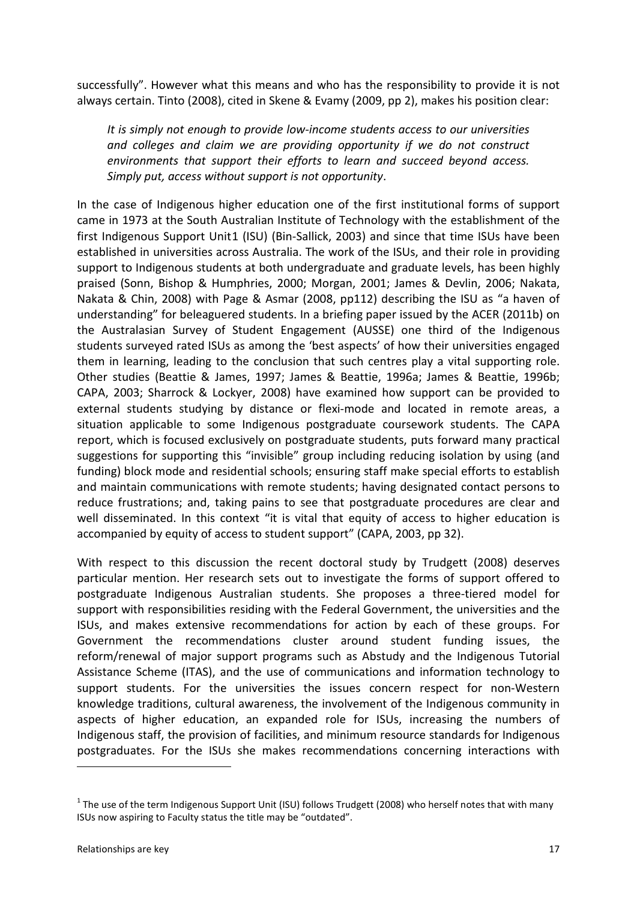successfully". However what this means and who has the responsibility to provide it is not always certain. Tinto (2008), cited in Skene & Evamy (2009, pp 2), makes his position clear:

> *It is simply not enough to provide low-income students access to our universities and colleges and claim we are providing opportunity if we do not construct environments that support their efforts to learn and succeed beyond access. Simply put, access without support is not opportunity*.

In the case of Indigenous higher education one of the first institutional forms of support came in 1973 at the South Australian Institute of Technology with the establishment of the first Indigenous Support Unit[1] (ISU) (Bin-Sallick, 2003) and since that time ISUs have been established in universities across Australia. The work of the ISUs, and their role in providing support to Indigenous students at both undergraduate and graduate levels, has been highly praised (Sonn, Bishop & Humphries, 2000; Morgan, 2001; James & Devlin, 2006; Nakata, Nakata & Chin, 2008) with Page & Asmar (2008, pp112) describing the ISU as "a haven of understanding" for beleaguered students. In a briefing paper issued by the ACER (2011b) on the Australasian Survey of Student Engagement (AUSSE) one third of the Indigenous students surveyed rated ISUs as among the 'best aspects' of how their universities engaged them in learning, leading to the conclusion that such centres play a vital supporting role. Other studies (Beattie & James, 1997; James & Beattie, 1996a; James & Beattie, 1996b; CAPA, 2003; Sharrock & Lockyer, 2008) have examined how support can be provided to external students studying by distance or flexi-mode and located in remote areas, a situation applicable to some Indigenous postgraduate coursework students. The CAPA report, which is focused exclusively on postgraduate students, puts forward many practical suggestions for supporting this "invisible" group including reducing isolation by using (and funding) block mode and residential schools; ensuring staff make special efforts to establish and maintain communications with remote students; having designated contact persons to reduce frustrations; and, taking pains to see that postgraduate procedures are clear and well disseminated. In this context "it is vital that equity of access to higher education is accompanied by equity of access to student support" (CAPA, 2003, pp 32).

With respect to this discussion the recent doctoral study by Trudgett (2008) deserves particular mention. Her research sets out to investigate the forms of support offered to postgraduate Indigenous Australian students. She proposes a three-tiered model for support with responsibilities residing with the Federal Government, the universities and the ISUs, and makes extensive recommendations for action by each of these groups. For Government the recommendations cluster around student funding issues, the reform/renewal of major support programs such as Abstudy and the Indigenous Tutorial Assistance Scheme (ITAS), and the use of communications and information technology to support students. For the universities the issues concern respect for non-Western knowledge traditions, cultural awareness, the involvement of the Indigenous community in aspects of higher education, an expanded role for ISUs, increasing the numbers of Indigenous staff, the provision of facilities, and minimum resource standards for Indigenous postgraduates. For the ISUs she makes recommendations concerning interactions with

---

[1] The use of the term Indigenous Support Unit (ISU) follows Trudgett (2008) who herself notes that with many ISUs now aspiring to Faculty status the title may be "outdated".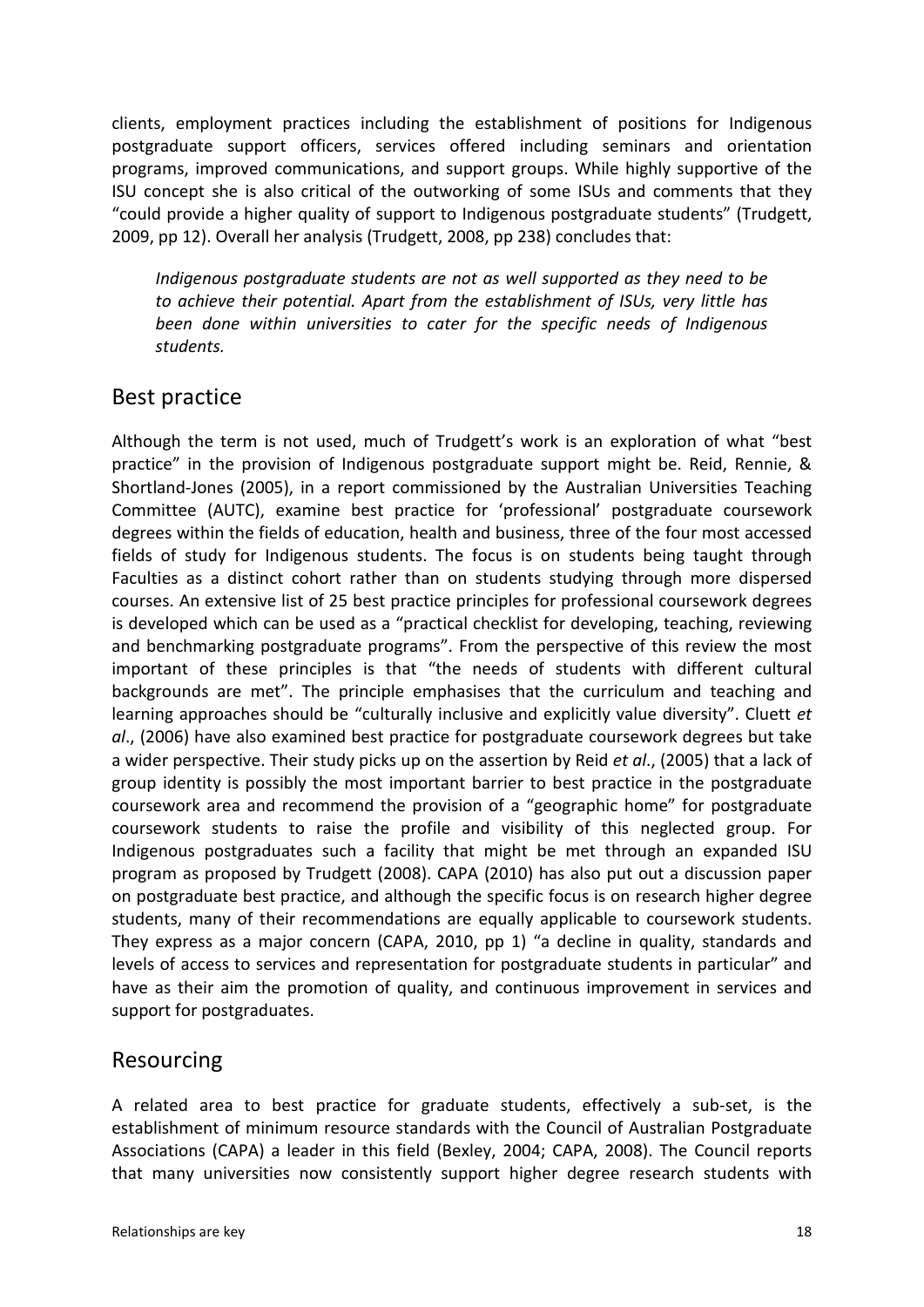clients, employment practices including the establishment of positions for Indigenous postgraduate support officers, services offered including seminars and orientation programs, improved communications, and support groups. While highly supportive of the ISU concept she is also critical of the outworking of some ISUs and comments that they "could provide a higher quality of support to Indigenous postgraduate students" (Trudgett, 2009, pp 12). Overall her analysis (Trudgett, 2008, pp 238) concludes that:

> *Indigenous postgraduate students are not as well supported as they need to be to achieve their potential. Apart from the establishment of ISUs, very little has been done within universities to cater for the specific needs of Indigenous students.*

## Best practice

Although the term is not used, much of Trudgett's work is an exploration of what "best practice" in the provision of Indigenous postgraduate support might be. Reid, Rennie, & Shortland-Jones (2005), in a report commissioned by the Australian Universities Teaching Committee (AUTC), examine best practice for 'professional' postgraduate coursework degrees within the fields of education, health and business, three of the four most accessed fields of study for Indigenous students. The focus is on students being taught through Faculties as a distinct cohort rather than on students studying through more dispersed courses. An extensive list of 25 best practice principles for professional coursework degrees is developed which can be used as a "practical checklist for developing, teaching, reviewing and benchmarking postgraduate programs". From the perspective of this review the most important of these principles is that "the needs of students with different cultural backgrounds are met". The principle emphasises that the curriculum and teaching and learning approaches should be "culturally inclusive and explicitly value diversity". Cluett *et al*., (2006) have also examined best practice for postgraduate coursework degrees but take a wider perspective. Their study picks up on the assertion by Reid *et al*., (2005) that a lack of group identity is possibly the most important barrier to best practice in the postgraduate coursework area and recommend the provision of a "geographic home" for postgraduate coursework students to raise the profile and visibility of this neglected group. For Indigenous postgraduates such a facility that might be met through an expanded ISU program as proposed by Trudgett (2008). CAPA (2010) has also put out a discussion paper on postgraduate best practice, and although the specific focus is on research higher degree students, many of their recommendations are equally applicable to coursework students. They express as a major concern (CAPA, 2010, pp 1) "a decline in quality, standards and levels of access to services and representation for postgraduate students in particular" and have as their aim the promotion of quality, and continuous improvement in services and support for postgraduates.

## Resourcing

A related area to best practice for graduate students, effectively a sub-set, is the establishment of minimum resource standards with the Council of Australian Postgraduate Associations (CAPA) a leader in this field (Bexley, 2004; CAPA, 2008). The Council reports that many universities now consistently support higher degree research students with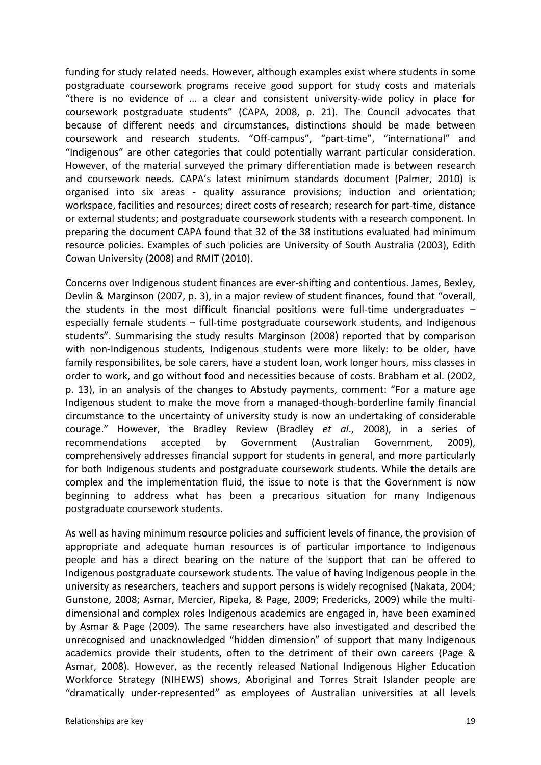funding for study related needs. However, although examples exist where students in some postgraduate coursework programs receive good support for study costs and materials "there is no evidence of ... a clear and consistent university-wide policy in place for coursework postgraduate students" (CAPA, 2008, p. 21). The Council advocates that because of different needs and circumstances, distinctions should be made between coursework and research students. "Off-campus", "part-time", "international" and "Indigenous" are other categories that could potentially warrant particular consideration. However, of the material surveyed the primary differentiation made is between research and coursework needs. CAPA's latest minimum standards document (Palmer, 2010) is organised into six areas - quality assurance provisions; induction and orientation; workspace, facilities and resources; direct costs of research; research for part-time, distance or external students; and postgraduate coursework students with a research component. In preparing the document CAPA found that 32 of the 38 institutions evaluated had minimum resource policies. Examples of such policies are University of South Australia (2003), Edith Cowan University (2008) and RMIT (2010).

Concerns over Indigenous student finances are ever-shifting and contentious. James, Bexley, Devlin & Marginson (2007, p. 3), in a major review of student finances, found that "overall, the students in the most difficult financial positions were full-time undergraduates – especially female students – full-time postgraduate coursework students, and Indigenous students". Summarising the study results Marginson (2008) reported that by comparison with non-Indigenous students, Indigenous students were more likely: to be older, have family responsibilites, be sole carers, have a student loan, work longer hours, miss classes in order to work, and go without food and necessities because of costs. Brabham et al. (2002, p. 13), in an analysis of the changes to Abstudy payments, comment: "For a mature age Indigenous student to make the move from a managed-though-borderline family financial circumstance to the uncertainty of university study is now an undertaking of considerable courage." However, the Bradley Review (Bradley *et al*., 2008), in a series of recommendations accepted by Government (Australian Government, 2009), comprehensively addresses financial support for students in general, and more particularly for both Indigenous students and postgraduate coursework students. While the details are complex and the implementation fluid, the issue to note is that the Government is now beginning to address what has been a precarious situation for many Indigenous postgraduate coursework students.

As well as having minimum resource policies and sufficient levels of finance, the provision of appropriate and adequate human resources is of particular importance to Indigenous people and has a direct bearing on the nature of the support that can be offered to Indigenous postgraduate coursework students. The value of having Indigenous people in the university as researchers, teachers and support persons is widely recognised (Nakata, 2004; Gunstone, 2008; Asmar, Mercier, Ripeka, & Page, 2009; Fredericks, 2009) while the multi-dimensional and complex roles Indigenous academics are engaged in, have been examined by Asmar & Page (2009). The same researchers have also investigated and described the unrecognised and unacknowledged "hidden dimension" of support that many Indigenous academics provide their students, often to the detriment of their own careers (Page & Asmar, 2008). However, as the recently released National Indigenous Higher Education Workforce Strategy (NIHEWS) shows, Aboriginal and Torres Strait Islander people are "dramatically under-represented" as employees of Australian universities at all levels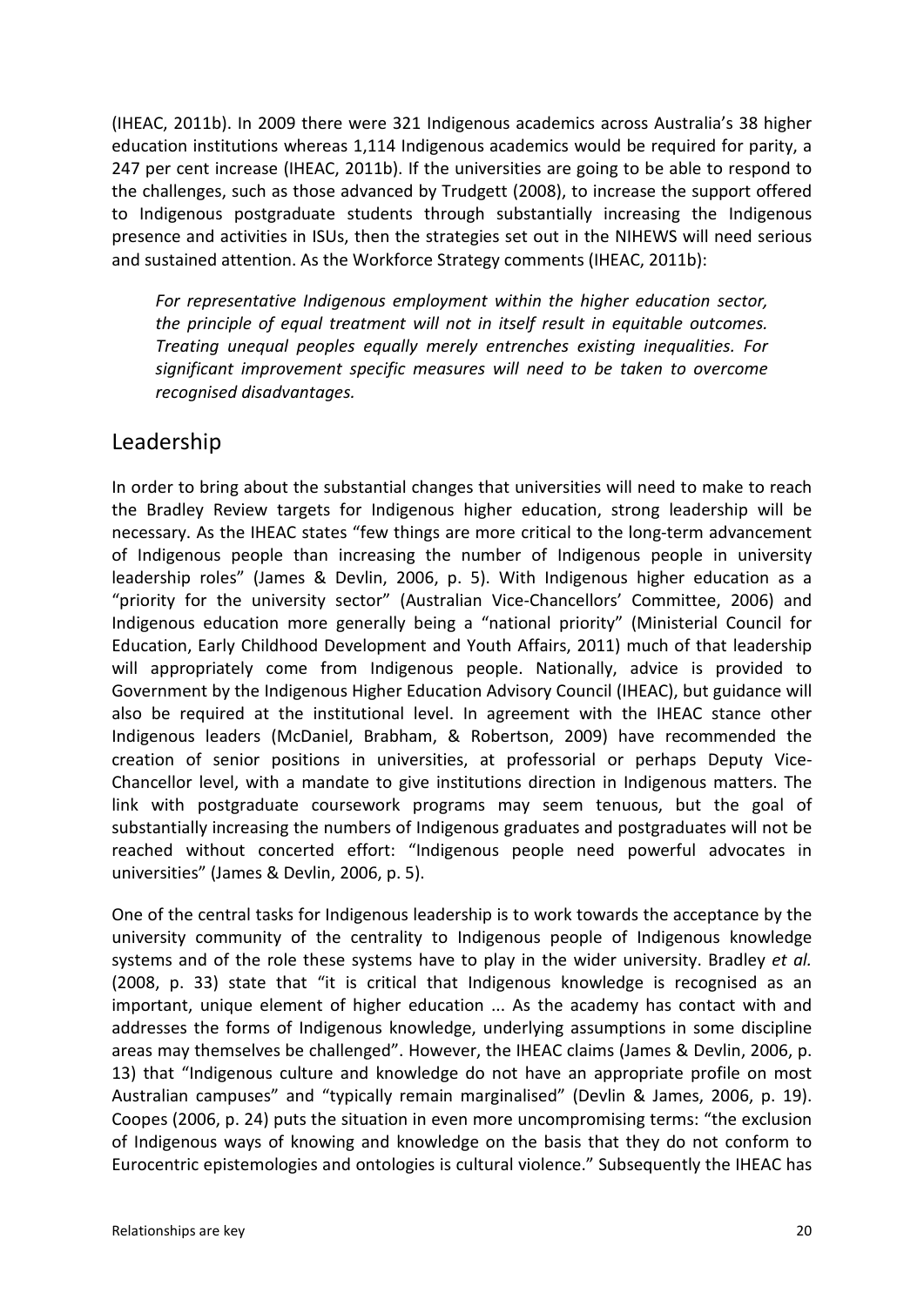(IHEAC, 2011b). In 2009 there were 321 Indigenous academics across Australia's 38 higher education institutions whereas 1,114 Indigenous academics would be required for parity, a 247 per cent increase (IHEAC, 2011b). If the universities are going to be able to respond to the challenges, such as those advanced by Trudgett (2008), to increase the support offered to Indigenous postgraduate students through substantially increasing the Indigenous presence and activities in ISUs, then the strategies set out in the NIHEWS will need serious and sustained attention. As the Workforce Strategy comments (IHEAC, 2011b):

> *For representative Indigenous employment within the higher education sector, the principle of equal treatment will not in itself result in equitable outcomes. Treating unequal peoples equally merely entrenches existing inequalities. For significant improvement specific measures will need to be taken to overcome recognised disadvantages.*

## Leadership

In order to bring about the substantial changes that universities will need to make to reach the Bradley Review targets for Indigenous higher education, strong leadership will be necessary. As the IHEAC states "few things are more critical to the long-term advancement of Indigenous people than increasing the number of Indigenous people in university leadership roles" (James & Devlin, 2006, p. 5). With Indigenous higher education as a "priority for the university sector" (Australian Vice-Chancellors' Committee, 2006) and Indigenous education more generally being a "national priority" (Ministerial Council for Education, Early Childhood Development and Youth Affairs, 2011) much of that leadership will appropriately come from Indigenous people. Nationally, advice is provided to Government by the Indigenous Higher Education Advisory Council (IHEAC), but guidance will also be required at the institutional level. In agreement with the IHEAC stance other Indigenous leaders (McDaniel, Brabham, & Robertson, 2009) have recommended the creation of senior positions in universities, at professorial or perhaps Deputy Vice-Chancellor level, with a mandate to give institutions direction in Indigenous matters. The link with postgraduate coursework programs may seem tenuous, but the goal of substantially increasing the numbers of Indigenous graduates and postgraduates will not be reached without concerted effort: "Indigenous people need powerful advocates in universities" (James & Devlin, 2006, p. 5).

One of the central tasks for Indigenous leadership is to work towards the acceptance by the university community of the centrality to Indigenous people of Indigenous knowledge systems and of the role these systems have to play in the wider university. Bradley *et al.* (2008, p. 33) state that "it is critical that Indigenous knowledge is recognised as an important, unique element of higher education ... As the academy has contact with and addresses the forms of Indigenous knowledge, underlying assumptions in some discipline areas may themselves be challenged". However, the IHEAC claims (James & Devlin, 2006, p. 13) that "Indigenous culture and knowledge do not have an appropriate profile on most Australian campuses" and "typically remain marginalised" (Devlin & James, 2006, p. 19). Coopes (2006, p. 24) puts the situation in even more uncompromising terms: "the exclusion of Indigenous ways of knowing and knowledge on the basis that they do not conform to Eurocentric epistemologies and ontologies is cultural violence." Subsequently the IHEAC has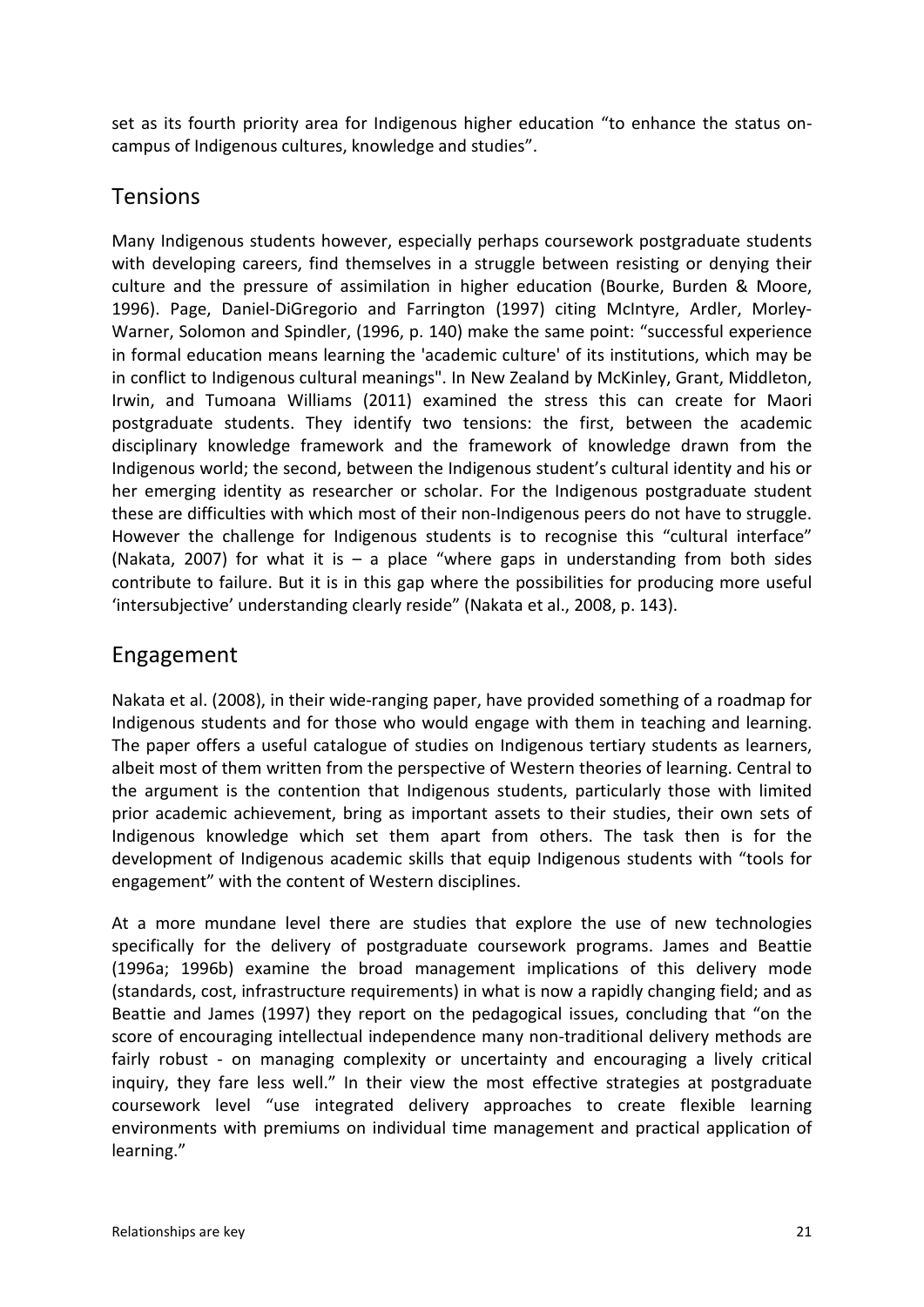set as its fourth priority area for Indigenous higher education "to enhance the status on-campus of Indigenous cultures, knowledge and studies".

## Tensions

Many Indigenous students however, especially perhaps coursework postgraduate students with developing careers, find themselves in a struggle between resisting or denying their culture and the pressure of assimilation in higher education (Bourke, Burden & Moore, 1996). Page, Daniel-DiGregorio and Farrington (1997) citing McIntyre, Ardler, Morley-Warner, Solomon and Spindler, (1996, p. 140) make the same point: "successful experience in formal education means learning the 'academic culture' of its institutions, which may be in conflict to Indigenous cultural meanings". In New Zealand by McKinley, Grant, Middleton, Irwin, and Tumoana Williams (2011) examined the stress this can create for Maori postgraduate students. They identify two tensions: the first, between the academic disciplinary knowledge framework and the framework of knowledge drawn from the Indigenous world; the second, between the Indigenous student's cultural identity and his or her emerging identity as researcher or scholar. For the Indigenous postgraduate student these are difficulties with which most of their non-Indigenous peers do not have to struggle. However the challenge for Indigenous students is to recognise this "cultural interface" (Nakata, 2007) for what it is – a place "where gaps in understanding from both sides contribute to failure. But it is in this gap where the possibilities for producing more useful 'intersubjective' understanding clearly reside" (Nakata et al., 2008, p. 143).

## Engagement

Nakata et al. (2008), in their wide-ranging paper, have provided something of a roadmap for Indigenous students and for those who would engage with them in teaching and learning. The paper offers a useful catalogue of studies on Indigenous tertiary students as learners, albeit most of them written from the perspective of Western theories of learning. Central to the argument is the contention that Indigenous students, particularly those with limited prior academic achievement, bring as important assets to their studies, their own sets of Indigenous knowledge which set them apart from others. The task then is for the development of Indigenous academic skills that equip Indigenous students with "tools for engagement" with the content of Western disciplines.

At a more mundane level there are studies that explore the use of new technologies specifically for the delivery of postgraduate coursework programs. James and Beattie (1996a; 1996b) examine the broad management implications of this delivery mode (standards, cost, infrastructure requirements) in what is now a rapidly changing field; and as Beattie and James (1997) they report on the pedagogical issues, concluding that "on the score of encouraging intellectual independence many non-traditional delivery methods are fairly robust - on managing complexity or uncertainty and encouraging a lively critical inquiry, they fare less well." In their view the most effective strategies at postgraduate coursework level "use integrated delivery approaches to create flexible learning environments with premiums on individual time management and practical application of learning."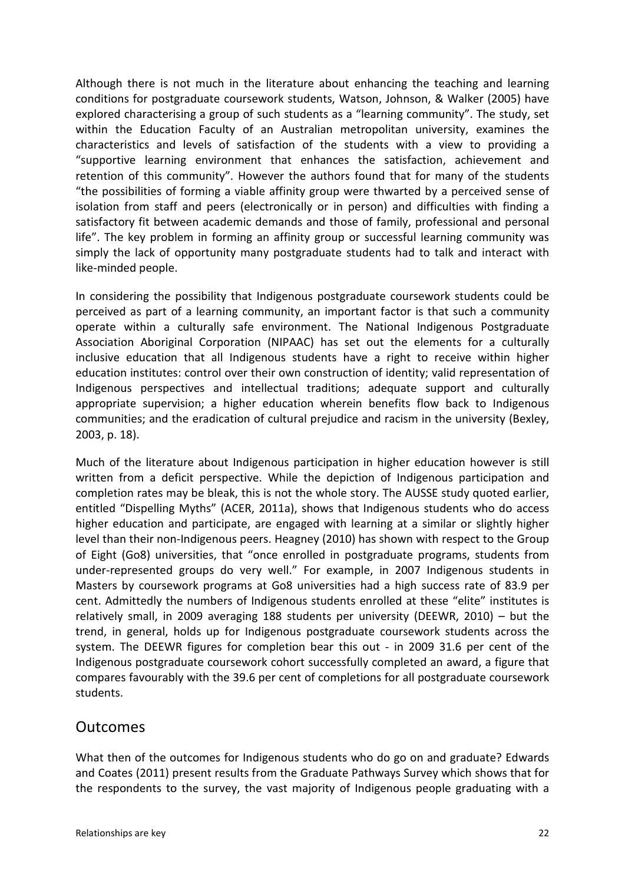Although there is not much in the literature about enhancing the teaching and learning conditions for postgraduate coursework students, Watson, Johnson, & Walker (2005) have explored characterising a group of such students as a "learning community". The study, set within the Education Faculty of an Australian metropolitan university, examines the characteristics and levels of satisfaction of the students with a view to providing a "supportive learning environment that enhances the satisfaction, achievement and retention of this community". However the authors found that for many of the students "the possibilities of forming a viable affinity group were thwarted by a perceived sense of isolation from staff and peers (electronically or in person) and difficulties with finding a satisfactory fit between academic demands and those of family, professional and personal life". The key problem in forming an affinity group or successful learning community was simply the lack of opportunity many postgraduate students had to talk and interact with like-minded people.

In considering the possibility that Indigenous postgraduate coursework students could be perceived as part of a learning community, an important factor is that such a community operate within a culturally safe environment. The National Indigenous Postgraduate Association Aboriginal Corporation (NIPAAC) has set out the elements for a culturally inclusive education that all Indigenous students have a right to receive within higher education institutes: control over their own construction of identity; valid representation of Indigenous perspectives and intellectual traditions; adequate support and culturally appropriate supervision; a higher education wherein benefits flow back to Indigenous communities; and the eradication of cultural prejudice and racism in the university (Bexley, 2003, p. 18).

Much of the literature about Indigenous participation in higher education however is still written from a deficit perspective. While the depiction of Indigenous participation and completion rates may be bleak, this is not the whole story. The AUSSE study quoted earlier, entitled "Dispelling Myths" (ACER, 2011a), shows that Indigenous students who do access higher education and participate, are engaged with learning at a similar or slightly higher level than their non-Indigenous peers. Heagney (2010) has shown with respect to the Group of Eight (Go8) universities, that "once enrolled in postgraduate programs, students from under-represented groups do very well." For example, in 2007 Indigenous students in Masters by coursework programs at Go8 universities had a high success rate of 83.9 per cent. Admittedly the numbers of Indigenous students enrolled at these "elite" institutes is relatively small, in 2009 averaging 188 students per university (DEEWR, 2010) – but the trend, in general, holds up for Indigenous postgraduate coursework students across the system. The DEEWR figures for completion bear this out - in 2009 31.6 per cent of the Indigenous postgraduate coursework cohort successfully completed an award, a figure that compares favourably with the 39.6 per cent of completions for all postgraduate coursework students.

## Outcomes

What then of the outcomes for Indigenous students who do go on and graduate? Edwards and Coates (2011) present results from the Graduate Pathways Survey which shows that for the respondents to the survey, the vast majority of Indigenous people graduating with a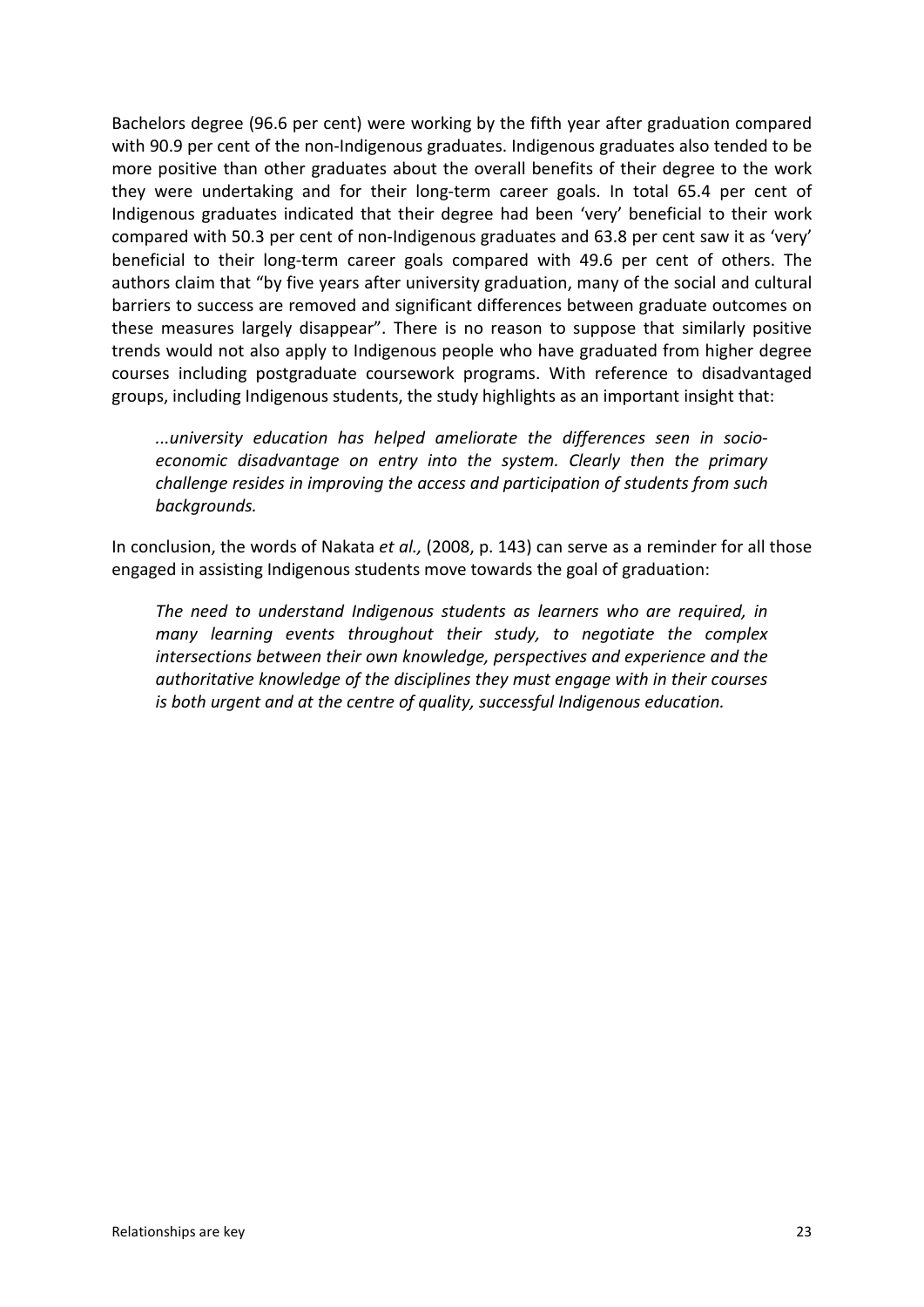Bachelors degree (96.6 per cent) were working by the fifth year after graduation compared with 90.9 per cent of the non-Indigenous graduates. Indigenous graduates also tended to be more positive than other graduates about the overall benefits of their degree to the work they were undertaking and for their long-term career goals. In total 65.4 per cent of Indigenous graduates indicated that their degree had been 'very' beneficial to their work compared with 50.3 per cent of non-Indigenous graduates and 63.8 per cent saw it as 'very' beneficial to their long-term career goals compared with 49.6 per cent of others. The authors claim that "by five years after university graduation, many of the social and cultural barriers to success are removed and significant differences between graduate outcomes on these measures largely disappear". There is no reason to suppose that similarly positive trends would not also apply to Indigenous people who have graduated from higher degree courses including postgraduate coursework programs. With reference to disadvantaged groups, including Indigenous students, the study highlights as an important insight that:

> *...university education has helped ameliorate the differences seen in socio-economic disadvantage on entry into the system. Clearly then the primary challenge resides in improving the access and participation of students from such backgrounds.*

In conclusion, the words of Nakata *et al.,* (2008, p. 143) can serve as a reminder for all those engaged in assisting Indigenous students move towards the goal of graduation:

> *The need to understand Indigenous students as learners who are required, in many learning events throughout their study, to negotiate the complex intersections between their own knowledge, perspectives and experience and the authoritative knowledge of the disciplines they must engage with in their courses is both urgent and at the centre of quality, successful Indigenous education.*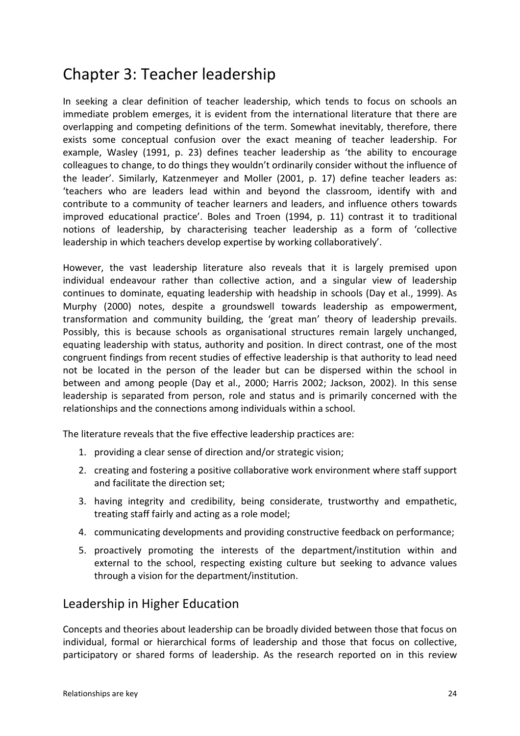# Chapter 3: Teacher leadership

In seeking a clear definition of teacher leadership, which tends to focus on schools an immediate problem emerges, it is evident from the international literature that there are overlapping and competing definitions of the term. Somewhat inevitably, therefore, there exists some conceptual confusion over the exact meaning of teacher leadership. For example, Wasley (1991, p. 23) defines teacher leadership as 'the ability to encourage colleagues to change, to do things they wouldn't ordinarily consider without the influence of the leader'. Similarly, Katzenmeyer and Moller (2001, p. 17) define teacher leaders as: 'teachers who are leaders lead within and beyond the classroom, identify with and contribute to a community of teacher learners and leaders, and influence others towards improved educational practice'. Boles and Troen (1994, p. 11) contrast it to traditional notions of leadership, by characterising teacher leadership as a form of 'collective leadership in which teachers develop expertise by working collaboratively'.

However, the vast leadership literature also reveals that it is largely premised upon individual endeavour rather than collective action, and a singular view of leadership continues to dominate, equating leadership with headship in schools (Day et al., 1999). As Murphy (2000) notes, despite a groundswell towards leadership as empowerment, transformation and community building, the 'great man' theory of leadership prevails. Possibly, this is because schools as organisational structures remain largely unchanged, equating leadership with status, authority and position. In direct contrast, one of the most congruent findings from recent studies of effective leadership is that authority to lead need not be located in the person of the leader but can be dispersed within the school in between and among people (Day et al., 2000; Harris 2002; Jackson, 2002). In this sense leadership is separated from person, role and status and is primarily concerned with the relationships and the connections among individuals within a school.

The literature reveals that the five effective leadership practices are:

1. providing a clear sense of direction and/or strategic vision;
2. creating and fostering a positive collaborative work environment where staff support and facilitate the direction set;
3. having integrity and credibility, being considerate, trustworthy and empathetic, treating staff fairly and acting as a role model;
4. communicating developments and providing constructive feedback on performance;
5. proactively promoting the interests of the department/institution within and external to the school, respecting existing culture but seeking to advance values through a vision for the department/institution.

## Leadership in Higher Education

Concepts and theories about leadership can be broadly divided between those that focus on individual, formal or hierarchical forms of leadership and those that focus on collective, participatory or shared forms of leadership. As the research reported on in this review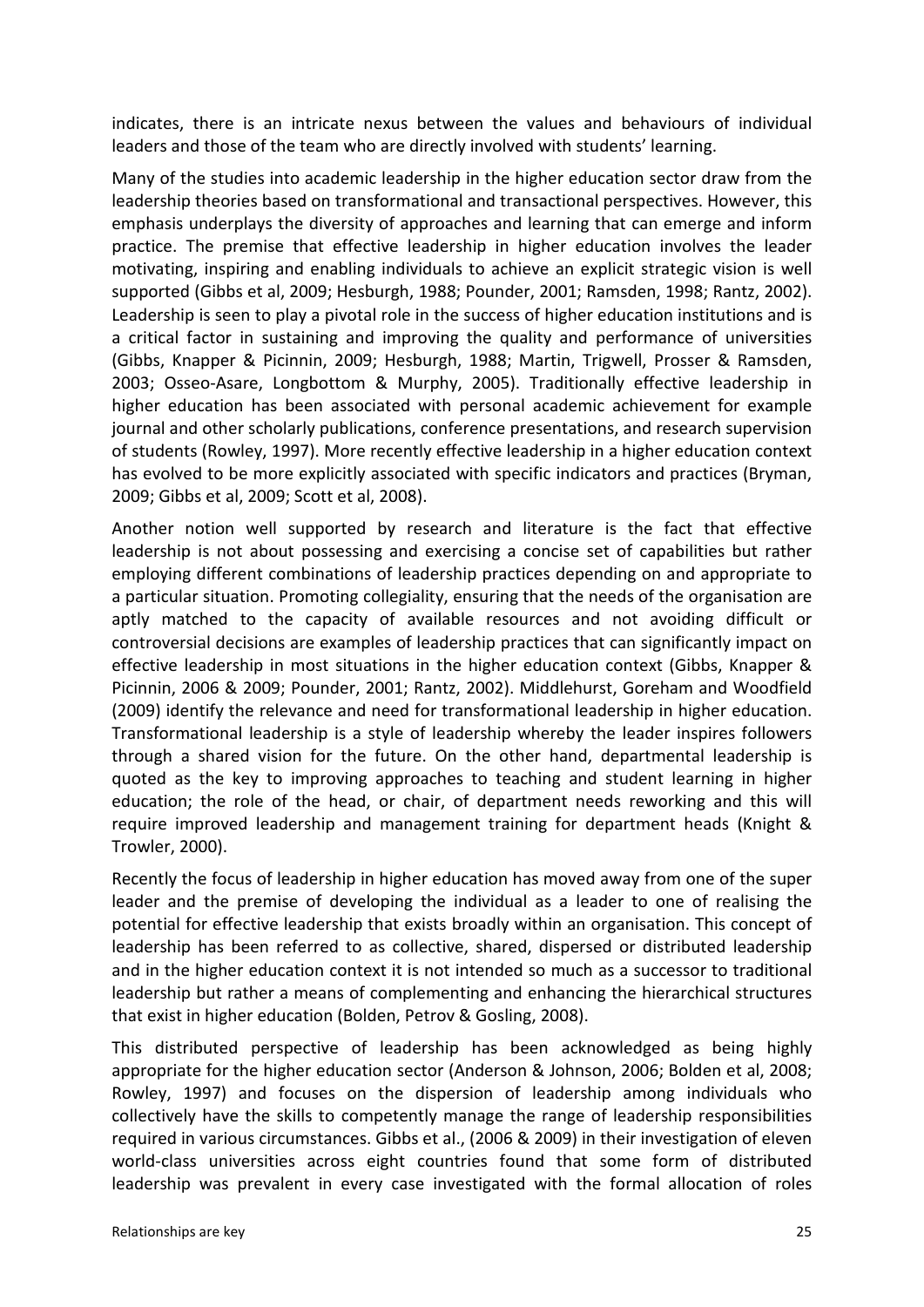indicates, there is an intricate nexus between the values and behaviours of individual leaders and those of the team who are directly involved with students' learning.

Many of the studies into academic leadership in the higher education sector draw from the leadership theories based on transformational and transactional perspectives. However, this emphasis underplays the diversity of approaches and learning that can emerge and inform practice. The premise that effective leadership in higher education involves the leader motivating, inspiring and enabling individuals to achieve an explicit strategic vision is well supported (Gibbs et al, 2009; Hesburgh, 1988; Pounder, 2001; Ramsden, 1998; Rantz, 2002). Leadership is seen to play a pivotal role in the success of higher education institutions and is a critical factor in sustaining and improving the quality and performance of universities (Gibbs, Knapper & Picinnin, 2009; Hesburgh, 1988; Martin, Trigwell, Prosser & Ramsden, 2003; Osseo-Asare, Longbottom & Murphy, 2005). Traditionally effective leadership in higher education has been associated with personal academic achievement for example journal and other scholarly publications, conference presentations, and research supervision of students (Rowley, 1997). More recently effective leadership in a higher education context has evolved to be more explicitly associated with specific indicators and practices (Bryman, 2009; Gibbs et al, 2009; Scott et al, 2008).

Another notion well supported by research and literature is the fact that effective leadership is not about possessing and exercising a concise set of capabilities but rather employing different combinations of leadership practices depending on and appropriate to a particular situation. Promoting collegiality, ensuring that the needs of the organisation are aptly matched to the capacity of available resources and not avoiding difficult or controversial decisions are examples of leadership practices that can significantly impact on effective leadership in most situations in the higher education context (Gibbs, Knapper & Picinnin, 2006 & 2009; Pounder, 2001; Rantz, 2002). Middlehurst, Goreham and Woodfield (2009) identify the relevance and need for transformational leadership in higher education. Transformational leadership is a style of leadership whereby the leader inspires followers through a shared vision for the future. On the other hand, departmental leadership is quoted as the key to improving approaches to teaching and student learning in higher education; the role of the head, or chair, of department needs reworking and this will require improved leadership and management training for department heads (Knight & Trowler, 2000).

Recently the focus of leadership in higher education has moved away from one of the super leader and the premise of developing the individual as a leader to one of realising the potential for effective leadership that exists broadly within an organisation. This concept of leadership has been referred to as collective, shared, dispersed or distributed leadership and in the higher education context it is not intended so much as a successor to traditional leadership but rather a means of complementing and enhancing the hierarchical structures that exist in higher education (Bolden, Petrov & Gosling, 2008).

This distributed perspective of leadership has been acknowledged as being highly appropriate for the higher education sector (Anderson & Johnson, 2006; Bolden et al, 2008; Rowley, 1997) and focuses on the dispersion of leadership among individuals who collectively have the skills to competently manage the range of leadership responsibilities required in various circumstances. Gibbs et al., (2006 & 2009) in their investigation of eleven world-class universities across eight countries found that some form of distributed leadership was prevalent in every case investigated with the formal allocation of roles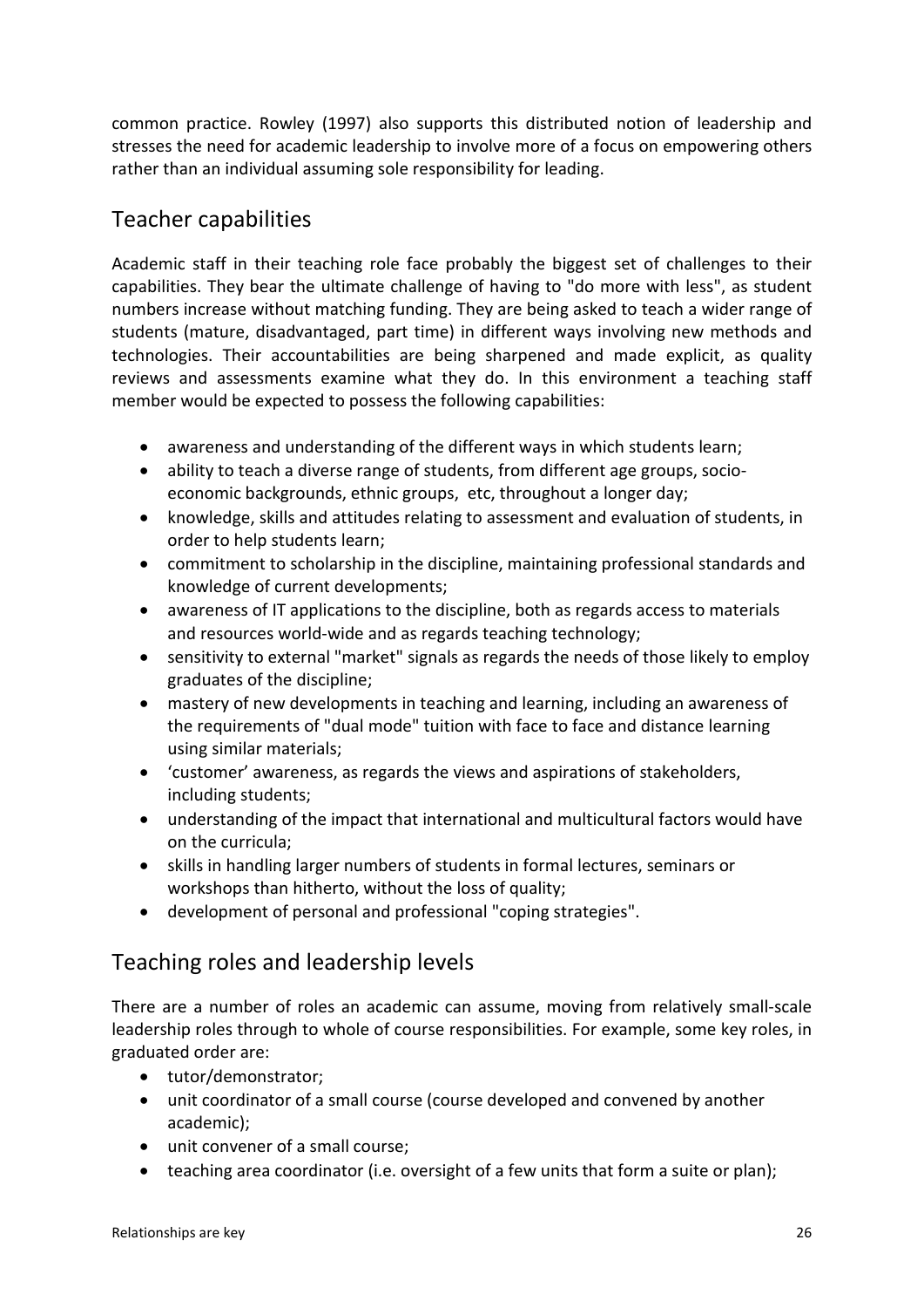common practice. Rowley (1997) also supports this distributed notion of leadership and stresses the need for academic leadership to involve more of a focus on empowering others rather than an individual assuming sole responsibility for leading.

## Teacher capabilities

Academic staff in their teaching role face probably the biggest set of challenges to their capabilities. They bear the ultimate challenge of having to "do more with less", as student numbers increase without matching funding. They are being asked to teach a wider range of students (mature, disadvantaged, part time) in different ways involving new methods and technologies. Their accountabilities are being sharpened and made explicit, as quality reviews and assessments examine what they do. In this environment a teaching staff member would be expected to possess the following capabilities:

- awareness and understanding of the different ways in which students learn;
- ability to teach a diverse range of students, from different age groups, socio-economic backgrounds, ethnic groups, etc, throughout a longer day;
- knowledge, skills and attitudes relating to assessment and evaluation of students, in order to help students learn;
- commitment to scholarship in the discipline, maintaining professional standards and knowledge of current developments;
- awareness of IT applications to the discipline, both as regards access to materials and resources world-wide and as regards teaching technology;
- sensitivity to external "market" signals as regards the needs of those likely to employ graduates of the discipline;
- mastery of new developments in teaching and learning, including an awareness of the requirements of "dual mode" tuition with face to face and distance learning using similar materials;
- 'customer' awareness, as regards the views and aspirations of stakeholders, including students;
- understanding of the impact that international and multicultural factors would have on the curricula;
- skills in handling larger numbers of students in formal lectures, seminars or workshops than hitherto, without the loss of quality;
- development of personal and professional "coping strategies".

## Teaching roles and leadership levels

There are a number of roles an academic can assume, moving from relatively small-scale leadership roles through to whole of course responsibilities. For example, some key roles, in graduated order are:

- tutor/demonstrator;
- unit coordinator of a small course (course developed and convened by another academic);
- unit convener of a small course;
- teaching area coordinator (i.e. oversight of a few units that form a suite or plan);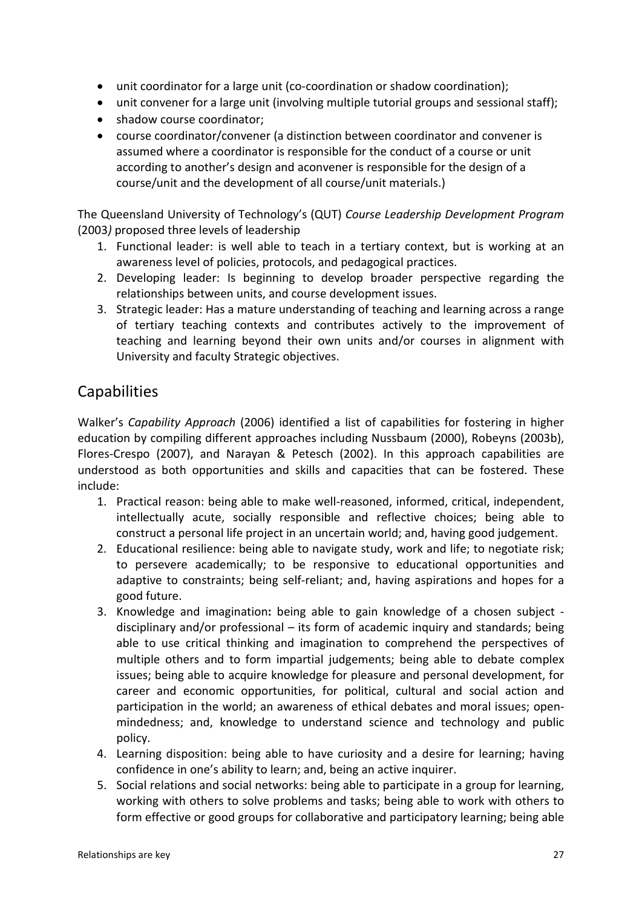- unit coordinator for a large unit (co-coordination or shadow coordination);
- unit convener for a large unit (involving multiple tutorial groups and sessional staff);
- shadow course coordinator;
- course coordinator/convener (a distinction between coordinator and convener is assumed where a coordinator is responsible for the conduct of a course or unit according to another's design and aconvener is responsible for the design of a course/unit and the development of all course/unit materials.)

The Queensland University of Technology's (QUT) *Course Leadership Development Program* (2003*)* proposed three levels of leadership

1. Functional leader: is well able to teach in a tertiary context, but is working at an awareness level of policies, protocols, and pedagogical practices.
2. Developing leader: Is beginning to develop broader perspective regarding the relationships between units, and course development issues.
3. Strategic leader: Has a mature understanding of teaching and learning across a range of tertiary teaching contexts and contributes actively to the improvement of teaching and learning beyond their own units and/or courses in alignment with University and faculty Strategic objectives.

## Capabilities

Walker's *Capability Approach* (2006) identified a list of capabilities for fostering in higher education by compiling different approaches including Nussbaum (2000), Robeyns (2003b), Flores-Crespo (2007), and Narayan & Petesch (2002). In this approach capabilities are understood as both opportunities and skills and capacities that can be fostered. These include:

1. Practical reason: being able to make well-reasoned, informed, critical, independent, intellectually acute, socially responsible and reflective choices; being able to construct a personal life project in an uncertain world; and, having good judgement.
2. Educational resilience: being able to navigate study, work and life; to negotiate risk; to persevere academically; to be responsive to educational opportunities and adaptive to constraints; being self-reliant; and, having aspirations and hopes for a good future.
3. Knowledge and imagination**:** being able to gain knowledge of a chosen subject - disciplinary and/or professional – its form of academic inquiry and standards; being able to use critical thinking and imagination to comprehend the perspectives of multiple others and to form impartial judgements; being able to debate complex issues; being able to acquire knowledge for pleasure and personal development, for career and economic opportunities, for political, cultural and social action and participation in the world; an awareness of ethical debates and moral issues; open-mindedness; and, knowledge to understand science and technology and public policy.
4. Learning disposition: being able to have curiosity and a desire for learning; having confidence in one's ability to learn; and, being an active inquirer.
5. Social relations and social networks: being able to participate in a group for learning, working with others to solve problems and tasks; being able to work with others to form effective or good groups for collaborative and participatory learning; being able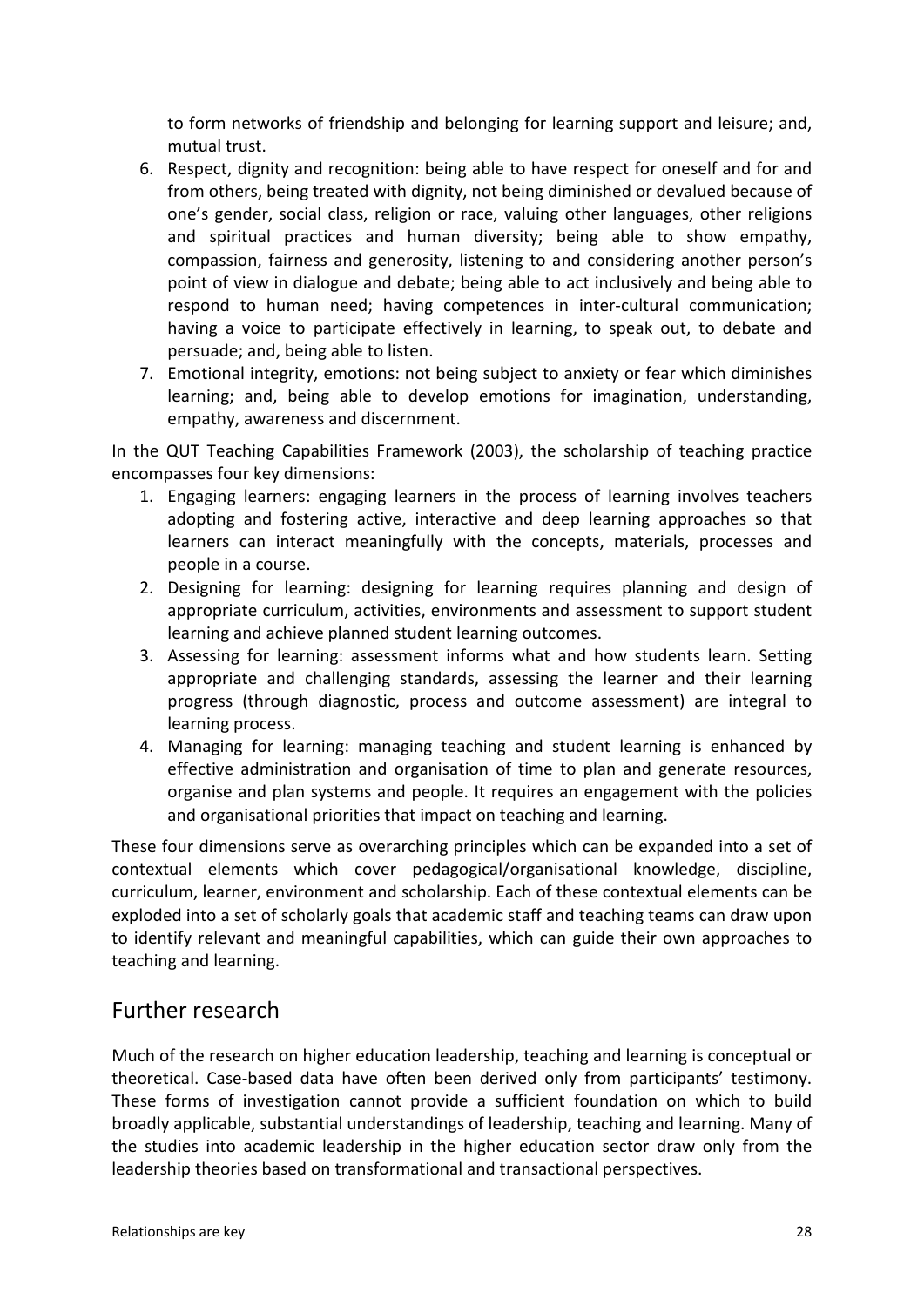to form networks of friendship and belonging for learning support and leisure; and, mutual trust.

6. Respect, dignity and recognition: being able to have respect for oneself and for and from others, being treated with dignity, not being diminished or devalued because of one's gender, social class, religion or race, valuing other languages, other religions and spiritual practices and human diversity; being able to show empathy, compassion, fairness and generosity, listening to and considering another person's point of view in dialogue and debate; being able to act inclusively and being able to respond to human need; having competences in inter-cultural communication; having a voice to participate effectively in learning, to speak out, to debate and persuade; and, being able to listen.
7. Emotional integrity, emotions: not being subject to anxiety or fear which diminishes learning; and, being able to develop emotions for imagination, understanding, empathy, awareness and discernment.

In the QUT Teaching Capabilities Framework (2003), the scholarship of teaching practice encompasses four key dimensions:

1. Engaging learners: engaging learners in the process of learning involves teachers adopting and fostering active, interactive and deep learning approaches so that learners can interact meaningfully with the concepts, materials, processes and people in a course.
2. Designing for learning: designing for learning requires planning and design of appropriate curriculum, activities, environments and assessment to support student learning and achieve planned student learning outcomes.
3. Assessing for learning: assessment informs what and how students learn. Setting appropriate and challenging standards, assessing the learner and their learning progress (through diagnostic, process and outcome assessment) are integral to learning process.
4. Managing for learning: managing teaching and student learning is enhanced by effective administration and organisation of time to plan and generate resources, organise and plan systems and people. It requires an engagement with the policies and organisational priorities that impact on teaching and learning.

These four dimensions serve as overarching principles which can be expanded into a set of contextual elements which cover pedagogical/organisational knowledge, discipline, curriculum, learner, environment and scholarship. Each of these contextual elements can be exploded into a set of scholarly goals that academic staff and teaching teams can draw upon to identify relevant and meaningful capabilities, which can guide their own approaches to teaching and learning.

## Further research

Much of the research on higher education leadership, teaching and learning is conceptual or theoretical. Case-based data have often been derived only from participants' testimony. These forms of investigation cannot provide a sufficient foundation on which to build broadly applicable, substantial understandings of leadership, teaching and learning. Many of the studies into academic leadership in the higher education sector draw only from the leadership theories based on transformational and transactional perspectives.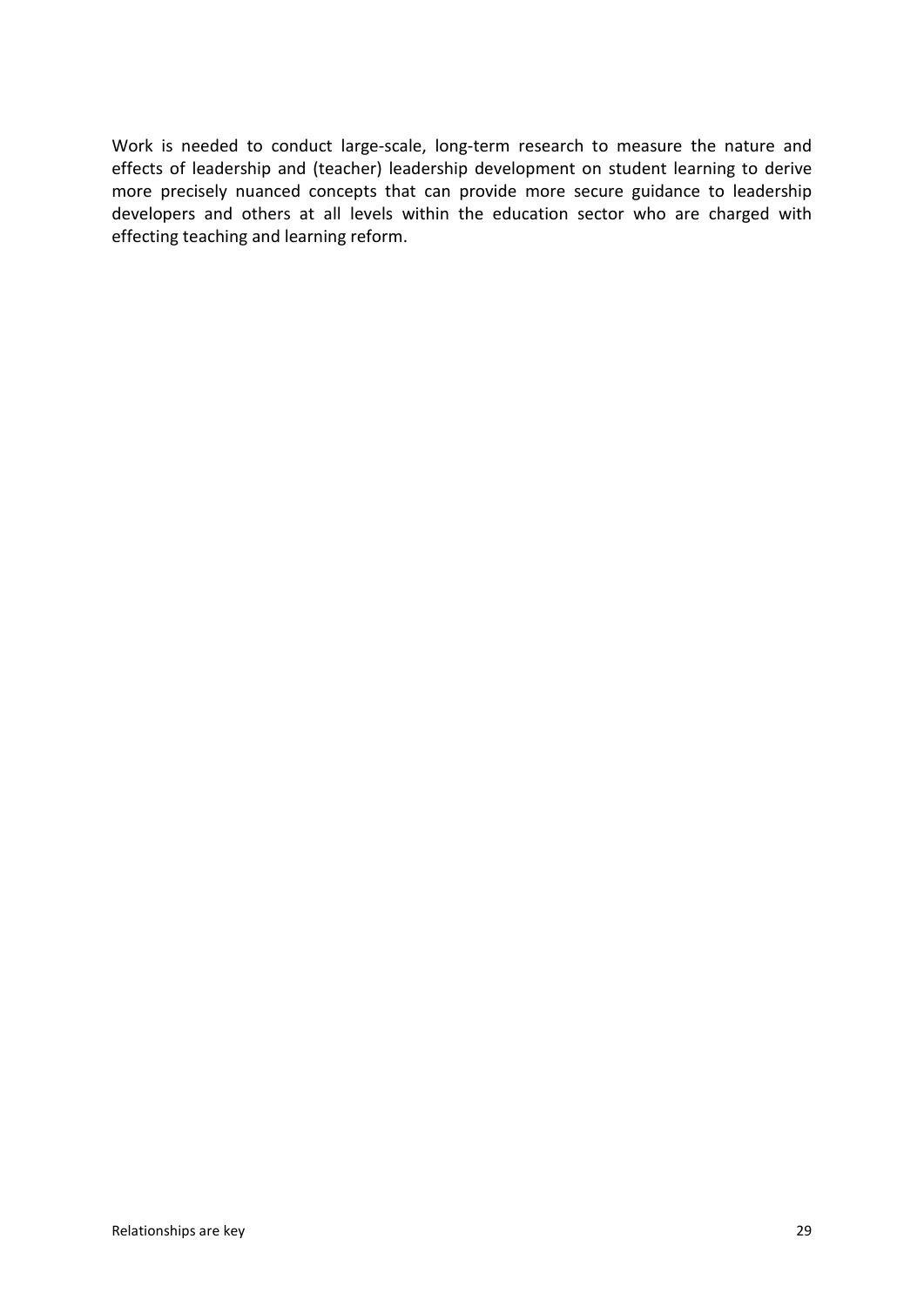Work is needed to conduct large-scale, long-term research to measure the nature and effects of leadership and (teacher) leadership development on student learning to derive more precisely nuanced concepts that can provide more secure guidance to leadership developers and others at all levels within the education sector who are charged with effecting teaching and learning reform.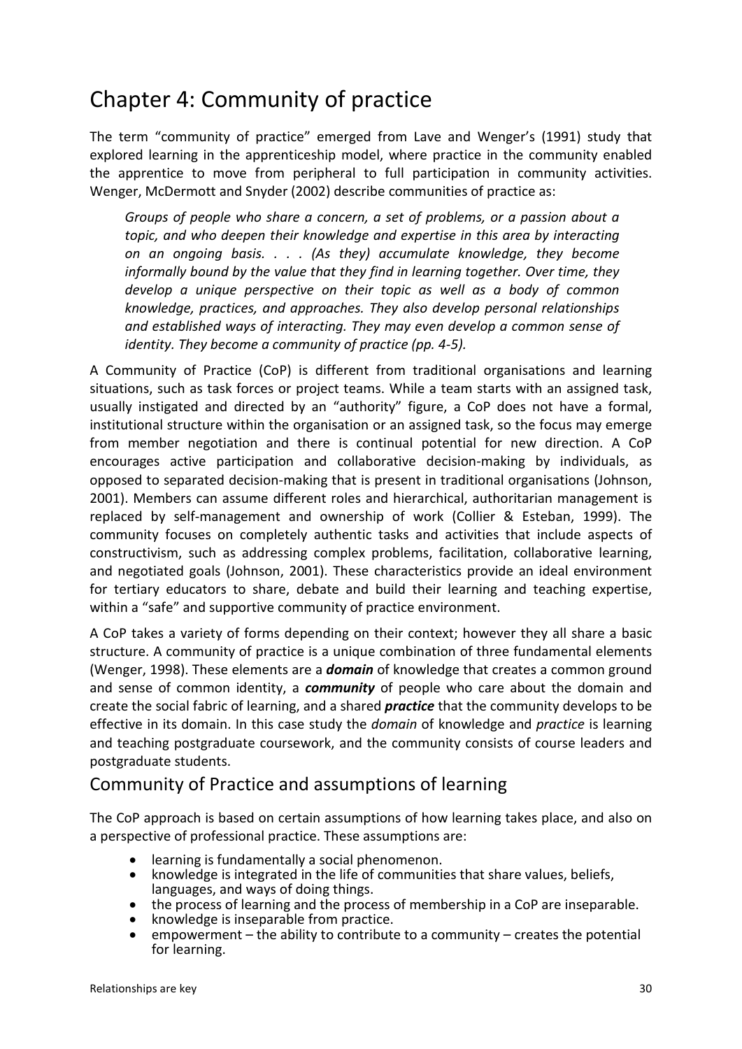# Chapter 4: Community of practice

The term "community of practice" emerged from Lave and Wenger's (1991) study that explored learning in the apprenticeship model, where practice in the community enabled the apprentice to move from peripheral to full participation in community activities. Wenger, McDermott and Snyder (2002) describe communities of practice as:

> *Groups of people who share a concern, a set of problems, or a passion about a topic, and who deepen their knowledge and expertise in this area by interacting on an ongoing basis. . . . (As they) accumulate knowledge, they become informally bound by the value that they find in learning together. Over time, they develop a unique perspective on their topic as well as a body of common knowledge, practices, and approaches. They also develop personal relationships and established ways of interacting. They may even develop a common sense of identity. They become a community of practice (pp. 4-5).*

A Community of Practice (CoP) is different from traditional organisations and learning situations, such as task forces or project teams. While a team starts with an assigned task, usually instigated and directed by an "authority" figure, a CoP does not have a formal, institutional structure within the organisation or an assigned task, so the focus may emerge from member negotiation and there is continual potential for new direction. A CoP encourages active participation and collaborative decision-making by individuals, as opposed to separated decision-making that is present in traditional organisations (Johnson, 2001). Members can assume different roles and hierarchical, authoritarian management is replaced by self-management and ownership of work (Collier & Esteban, 1999). The community focuses on completely authentic tasks and activities that include aspects of constructivism, such as addressing complex problems, facilitation, collaborative learning, and negotiated goals (Johnson, 2001). These characteristics provide an ideal environment for tertiary educators to share, debate and build their learning and teaching expertise, within a "safe" and supportive community of practice environment.

A CoP takes a variety of forms depending on their context; however they all share a basic structure. A community of practice is a unique combination of three fundamental elements (Wenger, 1998). These elements are a ***domain*** of knowledge that creates a common ground and sense of common identity, a ***community*** of people who care about the domain and create the social fabric of learning, and a shared ***practice*** that the community develops to be effective in its domain. In this case study the *domain* of knowledge and *practice* is learning and teaching postgraduate coursework, and the community consists of course leaders and postgraduate students.

## Community of Practice and assumptions of learning

The CoP approach is based on certain assumptions of how learning takes place, and also on a perspective of professional practice. These assumptions are:

- learning is fundamentally a social phenomenon.
- knowledge is integrated in the life of communities that share values, beliefs, languages, and ways of doing things.
- the process of learning and the process of membership in a CoP are inseparable.
- knowledge is inseparable from practice.
- empowerment – the ability to contribute to a community – creates the potential for learning.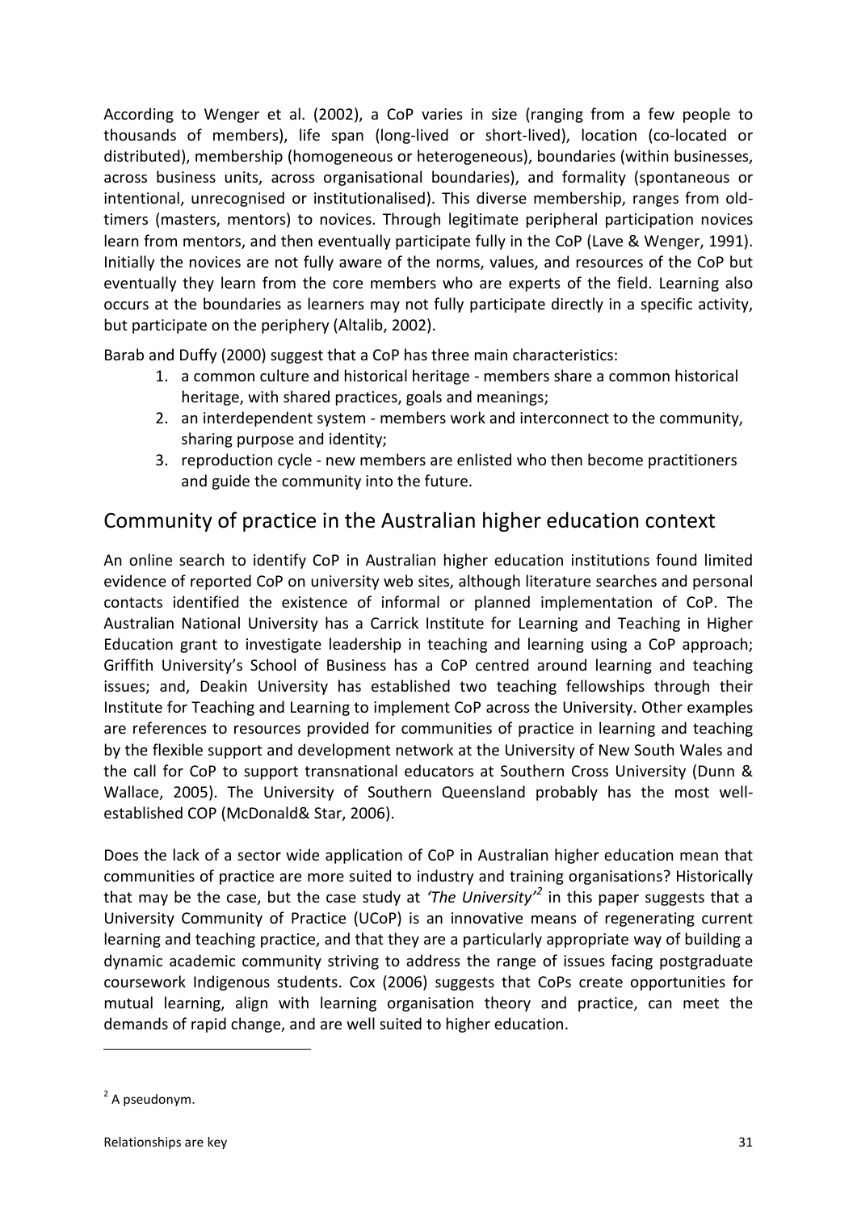According to Wenger et al. (2002), a CoP varies in size (ranging from a few people to thousands of members), life span (long-lived or short-lived), location (co-located or distributed), membership (homogeneous or heterogeneous), boundaries (within businesses, across business units, across organisational boundaries), and formality (spontaneous or intentional, unrecognised or institutionalised). This diverse membership, ranges from old-timers (masters, mentors) to novices. Through legitimate peripheral participation novices learn from mentors, and then eventually participate fully in the CoP (Lave & Wenger, 1991). Initially the novices are not fully aware of the norms, values, and resources of the CoP but eventually they learn from the core members who are experts of the field. Learning also occurs at the boundaries as learners may not fully participate directly in a specific activity, but participate on the periphery (Altalib, 2002).

Barab and Duffy (2000) suggest that a CoP has three main characteristics:

1. a common culture and historical heritage - members share a common historical heritage, with shared practices, goals and meanings;
2. an interdependent system - members work and interconnect to the community, sharing purpose and identity;
3. reproduction cycle - new members are enlisted who then become practitioners and guide the community into the future.

## Community of practice in the Australian higher education context

An online search to identify CoP in Australian higher education institutions found limited evidence of reported CoP on university web sites, although literature searches and personal contacts identified the existence of informal or planned implementation of CoP. The Australian National University has a Carrick Institute for Learning and Teaching in Higher Education grant to investigate leadership in teaching and learning using a CoP approach; Griffith University's School of Business has a CoP centred around learning and teaching issues; and, Deakin University has established two teaching fellowships through their Institute for Teaching and Learning to implement CoP across the University. Other examples are references to resources provided for communities of practice in learning and teaching by the flexible support and development network at the University of New South Wales and the call for CoP to support transnational educators at Southern Cross University (Dunn & Wallace, 2005). The University of Southern Queensland probably has the most well-established COP (McDonald& Star, 2006).

Does the lack of a sector wide application of CoP in Australian higher education mean that communities of practice are more suited to industry and training organisations? Historically that may be the case, but the case study at *'The University'*[2] in this paper suggests that a University Community of Practice (UCoP) is an innovative means of regenerating current learning and teaching practice, and that they are a particularly appropriate way of building a dynamic academic community striving to address the range of issues facing postgraduate coursework Indigenous students. Cox (2006) suggests that CoPs create opportunities for mutual learning, align with learning organisation theory and practice, can meet the demands of rapid change, and are well suited to higher education.

[2] A pseudonym.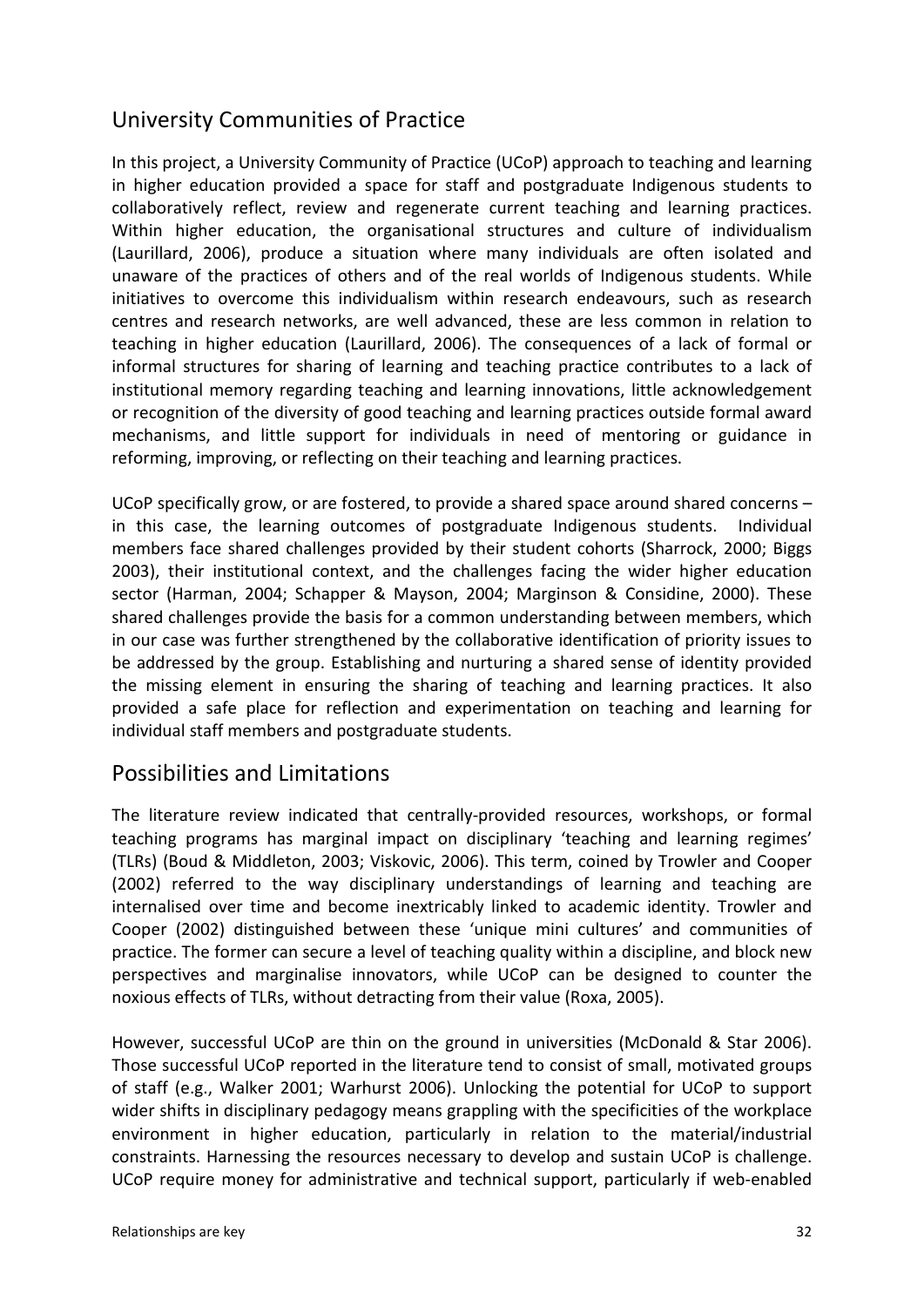## University Communities of Practice

In this project, a University Community of Practice (UCoP) approach to teaching and learning in higher education provided a space for staff and postgraduate Indigenous students to collaboratively reflect, review and regenerate current teaching and learning practices. Within higher education, the organisational structures and culture of individualism (Laurillard, 2006), produce a situation where many individuals are often isolated and unaware of the practices of others and of the real worlds of Indigenous students. While initiatives to overcome this individualism within research endeavours, such as research centres and research networks, are well advanced, these are less common in relation to teaching in higher education (Laurillard, 2006). The consequences of a lack of formal or informal structures for sharing of learning and teaching practice contributes to a lack of institutional memory regarding teaching and learning innovations, little acknowledgement or recognition of the diversity of good teaching and learning practices outside formal award mechanisms, and little support for individuals in need of mentoring or guidance in reforming, improving, or reflecting on their teaching and learning practices.

UCoP specifically grow, or are fostered, to provide a shared space around shared concerns – in this case, the learning outcomes of postgraduate Indigenous students. Individual members face shared challenges provided by their student cohorts (Sharrock, 2000; Biggs 2003), their institutional context, and the challenges facing the wider higher education sector (Harman, 2004; Schapper & Mayson, 2004; Marginson & Considine, 2000). These shared challenges provide the basis for a common understanding between members, which in our case was further strengthened by the collaborative identification of priority issues to be addressed by the group. Establishing and nurturing a shared sense of identity provided the missing element in ensuring the sharing of teaching and learning practices. It also provided a safe place for reflection and experimentation on teaching and learning for individual staff members and postgraduate students.

## Possibilities and Limitations

The literature review indicated that centrally-provided resources, workshops, or formal teaching programs has marginal impact on disciplinary 'teaching and learning regimes' (TLRs) (Boud & Middleton, 2003; Viskovic, 2006). This term, coined by Trowler and Cooper (2002) referred to the way disciplinary understandings of learning and teaching are internalised over time and become inextricably linked to academic identity. Trowler and Cooper (2002) distinguished between these 'unique mini cultures' and communities of practice. The former can secure a level of teaching quality within a discipline, and block new perspectives and marginalise innovators, while UCoP can be designed to counter the noxious effects of TLRs, without detracting from their value (Roxa, 2005).

However, successful UCoP are thin on the ground in universities (McDonald & Star 2006). Those successful UCoP reported in the literature tend to consist of small, motivated groups of staff (e.g., Walker 2001; Warhurst 2006). Unlocking the potential for UCoP to support wider shifts in disciplinary pedagogy means grappling with the specificities of the workplace environment in higher education, particularly in relation to the material/industrial constraints. Harnessing the resources necessary to develop and sustain UCoP is challenge. UCoP require money for administrative and technical support, particularly if web-enabled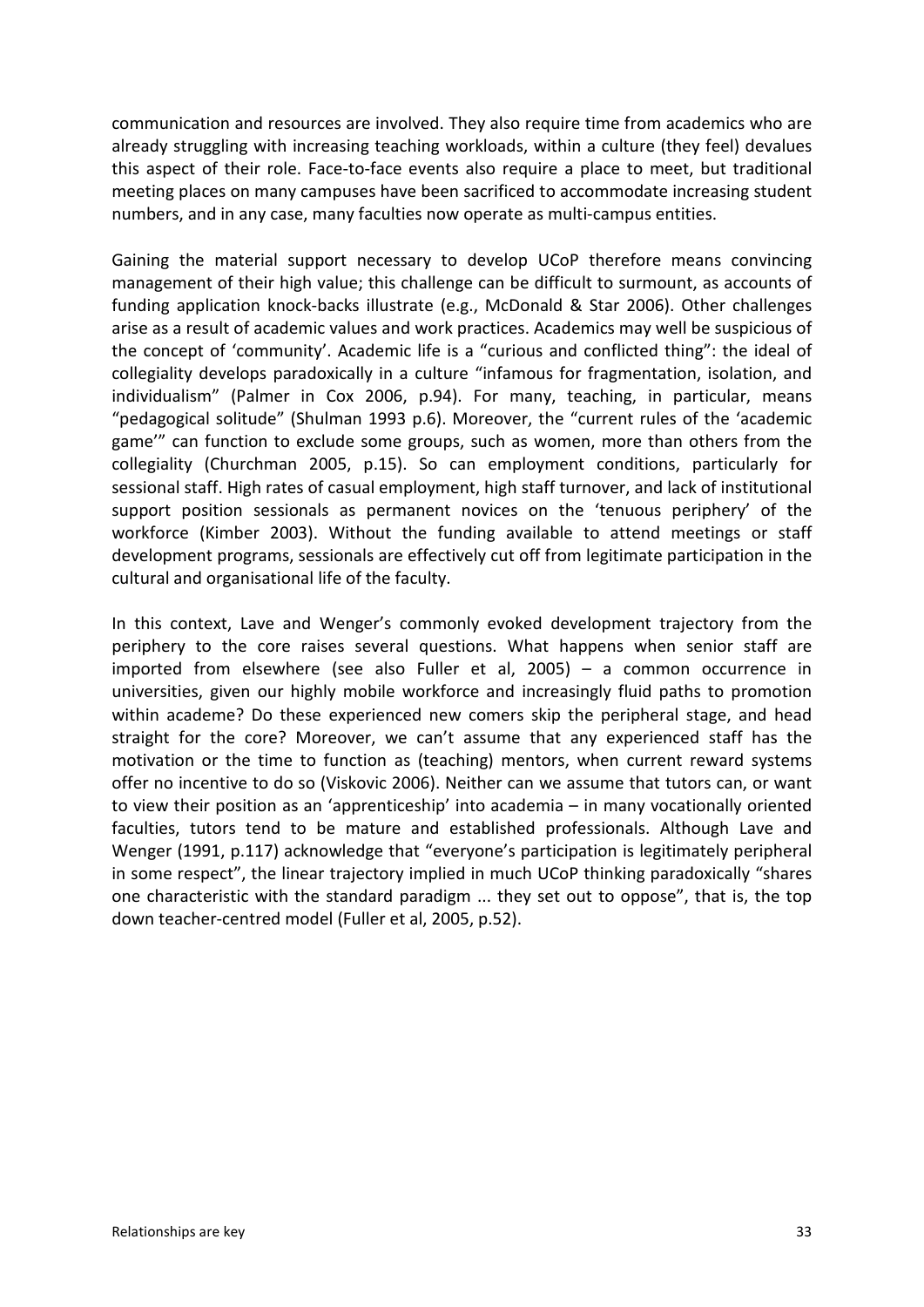communication and resources are involved. They also require time from academics who are already struggling with increasing teaching workloads, within a culture (they feel) devalues this aspect of their role. Face-to-face events also require a place to meet, but traditional meeting places on many campuses have been sacrificed to accommodate increasing student numbers, and in any case, many faculties now operate as multi-campus entities.

Gaining the material support necessary to develop UCoP therefore means convincing management of their high value; this challenge can be difficult to surmount, as accounts of funding application knock-backs illustrate (e.g., McDonald & Star 2006). Other challenges arise as a result of academic values and work practices. Academics may well be suspicious of the concept of 'community'. Academic life is a "curious and conflicted thing": the ideal of collegiality develops paradoxically in a culture "infamous for fragmentation, isolation, and individualism" (Palmer in Cox 2006, p.94). For many, teaching, in particular, means "pedagogical solitude" (Shulman 1993 p.6). Moreover, the "current rules of the 'academic game'" can function to exclude some groups, such as women, more than others from the collegiality (Churchman 2005, p.15). So can employment conditions, particularly for sessional staff. High rates of casual employment, high staff turnover, and lack of institutional support position sessionals as permanent novices on the 'tenuous periphery' of the workforce (Kimber 2003). Without the funding available to attend meetings or staff development programs, sessionals are effectively cut off from legitimate participation in the cultural and organisational life of the faculty.

In this context, Lave and Wenger's commonly evoked development trajectory from the periphery to the core raises several questions. What happens when senior staff are imported from elsewhere (see also Fuller et al, 2005) – a common occurrence in universities, given our highly mobile workforce and increasingly fluid paths to promotion within academe? Do these experienced new comers skip the peripheral stage, and head straight for the core? Moreover, we can't assume that any experienced staff has the motivation or the time to function as (teaching) mentors, when current reward systems offer no incentive to do so (Viskovic 2006). Neither can we assume that tutors can, or want to view their position as an 'apprenticeship' into academia – in many vocationally oriented faculties, tutors tend to be mature and established professionals. Although Lave and Wenger (1991, p.117) acknowledge that "everyone's participation is legitimately peripheral in some respect", the linear trajectory implied in much UCoP thinking paradoxically "shares one characteristic with the standard paradigm ... they set out to oppose", that is, the top down teacher-centred model (Fuller et al, 2005, p.52).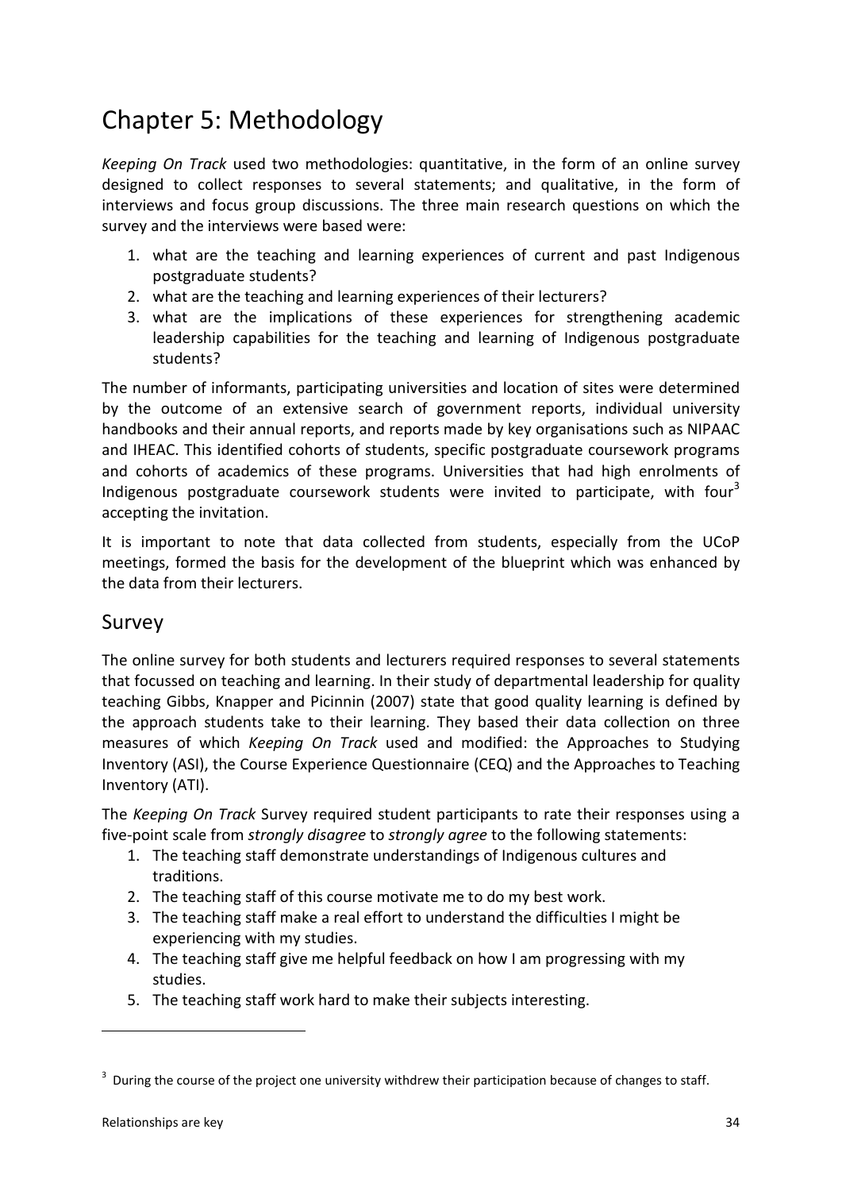# Chapter 5: Methodology

*Keeping On Track* used two methodologies: quantitative, in the form of an online survey designed to collect responses to several statements; and qualitative, in the form of interviews and focus group discussions. The three main research questions on which the survey and the interviews were based were:

1. what are the teaching and learning experiences of current and past Indigenous postgraduate students?
2. what are the teaching and learning experiences of their lecturers?
3. what are the implications of these experiences for strengthening academic leadership capabilities for the teaching and learning of Indigenous postgraduate students?

The number of informants, participating universities and location of sites were determined by the outcome of an extensive search of government reports, individual university handbooks and their annual reports, and reports made by key organisations such as NIPAAC and IHEAC. This identified cohorts of students, specific postgraduate coursework programs and cohorts of academics of these programs. Universities that had high enrolments of Indigenous postgraduate coursework students were invited to participate, with four[3] accepting the invitation.

It is important to note that data collected from students, especially from the UCoP meetings, formed the basis for the development of the blueprint which was enhanced by the data from their lecturers.

## Survey

The online survey for both students and lecturers required responses to several statements that focussed on teaching and learning. In their study of departmental leadership for quality teaching Gibbs, Knapper and Picinnin (2007) state that good quality learning is defined by the approach students take to their learning. They based their data collection on three measures of which *Keeping On Track* used and modified: the Approaches to Studying Inventory (ASI), the Course Experience Questionnaire (CEQ) and the Approaches to Teaching Inventory (ATI).

The *Keeping On Track* Survey required student participants to rate their responses using a five-point scale from *strongly disagree* to *strongly agree* to the following statements:

1. The teaching staff demonstrate understandings of Indigenous cultures and traditions.
2. The teaching staff of this course motivate me to do my best work.
3. The teaching staff make a real effort to understand the difficulties I might be experiencing with my studies.
4. The teaching staff give me helpful feedback on how I am progressing with my studies.
5. The teaching staff work hard to make their subjects interesting.

[3] During the course of the project one university withdrew their participation because of changes to staff.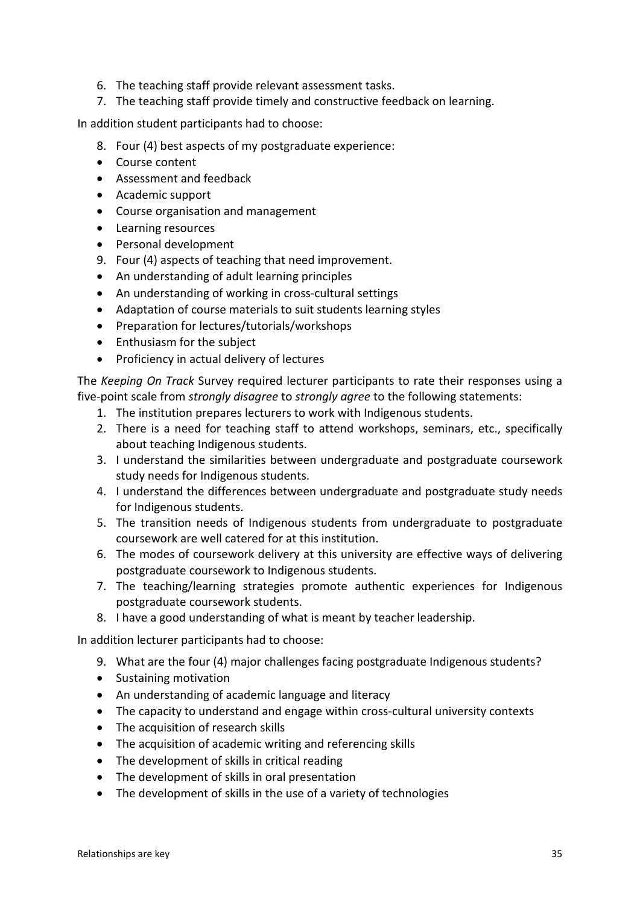6. The teaching staff provide relevant assessment tasks.
7. The teaching staff provide timely and constructive feedback on learning.

In addition student participants had to choose:

8. Four (4) best aspects of my postgraduate experience:
- Course content
- Assessment and feedback
- Academic support
- Course organisation and management
- Learning resources
- Personal development
9. Four (4) aspects of teaching that need improvement.
- An understanding of adult learning principles
- An understanding of working in cross-cultural settings
- Adaptation of course materials to suit students learning styles
- Preparation for lectures/tutorials/workshops
- Enthusiasm for the subject
- Proficiency in actual delivery of lectures

The *Keeping On Track* Survey required lecturer participants to rate their responses using a five-point scale from *strongly disagree* to *strongly agree* to the following statements:

1. The institution prepares lecturers to work with Indigenous students.
2. There is a need for teaching staff to attend workshops, seminars, etc., specifically about teaching Indigenous students.
3. I understand the similarities between undergraduate and postgraduate coursework study needs for Indigenous students.
4. I understand the differences between undergraduate and postgraduate study needs for Indigenous students.
5. The transition needs of Indigenous students from undergraduate to postgraduate coursework are well catered for at this institution.
6. The modes of coursework delivery at this university are effective ways of delivering postgraduate coursework to Indigenous students.
7. The teaching/learning strategies promote authentic experiences for Indigenous postgraduate coursework students.
8. I have a good understanding of what is meant by teacher leadership.

In addition lecturer participants had to choose:

9. What are the four (4) major challenges facing postgraduate Indigenous students?
- Sustaining motivation
- An understanding of academic language and literacy
- The capacity to understand and engage within cross-cultural university contexts
- The acquisition of research skills
- The acquisition of academic writing and referencing skills
- The development of skills in critical reading
- The development of skills in oral presentation
- The development of skills in the use of a variety of technologies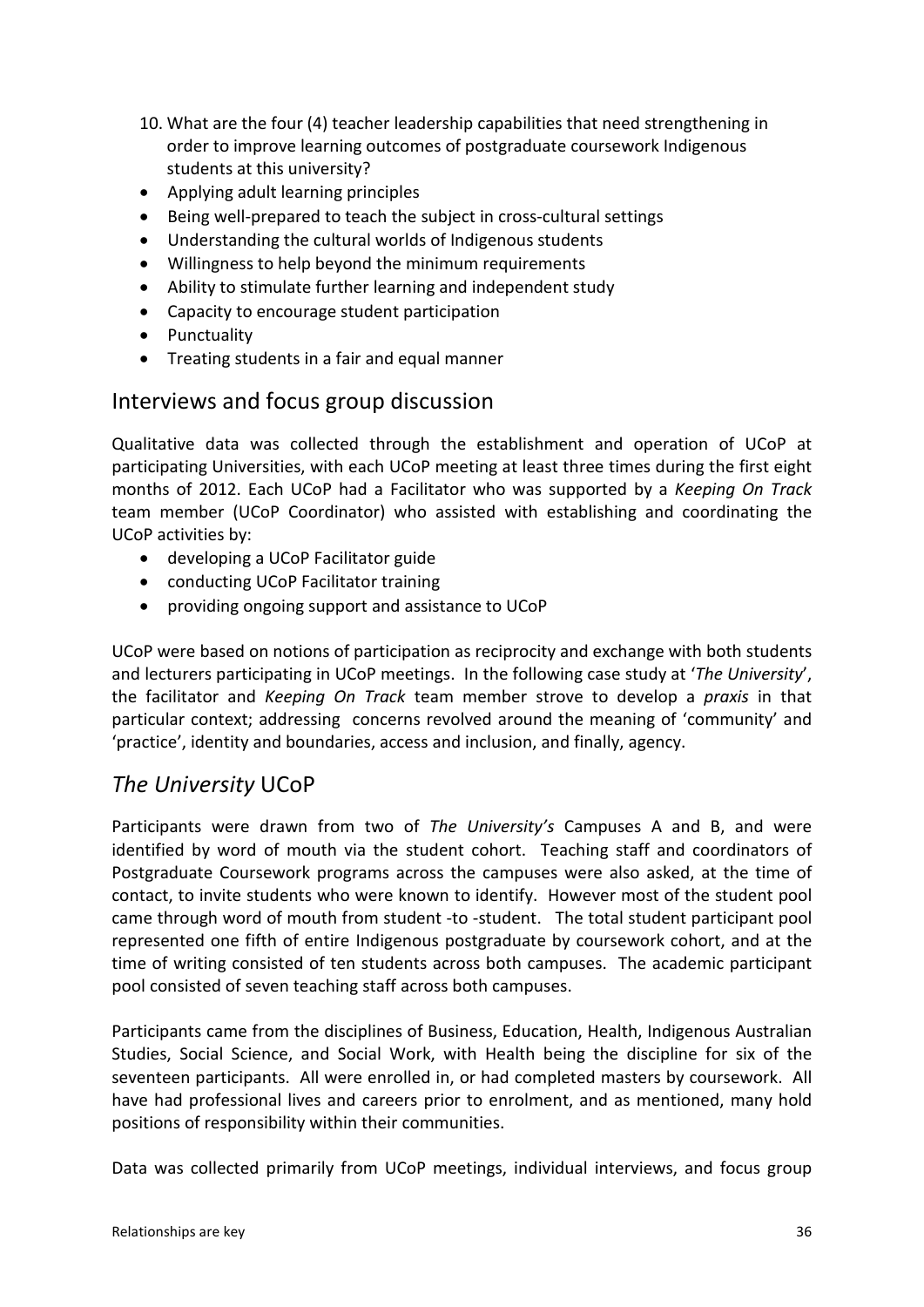10. What are the four (4) teacher leadership capabilities that need strengthening in order to improve learning outcomes of postgraduate coursework Indigenous students at this university?

- Applying adult learning principles
- Being well-prepared to teach the subject in cross-cultural settings
- Understanding the cultural worlds of Indigenous students
- Willingness to help beyond the minimum requirements
- Ability to stimulate further learning and independent study
- Capacity to encourage student participation
- Punctuality
- Treating students in a fair and equal manner

## Interviews and focus group discussion

Qualitative data was collected through the establishment and operation of UCoP at participating Universities, with each UCoP meeting at least three times during the first eight months of 2012. Each UCoP had a Facilitator who was supported by a *Keeping On Track* team member (UCoP Coordinator) who assisted with establishing and coordinating the UCoP activities by:

- developing a UCoP Facilitator guide
- conducting UCoP Facilitator training
- providing ongoing support and assistance to UCoP

UCoP were based on notions of participation as reciprocity and exchange with both students and lecturers participating in UCoP meetings. In the following case study at '*The University*', the facilitator and *Keeping On Track* team member strove to develop a *praxis* in that particular context; addressing concerns revolved around the meaning of 'community' and 'practice', identity and boundaries, access and inclusion, and finally, agency.

## *The University* UCoP

Participants were drawn from two of *The University's* Campuses A and B, and were identified by word of mouth via the student cohort. Teaching staff and coordinators of Postgraduate Coursework programs across the campuses were also asked, at the time of contact, to invite students who were known to identify. However most of the student pool came through word of mouth from student -to -student. The total student participant pool represented one fifth of entire Indigenous postgraduate by coursework cohort, and at the time of writing consisted of ten students across both campuses. The academic participant pool consisted of seven teaching staff across both campuses.

Participants came from the disciplines of Business, Education, Health, Indigenous Australian Studies, Social Science, and Social Work, with Health being the discipline for six of the seventeen participants. All were enrolled in, or had completed masters by coursework. All have had professional lives and careers prior to enrolment, and as mentioned, many hold positions of responsibility within their communities.

Data was collected primarily from UCoP meetings, individual interviews, and focus group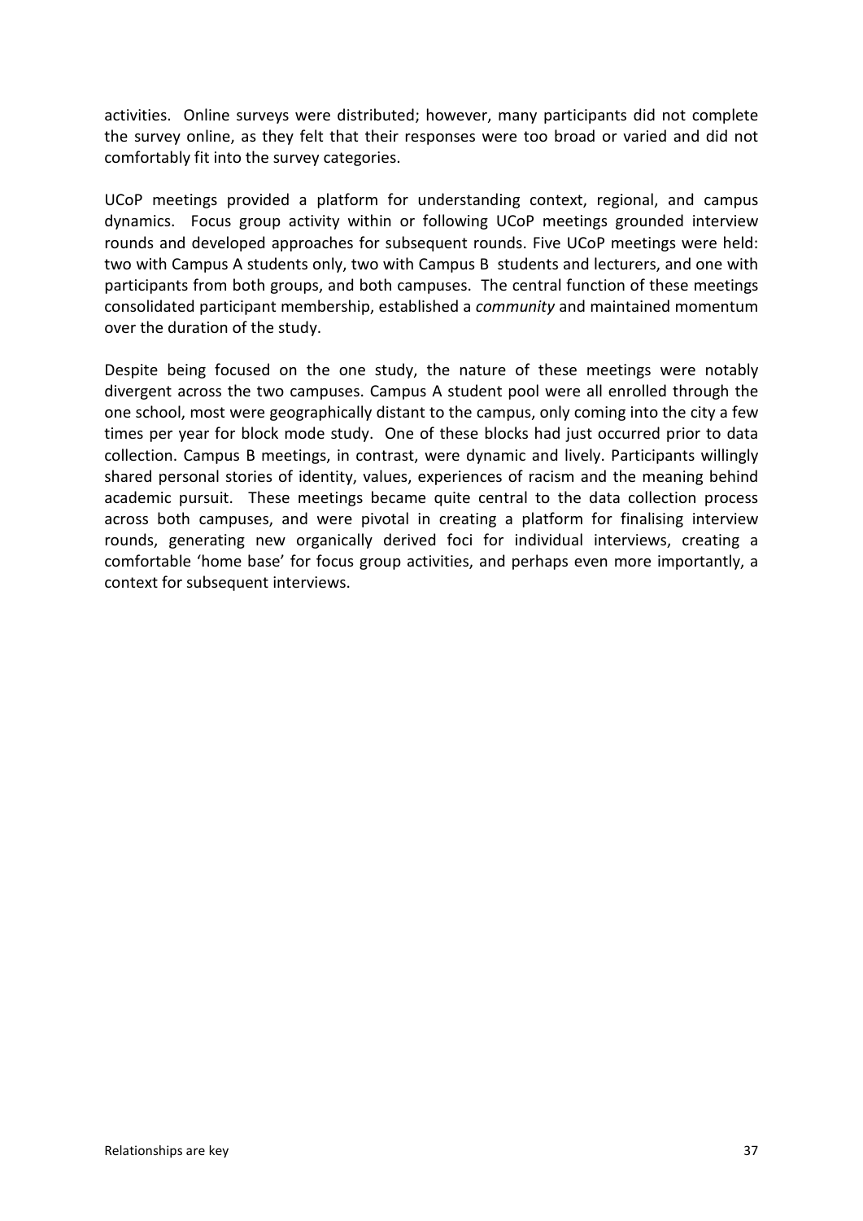activities. Online surveys were distributed; however, many participants did not complete the survey online, as they felt that their responses were too broad or varied and did not comfortably fit into the survey categories.

UCoP meetings provided a platform for understanding context, regional, and campus dynamics. Focus group activity within or following UCoP meetings grounded interview rounds and developed approaches for subsequent rounds. Five UCoP meetings were held: two with Campus A students only, two with Campus B students and lecturers, and one with participants from both groups, and both campuses. The central function of these meetings consolidated participant membership, established a *community* and maintained momentum over the duration of the study.

Despite being focused on the one study, the nature of these meetings were notably divergent across the two campuses. Campus A student pool were all enrolled through the one school, most were geographically distant to the campus, only coming into the city a few times per year for block mode study. One of these blocks had just occurred prior to data collection. Campus B meetings, in contrast, were dynamic and lively. Participants willingly shared personal stories of identity, values, experiences of racism and the meaning behind academic pursuit. These meetings became quite central to the data collection process across both campuses, and were pivotal in creating a platform for finalising interview rounds, generating new organically derived foci for individual interviews, creating a comfortable 'home base' for focus group activities, and perhaps even more importantly, a context for subsequent interviews.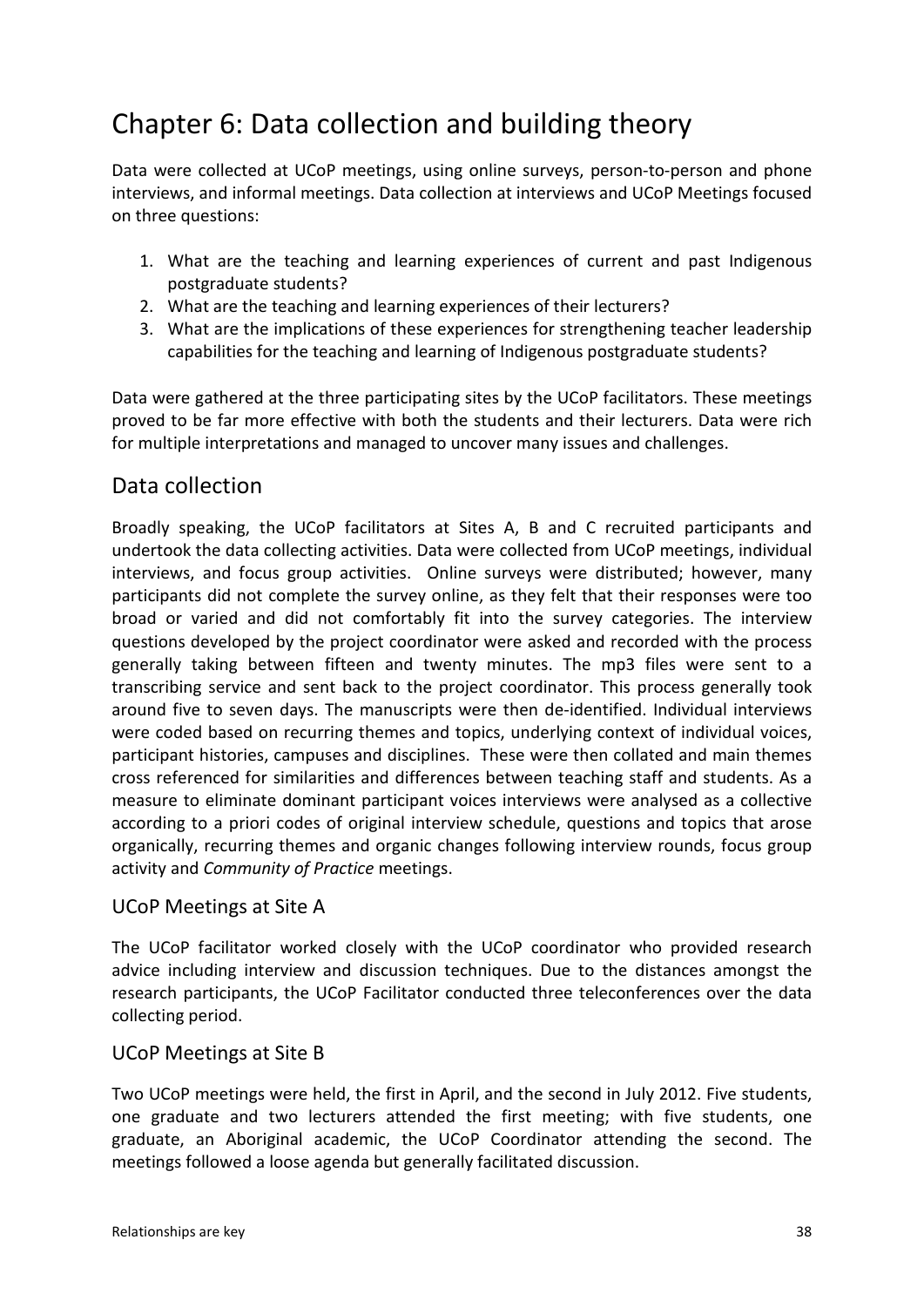# Chapter 6: Data collection and building theory

Data were collected at UCoP meetings, using online surveys, person-to-person and phone interviews, and informal meetings. Data collection at interviews and UCoP Meetings focused on three questions:

1. What are the teaching and learning experiences of current and past Indigenous postgraduate students?
2. What are the teaching and learning experiences of their lecturers?
3. What are the implications of these experiences for strengthening teacher leadership capabilities for the teaching and learning of Indigenous postgraduate students?

Data were gathered at the three participating sites by the UCoP facilitators. These meetings proved to be far more effective with both the students and their lecturers. Data were rich for multiple interpretations and managed to uncover many issues and challenges.

## Data collection

Broadly speaking, the UCoP facilitators at Sites A, B and C recruited participants and undertook the data collecting activities. Data were collected from UCoP meetings, individual interviews, and focus group activities. Online surveys were distributed; however, many participants did not complete the survey online, as they felt that their responses were too broad or varied and did not comfortably fit into the survey categories. The interview questions developed by the project coordinator were asked and recorded with the process generally taking between fifteen and twenty minutes. The mp3 files were sent to a transcribing service and sent back to the project coordinator. This process generally took around five to seven days. The manuscripts were then de-identified. Individual interviews were coded based on recurring themes and topics, underlying context of individual voices, participant histories, campuses and disciplines. These were then collated and main themes cross referenced for similarities and differences between teaching staff and students. As a measure to eliminate dominant participant voices interviews were analysed as a collective according to a priori codes of original interview schedule, questions and topics that arose organically, recurring themes and organic changes following interview rounds, focus group activity and *Community of Practice* meetings.

### UCoP Meetings at Site A

The UCoP facilitator worked closely with the UCoP coordinator who provided research advice including interview and discussion techniques. Due to the distances amongst the research participants, the UCoP Facilitator conducted three teleconferences over the data collecting period.

### UCoP Meetings at Site B

Two UCoP meetings were held, the first in April, and the second in July 2012. Five students, one graduate and two lecturers attended the first meeting; with five students, one graduate, an Aboriginal academic, the UCoP Coordinator attending the second. The meetings followed a loose agenda but generally facilitated discussion.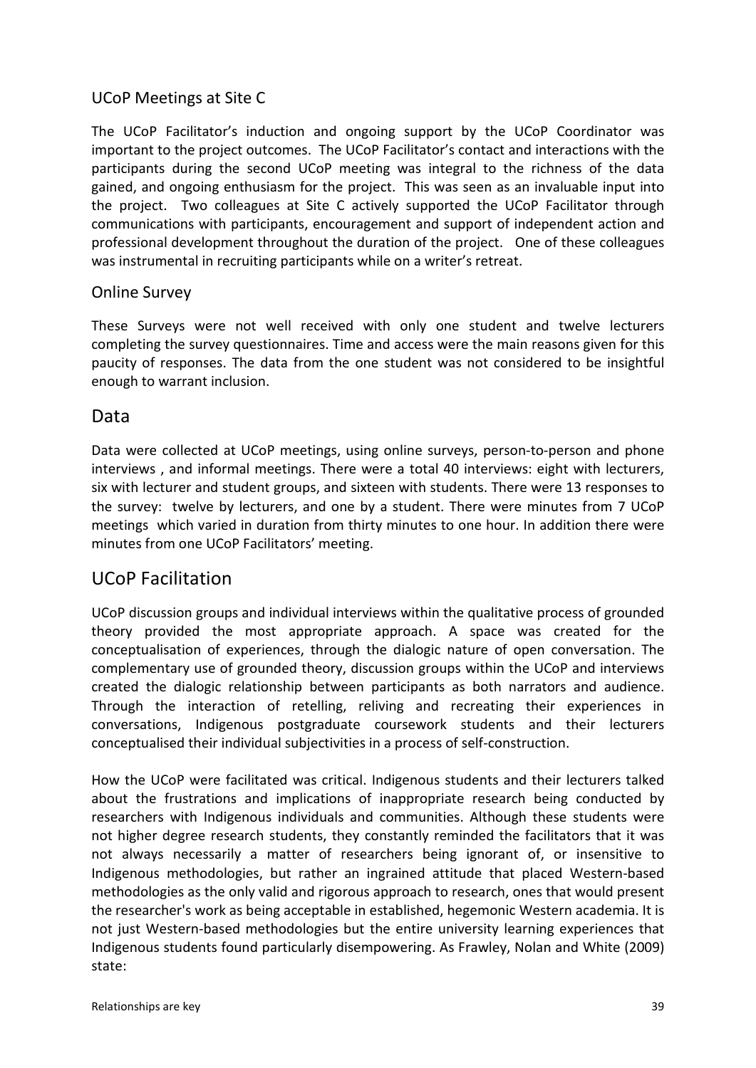### UCoP Meetings at Site C

The UCoP Facilitator's induction and ongoing support by the UCoP Coordinator was important to the project outcomes. The UCoP Facilitator's contact and interactions with the participants during the second UCoP meeting was integral to the richness of the data gained, and ongoing enthusiasm for the project. This was seen as an invaluable input into the project. Two colleagues at Site C actively supported the UCoP Facilitator through communications with participants, encouragement and support of independent action and professional development throughout the duration of the project. One of these colleagues was instrumental in recruiting participants while on a writer's retreat.

### Online Survey

These Surveys were not well received with only one student and twelve lecturers completing the survey questionnaires. Time and access were the main reasons given for this paucity of responses. The data from the one student was not considered to be insightful enough to warrant inclusion.

## Data

Data were collected at UCoP meetings, using online surveys, person-to-person and phone interviews , and informal meetings. There were a total 40 interviews: eight with lecturers, six with lecturer and student groups, and sixteen with students. There were 13 responses to the survey: twelve by lecturers, and one by a student. There were minutes from 7 UCoP meetings which varied in duration from thirty minutes to one hour. In addition there were minutes from one UCoP Facilitators' meeting.

## UCoP Facilitation

UCoP discussion groups and individual interviews within the qualitative process of grounded theory provided the most appropriate approach. A space was created for the conceptualisation of experiences, through the dialogic nature of open conversation. The complementary use of grounded theory, discussion groups within the UCoP and interviews created the dialogic relationship between participants as both narrators and audience. Through the interaction of retelling, reliving and recreating their experiences in conversations, Indigenous postgraduate coursework students and their lecturers conceptualised their individual subjectivities in a process of self-construction.

How the UCoP were facilitated was critical. Indigenous students and their lecturers talked about the frustrations and implications of inappropriate research being conducted by researchers with Indigenous individuals and communities. Although these students were not higher degree research students, they constantly reminded the facilitators that it was not always necessarily a matter of researchers being ignorant of, or insensitive to Indigenous methodologies, but rather an ingrained attitude that placed Western-based methodologies as the only valid and rigorous approach to research, ones that would present the researcher's work as being acceptable in established, hegemonic Western academia. It is not just Western-based methodologies but the entire university learning experiences that Indigenous students found particularly disempowering. As Frawley, Nolan and White (2009) state: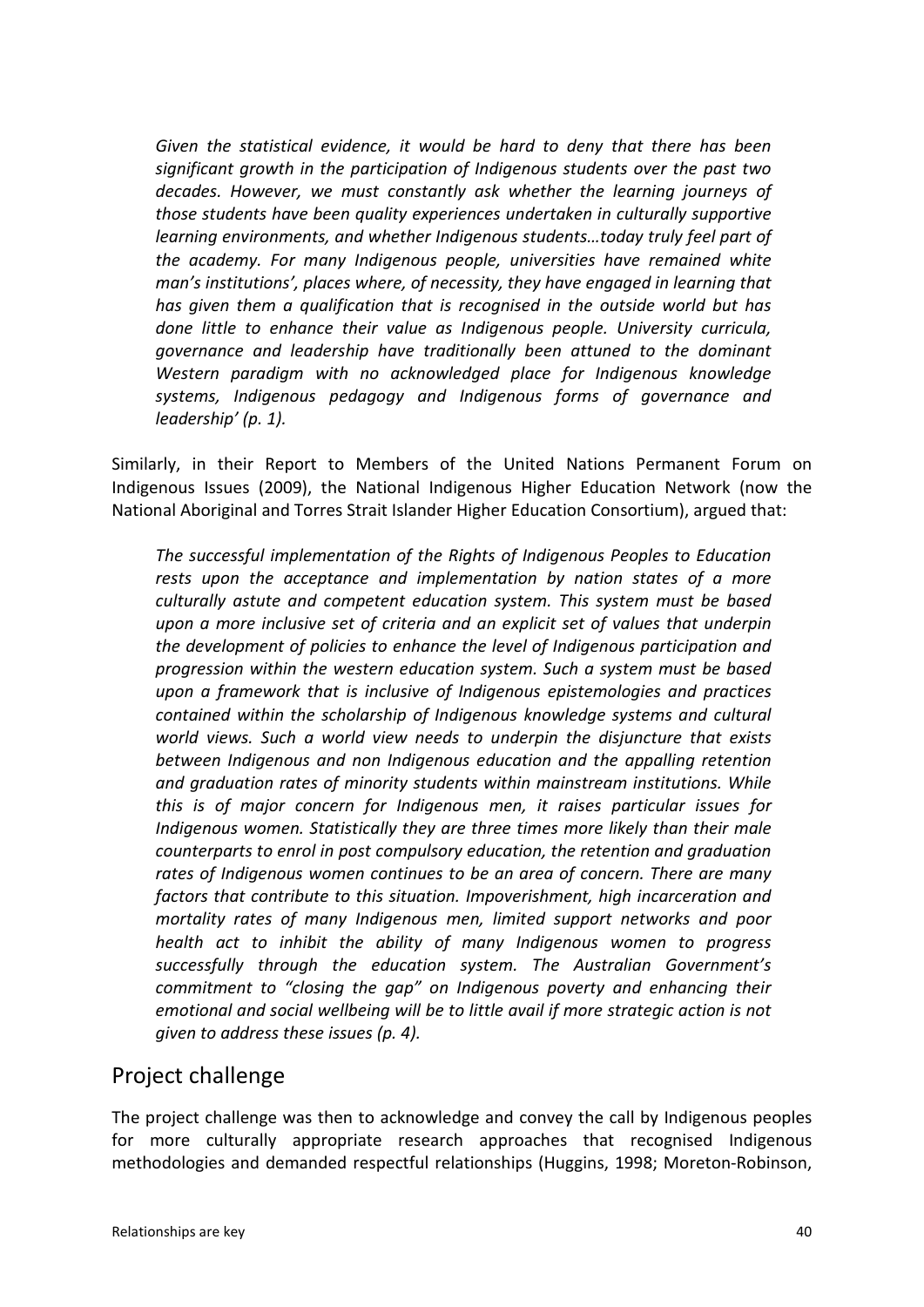*Given the statistical evidence, it would be hard to deny that there has been significant growth in the participation of Indigenous students over the past two decades. However, we must constantly ask whether the learning journeys of those students have been quality experiences undertaken in culturally supportive learning environments, and whether Indigenous students…today truly feel part of the academy. For many Indigenous people, universities have remained white man's institutions', places where, of necessity, they have engaged in learning that has given them a qualification that is recognised in the outside world but has done little to enhance their value as Indigenous people. University curricula, governance and leadership have traditionally been attuned to the dominant Western paradigm with no acknowledged place for Indigenous knowledge systems, Indigenous pedagogy and Indigenous forms of governance and leadership' (p. 1).*

Similarly, in their Report to Members of the United Nations Permanent Forum on Indigenous Issues (2009), the National Indigenous Higher Education Network (now the National Aboriginal and Torres Strait Islander Higher Education Consortium), argued that:

*The successful implementation of the Rights of Indigenous Peoples to Education rests upon the acceptance and implementation by nation states of a more culturally astute and competent education system. This system must be based upon a more inclusive set of criteria and an explicit set of values that underpin the development of policies to enhance the level of Indigenous participation and progression within the western education system. Such a system must be based upon a framework that is inclusive of Indigenous epistemologies and practices contained within the scholarship of Indigenous knowledge systems and cultural world views. Such a world view needs to underpin the disjuncture that exists between Indigenous and non Indigenous education and the appalling retention and graduation rates of minority students within mainstream institutions. While this is of major concern for Indigenous men, it raises particular issues for Indigenous women. Statistically they are three times more likely than their male counterparts to enrol in post compulsory education, the retention and graduation rates of Indigenous women continues to be an area of concern. There are many factors that contribute to this situation. Impoverishment, high incarceration and mortality rates of many Indigenous men, limited support networks and poor health act to inhibit the ability of many Indigenous women to progress successfully through the education system. The Australian Government's commitment to "closing the gap" on Indigenous poverty and enhancing their emotional and social wellbeing will be to little avail if more strategic action is not given to address these issues (p. 4).*

## Project challenge

The project challenge was then to acknowledge and convey the call by Indigenous peoples for more culturally appropriate research approaches that recognised Indigenous methodologies and demanded respectful relationships (Huggins, 1998; Moreton-Robinson,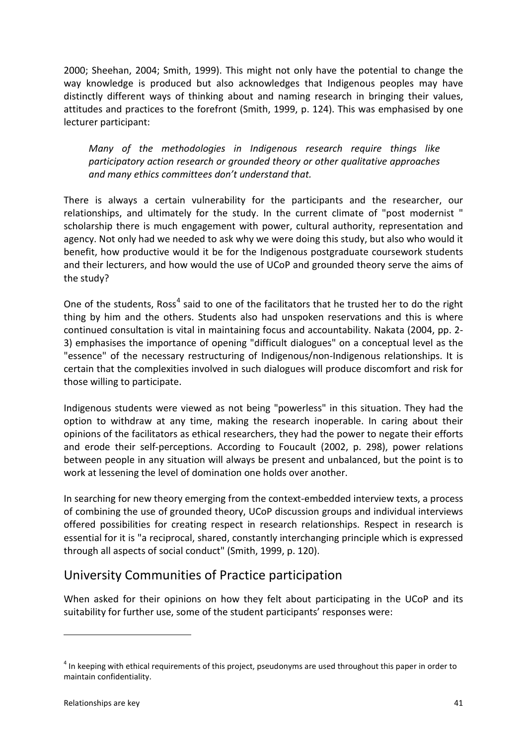2000; Sheehan, 2004; Smith, 1999). This might not only have the potential to change the way knowledge is produced but also acknowledges that Indigenous peoples may have distinctly different ways of thinking about and naming research in bringing their values, attitudes and practices to the forefront (Smith, 1999, p. 124). This was emphasised by one lecturer participant:

> *Many of the methodologies in Indigenous research require things like participatory action research or grounded theory or other qualitative approaches and many ethics committees don't understand that.*

There is always a certain vulnerability for the participants and the researcher, our relationships, and ultimately for the study. In the current climate of "post modernist " scholarship there is much engagement with power, cultural authority, representation and agency. Not only had we needed to ask why we were doing this study, but also who would it benefit, how productive would it be for the Indigenous postgraduate coursework students and their lecturers, and how would the use of UCoP and grounded theory serve the aims of the study?

One of the students, Ross[4] said to one of the facilitators that he trusted her to do the right thing by him and the others. Students also had unspoken reservations and this is where continued consultation is vital in maintaining focus and accountability. Nakata (2004, pp. 2-3) emphasises the importance of opening "difficult dialogues" on a conceptual level as the "essence" of the necessary restructuring of Indigenous/non-Indigenous relationships. It is certain that the complexities involved in such dialogues will produce discomfort and risk for those willing to participate.

Indigenous students were viewed as not being "powerless" in this situation. They had the option to withdraw at any time, making the research inoperable. In caring about their opinions of the facilitators as ethical researchers, they had the power to negate their efforts and erode their self-perceptions. According to Foucault (2002, p. 298), power relations between people in any situation will always be present and unbalanced, but the point is to work at lessening the level of domination one holds over another.

In searching for new theory emerging from the context-embedded interview texts, a process of combining the use of grounded theory, UCoP discussion groups and individual interviews offered possibilities for creating respect in research relationships. Respect in research is essential for it is "a reciprocal, shared, constantly interchanging principle which is expressed through all aspects of social conduct" (Smith, 1999, p. 120).

## University Communities of Practice participation

When asked for their opinions on how they felt about participating in the UCoP and its suitability for further use, some of the student participants' responses were:

---

[4] In keeping with ethical requirements of this project, pseudonyms are used throughout this paper in order to maintain confidentiality.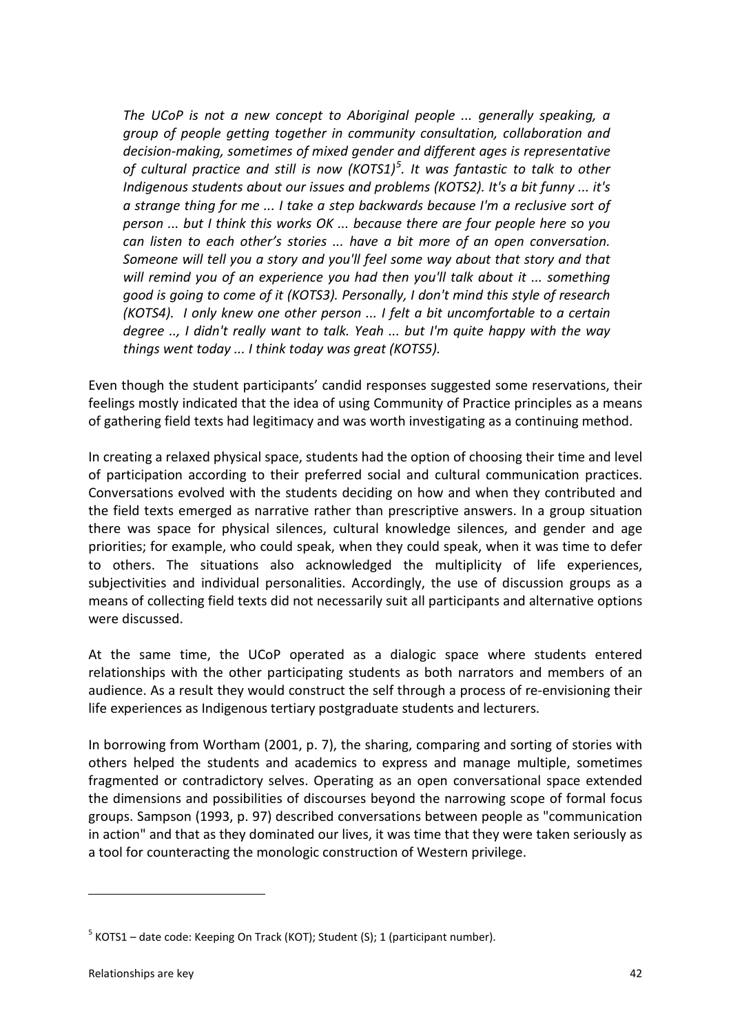*The UCoP is not a new concept to Aboriginal people ... generally speaking, a group of people getting together in community consultation, collaboration and decision-making, sometimes of mixed gender and different ages is representative of cultural practice and still is now (KOTS1)[5]. It was fantastic to talk to other Indigenous students about our issues and problems (KOTS2). It's a bit funny ... it's a strange thing for me ... I take a step backwards because I'm a reclusive sort of person ... but I think this works OK ... because there are four people here so you can listen to each other's stories ... have a bit more of an open conversation. Someone will tell you a story and you'll feel some way about that story and that will remind you of an experience you had then you'll talk about it ... something good is going to come of it (KOTS3). Personally, I don't mind this style of research (KOTS4). I only knew one other person ... I felt a bit uncomfortable to a certain degree .., I didn't really want to talk. Yeah ... but I'm quite happy with the way things went today ... I think today was great (KOTS5).*

Even though the student participants' candid responses suggested some reservations, their feelings mostly indicated that the idea of using Community of Practice principles as a means of gathering field texts had legitimacy and was worth investigating as a continuing method.

In creating a relaxed physical space, students had the option of choosing their time and level of participation according to their preferred social and cultural communication practices. Conversations evolved with the students deciding on how and when they contributed and the field texts emerged as narrative rather than prescriptive answers. In a group situation there was space for physical silences, cultural knowledge silences, and gender and age priorities; for example, who could speak, when they could speak, when it was time to defer to others. The situations also acknowledged the multiplicity of life experiences, subjectivities and individual personalities. Accordingly, the use of discussion groups as a means of collecting field texts did not necessarily suit all participants and alternative options were discussed.

At the same time, the UCoP operated as a dialogic space where students entered relationships with the other participating students as both narrators and members of an audience. As a result they would construct the self through a process of re-envisioning their life experiences as Indigenous tertiary postgraduate students and lecturers.

In borrowing from Wortham (2001, p. 7), the sharing, comparing and sorting of stories with others helped the students and academics to express and manage multiple, sometimes fragmented or contradictory selves. Operating as an open conversational space extended the dimensions and possibilities of discourses beyond the narrowing scope of formal focus groups. Sampson (1993, p. 97) described conversations between people as "communication in action" and that as they dominated our lives, it was time that they were taken seriously as a tool for counteracting the monologic construction of Western privilege.

---

[5] KOTS1 – date code: Keeping On Track (KOT); Student (S); 1 (participant number).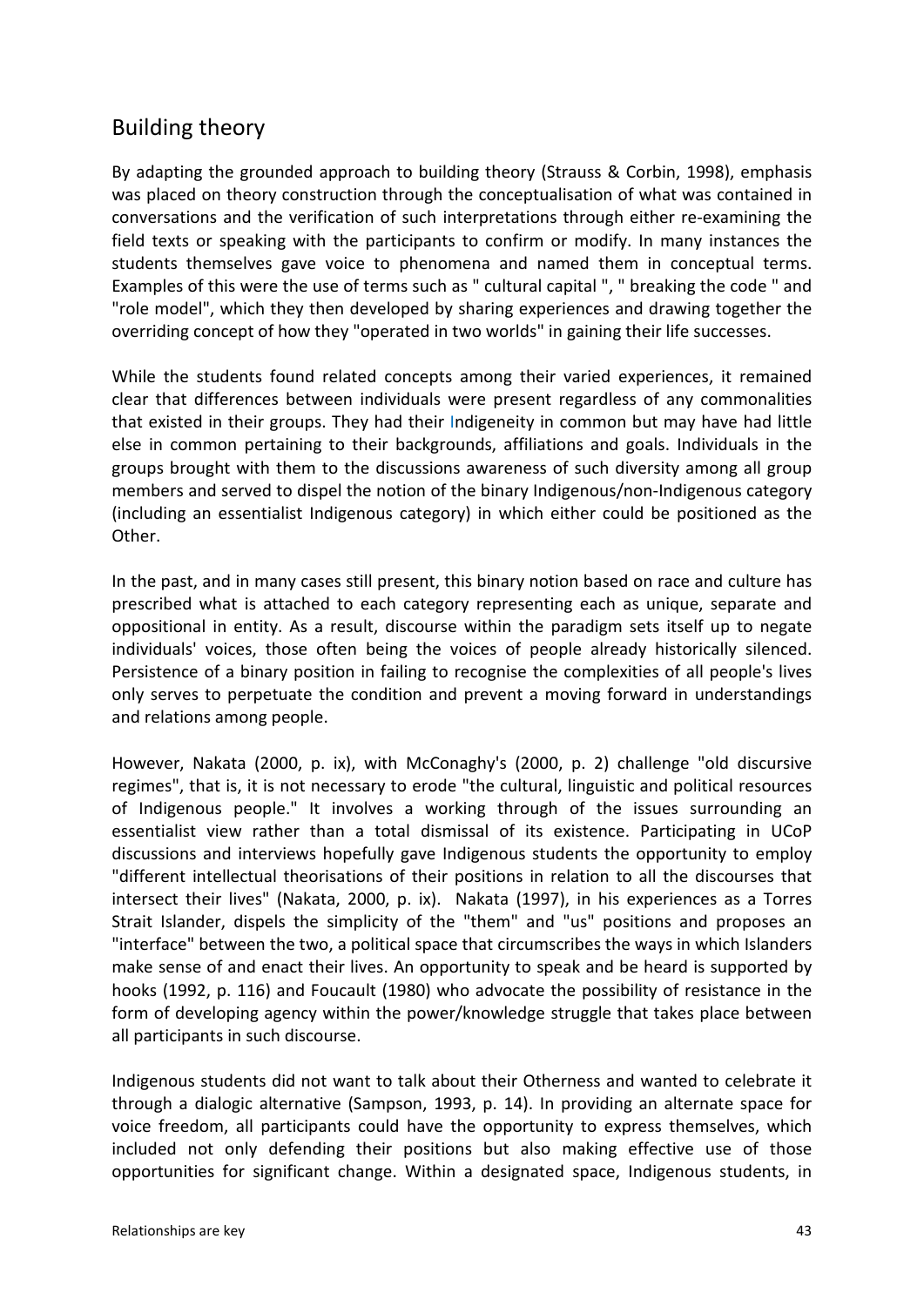## Building theory

By adapting the grounded approach to building theory (Strauss & Corbin, 1998), emphasis was placed on theory construction through the conceptualisation of what was contained in conversations and the verification of such interpretations through either re-examining the field texts or speaking with the participants to confirm or modify. In many instances the students themselves gave voice to phenomena and named them in conceptual terms. Examples of this were the use of terms such as " cultural capital ", " breaking the code " and "role model", which they then developed by sharing experiences and drawing together the overriding concept of how they "operated in two worlds" in gaining their life successes.

While the students found related concepts among their varied experiences, it remained clear that differences between individuals were present regardless of any commonalities that existed in their groups. They had their Indigeneity in common but may have had little else in common pertaining to their backgrounds, affiliations and goals. Individuals in the groups brought with them to the discussions awareness of such diversity among all group members and served to dispel the notion of the binary Indigenous/non-Indigenous category (including an essentialist Indigenous category) in which either could be positioned as the Other.

In the past, and in many cases still present, this binary notion based on race and culture has prescribed what is attached to each category representing each as unique, separate and oppositional in entity. As a result, discourse within the paradigm sets itself up to negate individuals' voices, those often being the voices of people already historically silenced. Persistence of a binary position in failing to recognise the complexities of all people's lives only serves to perpetuate the condition and prevent a moving forward in understandings and relations among people.

However, Nakata (2000, p. ix), with McConaghy's (2000, p. 2) challenge "old discursive regimes", that is, it is not necessary to erode "the cultural, linguistic and political resources of Indigenous people." It involves a working through of the issues surrounding an essentialist view rather than a total dismissal of its existence. Participating in UCoP discussions and interviews hopefully gave Indigenous students the opportunity to employ "different intellectual theorisations of their positions in relation to all the discourses that intersect their lives" (Nakata, 2000, p. ix). Nakata (1997), in his experiences as a Torres Strait Islander, dispels the simplicity of the "them" and "us" positions and proposes an "interface" between the two, a political space that circumscribes the ways in which Islanders make sense of and enact their lives. An opportunity to speak and be heard is supported by hooks (1992, p. 116) and Foucault (1980) who advocate the possibility of resistance in the form of developing agency within the power/knowledge struggle that takes place between all participants in such discourse.

Indigenous students did not want to talk about their Otherness and wanted to celebrate it through a dialogic alternative (Sampson, 1993, p. 14). In providing an alternate space for voice freedom, all participants could have the opportunity to express themselves, which included not only defending their positions but also making effective use of those opportunities for significant change. Within a designated space, Indigenous students, in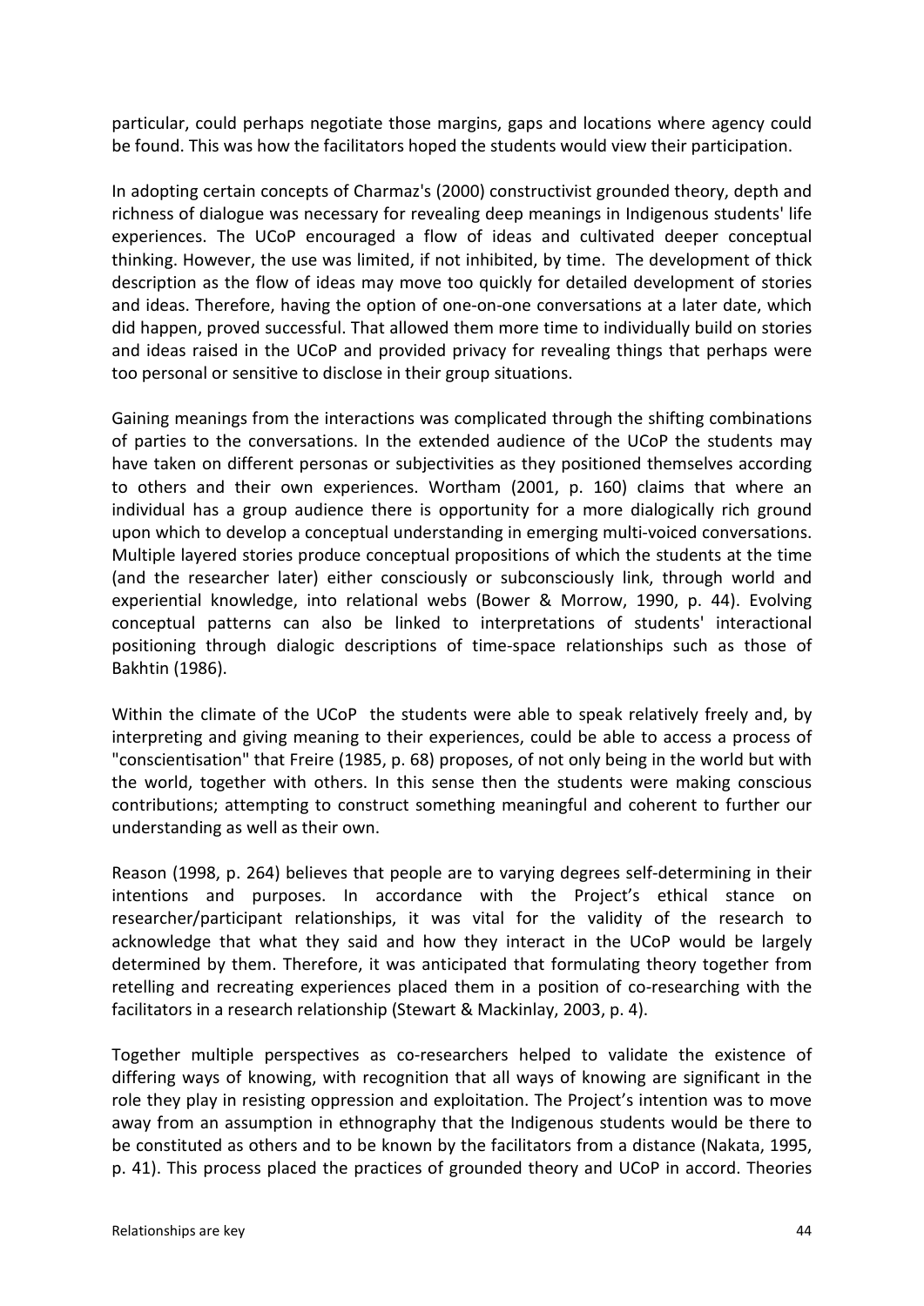particular, could perhaps negotiate those margins, gaps and locations where agency could be found. This was how the facilitators hoped the students would view their participation.

In adopting certain concepts of Charmaz's (2000) constructivist grounded theory, depth and richness of dialogue was necessary for revealing deep meanings in Indigenous students' life experiences. The UCoP encouraged a flow of ideas and cultivated deeper conceptual thinking. However, the use was limited, if not inhibited, by time. The development of thick description as the flow of ideas may move too quickly for detailed development of stories and ideas. Therefore, having the option of one-on-one conversations at a later date, which did happen, proved successful. That allowed them more time to individually build on stories and ideas raised in the UCoP and provided privacy for revealing things that perhaps were too personal or sensitive to disclose in their group situations.

Gaining meanings from the interactions was complicated through the shifting combinations of parties to the conversations. In the extended audience of the UCoP the students may have taken on different personas or subjectivities as they positioned themselves according to others and their own experiences. Wortham (2001, p. 160) claims that where an individual has a group audience there is opportunity for a more dialogically rich ground upon which to develop a conceptual understanding in emerging multi-voiced conversations. Multiple layered stories produce conceptual propositions of which the students at the time (and the researcher later) either consciously or subconsciously link, through world and experiential knowledge, into relational webs (Bower & Morrow, 1990, p. 44). Evolving conceptual patterns can also be linked to interpretations of students' interactional positioning through dialogic descriptions of time-space relationships such as those of Bakhtin (1986).

Within the climate of the UCoP the students were able to speak relatively freely and, by interpreting and giving meaning to their experiences, could be able to access a process of "conscientisation" that Freire (1985, p. 68) proposes, of not only being in the world but with the world, together with others. In this sense then the students were making conscious contributions; attempting to construct something meaningful and coherent to further our understanding as well as their own.

Reason (1998, p. 264) believes that people are to varying degrees self-determining in their intentions and purposes. In accordance with the Project's ethical stance on researcher/participant relationships, it was vital for the validity of the research to acknowledge that what they said and how they interact in the UCoP would be largely determined by them. Therefore, it was anticipated that formulating theory together from retelling and recreating experiences placed them in a position of co-researching with the facilitators in a research relationship (Stewart & Mackinlay, 2003, p. 4).

Together multiple perspectives as co-researchers helped to validate the existence of differing ways of knowing, with recognition that all ways of knowing are significant in the role they play in resisting oppression and exploitation. The Project's intention was to move away from an assumption in ethnography that the Indigenous students would be there to be constituted as others and to be known by the facilitators from a distance (Nakata, 1995, p. 41). This process placed the practices of grounded theory and UCoP in accord. Theories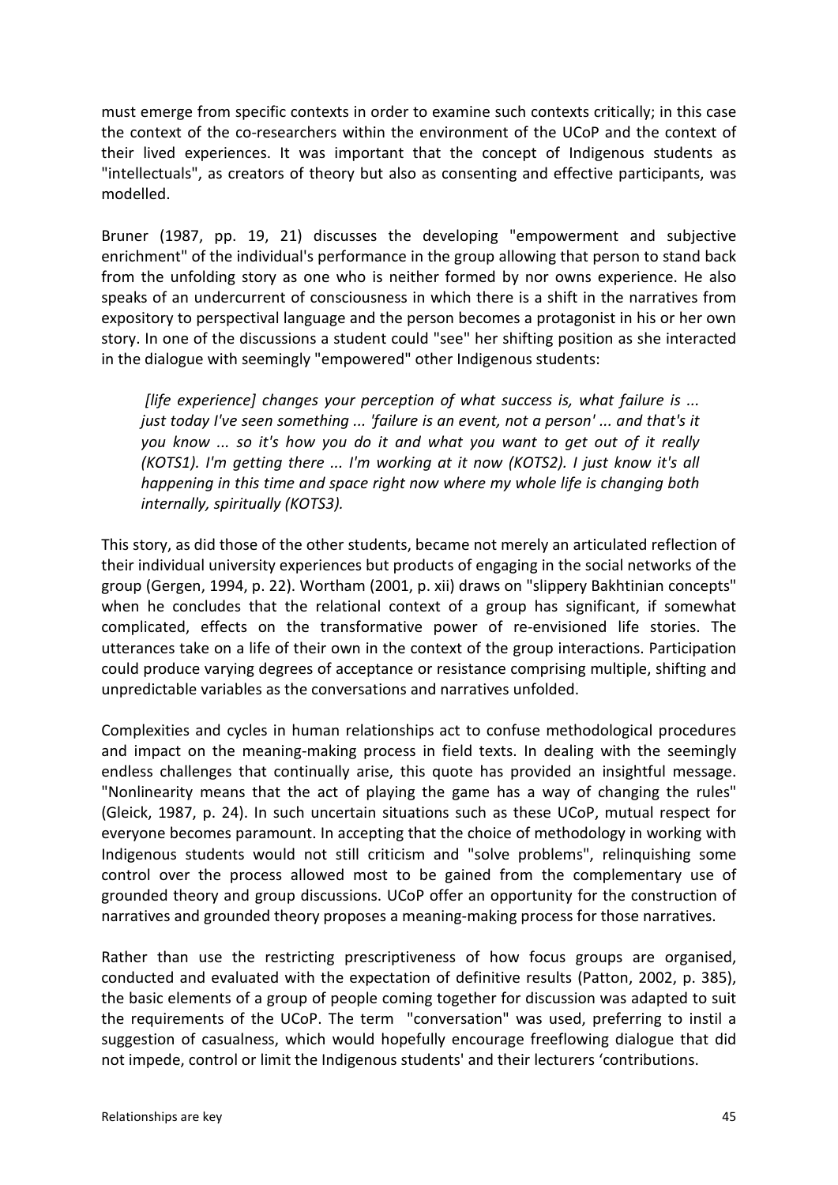must emerge from specific contexts in order to examine such contexts critically; in this case the context of the co-researchers within the environment of the UCoP and the context of their lived experiences. It was important that the concept of Indigenous students as "intellectuals", as creators of theory but also as consenting and effective participants, was modelled.

Bruner (1987, pp. 19, 21) discusses the developing "empowerment and subjective enrichment" of the individual's performance in the group allowing that person to stand back from the unfolding story as one who is neither formed by nor owns experience. He also speaks of an undercurrent of consciousness in which there is a shift in the narratives from expository to perspectival language and the person becomes a protagonist in his or her own story. In one of the discussions a student could "see" her shifting position as she interacted in the dialogue with seemingly "empowered" other Indigenous students:

> *[life experience] changes your perception of what success is, what failure is ... just today I've seen something ... 'failure is an event, not a person' ... and that's it you know ... so it's how you do it and what you want to get out of it really (KOTS1). I'm getting there ... I'm working at it now (KOTS2). I just know it's all happening in this time and space right now where my whole life is changing both internally, spiritually (KOTS3).*

This story, as did those of the other students, became not merely an articulated reflection of their individual university experiences but products of engaging in the social networks of the group (Gergen, 1994, p. 22). Wortham (2001, p. xii) draws on "slippery Bakhtinian concepts" when he concludes that the relational context of a group has significant, if somewhat complicated, effects on the transformative power of re-envisioned life stories. The utterances take on a life of their own in the context of the group interactions. Participation could produce varying degrees of acceptance or resistance comprising multiple, shifting and unpredictable variables as the conversations and narratives unfolded.

Complexities and cycles in human relationships act to confuse methodological procedures and impact on the meaning-making process in field texts. In dealing with the seemingly endless challenges that continually arise, this quote has provided an insightful message. "Nonlinearity means that the act of playing the game has a way of changing the rules" (Gleick, 1987, p. 24). In such uncertain situations such as these UCoP, mutual respect for everyone becomes paramount. In accepting that the choice of methodology in working with Indigenous students would not still criticism and "solve problems", relinquishing some control over the process allowed most to be gained from the complementary use of grounded theory and group discussions. UCoP offer an opportunity for the construction of narratives and grounded theory proposes a meaning-making process for those narratives.

Rather than use the restricting prescriptiveness of how focus groups are organised, conducted and evaluated with the expectation of definitive results (Patton, 2002, p. 385), the basic elements of a group of people coming together for discussion was adapted to suit the requirements of the UCoP. The term "conversation" was used, preferring to instil a suggestion of casualness, which would hopefully encourage freeflowing dialogue that did not impede, control or limit the Indigenous students' and their lecturers 'contributions.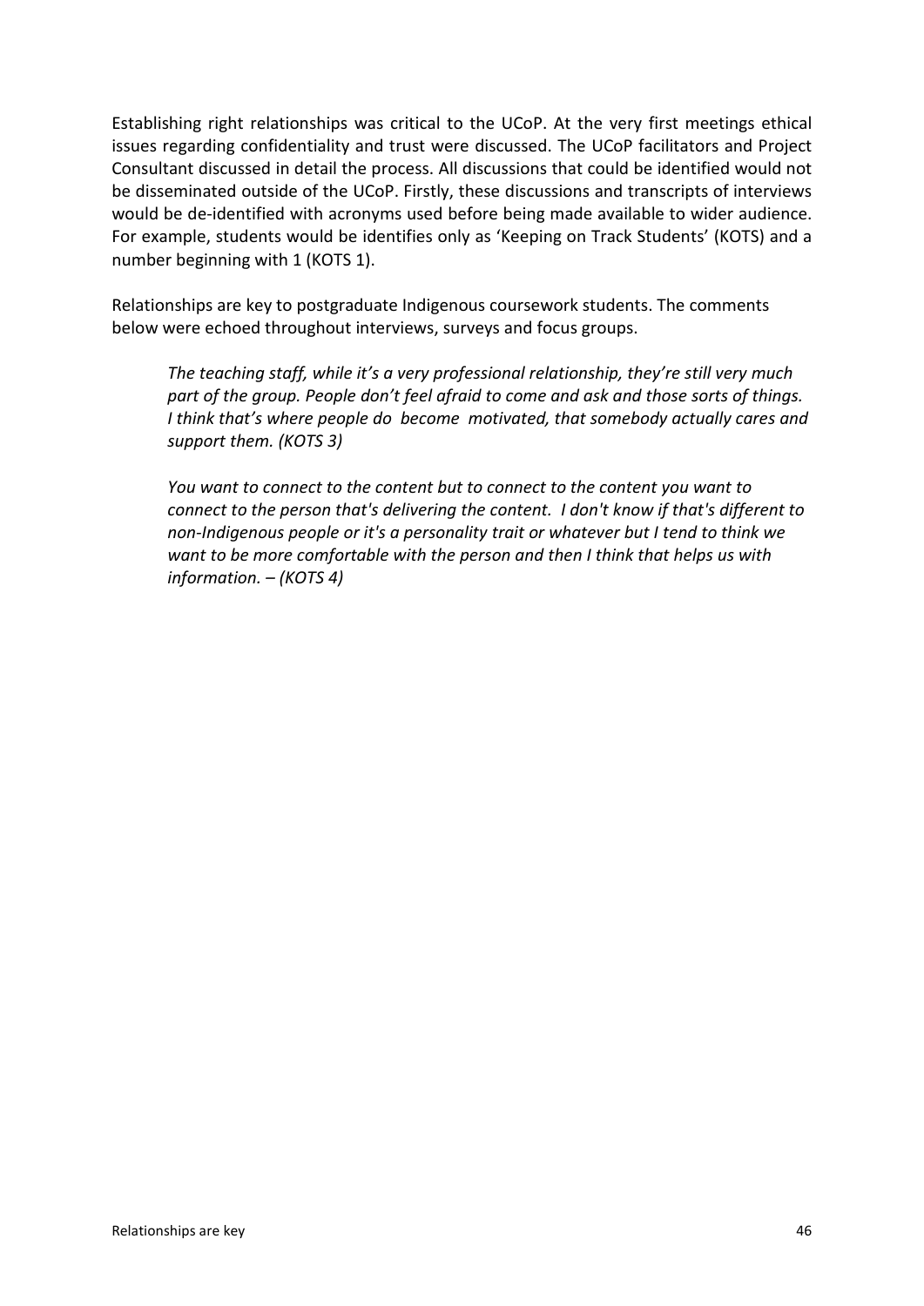Establishing right relationships was critical to the UCoP. At the very first meetings ethical issues regarding confidentiality and trust were discussed. The UCoP facilitators and Project Consultant discussed in detail the process. All discussions that could be identified would not be disseminated outside of the UCoP. Firstly, these discussions and transcripts of interviews would be de-identified with acronyms used before being made available to wider audience. For example, students would be identifies only as 'Keeping on Track Students' (KOTS) and a number beginning with 1 (KOTS 1).

Relationships are key to postgraduate Indigenous coursework students. The comments below were echoed throughout interviews, surveys and focus groups.

> *The teaching staff, while it's a very professional relationship, they're still very much part of the group. People don't feel afraid to come and ask and those sorts of things. I think that's where people do become motivated, that somebody actually cares and support them. (KOTS 3)*

> *You want to connect to the content but to connect to the content you want to connect to the person that's delivering the content. I don't know if that's different to non-Indigenous people or it's a personality trait or whatever but I tend to think we want to be more comfortable with the person and then I think that helps us with information. – (KOTS 4)*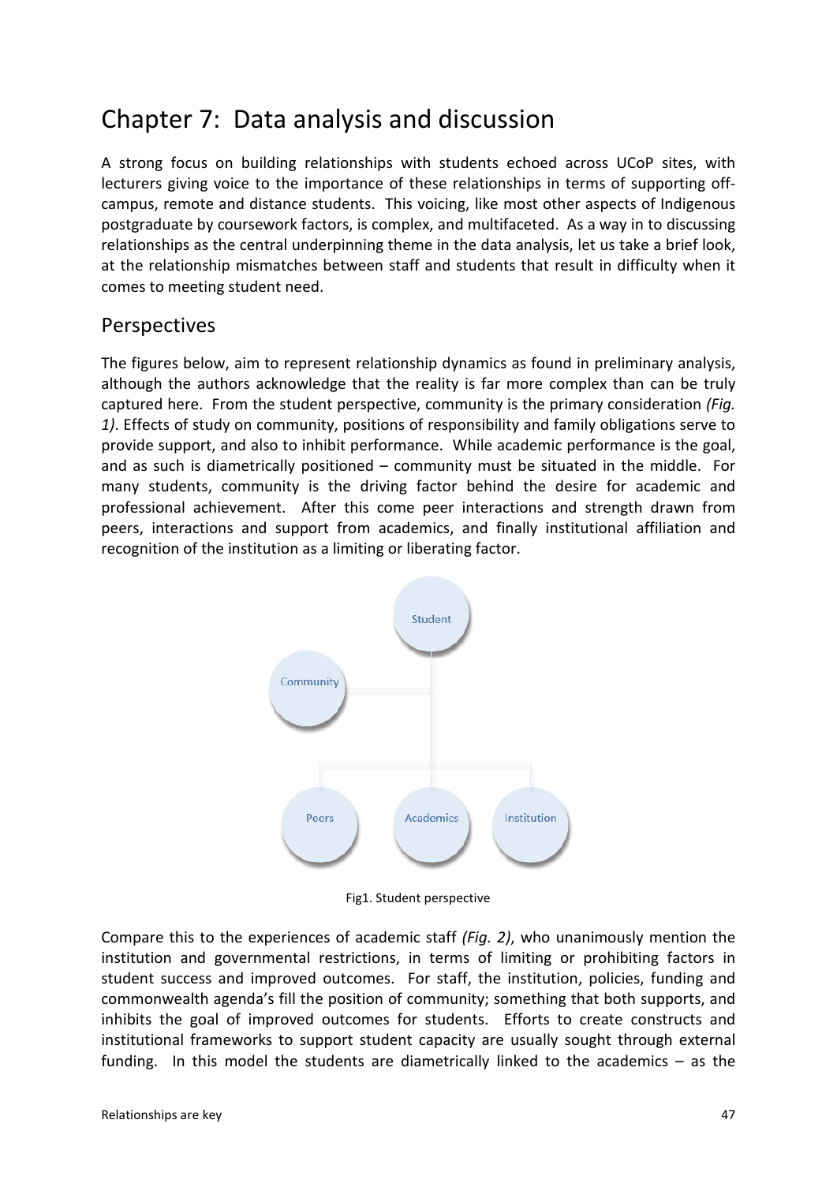# Chapter 7: Data analysis and discussion

A strong focus on building relationships with students echoed across UCoP sites, with lecturers giving voice to the importance of these relationships in terms of supporting off-campus, remote and distance students. This voicing, like most other aspects of Indigenous postgraduate by coursework factors, is complex, and multifaceted. As a way in to discussing relationships as the central underpinning theme in the data analysis, let us take a brief look, at the relationship mismatches between staff and students that result in difficulty when it comes to meeting student need.

## Perspectives

The figures below, aim to represent relationship dynamics as found in preliminary analysis, although the authors acknowledge that the reality is far more complex than can be truly captured here. From the student perspective, community is the primary consideration *(Fig. 1)*. Effects of study on community, positions of responsibility and family obligations serve to provide support, and also to inhibit performance. While academic performance is the goal, and as such is diametrically positioned – community must be situated in the middle. For many students, community is the driving factor behind the desire for academic and professional achievement. After this come peer interactions and strength drawn from peers, interactions and support from academics, and finally institutional affiliation and recognition of the institution as a limiting or liberating factor.

Student

Community

Peers | Academics | Institution

Fig1. Student perspective

Compare this to the experiences of academic staff *(Fig. 2)*, who unanimously mention the institution and governmental restrictions, in terms of limiting or prohibiting factors in student success and improved outcomes. For staff, the institution, policies, funding and commonwealth agenda's fill the position of community; something that both supports, and inhibits the goal of improved outcomes for students. Efforts to create constructs and institutional frameworks to support student capacity are usually sought through external funding. In this model the students are diametrically linked to the academics – as the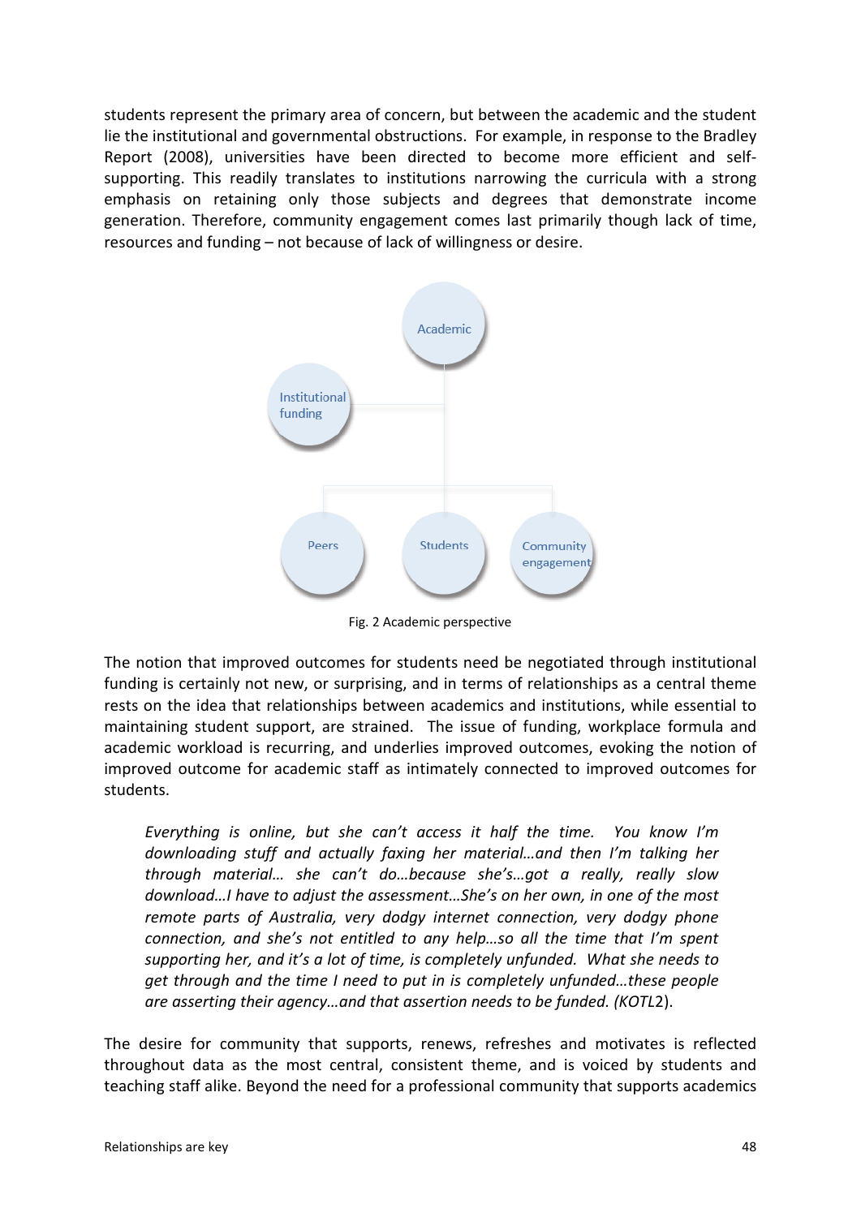students represent the primary area of concern, but between the academic and the student lie the institutional and governmental obstructions. For example, in response to the Bradley Report (2008), universities have been directed to become more efficient and self-supporting. This readily translates to institutions narrowing the curricula with a strong emphasis on retaining only those subjects and degrees that demonstrate income generation. Therefore, community engagement comes last primarily though lack of time, resources and funding – not because of lack of willingness or desire.

Academic

Institutional funding

Peers

Students

Community engagement

Fig. 2 Academic perspective

The notion that improved outcomes for students need be negotiated through institutional funding is certainly not new, or surprising, and in terms of relationships as a central theme rests on the idea that relationships between academics and institutions, while essential to maintaining student support, are strained. The issue of funding, workplace formula and academic workload is recurring, and underlies improved outcomes, evoking the notion of improved outcome for academic staff as intimately connected to improved outcomes for students.

> *Everything is online, but she can't access it half the time. You know I'm downloading stuff and actually faxing her material…and then I'm talking her through material… she can't do…because she's…got a really, really slow download…I have to adjust the assessment…She's on her own, in one of the most remote parts of Australia, very dodgy internet connection, very dodgy phone connection, and she's not entitled to any help…so all the time that I'm spent supporting her, and it's a lot of time, is completely unfunded. What she needs to get through and the time I need to put in is completely unfunded…these people are asserting their agency…and that assertion needs to be funded. (KOTL*2).

The desire for community that supports, renews, refreshes and motivates is reflected throughout data as the most central, consistent theme, and is voiced by students and teaching staff alike. Beyond the need for a professional community that supports academics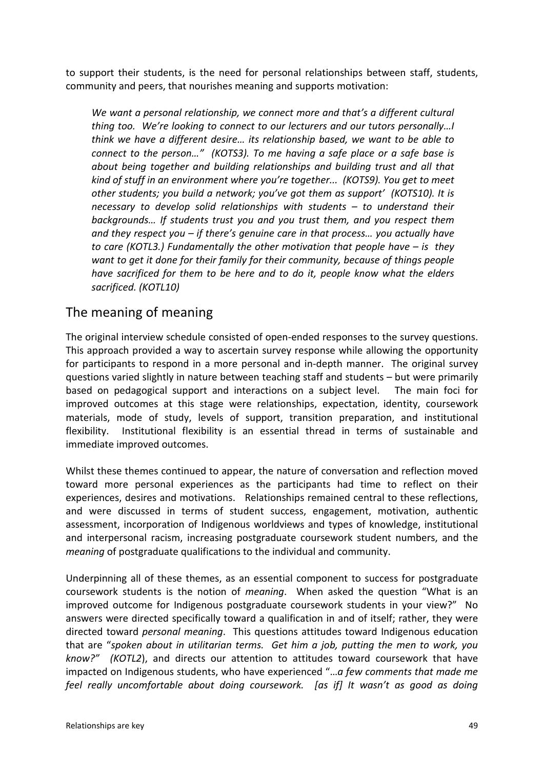to support their students, is the need for personal relationships between staff, students, community and peers, that nourishes meaning and supports motivation:

> *We want a personal relationship, we connect more and that's a different cultural thing too. We're looking to connect to our lecturers and our tutors personally…I think we have a different desire… its relationship based, we want to be able to connect to the person…" (KOTS3). To me having a safe place or a safe base is about being together and building relationships and building trust and all that kind of stuff in an environment where you're together... (KOTS9). You get to meet other students; you build a network; you've got them as support' (KOTS10). It is necessary to develop solid relationships with students – to understand their backgrounds… If students trust you and you trust them, and you respect them and they respect you – if there's genuine care in that process… you actually have to care (KOTL3.) Fundamentally the other motivation that people have – is they want to get it done for their family for their community, because of things people have sacrificed for them to be here and to do it, people know what the elders sacrificed. (KOTL10)*

## The meaning of meaning

The original interview schedule consisted of open-ended responses to the survey questions. This approach provided a way to ascertain survey response while allowing the opportunity for participants to respond in a more personal and in-depth manner. The original survey questions varied slightly in nature between teaching staff and students – but were primarily based on pedagogical support and interactions on a subject level. The main foci for improved outcomes at this stage were relationships, expectation, identity, coursework materials, mode of study, levels of support, transition preparation, and institutional flexibility. Institutional flexibility is an essential thread in terms of sustainable and immediate improved outcomes.

Whilst these themes continued to appear, the nature of conversation and reflection moved toward more personal experiences as the participants had time to reflect on their experiences, desires and motivations. Relationships remained central to these reflections, and were discussed in terms of student success, engagement, motivation, authentic assessment, incorporation of Indigenous worldviews and types of knowledge, institutional and interpersonal racism, increasing postgraduate coursework student numbers, and the *meaning* of postgraduate qualifications to the individual and community.

Underpinning all of these themes, as an essential component to success for postgraduate coursework students is the notion of *meaning*. When asked the question "What is an improved outcome for Indigenous postgraduate coursework students in your view?" No answers were directed specifically toward a qualification in and of itself; rather, they were directed toward *personal meaning*. This questions attitudes toward Indigenous education that are "*spoken about in utilitarian terms. Get him a job, putting the men to work, you know?" (KOTL2*), and directs our attention to attitudes toward coursework that have impacted on Indigenous students, who have experienced "…*a few comments that made me feel really uncomfortable about doing coursework. [as if] It wasn't as good as doing*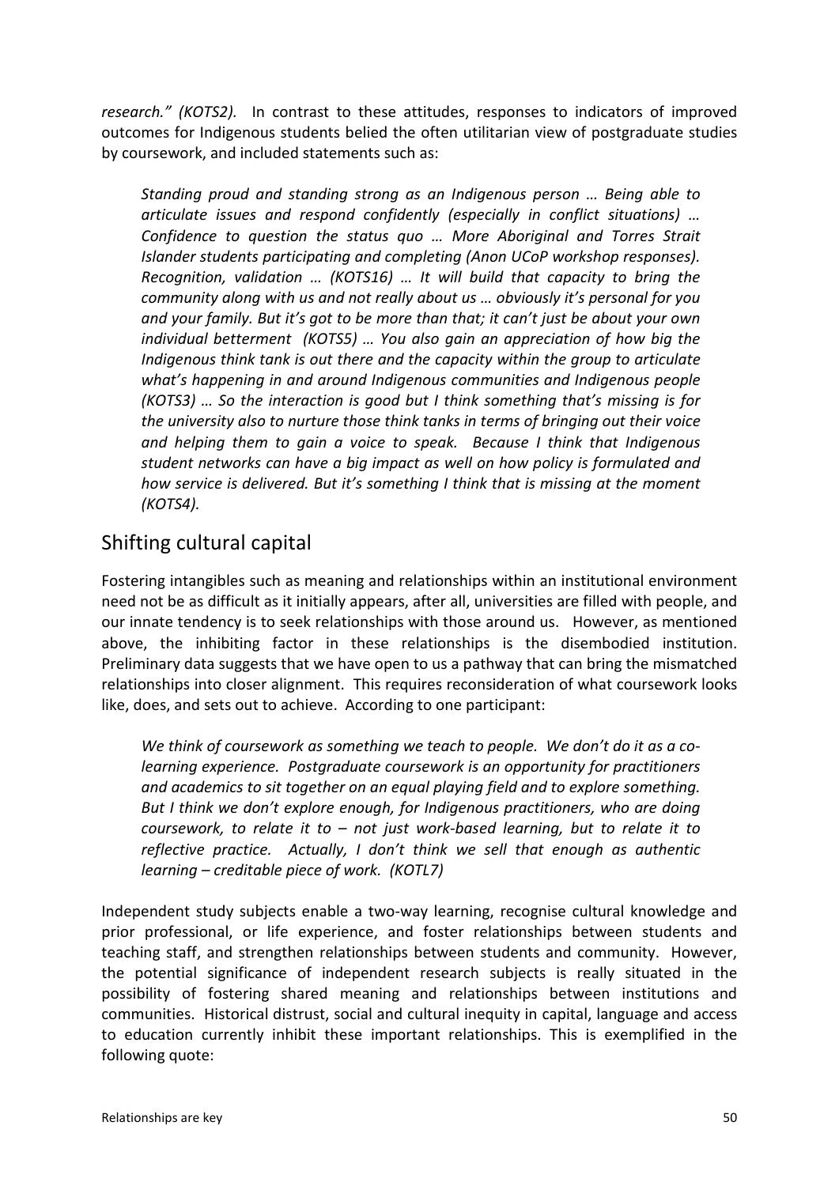*research." (KOTS2).* In contrast to these attitudes, responses to indicators of improved outcomes for Indigenous students belied the often utilitarian view of postgraduate studies by coursework, and included statements such as:

> *Standing proud and standing strong as an Indigenous person … Being able to articulate issues and respond confidently (especially in conflict situations) … Confidence to question the status quo … More Aboriginal and Torres Strait Islander students participating and completing (Anon UCoP workshop responses). Recognition, validation … (KOTS16) … It will build that capacity to bring the community along with us and not really about us … obviously it's personal for you and your family. But it's got to be more than that; it can't just be about your own individual betterment (KOTS5) … You also gain an appreciation of how big the Indigenous think tank is out there and the capacity within the group to articulate what's happening in and around Indigenous communities and Indigenous people (KOTS3) … So the interaction is good but I think something that's missing is for the university also to nurture those think tanks in terms of bringing out their voice and helping them to gain a voice to speak. Because I think that Indigenous student networks can have a big impact as well on how policy is formulated and how service is delivered. But it's something I think that is missing at the moment (KOTS4).*

## Shifting cultural capital

Fostering intangibles such as meaning and relationships within an institutional environment need not be as difficult as it initially appears, after all, universities are filled with people, and our innate tendency is to seek relationships with those around us. However, as mentioned above, the inhibiting factor in these relationships is the disembodied institution. Preliminary data suggests that we have open to us a pathway that can bring the mismatched relationships into closer alignment. This requires reconsideration of what coursework looks like, does, and sets out to achieve. According to one participant:

> *We think of coursework as something we teach to people. We don't do it as a co-learning experience. Postgraduate coursework is an opportunity for practitioners and academics to sit together on an equal playing field and to explore something. But I think we don't explore enough, for Indigenous practitioners, who are doing coursework, to relate it to – not just work-based learning, but to relate it to reflective practice. Actually, I don't think we sell that enough as authentic learning – creditable piece of work. (KOTL7)*

Independent study subjects enable a two-way learning, recognise cultural knowledge and prior professional, or life experience, and foster relationships between students and teaching staff, and strengthen relationships between students and community. However, the potential significance of independent research subjects is really situated in the possibility of fostering shared meaning and relationships between institutions and communities. Historical distrust, social and cultural inequity in capital, language and access to education currently inhibit these important relationships. This is exemplified in the following quote: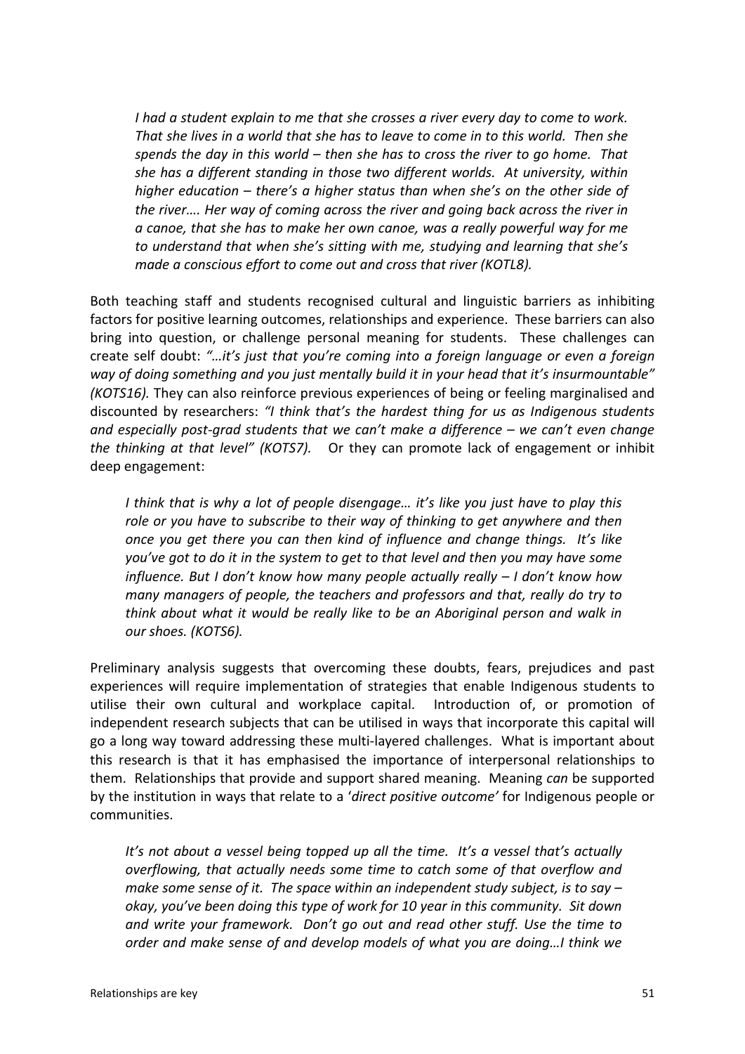> *I had a student explain to me that she crosses a river every day to come to work. That she lives in a world that she has to leave to come in to this world. Then she spends the day in this world – then she has to cross the river to go home. That she has a different standing in those two different worlds. At university, within higher education – there's a higher status than when she's on the other side of the river…. Her way of coming across the river and going back across the river in a canoe, that she has to make her own canoe, was a really powerful way for me to understand that when she's sitting with me, studying and learning that she's made a conscious effort to come out and cross that river (KOTL8).*

Both teaching staff and students recognised cultural and linguistic barriers as inhibiting factors for positive learning outcomes, relationships and experience. These barriers can also bring into question, or challenge personal meaning for students. These challenges can create self doubt: *"…it's just that you're coming into a foreign language or even a foreign way of doing something and you just mentally build it in your head that it's insurmountable" (KOTS16).* They can also reinforce previous experiences of being or feeling marginalised and discounted by researchers: *"I think that's the hardest thing for us as Indigenous students and especially post-grad students that we can't make a difference – we can't even change the thinking at that level" (KOTS7).* Or they can promote lack of engagement or inhibit deep engagement:

> *I think that is why a lot of people disengage… it's like you just have to play this role or you have to subscribe to their way of thinking to get anywhere and then once you get there you can then kind of influence and change things. It's like you've got to do it in the system to get to that level and then you may have some influence. But I don't know how many people actually really – I don't know how many managers of people, the teachers and professors and that, really do try to think about what it would be really like to be an Aboriginal person and walk in our shoes. (KOTS6).*

Preliminary analysis suggests that overcoming these doubts, fears, prejudices and past experiences will require implementation of strategies that enable Indigenous students to utilise their own cultural and workplace capital. Introduction of, or promotion of independent research subjects that can be utilised in ways that incorporate this capital will go a long way toward addressing these multi-layered challenges. What is important about this research is that it has emphasised the importance of interpersonal relationships to them. Relationships that provide and support shared meaning. Meaning *can* be supported by the institution in ways that relate to a '*direct positive outcome*' for Indigenous people or communities.

> *It's not about a vessel being topped up all the time. It's a vessel that's actually overflowing, that actually needs some time to catch some of that overflow and make some sense of it. The space within an independent study subject, is to say – okay, you've been doing this type of work for 10 year in this community. Sit down and write your framework. Don't go out and read other stuff. Use the time to order and make sense of and develop models of what you are doing…I think we*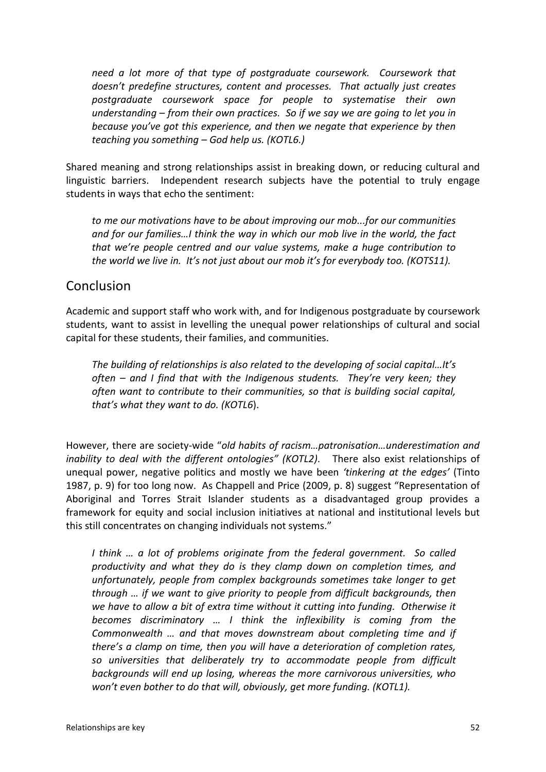*need a lot more of that type of postgraduate coursework. Coursework that doesn't predefine structures, content and processes. That actually just creates postgraduate coursework space for people to systematise their own understanding – from their own practices. So if we say we are going to let you in because you've got this experience, and then we negate that experience by then teaching you something – God help us. (KOTL6.)*

Shared meaning and strong relationships assist in breaking down, or reducing cultural and linguistic barriers. Independent research subjects have the potential to truly engage students in ways that echo the sentiment:

*to me our motivations have to be about improving our mob...for our communities and for our families…I think the way in which our mob live in the world, the fact that we're people centred and our value systems, make a huge contribution to the world we live in. It's not just about our mob it's for everybody too. (KOTS11).*

## Conclusion

Academic and support staff who work with, and for Indigenous postgraduate by coursework students, want to assist in levelling the unequal power relationships of cultural and social capital for these students, their families, and communities.

*The building of relationships is also related to the developing of social capital…It's often – and I find that with the Indigenous students. They're very keen; they often want to contribute to their communities, so that is building social capital, that's what they want to do. (KOTL6*).

However, there are society-wide "*old habits of racism…patronisation…underestimation and inability to deal with the different ontologies" (KOTL2)*. There also exist relationships of unequal power, negative politics and mostly we have been *'tinkering at the edges'* (Tinto 1987, p. 9) for too long now. As Chappell and Price (2009, p. 8) suggest "Representation of Aboriginal and Torres Strait Islander students as a disadvantaged group provides a framework for equity and social inclusion initiatives at national and institutional levels but this still concentrates on changing individuals not systems."

*I think … a lot of problems originate from the federal government. So called productivity and what they do is they clamp down on completion times, and unfortunately, people from complex backgrounds sometimes take longer to get through … if we want to give priority to people from difficult backgrounds, then we have to allow a bit of extra time without it cutting into funding. Otherwise it becomes discriminatory … I think the inflexibility is coming from the Commonwealth … and that moves downstream about completing time and if there's a clamp on time, then you will have a deterioration of completion rates, so universities that deliberately try to accommodate people from difficult backgrounds will end up losing, whereas the more carnivorous universities, who won't even bother to do that will, obviously, get more funding. (KOTL1).*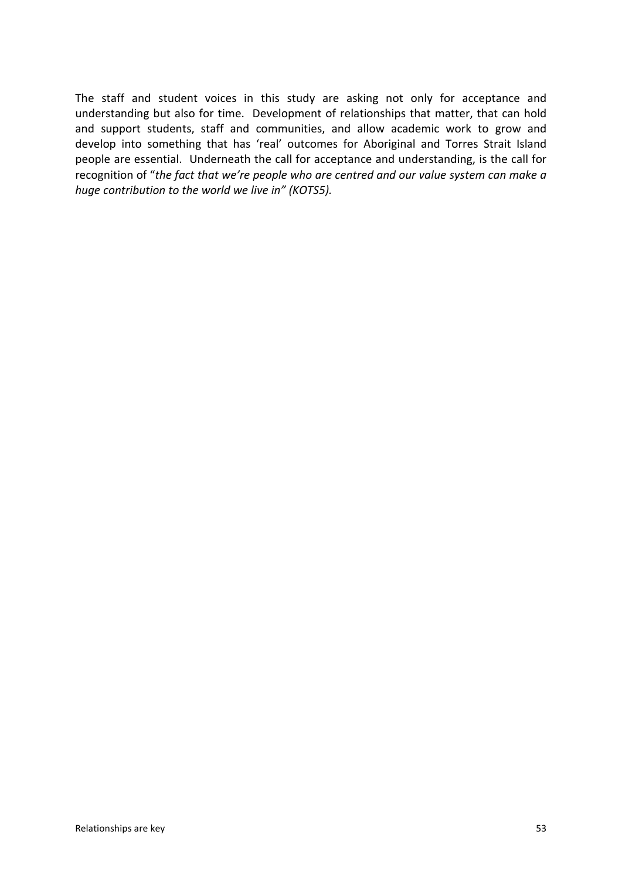The staff and student voices in this study are asking not only for acceptance and understanding but also for time. Development of relationships that matter, that can hold and support students, staff and communities, and allow academic work to grow and develop into something that has 'real' outcomes for Aboriginal and Torres Strait Island people are essential. Underneath the call for acceptance and understanding, is the call for recognition of "*the fact that we're people who are centred and our value system can make a huge contribution to the world we live in" (KOTS5).*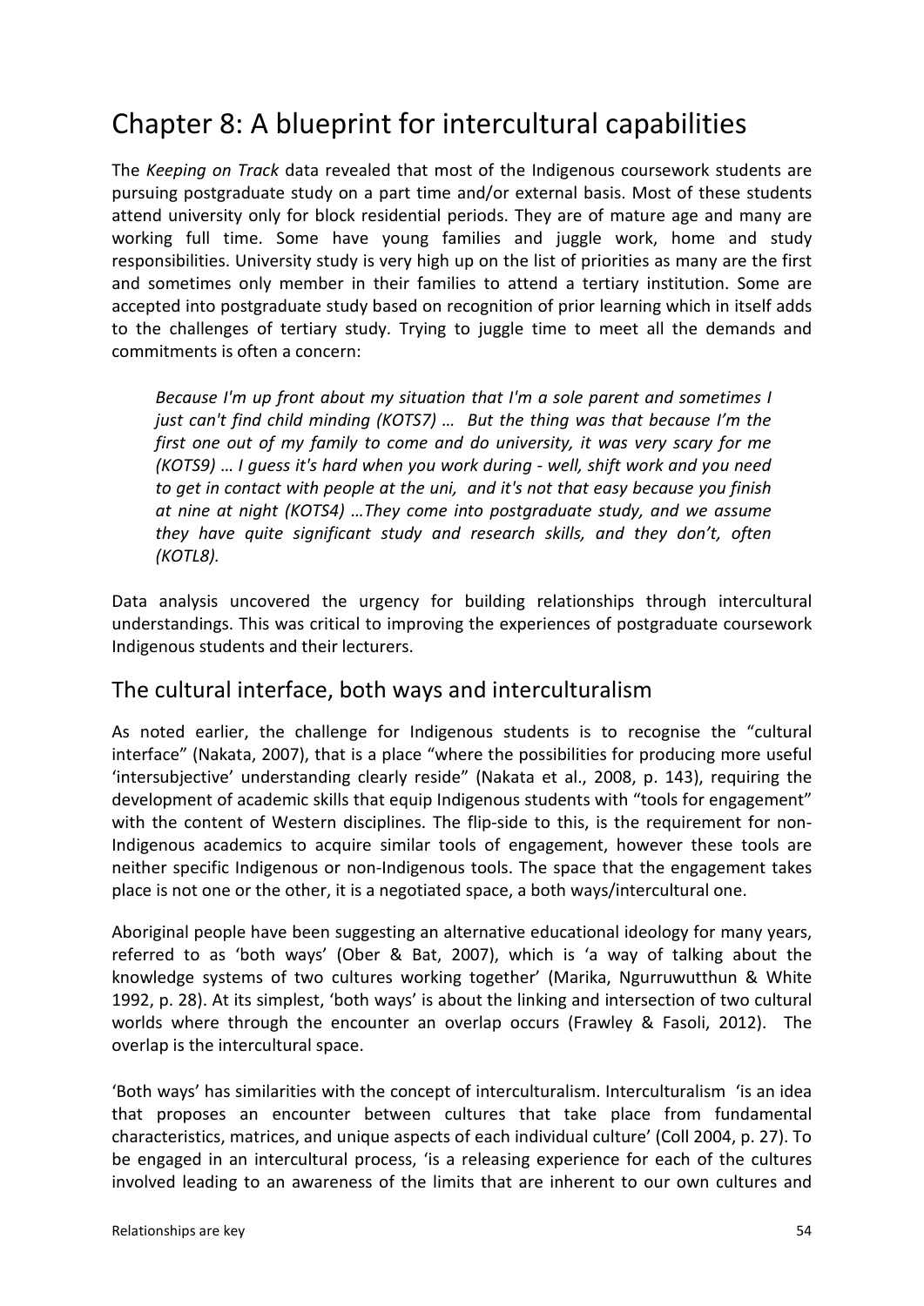# Chapter 8: A blueprint for intercultural capabilities

The *Keeping on Track* data revealed that most of the Indigenous coursework students are pursuing postgraduate study on a part time and/or external basis. Most of these students attend university only for block residential periods. They are of mature age and many are working full time. Some have young families and juggle work, home and study responsibilities. University study is very high up on the list of priorities as many are the first and sometimes only member in their families to attend a tertiary institution. Some are accepted into postgraduate study based on recognition of prior learning which in itself adds to the challenges of tertiary study. Trying to juggle time to meet all the demands and commitments is often a concern:

> *Because I'm up front about my situation that I'm a sole parent and sometimes I just can't find child minding (KOTS7) … But the thing was that because I'm the first one out of my family to come and do university, it was very scary for me (KOTS9) … I guess it's hard when you work during - well, shift work and you need to get in contact with people at the uni, and it's not that easy because you finish at nine at night (KOTS4) …They come into postgraduate study, and we assume they have quite significant study and research skills, and they don't, often (KOTL8).*

Data analysis uncovered the urgency for building relationships through intercultural understandings. This was critical to improving the experiences of postgraduate coursework Indigenous students and their lecturers.

## The cultural interface, both ways and interculturalism

As noted earlier, the challenge for Indigenous students is to recognise the "cultural interface" (Nakata, 2007), that is a place "where the possibilities for producing more useful 'intersubjective' understanding clearly reside" (Nakata et al., 2008, p. 143), requiring the development of academic skills that equip Indigenous students with "tools for engagement" with the content of Western disciplines. The flip-side to this, is the requirement for non-Indigenous academics to acquire similar tools of engagement, however these tools are neither specific Indigenous or non-Indigenous tools. The space that the engagement takes place is not one or the other, it is a negotiated space, a both ways/intercultural one.

Aboriginal people have been suggesting an alternative educational ideology for many years, referred to as 'both ways' (Ober & Bat, 2007), which is 'a way of talking about the knowledge systems of two cultures working together' (Marika, Ngurruwutthun & White 1992, p. 28). At its simplest, 'both ways' is about the linking and intersection of two cultural worlds where through the encounter an overlap occurs (Frawley & Fasoli, 2012). The overlap is the intercultural space.

'Both ways' has similarities with the concept of interculturalism. Interculturalism 'is an idea that proposes an encounter between cultures that take place from fundamental characteristics, matrices, and unique aspects of each individual culture' (Coll 2004, p. 27). To be engaged in an intercultural process, 'is a releasing experience for each of the cultures involved leading to an awareness of the limits that are inherent to our own cultures and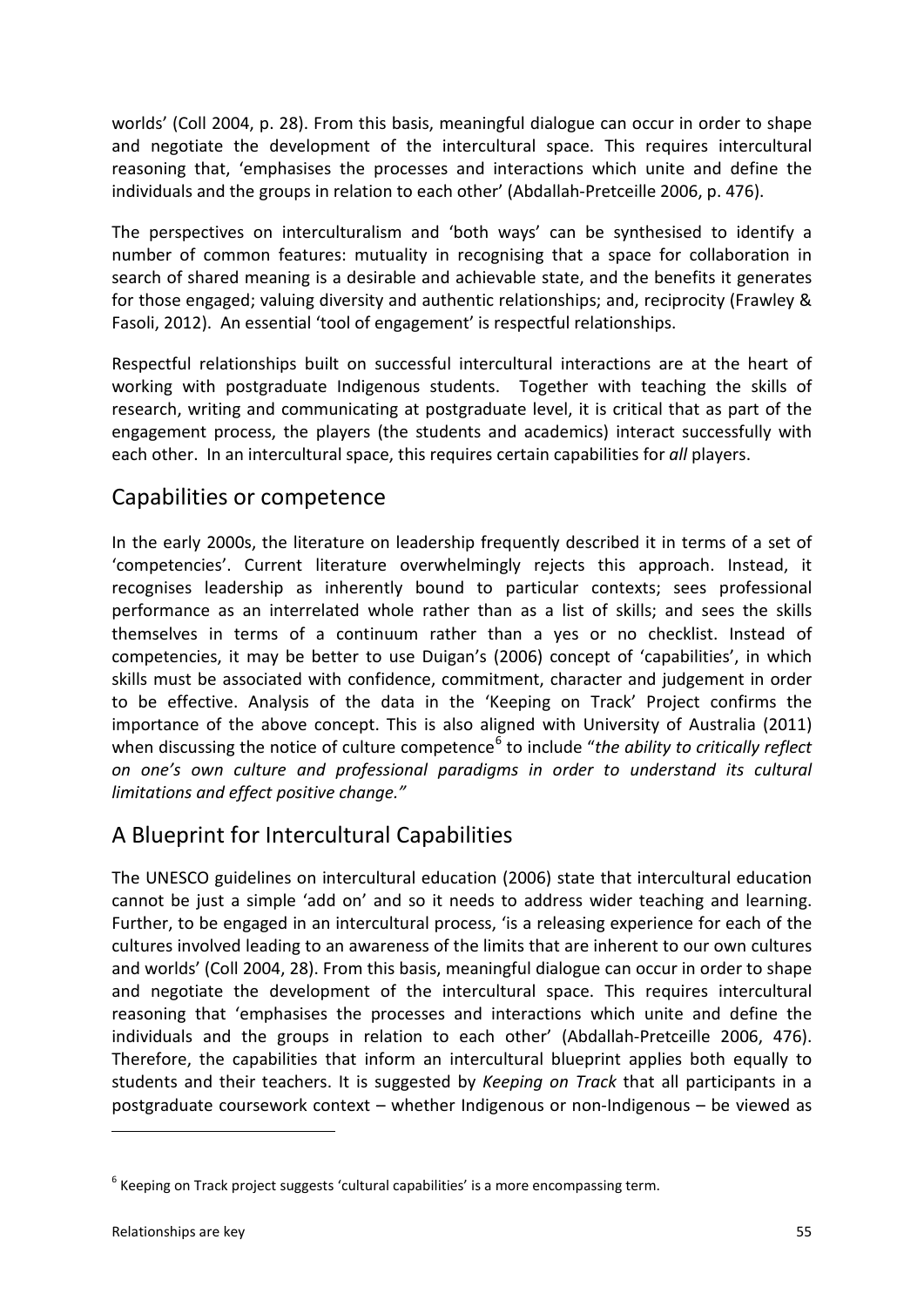worlds' (Coll 2004, p. 28). From this basis, meaningful dialogue can occur in order to shape and negotiate the development of the intercultural space. This requires intercultural reasoning that, 'emphasises the processes and interactions which unite and define the individuals and the groups in relation to each other' (Abdallah-Pretceille 2006, p. 476).

The perspectives on interculturalism and 'both ways' can be synthesised to identify a number of common features: mutuality in recognising that a space for collaboration in search of shared meaning is a desirable and achievable state, and the benefits it generates for those engaged; valuing diversity and authentic relationships; and, reciprocity (Frawley & Fasoli, 2012). An essential 'tool of engagement' is respectful relationships.

Respectful relationships built on successful intercultural interactions are at the heart of working with postgraduate Indigenous students. Together with teaching the skills of research, writing and communicating at postgraduate level, it is critical that as part of the engagement process, the players (the students and academics) interact successfully with each other. In an intercultural space, this requires certain capabilities for *all* players.

## Capabilities or competence

In the early 2000s, the literature on leadership frequently described it in terms of a set of 'competencies'. Current literature overwhelmingly rejects this approach. Instead, it recognises leadership as inherently bound to particular contexts; sees professional performance as an interrelated whole rather than as a list of skills; and sees the skills themselves in terms of a continuum rather than a yes or no checklist. Instead of competencies, it may be better to use Duigan's (2006) concept of 'capabilities', in which skills must be associated with confidence, commitment, character and judgement in order to be effective. Analysis of the data in the 'Keeping on Track' Project confirms the importance of the above concept. This is also aligned with University of Australia (2011) when discussing the notice of culture competence[6] to include "*the ability to critically reflect on one's own culture and professional paradigms in order to understand its cultural limitations and effect positive change."*

## A Blueprint for Intercultural Capabilities

The UNESCO guidelines on intercultural education (2006) state that intercultural education cannot be just a simple 'add on' and so it needs to address wider teaching and learning. Further, to be engaged in an intercultural process, 'is a releasing experience for each of the cultures involved leading to an awareness of the limits that are inherent to our own cultures and worlds' (Coll 2004, 28). From this basis, meaningful dialogue can occur in order to shape and negotiate the development of the intercultural space. This requires intercultural reasoning that 'emphasises the processes and interactions which unite and define the individuals and the groups in relation to each other' (Abdallah-Pretceille 2006, 476). Therefore, the capabilities that inform an intercultural blueprint applies both equally to students and their teachers. It is suggested by *Keeping on Track* that all participants in a postgraduate coursework context – whether Indigenous or non-Indigenous – be viewed as

---

[6] Keeping on Track project suggests 'cultural capabilities' is a more encompassing term.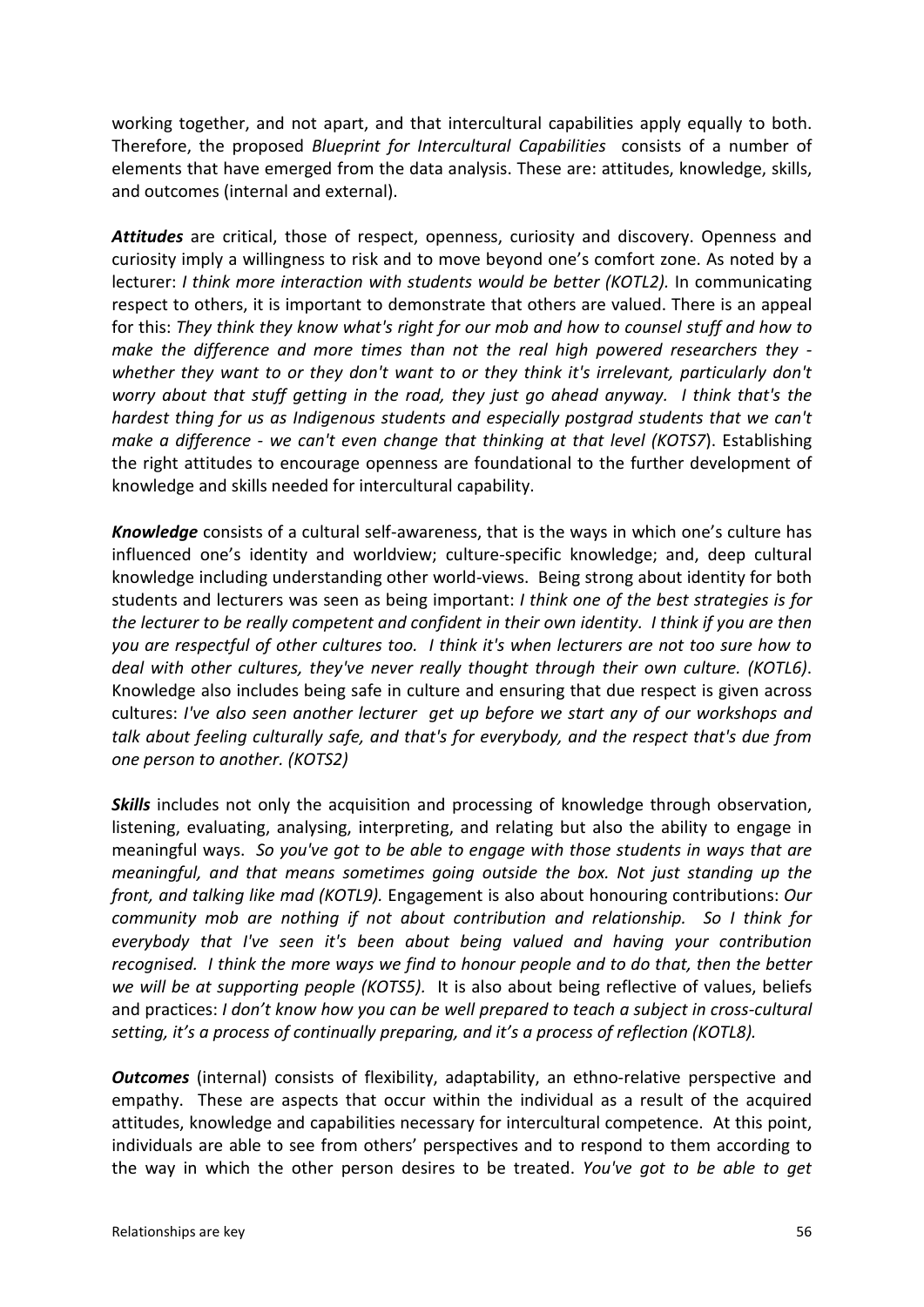working together, and not apart, and that intercultural capabilities apply equally to both. Therefore, the proposed *Blueprint for Intercultural Capabilities* consists of a number of elements that have emerged from the data analysis. These are: attitudes, knowledge, skills, and outcomes (internal and external).

***Attitudes*** are critical, those of respect, openness, curiosity and discovery. Openness and curiosity imply a willingness to risk and to move beyond one's comfort zone. As noted by a lecturer: *I think more interaction with students would be better (KOTL2).* In communicating respect to others, it is important to demonstrate that others are valued. There is an appeal for this: *They think they know what's right for our mob and how to counsel stuff and how to make the difference and more times than not the real high powered researchers they - whether they want to or they don't want to or they think it's irrelevant, particularly don't worry about that stuff getting in the road, they just go ahead anyway. I think that's the hardest thing for us as Indigenous students and especially postgrad students that we can't make a difference - we can't even change that thinking at that level (KOTS7*). Establishing the right attitudes to encourage openness are foundational to the further development of knowledge and skills needed for intercultural capability.

***Knowledge*** consists of a cultural self-awareness, that is the ways in which one's culture has influenced one's identity and worldview; culture-specific knowledge; and, deep cultural knowledge including understanding other world-views. Being strong about identity for both students and lecturers was seen as being important: *I think one of the best strategies is for the lecturer to be really competent and confident in their own identity. I think if you are then you are respectful of other cultures too. I think it's when lecturers are not too sure how to deal with other cultures, they've never really thought through their own culture. (KOTL6)*. Knowledge also includes being safe in culture and ensuring that due respect is given across cultures: *I've also seen another lecturer get up before we start any of our workshops and talk about feeling culturally safe, and that's for everybody, and the respect that's due from one person to another. (KOTS2)*

***Skills*** includes not only the acquisition and processing of knowledge through observation, listening, evaluating, analysing, interpreting, and relating but also the ability to engage in meaningful ways. *So you've got to be able to engage with those students in ways that are meaningful, and that means sometimes going outside the box. Not just standing up the front, and talking like mad (KOTL9).* Engagement is also about honouring contributions: *Our community mob are nothing if not about contribution and relationship. So I think for everybody that I've seen it's been about being valued and having your contribution recognised. I think the more ways we find to honour people and to do that, then the better we will be at supporting people (KOTS5).* It is also about being reflective of values, beliefs and practices: *I don't know how you can be well prepared to teach a subject in cross-cultural setting, it's a process of continually preparing, and it's a process of reflection (KOTL8).*

***Outcomes*** (internal) consists of flexibility, adaptability, an ethno-relative perspective and empathy. These are aspects that occur within the individual as a result of the acquired attitudes, knowledge and capabilities necessary for intercultural competence. At this point, individuals are able to see from others' perspectives and to respond to them according to the way in which the other person desires to be treated. *You've got to be able to get*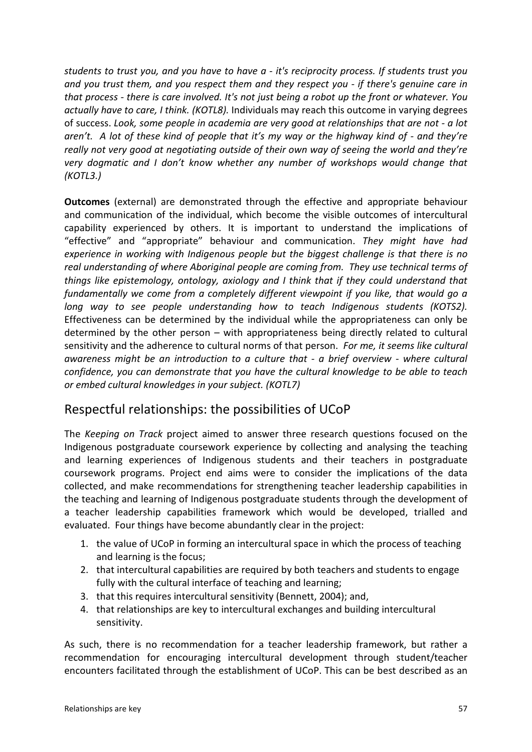*students to trust you, and you have to have a - it's reciprocity process. If students trust you and you trust them, and you respect them and they respect you - if there's genuine care in that process - there is care involved. It's not just being a robot up the front or whatever. You actually have to care, I think. (KOTL8).* Individuals may reach this outcome in varying degrees of success. *Look, some people in academia are very good at relationships that are not - a lot aren't. A lot of these kind of people that it's my way or the highway kind of - and they're really not very good at negotiating outside of their own way of seeing the world and they're very dogmatic and I don't know whether any number of workshops would change that (KOTL3.)*

**Outcomes** (external) are demonstrated through the effective and appropriate behaviour and communication of the individual, which become the visible outcomes of intercultural capability experienced by others. It is important to understand the implications of "effective" and "appropriate" behaviour and communication. *They might have had experience in working with Indigenous people but the biggest challenge is that there is no real understanding of where Aboriginal people are coming from. They use technical terms of things like epistemology, ontology, axiology and I think that if they could understand that fundamentally we come from a completely different viewpoint if you like, that would go a long way to see people understanding how to teach Indigenous students (KOTS2).* Effectiveness can be determined by the individual while the appropriateness can only be determined by the other person – with appropriateness being directly related to cultural sensitivity and the adherence to cultural norms of that person. *For me, it seems like cultural awareness might be an introduction to a culture that - a brief overview - where cultural confidence, you can demonstrate that you have the cultural knowledge to be able to teach or embed cultural knowledges in your subject. (KOTL7)*

## Respectful relationships: the possibilities of UCoP

The *Keeping on Track* project aimed to answer three research questions focused on the Indigenous postgraduate coursework experience by collecting and analysing the teaching and learning experiences of Indigenous students and their teachers in postgraduate coursework programs. Project end aims were to consider the implications of the data collected, and make recommendations for strengthening teacher leadership capabilities in the teaching and learning of Indigenous postgraduate students through the development of a teacher leadership capabilities framework which would be developed, trialled and evaluated. Four things have become abundantly clear in the project:

1. the value of UCoP in forming an intercultural space in which the process of teaching and learning is the focus;
2. that intercultural capabilities are required by both teachers and students to engage fully with the cultural interface of teaching and learning;
3. that this requires intercultural sensitivity (Bennett, 2004); and,
4. that relationships are key to intercultural exchanges and building intercultural sensitivity.

As such, there is no recommendation for a teacher leadership framework, but rather a recommendation for encouraging intercultural development through student/teacher encounters facilitated through the establishment of UCoP. This can be best described as an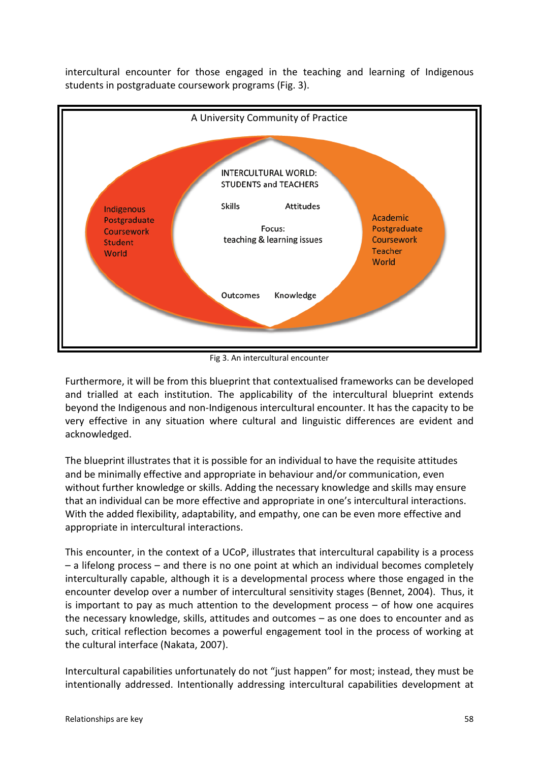intercultural encounter for those engaged in the teaching and learning of Indigenous students in postgraduate coursework programs (Fig. 3).

A University Community of Practice

Indigenous Postgraduate Coursework Student World

INTERCULTURAL WORLD: STUDENTS and TEACHERS

Skills Attitudes

Focus: teaching & learning issues

Outcomes Knowledge

Academic Postgraduate Coursework Teacher World

Fig 3. An intercultural encounter

Furthermore, it will be from this blueprint that contextualised frameworks can be developed and trialled at each institution. The applicability of the intercultural blueprint extends beyond the Indigenous and non-Indigenous intercultural encounter. It has the capacity to be very effective in any situation where cultural and linguistic differences are evident and acknowledged.

The blueprint illustrates that it is possible for an individual to have the requisite attitudes and be minimally effective and appropriate in behaviour and/or communication, even without further knowledge or skills. Adding the necessary knowledge and skills may ensure that an individual can be more effective and appropriate in one's intercultural interactions. With the added flexibility, adaptability, and empathy, one can be even more effective and appropriate in intercultural interactions.

This encounter, in the context of a UCoP, illustrates that intercultural capability is a process – a lifelong process – and there is no one point at which an individual becomes completely interculturally capable, although it is a developmental process where those engaged in the encounter develop over a number of intercultural sensitivity stages (Bennet, 2004). Thus, it is important to pay as much attention to the development process – of how one acquires the necessary knowledge, skills, attitudes and outcomes – as one does to encounter and as such, critical reflection becomes a powerful engagement tool in the process of working at the cultural interface (Nakata, 2007).

Intercultural capabilities unfortunately do not "just happen" for most; instead, they must be intentionally addressed. Intentionally addressing intercultural capabilities development at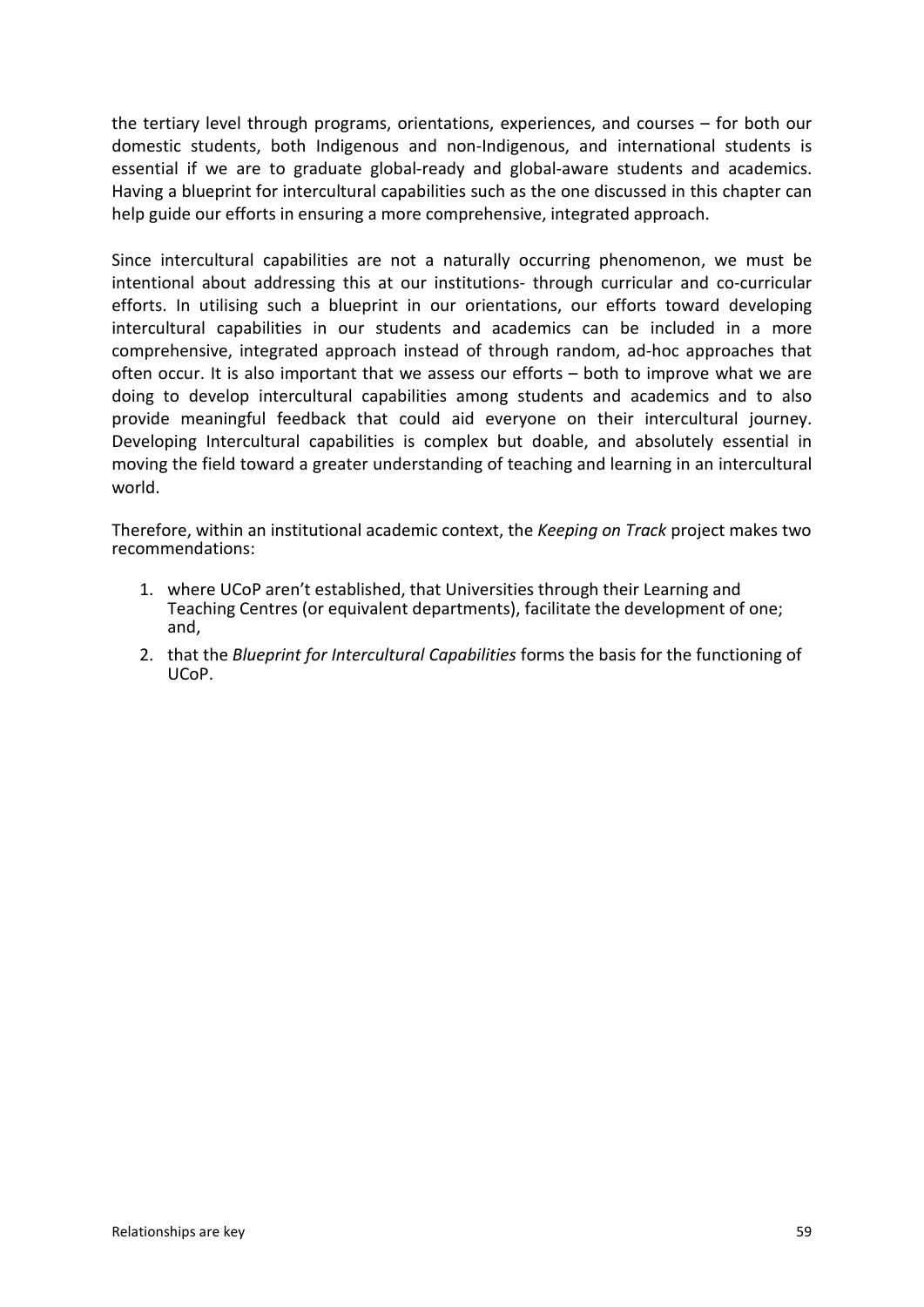the tertiary level through programs, orientations, experiences, and courses – for both our domestic students, both Indigenous and non-Indigenous, and international students is essential if we are to graduate global-ready and global-aware students and academics. Having a blueprint for intercultural capabilities such as the one discussed in this chapter can help guide our efforts in ensuring a more comprehensive, integrated approach.

Since intercultural capabilities are not a naturally occurring phenomenon, we must be intentional about addressing this at our institutions- through curricular and co-curricular efforts. In utilising such a blueprint in our orientations, our efforts toward developing intercultural capabilities in our students and academics can be included in a more comprehensive, integrated approach instead of through random, ad-hoc approaches that often occur. It is also important that we assess our efforts – both to improve what we are doing to develop intercultural capabilities among students and academics and to also provide meaningful feedback that could aid everyone on their intercultural journey. Developing Intercultural capabilities is complex but doable, and absolutely essential in moving the field toward a greater understanding of teaching and learning in an intercultural world.

Therefore, within an institutional academic context, the *Keeping on Track* project makes two recommendations:

1. where UCoP aren't established, that Universities through their Learning and Teaching Centres (or equivalent departments), facilitate the development of one; and,
2. that the *Blueprint for Intercultural Capabilities* forms the basis for the functioning of UCoP.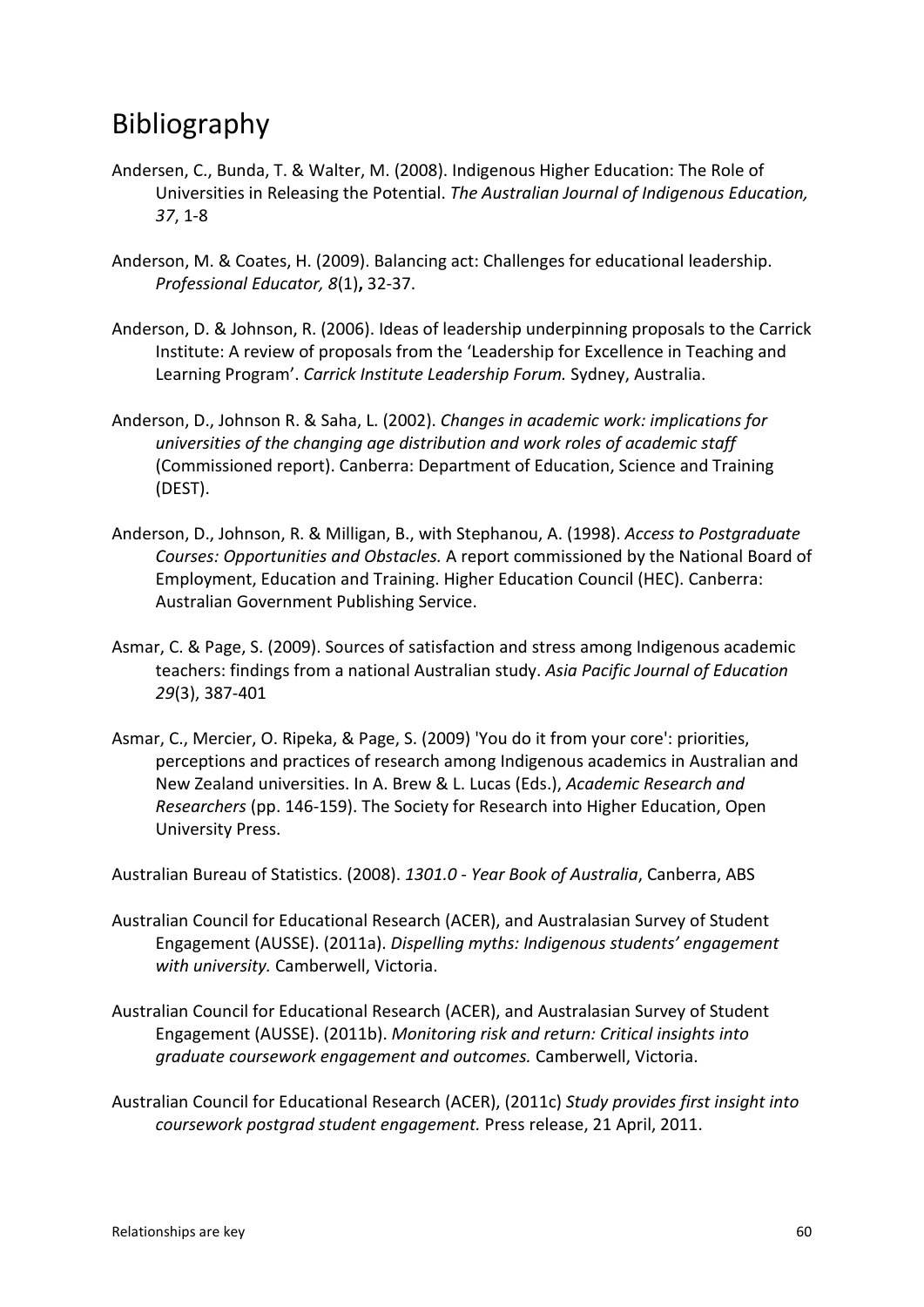# Bibliography

Andersen, C., Bunda, T. & Walter, M. (2008). Indigenous Higher Education: The Role of Universities in Releasing the Potential. *The Australian Journal of Indigenous Education, 37*, 1-8

Anderson, M. & Coates, H. (2009). Balancing act: Challenges for educational leadership. *Professional Educator, 8*(1)**,** 32-37.

Anderson, D. & Johnson, R. (2006). Ideas of leadership underpinning proposals to the Carrick Institute: A review of proposals from the 'Leadership for Excellence in Teaching and Learning Program'. *Carrick Institute Leadership Forum.* Sydney, Australia.

Anderson, D., Johnson R. & Saha, L. (2002). *Changes in academic work: implications for universities of the changing age distribution and work roles of academic staff* (Commissioned report). Canberra: Department of Education, Science and Training (DEST).

Anderson, D., Johnson, R. & Milligan, B., with Stephanou, A. (1998). *Access to Postgraduate Courses: Opportunities and Obstacles.* A report commissioned by the National Board of Employment, Education and Training. Higher Education Council (HEC). Canberra: Australian Government Publishing Service.

Asmar, C. & Page, S. (2009). Sources of satisfaction and stress among Indigenous academic teachers: findings from a national Australian study. *Asia Pacific Journal of Education 29*(3), 387-401

Asmar, C., Mercier, O. Ripeka, & Page, S. (2009) 'You do it from your core': priorities, perceptions and practices of research among Indigenous academics in Australian and New Zealand universities. In A. Brew & L. Lucas (Eds.), *Academic Research and Researchers* (pp. 146-159). The Society for Research into Higher Education, Open University Press.

Australian Bureau of Statistics. (2008). *1301.0 - Year Book of Australia*, Canberra, ABS

Australian Council for Educational Research (ACER), and Australasian Survey of Student Engagement (AUSSE). (2011a). *Dispelling myths: Indigenous students' engagement with university.* Camberwell, Victoria.

Australian Council for Educational Research (ACER), and Australasian Survey of Student Engagement (AUSSE). (2011b). *Monitoring risk and return: Critical insights into graduate coursework engagement and outcomes.* Camberwell, Victoria.

Australian Council for Educational Research (ACER), (2011c) *Study provides first insight into coursework postgrad student engagement.* Press release, 21 April, 2011.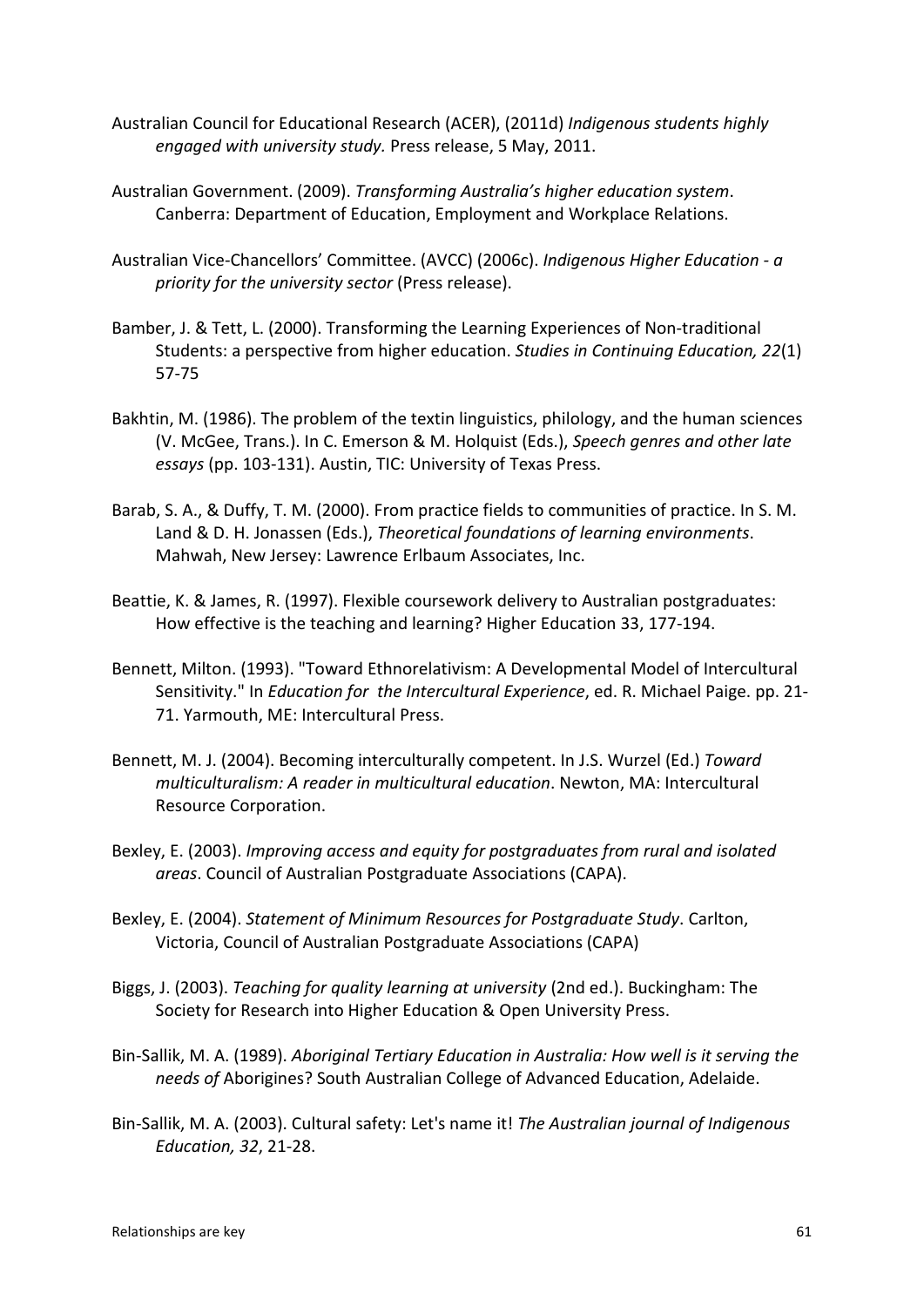Australian Council for Educational Research (ACER), (2011d) *Indigenous students highly engaged with university study.* Press release, 5 May, 2011.

Australian Government. (2009). *Transforming Australia's higher education system*. Canberra: Department of Education, Employment and Workplace Relations.

Australian Vice-Chancellors' Committee. (AVCC) (2006c). *Indigenous Higher Education - a priority for the university sector* (Press release).

Bamber, J. & Tett, L. (2000). Transforming the Learning Experiences of Non-traditional Students: a perspective from higher education. *Studies in Continuing Education, 22*(1) 57-75

Bakhtin, M. (1986). The problem of the textin linguistics, philology, and the human sciences (V. McGee, Trans.). In C. Emerson & M. Holquist (Eds.), *Speech genres and other late essays* (pp. 103-131). Austin, TIC: University of Texas Press.

Barab, S. A., & Duffy, T. M. (2000). From practice fields to communities of practice. In S. M. Land & D. H. Jonassen (Eds.), *Theoretical foundations of learning environments*. Mahwah, New Jersey: Lawrence Erlbaum Associates, Inc.

Beattie, K. & James, R. (1997). Flexible coursework delivery to Australian postgraduates: How effective is the teaching and learning? Higher Education 33, 177-194.

Bennett, Milton. (1993). "Toward Ethnorelativism: A Developmental Model of Intercultural Sensitivity." In *Education for the Intercultural Experience*, ed. R. Michael Paige. pp. 21-71. Yarmouth, ME: Intercultural Press.

Bennett, M. J. (2004). Becoming interculturally competent. In J.S. Wurzel (Ed.) *Toward multiculturalism: A reader in multicultural education*. Newton, MA: Intercultural Resource Corporation.

Bexley, E. (2003). *Improving access and equity for postgraduates from rural and isolated areas*. Council of Australian Postgraduate Associations (CAPA).

Bexley, E. (2004). *Statement of Minimum Resources for Postgraduate Study*. Carlton, Victoria, Council of Australian Postgraduate Associations (CAPA)

Biggs, J. (2003). *Teaching for quality learning at university* (2nd ed.). Buckingham: The Society for Research into Higher Education & Open University Press.

Bin-Sallik, M. A. (1989). *Aboriginal Tertiary Education in Australia: How well is it serving the needs of* Aborigines? South Australian College of Advanced Education, Adelaide.

Bin-Sallik, M. A. (2003). Cultural safety: Let's name it! *The Australian journal of Indigenous Education, 32*, 21-28.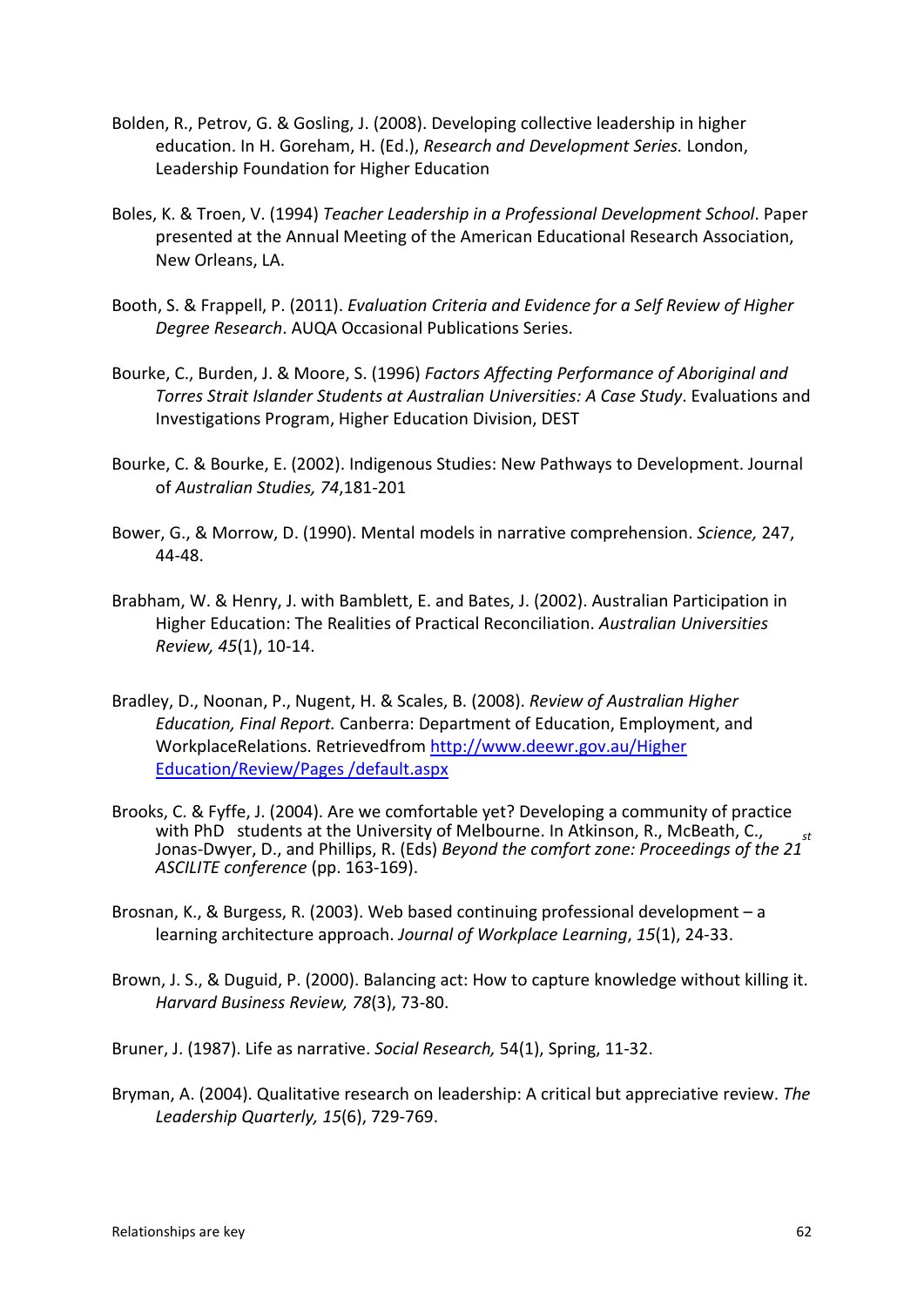Bolden, R., Petrov, G. & Gosling, J. (2008). Developing collective leadership in higher education. In H. Goreham, H. (Ed.), *Research and Development Series.* London, Leadership Foundation for Higher Education

Boles, K. & Troen, V. (1994) *Teacher Leadership in a Professional Development School*. Paper presented at the Annual Meeting of the American Educational Research Association, New Orleans, LA.

Booth, S. & Frappell, P. (2011). *Evaluation Criteria and Evidence for a Self Review of Higher Degree Research*. AUQA Occasional Publications Series.

Bourke, C., Burden, J. & Moore, S. (1996) *Factors Affecting Performance of Aboriginal and Torres Strait Islander Students at Australian Universities: A Case Study*. Evaluations and Investigations Program, Higher Education Division, DEST

Bourke, C. & Bourke, E. (2002). Indigenous Studies: New Pathways to Development. Journal of *Australian Studies, 74*,181-201

Bower, G., & Morrow, D. (1990). Mental models in narrative comprehension. *Science,* 247, 44-48.

Brabham, W. & Henry, J. with Bamblett, E. and Bates, J. (2002). Australian Participation in Higher Education: The Realities of Practical Reconciliation. *Australian Universities Review, 45*(1), 10-14.

Bradley, D., Noonan, P., Nugent, H. & Scales, B. (2008). *Review of Australian Higher Education, Final Report.* Canberra: Department of Education, Employment, and WorkplaceRelations. Retrievedfrom [http://www.deewr.gov.au/Higher Education/Review/Pages /default.aspx](http://www.deewr.gov.au/HigherEducation/Review/Pages/default.aspx)

Brooks, C. & Fyffe, J. (2004). Are we comfortable yet? Developing a community of practice with PhD students at the University of Melbourne. In Atkinson, R., McBeath, C., Jonas-Dwyer, D., and Phillips, R. (Eds) *Beyond the comfort zone: Proceedings of the 21st ASCILITE conference* (pp. 163-169).

Brosnan, K., & Burgess, R. (2003). Web based continuing professional development – a learning architecture approach. *Journal of Workplace Learning*, *15*(1), 24-33.

Brown, J. S., & Duguid, P. (2000). Balancing act: How to capture knowledge without killing it. *Harvard Business Review, 78*(3), 73-80.

Bruner, J. (1987). Life as narrative. *Social Research,* 54(1), Spring, 11-32.

Bryman, A. (2004). Qualitative research on leadership: A critical but appreciative review. *The Leadership Quarterly, 15*(6), 729-769.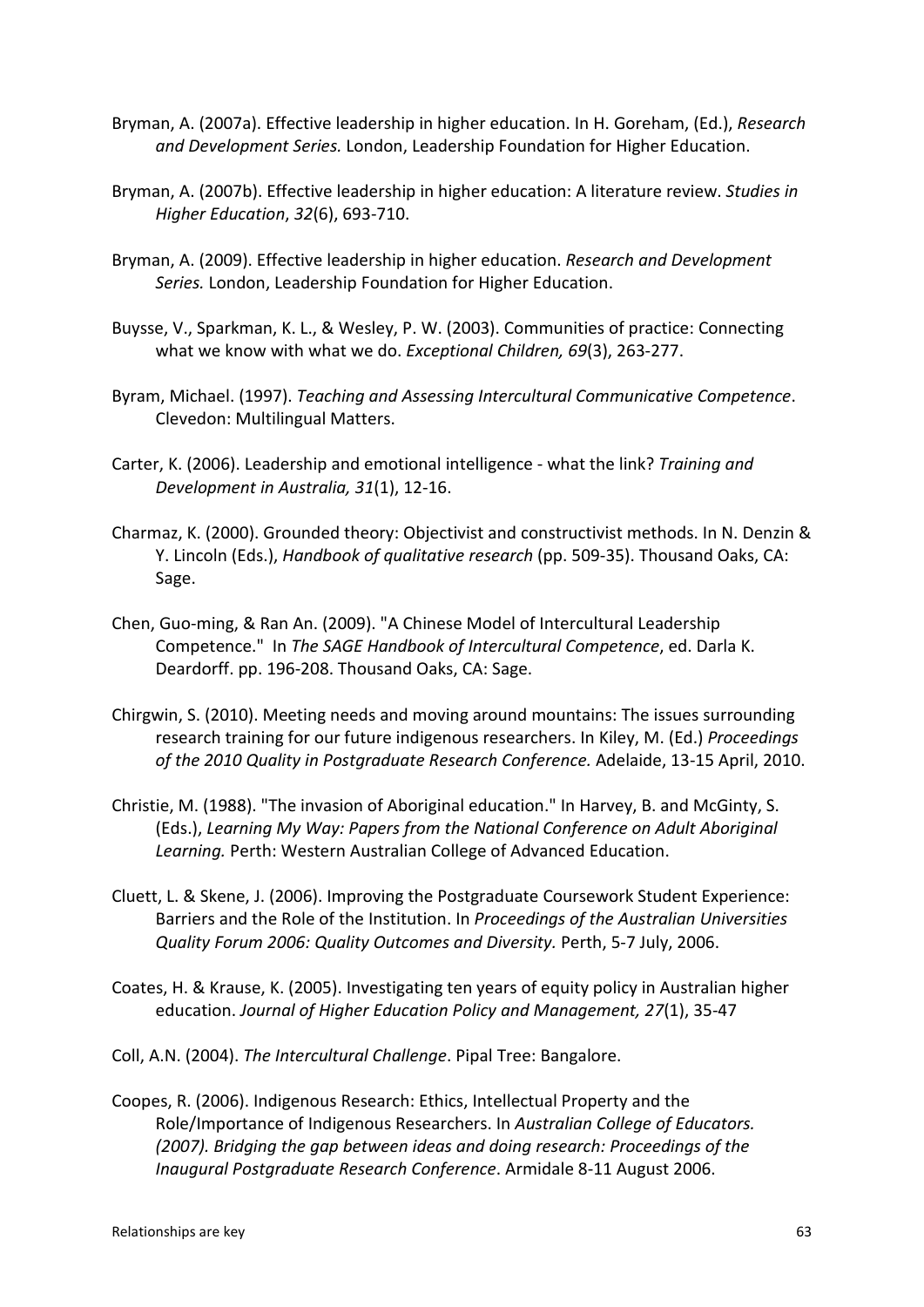Bryman, A. (2007a). Effective leadership in higher education. In H. Goreham, (Ed.), *Research and Development Series.* London, Leadership Foundation for Higher Education.

Bryman, A. (2007b). Effective leadership in higher education: A literature review. *Studies in Higher Education*, *32*(6), 693-710.

Bryman, A. (2009). Effective leadership in higher education. *Research and Development Series.* London, Leadership Foundation for Higher Education.

Buysse, V., Sparkman, K. L., & Wesley, P. W. (2003). Communities of practice: Connecting what we know with what we do. *Exceptional Children, 69*(3), 263-277.

Byram, Michael. (1997). *Teaching and Assessing Intercultural Communicative Competence*. Clevedon: Multilingual Matters.

Carter, K. (2006). Leadership and emotional intelligence - what the link? *Training and Development in Australia, 31*(1), 12-16.

Charmaz, K. (2000). Grounded theory: Objectivist and constructivist methods. In N. Denzin & Y. Lincoln (Eds.), *Handbook of qualitative research* (pp. 509-35). Thousand Oaks, CA: Sage.

Chen, Guo-ming, & Ran An. (2009). "A Chinese Model of Intercultural Leadership Competence." In *The SAGE Handbook of Intercultural Competence*, ed. Darla K. Deardorff. pp. 196-208. Thousand Oaks, CA: Sage.

Chirgwin, S. (2010). Meeting needs and moving around mountains: The issues surrounding research training for our future indigenous researchers. In Kiley, M. (Ed.) *Proceedings of the 2010 Quality in Postgraduate Research Conference.* Adelaide, 13-15 April, 2010.

Christie, M. (1988). "The invasion of Aboriginal education." In Harvey, B. and McGinty, S. (Eds.), *Learning My Way: Papers from the National Conference on Adult Aboriginal Learning.* Perth: Western Australian College of Advanced Education.

Cluett, L. & Skene, J. (2006). Improving the Postgraduate Coursework Student Experience: Barriers and the Role of the Institution. In *Proceedings of the Australian Universities Quality Forum 2006: Quality Outcomes and Diversity.* Perth, 5-7 July, 2006.

Coates, H. & Krause, K. (2005). Investigating ten years of equity policy in Australian higher education. *Journal of Higher Education Policy and Management, 27*(1), 35-47

Coll, A.N. (2004). *The Intercultural Challenge*. Pipal Tree: Bangalore.

Coopes, R. (2006). Indigenous Research: Ethics, Intellectual Property and the Role/Importance of Indigenous Researchers. In *Australian College of Educators. (2007). Bridging the gap between ideas and doing research: Proceedings of the Inaugural Postgraduate Research Conference*. Armidale 8-11 August 2006.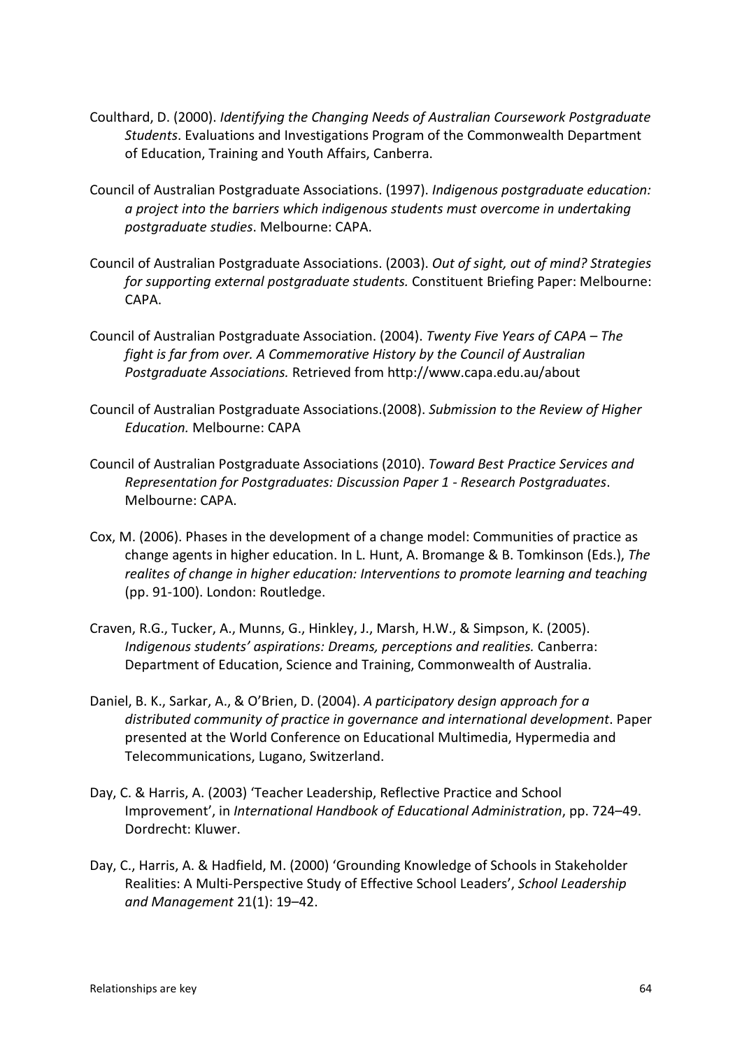Coulthard, D. (2000). *Identifying the Changing Needs of Australian Coursework Postgraduate Students*. Evaluations and Investigations Program of the Commonwealth Department of Education, Training and Youth Affairs, Canberra.

Council of Australian Postgraduate Associations. (1997). *Indigenous postgraduate education: a project into the barriers which indigenous students must overcome in undertaking postgraduate studies*. Melbourne: CAPA.

Council of Australian Postgraduate Associations. (2003). *Out of sight, out of mind? Strategies for supporting external postgraduate students.* Constituent Briefing Paper: Melbourne: CAPA.

Council of Australian Postgraduate Association. (2004). *Twenty Five Years of CAPA – The fight is far from over. A Commemorative History by the Council of Australian Postgraduate Associations.* Retrieved from http://www.capa.edu.au/about

Council of Australian Postgraduate Associations.(2008). *Submission to the Review of Higher Education.* Melbourne: CAPA

Council of Australian Postgraduate Associations (2010). *Toward Best Practice Services and Representation for Postgraduates: Discussion Paper 1 - Research Postgraduates*. Melbourne: CAPA.

Cox, M. (2006). Phases in the development of a change model: Communities of practice as change agents in higher education. In L. Hunt, A. Bromange & B. Tomkinson (Eds.), *The realites of change in higher education: Interventions to promote learning and teaching* (pp. 91-100). London: Routledge.

Craven, R.G., Tucker, A., Munns, G., Hinkley, J., Marsh, H.W., & Simpson, K. (2005). *Indigenous students' aspirations: Dreams, perceptions and realities.* Canberra: Department of Education, Science and Training, Commonwealth of Australia.

Daniel, B. K., Sarkar, A., & O'Brien, D. (2004). *A participatory design approach for a distributed community of practice in governance and international development*. Paper presented at the World Conference on Educational Multimedia, Hypermedia and Telecommunications, Lugano, Switzerland.

Day, C. & Harris, A. (2003) 'Teacher Leadership, Reflective Practice and School Improvement', in *International Handbook of Educational Administration*, pp. 724–49. Dordrecht: Kluwer.

Day, C., Harris, A. & Hadfield, M. (2000) 'Grounding Knowledge of Schools in Stakeholder Realities: A Multi-Perspective Study of Effective School Leaders', *School Leadership and Management* 21(1): 19–42.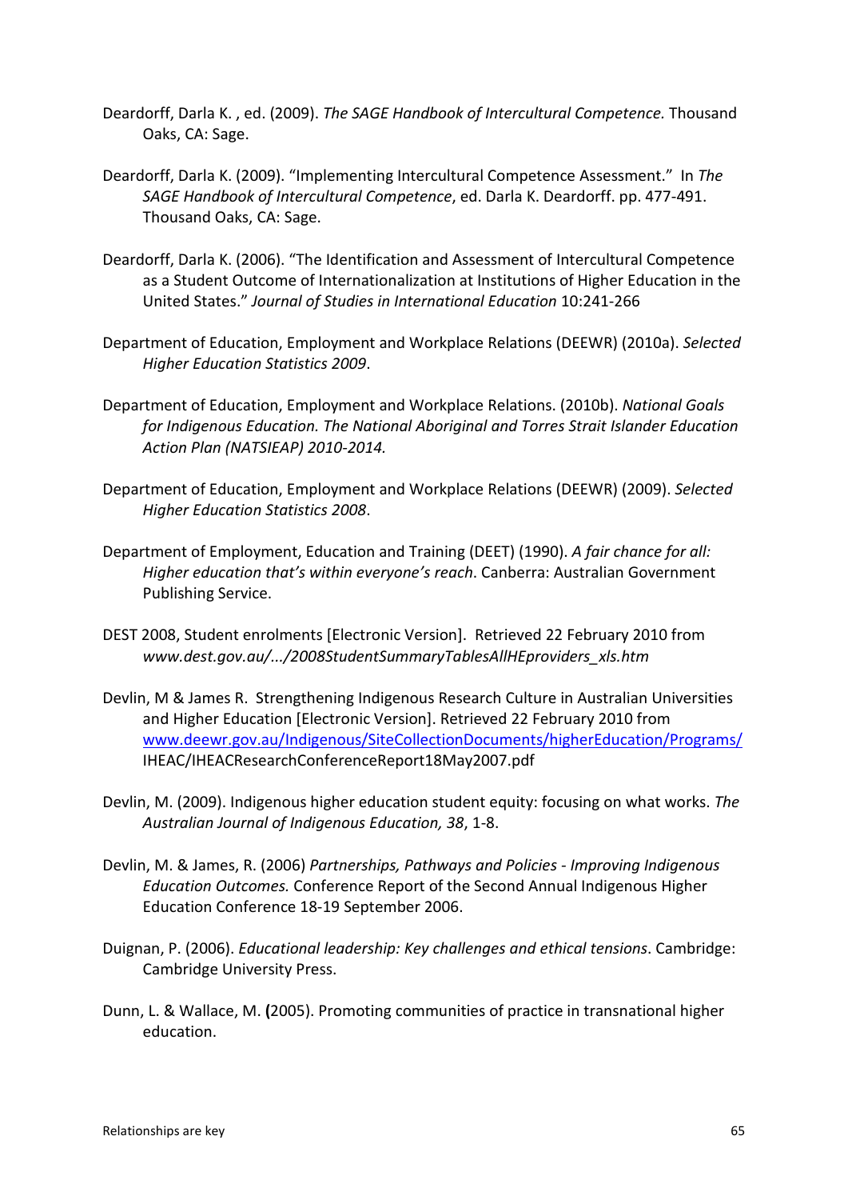Deardorff, Darla K. , ed. (2009). *The SAGE Handbook of Intercultural Competence.* Thousand Oaks, CA: Sage.

Deardorff, Darla K. (2009). "Implementing Intercultural Competence Assessment." In *The SAGE Handbook of Intercultural Competence*, ed. Darla K. Deardorff. pp. 477-491. Thousand Oaks, CA: Sage.

Deardorff, Darla K. (2006). "The Identification and Assessment of Intercultural Competence as a Student Outcome of Internationalization at Institutions of Higher Education in the United States." *Journal of Studies in International Education* 10:241-266

Department of Education, Employment and Workplace Relations (DEEWR) (2010a). *Selected Higher Education Statistics 2009*.

Department of Education, Employment and Workplace Relations. (2010b). *National Goals for Indigenous Education. The National Aboriginal and Torres Strait Islander Education Action Plan (NATSIEAP) 2010-2014.*

Department of Education, Employment and Workplace Relations (DEEWR) (2009). *Selected Higher Education Statistics 2008*.

Department of Employment, Education and Training (DEET) (1990). *A fair chance for all: Higher education that's within everyone's reach*. Canberra: Australian Government Publishing Service.

DEST 2008, Student enrolments [Electronic Version]. Retrieved 22 February 2010 from *www.dest.gov.au/.../2008StudentSummaryTablesAllHEproviders_xls.htm*

Devlin, M & James R. Strengthening Indigenous Research Culture in Australian Universities and Higher Education [Electronic Version]. Retrieved 22 February 2010 from www.deewr.gov.au/Indigenous/SiteCollectionDocuments/higherEducation/Programs/IHEAC/IHEACResearchConferenceReport18May2007.pdf

Devlin, M. (2009). Indigenous higher education student equity: focusing on what works. *The Australian Journal of Indigenous Education, 38*, 1-8.

Devlin, M. & James, R. (2006) *Partnerships, Pathways and Policies - Improving Indigenous Education Outcomes.* Conference Report of the Second Annual Indigenous Higher Education Conference 18-19 September 2006.

Duignan, P. (2006). *Educational leadership: Key challenges and ethical tensions*. Cambridge: Cambridge University Press.

Dunn, L. & Wallace, M. **(**2005). Promoting communities of practice in transnational higher education.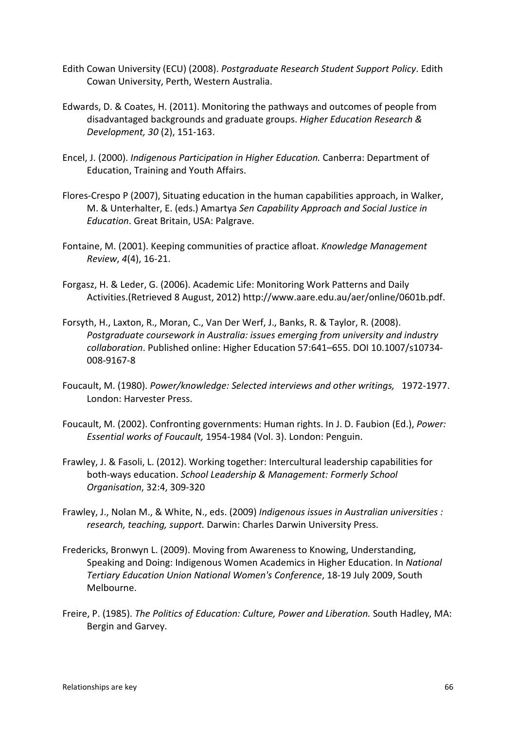Edith Cowan University (ECU) (2008). *Postgraduate Research Student Support Policy*. Edith Cowan University, Perth, Western Australia.

Edwards, D. & Coates, H. (2011). Monitoring the pathways and outcomes of people from disadvantaged backgrounds and graduate groups. *Higher Education Research & Development, 30* (2), 151-163.

Encel, J. (2000). *Indigenous Participation in Higher Education.* Canberra: Department of Education, Training and Youth Affairs.

Flores-Crespo P (2007), Situating education in the human capabilities approach, in Walker, M. & Unterhalter, E. (eds.) Amartya *Sen Capability Approach and Social Justice in Education*. Great Britain, USA: Palgrave.

Fontaine, M. (2001). Keeping communities of practice afloat. *Knowledge Management Review*, *4*(4), 16-21.

Forgasz, H. & Leder, G. (2006). Academic Life: Monitoring Work Patterns and Daily Activities.(Retrieved 8 August, 2012) http://www.aare.edu.au/aer/online/0601b.pdf.

Forsyth, H., Laxton, R., Moran, C., Van Der Werf, J., Banks, R. & Taylor, R. (2008). *Postgraduate coursework in Australia: issues emerging from university and industry collaboration*. Published online: Higher Education 57:641–655. DOI 10.1007/s10734-008-9167-8

Foucault, M. (1980). *Power/knowledge: Selected interviews and other writings,* 1972-1977. London: Harvester Press.

Foucault, M. (2002). Confronting governments: Human rights. In J. D. Faubion (Ed.), *Power: Essential works of Foucault,* 1954-1984 (Vol. 3). London: Penguin.

Frawley, J. & Fasoli, L. (2012). Working together: Intercultural leadership capabilities for both-ways education. *School Leadership & Management: Formerly School Organisation*, 32:4, 309-320

Frawley, J., Nolan M., & White, N., eds. (2009) *Indigenous issues in Australian universities : research, teaching, support.* Darwin: Charles Darwin University Press.

Fredericks, Bronwyn L. (2009). Moving from Awareness to Knowing, Understanding, Speaking and Doing: Indigenous Women Academics in Higher Education. In *National Tertiary Education Union National Women's Conference*, 18-19 July 2009, South Melbourne.

Freire, P. (1985). *The Politics of Education: Culture, Power and Liberation.* South Hadley, MA: Bergin and Garvey.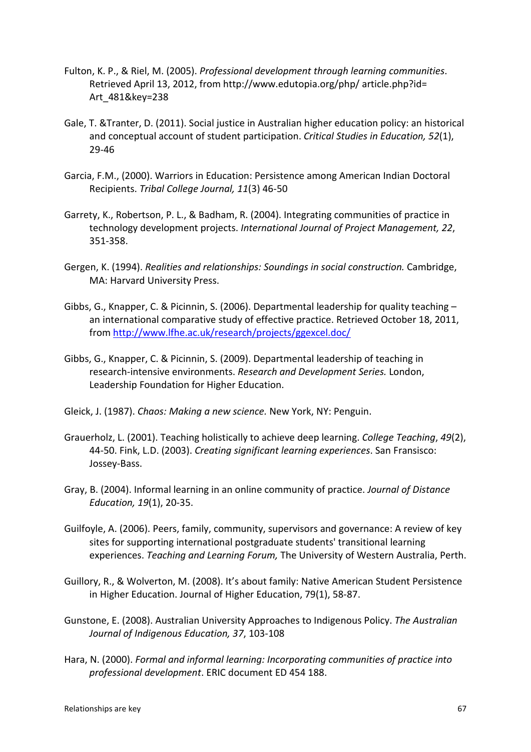Fulton, K. P., & Riel, M. (2005). *Professional development through learning communities*. Retrieved April 13, 2012, from http://www.edutopia.org/php/ article.php?id= Art_481&key=238

Gale, T. &Tranter, D. (2011). Social justice in Australian higher education policy: an historical and conceptual account of student participation. *Critical Studies in Education, 52*(1), 29-46

Garcia, F.M., (2000). Warriors in Education: Persistence among American Indian Doctoral Recipients. *Tribal College Journal, 11*(3) 46-50

Garrety, K., Robertson, P. L., & Badham, R. (2004). Integrating communities of practice in technology development projects. *International Journal of Project Management, 22*, 351-358.

Gergen, K. (1994). *Realities and relationships: Soundings in social construction.* Cambridge, MA: Harvard University Press.

Gibbs, G., Knapper, C. & Picinnin, S. (2006). Departmental leadership for quality teaching – an international comparative study of effective practice. Retrieved October 18, 2011, from http://www.lfhe.ac.uk/research/projects/ggexcel.doc/

Gibbs, G., Knapper, C. & Picinnin, S. (2009). Departmental leadership of teaching in research-intensive environments. *Research and Development Series.* London, Leadership Foundation for Higher Education.

Gleick, J. (1987). *Chaos: Making a new science.* New York, NY: Penguin.

Grauerholz, L. (2001). Teaching holistically to achieve deep learning. *College Teaching*, *49*(2), 44-50. Fink, L.D. (2003). *Creating significant learning experiences*. San Fransisco: Jossey-Bass.

Gray, B. (2004). Informal learning in an online community of practice. *Journal of Distance Education, 19*(1), 20-35.

Guilfoyle, A. (2006). Peers, family, community, supervisors and governance: A review of key sites for supporting international postgraduate students' transitional learning experiences. *Teaching and Learning Forum,* The University of Western Australia, Perth.

Guillory, R., & Wolverton, M. (2008). It's about family: Native American Student Persistence in Higher Education. Journal of Higher Education, 79(1), 58-87.

Gunstone, E. (2008). Australian University Approaches to Indigenous Policy. *The Australian Journal of Indigenous Education, 37*, 103-108

Hara, N. (2000). *Formal and informal learning: Incorporating communities of practice into professional development*. ERIC document ED 454 188.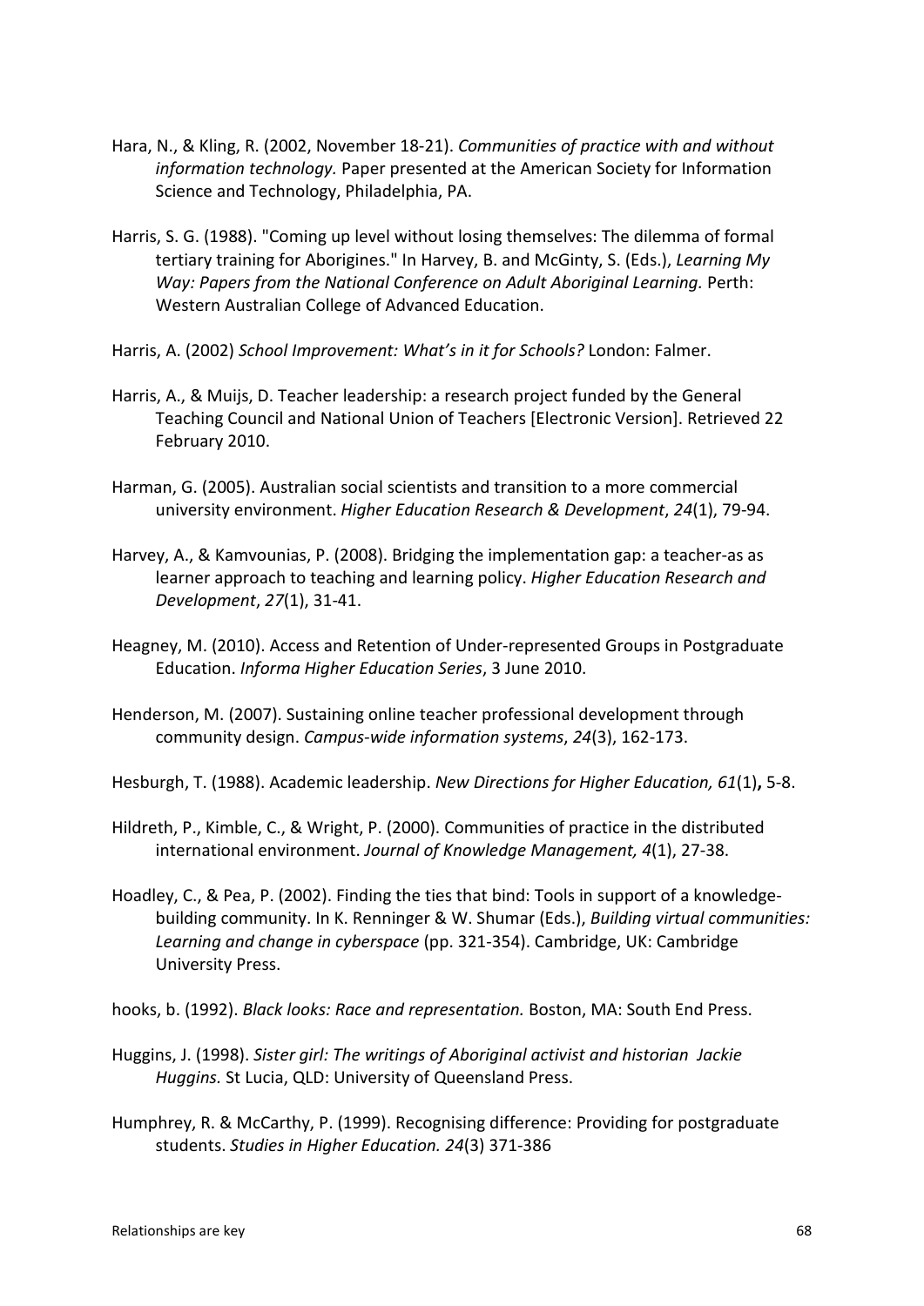Hara, N., & Kling, R. (2002, November 18-21). *Communities of practice with and without information technology.* Paper presented at the American Society for Information Science and Technology, Philadelphia, PA.

Harris, S. G. (1988). "Coming up level without losing themselves: The dilemma of formal tertiary training for Aborigines." In Harvey, B. and McGinty, S. (Eds.), *Learning My Way: Papers from the National Conference on Adult Aboriginal Learning.* Perth: Western Australian College of Advanced Education.

Harris, A. (2002) *School Improvement: What's in it for Schools?* London: Falmer.

Harris, A., & Muijs, D. Teacher leadership: a research project funded by the General Teaching Council and National Union of Teachers [Electronic Version]. Retrieved 22 February 2010.

Harman, G. (2005). Australian social scientists and transition to a more commercial university environment. *Higher Education Research & Development*, *24*(1), 79-94.

Harvey, A., & Kamvounias, P. (2008). Bridging the implementation gap: a teacher-as as learner approach to teaching and learning policy. *Higher Education Research and Development*, *27*(1), 31-41.

Heagney, M. (2010). Access and Retention of Under-represented Groups in Postgraduate Education. *Informa Higher Education Series*, 3 June 2010.

Henderson, M. (2007). Sustaining online teacher professional development through community design. *Campus-wide information systems*, *24*(3), 162-173.

Hesburgh, T. (1988). Academic leadership. *New Directions for Higher Education, 61*(1)**,** 5-8.

Hildreth, P., Kimble, C., & Wright, P. (2000). Communities of practice in the distributed international environment. *Journal of Knowledge Management, 4*(1), 27-38.

Hoadley, C., & Pea, P. (2002). Finding the ties that bind: Tools in support of a knowledge-building community. In K. Renninger & W. Shumar (Eds.), *Building virtual communities: Learning and change in cyberspace* (pp. 321-354). Cambridge, UK: Cambridge University Press.

hooks, b. (1992). *Black looks: Race and representation.* Boston, MA: South End Press.

Huggins, J. (1998). *Sister girl: The writings of Aboriginal activist and historian Jackie Huggins.* St Lucia, QLD: University of Queensland Press.

Humphrey, R. & McCarthy, P. (1999). Recognising difference: Providing for postgraduate students. *Studies in Higher Education. 24*(3) 371-386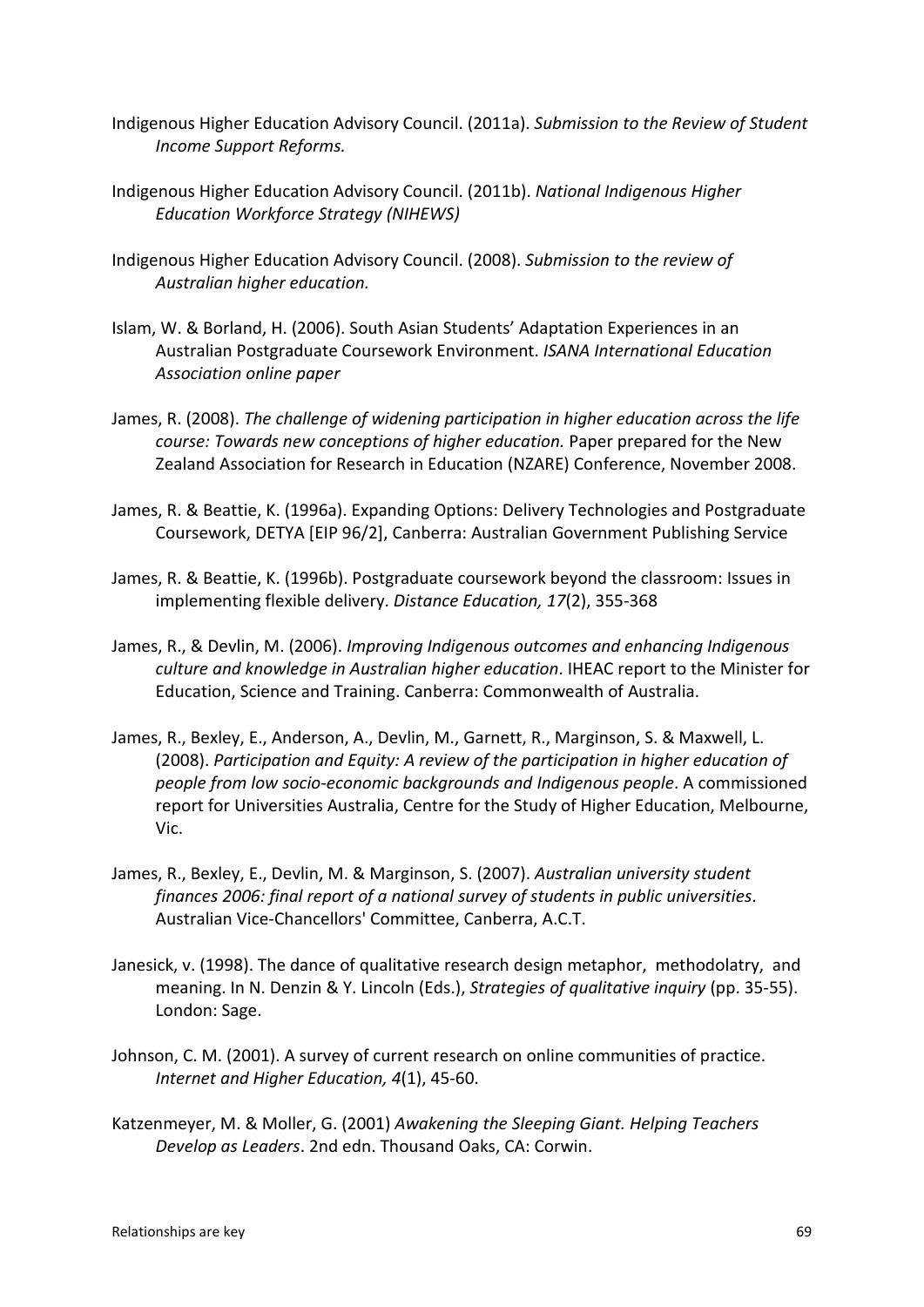Indigenous Higher Education Advisory Council. (2011a). *Submission to the Review of Student Income Support Reforms.*

Indigenous Higher Education Advisory Council. (2011b). *National Indigenous Higher Education Workforce Strategy (NIHEWS)*

Indigenous Higher Education Advisory Council. (2008). *Submission to the review of Australian higher education.*

Islam, W. & Borland, H. (2006). South Asian Students' Adaptation Experiences in an Australian Postgraduate Coursework Environment. *ISANA International Education Association online paper*

James, R. (2008). *The challenge of widening participation in higher education across the life course: Towards new conceptions of higher education.* Paper prepared for the New Zealand Association for Research in Education (NZARE) Conference, November 2008.

James, R. & Beattie, K. (1996a). Expanding Options: Delivery Technologies and Postgraduate Coursework, DETYA [EIP 96/2], Canberra: Australian Government Publishing Service

James, R. & Beattie, K. (1996b). Postgraduate coursework beyond the classroom: Issues in implementing flexible delivery. *Distance Education, 17*(2), 355-368

James, R., & Devlin, M. (2006). *Improving Indigenous outcomes and enhancing Indigenous culture and knowledge in Australian higher education*. IHEAC report to the Minister for Education, Science and Training. Canberra: Commonwealth of Australia.

James, R., Bexley, E., Anderson, A., Devlin, M., Garnett, R., Marginson, S. & Maxwell, L. (2008). *Participation and Equity: A review of the participation in higher education of people from low socio-economic backgrounds and Indigenous people*. A commissioned report for Universities Australia, Centre for the Study of Higher Education, Melbourne, Vic.

James, R., Bexley, E., Devlin, M. & Marginson, S. (2007). *Australian university student finances 2006: final report of a national survey of students in public universities*. Australian Vice-Chancellors' Committee, Canberra, A.C.T.

Janesick, v. (1998). The dance of qualitative research design metaphor, methodolatry, and meaning. In N. Denzin & Y. Lincoln (Eds.), *Strategies of qualitative inquiry* (pp. 35-55). London: Sage.

Johnson, C. M. (2001). A survey of current research on online communities of practice. *Internet and Higher Education, 4*(1), 45-60.

Katzenmeyer, M. & Moller, G. (2001) *Awakening the Sleeping Giant. Helping Teachers Develop as Leaders*. 2nd edn. Thousand Oaks, CA: Corwin.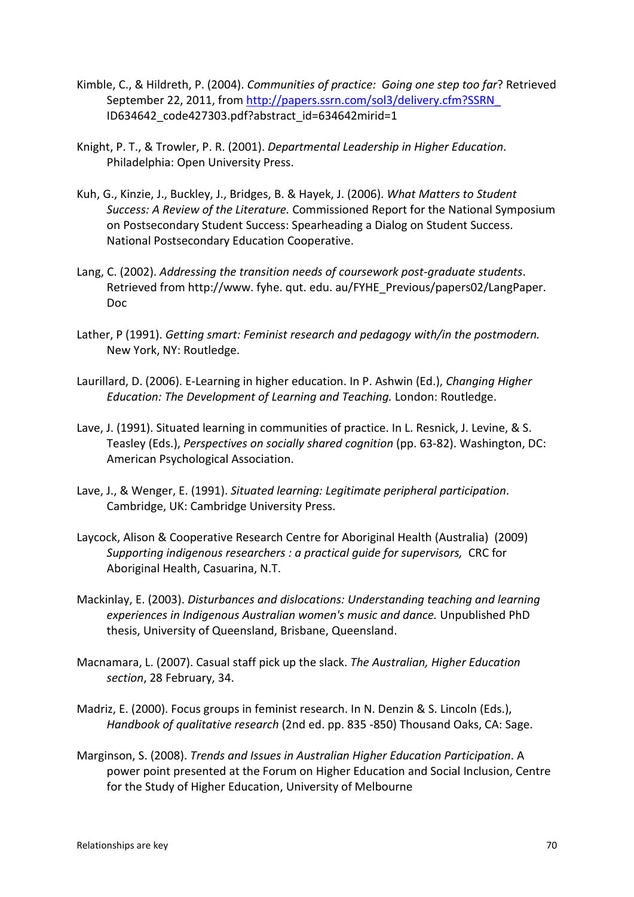Kimble, C., & Hildreth, P. (2004). *Communities of practice: Going one step too far*? Retrieved September 22, 2011, from http://papers.ssrn.com/sol3/delivery.cfm?SSRN_ID634642_code427303.pdf?abstract_id=634642mirid=1

Knight, P. T., & Trowler, P. R. (2001). *Departmental Leadership in Higher Education*. Philadelphia: Open University Press.

Kuh, G., Kinzie, J., Buckley, J., Bridges, B. & Hayek, J. (2006). *What Matters to Student Success: A Review of the Literature.* Commissioned Report for the National Symposium on Postsecondary Student Success: Spearheading a Dialog on Student Success. National Postsecondary Education Cooperative.

Lang, C. (2002). *Addressing the transition needs of coursework post-graduate students*. Retrieved from http://www. fyhe. qut. edu. au/FYHE_Previous/papers02/LangPaper. Doc

Lather, P (1991). *Getting smart: Feminist research and pedagogy with/in the postmodern.* New York, NY: Routledge.

Laurillard, D. (2006). E-Learning in higher education. In P. Ashwin (Ed.), *Changing Higher Education: The Development of Learning and Teaching.* London: Routledge.

Lave, J. (1991). Situated learning in communities of practice. In L. Resnick, J. Levine, & S. Teasley (Eds.), *Perspectives on socially shared cognition* (pp. 63-82). Washington, DC: American Psychological Association.

Lave, J., & Wenger, E. (1991). *Situated learning: Legitimate peripheral participation*. Cambridge, UK: Cambridge University Press.

Laycock, Alison & Cooperative Research Centre for Aboriginal Health (Australia) (2009) *Supporting indigenous researchers : a practical guide for supervisors,* CRC for Aboriginal Health, Casuarina, N.T.

Mackinlay, E. (2003). *Disturbances and dislocations: Understanding teaching and learning experiences in Indigenous Australian women's music and dance.* Unpublished PhD thesis, University of Queensland, Brisbane, Queensland.

Macnamara, L. (2007). Casual staff pick up the slack. *The Australian, Higher Education section*, 28 February, 34.

Madriz, E. (2000). Focus groups in feminist research. In N. Denzin & S. Lincoln (Eds.), *Handbook of qualitative research* (2nd ed. pp. 835 -850) Thousand Oaks, CA: Sage.

Marginson, S. (2008). *Trends and Issues in Australian Higher Education Participation*. A power point presented at the Forum on Higher Education and Social Inclusion, Centre for the Study of Higher Education, University of Melbourne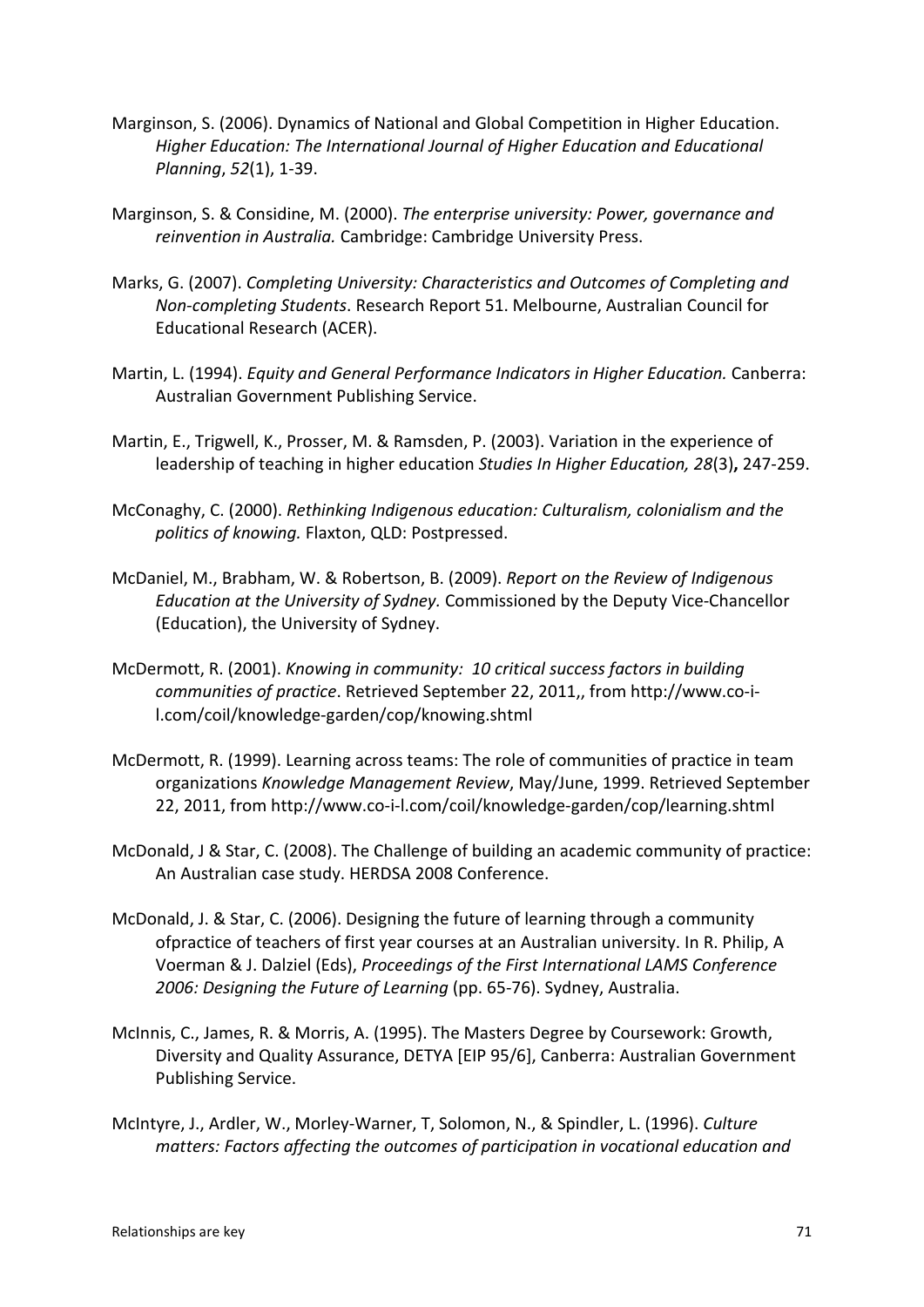Marginson, S. (2006). Dynamics of National and Global Competition in Higher Education. *Higher Education: The International Journal of Higher Education and Educational Planning*, *52*(1), 1-39.

Marginson, S. & Considine, M. (2000). *The enterprise university: Power, governance and reinvention in Australia.* Cambridge: Cambridge University Press.

Marks, G. (2007). *Completing University: Characteristics and Outcomes of Completing and Non-completing Students*. Research Report 51. Melbourne, Australian Council for Educational Research (ACER).

Martin, L. (1994). *Equity and General Performance Indicators in Higher Education.* Canberra: Australian Government Publishing Service.

Martin, E., Trigwell, K., Prosser, M. & Ramsden, P. (2003). Variation in the experience of leadership of teaching in higher education *Studies In Higher Education, 28*(3)**,** 247-259.

McConaghy, C. (2000). *Rethinking Indigenous education: Culturalism, colonialism and the politics of knowing.* Flaxton, QLD: Postpressed.

McDaniel, M., Brabham, W. & Robertson, B. (2009). *Report on the Review of Indigenous Education at the University of Sydney.* Commissioned by the Deputy Vice-Chancellor (Education), the University of Sydney.

McDermott, R. (2001). *Knowing in community: 10 critical success factors in building communities of practice*. Retrieved September 22, 2011,, from http://www.co-i-l.com/coil/knowledge-garden/cop/knowing.shtml

McDermott, R. (1999). Learning across teams: The role of communities of practice in team organizations *Knowledge Management Review*, May/June, 1999. Retrieved September 22, 2011, from http://www.co-i-l.com/coil/knowledge-garden/cop/learning.shtml

McDonald, J & Star, C. (2008). The Challenge of building an academic community of practice: An Australian case study. HERDSA 2008 Conference.

McDonald, J. & Star, C. (2006). Designing the future of learning through a community ofpractice of teachers of first year courses at an Australian university. In R. Philip, A Voerman & J. Dalziel (Eds), *Proceedings of the First International LAMS Conference 2006: Designing the Future of Learning* (pp. 65-76). Sydney, Australia.

McInnis, C., James, R. & Morris, A. (1995). The Masters Degree by Coursework: Growth, Diversity and Quality Assurance, DETYA [EIP 95/6], Canberra: Australian Government Publishing Service.

McIntyre, J., Ardler, W., Morley-Warner, T, Solomon, N., & Spindler, L. (1996). *Culture matters: Factors affecting the outcomes of participation in vocational education and*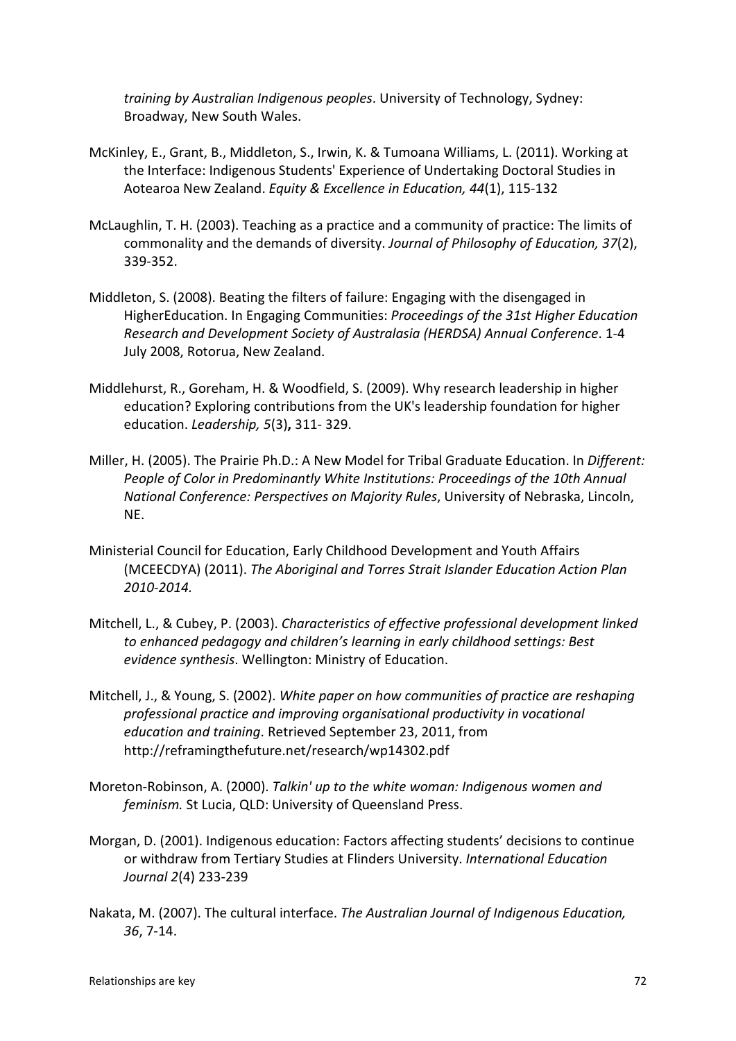*training by Australian Indigenous peoples*. University of Technology, Sydney: Broadway, New South Wales.

McKinley, E., Grant, B., Middleton, S., Irwin, K. & Tumoana Williams, L. (2011). Working at the Interface: Indigenous Students' Experience of Undertaking Doctoral Studies in Aotearoa New Zealand. *Equity & Excellence in Education, 44*(1), 115-132

McLaughlin, T. H. (2003). Teaching as a practice and a community of practice: The limits of commonality and the demands of diversity. *Journal of Philosophy of Education, 37*(2), 339-352.

Middleton, S. (2008). Beating the filters of failure: Engaging with the disengaged in HigherEducation. In Engaging Communities: *Proceedings of the 31st Higher Education Research and Development Society of Australasia (HERDSA) Annual Conference*. 1-4 July 2008, Rotorua, New Zealand.

Middlehurst, R., Goreham, H. & Woodfield, S. (2009). Why research leadership in higher education? Exploring contributions from the UK's leadership foundation for higher education. *Leadership, 5*(3)**,** 311- 329.

Miller, H. (2005). The Prairie Ph.D.: A New Model for Tribal Graduate Education. In *Different: People of Color in Predominantly White Institutions: Proceedings of the 10th Annual National Conference: Perspectives on Majority Rules*, University of Nebraska, Lincoln, NE.

Ministerial Council for Education, Early Childhood Development and Youth Affairs (MCEECDYA) (2011). *The Aboriginal and Torres Strait Islander Education Action Plan 2010-2014.*

Mitchell, L., & Cubey, P. (2003). *Characteristics of effective professional development linked to enhanced pedagogy and children's learning in early childhood settings: Best evidence synthesis*. Wellington: Ministry of Education.

Mitchell, J., & Young, S. (2002). *White paper on how communities of practice are reshaping professional practice and improving organisational productivity in vocational education and training*. Retrieved September 23, 2011, from http://reframingthefuture.net/research/wp14302.pdf

Moreton-Robinson, A. (2000). *Talkin' up to the white woman: Indigenous women and feminism.* St Lucia, QLD: University of Queensland Press.

Morgan, D. (2001). Indigenous education: Factors affecting students' decisions to continue or withdraw from Tertiary Studies at Flinders University. *International Education Journal 2*(4) 233-239

Nakata, M. (2007). The cultural interface. *The Australian Journal of Indigenous Education, 36*, 7-14.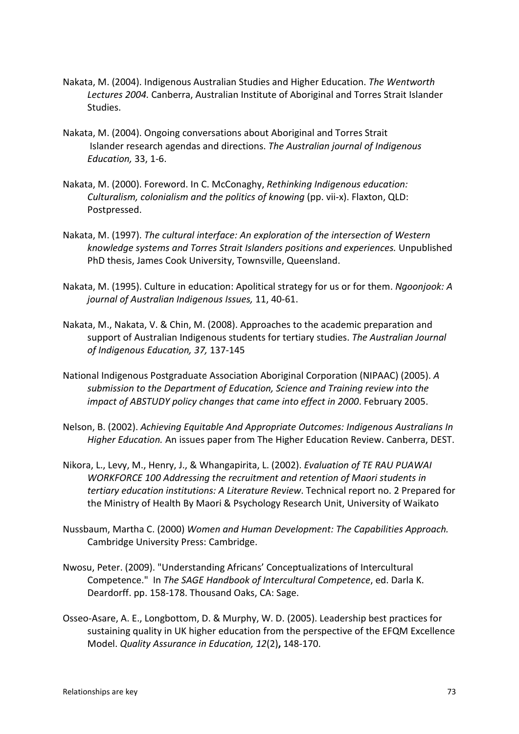Nakata, M. (2004). Indigenous Australian Studies and Higher Education. *The Wentworth Lectures 2004.* Canberra, Australian Institute of Aboriginal and Torres Strait Islander Studies.

Nakata, M. (2004). Ongoing conversations about Aboriginal and Torres Strait Islander research agendas and directions. *The Australian journal of Indigenous Education,* 33, 1-6.

Nakata, M. (2000). Foreword. In C. McConaghy, *Rethinking Indigenous education: Culturalism, colonialism and the politics of knowing* (pp. vii-x). Flaxton, QLD: Postpressed.

Nakata, M. (1997). *The cultural interface: An exploration of the intersection of Western knowledge systems and Torres Strait Islanders positions and experiences.* Unpublished PhD thesis, James Cook University, Townsville, Queensland.

Nakata, M. (1995). Culture in education: Apolitical strategy for us or for them. *Ngoonjook: A journal of Australian Indigenous Issues,* 11, 40-61.

Nakata, M., Nakata, V. & Chin, M. (2008). Approaches to the academic preparation and support of Australian Indigenous students for tertiary studies. *The Australian Journal of Indigenous Education, 37,* 137-145

National Indigenous Postgraduate Association Aboriginal Corporation (NIPAAC) (2005). *A submission to the Department of Education, Science and Training review into the impact of ABSTUDY policy changes that came into effect in 2000*. February 2005.

Nelson, B. (2002). *Achieving Equitable And Appropriate Outcomes: Indigenous Australians In Higher Education.* An issues paper from The Higher Education Review. Canberra, DEST.

Nikora, L., Levy, M., Henry, J., & Whangapirita, L. (2002). *Evaluation of TE RAU PUAWAI WORKFORCE 100 Addressing the recruitment and retention of Maori students in tertiary education institutions: A Literature Review*. Technical report no. 2 Prepared for the Ministry of Health By Maori & Psychology Research Unit, University of Waikato

Nussbaum, Martha C. (2000) *Women and Human Development: The Capabilities Approach.* Cambridge University Press: Cambridge.

Nwosu, Peter. (2009). "Understanding Africans' Conceptualizations of Intercultural Competence." In *The SAGE Handbook of Intercultural Competence*, ed. Darla K. Deardorff. pp. 158-178. Thousand Oaks, CA: Sage.

Osseo-Asare, A. E., Longbottom, D. & Murphy, W. D. (2005). Leadership best practices for sustaining quality in UK higher education from the perspective of the EFQM Excellence Model. *Quality Assurance in Education, 12*(2)**,** 148-170.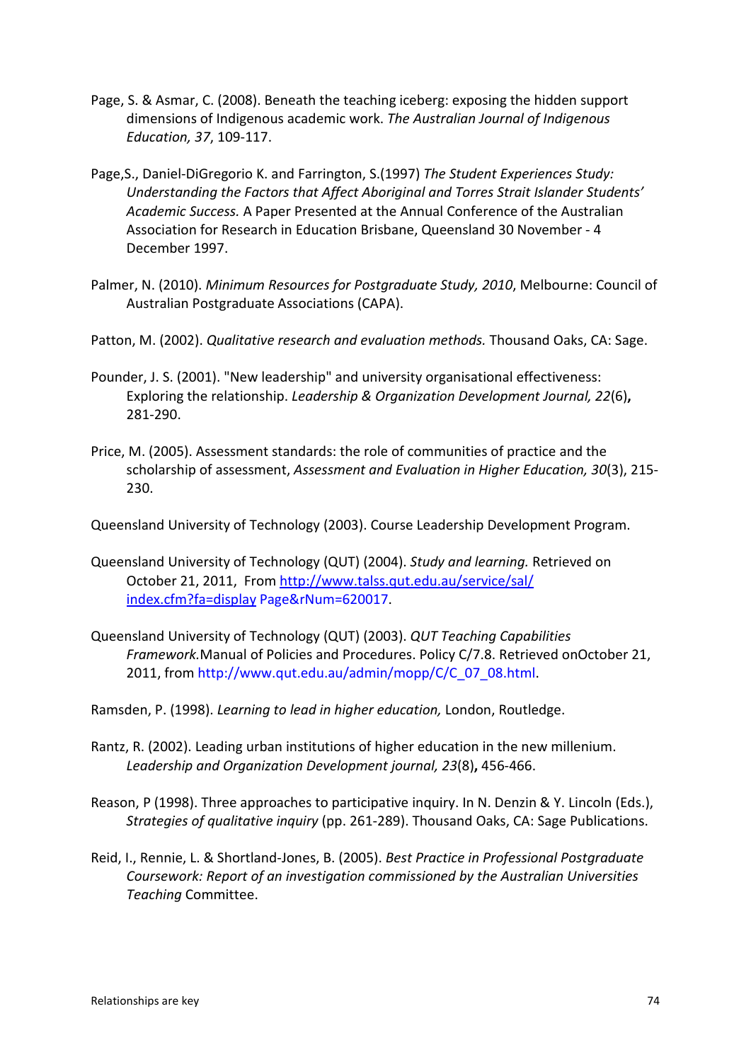Page, S. & Asmar, C. (2008). Beneath the teaching iceberg: exposing the hidden support dimensions of Indigenous academic work. *The Australian Journal of Indigenous Education, 37*, 109-117.

Page,S., Daniel-DiGregorio K. and Farrington, S.(1997) *The Student Experiences Study: Understanding the Factors that Affect Aboriginal and Torres Strait Islander Students' Academic Success.* A Paper Presented at the Annual Conference of the Australian Association for Research in Education Brisbane, Queensland 30 November - 4 December 1997.

Palmer, N. (2010). *Minimum Resources for Postgraduate Study, 2010*, Melbourne: Council of Australian Postgraduate Associations (CAPA).

Patton, M. (2002). *Qualitative research and evaluation methods.* Thousand Oaks, CA: Sage.

Pounder, J. S. (2001). "New leadership" and university organisational effectiveness: Exploring the relationship. *Leadership & Organization Development Journal, 22*(6)**,** 281-290.

Price, M. (2005). Assessment standards: the role of communities of practice and the scholarship of assessment, *Assessment and Evaluation in Higher Education, 30*(3), 215-230.

Queensland University of Technology (2003). Course Leadership Development Program.

Queensland University of Technology (QUT) (2004). *Study and learning.* Retrieved on October 21, 2011, From http://www.talss.qut.edu.au/service/sal/index.cfm?fa=display Page&rNum=620017.

Queensland University of Technology (QUT) (2003). *QUT Teaching Capabilities Framework.*Manual of Policies and Procedures. Policy C/7.8. Retrieved onOctober 21, 2011, from http://www.qut.edu.au/admin/mopp/C/C_07_08.html.

Ramsden, P. (1998). *Learning to lead in higher education,* London, Routledge.

Rantz, R. (2002). Leading urban institutions of higher education in the new millenium. *Leadership and Organization Development journal, 23*(8)**,** 456-466.

Reason, P (1998). Three approaches to participative inquiry. In N. Denzin & Y. Lincoln (Eds.), *Strategies of qualitative inquiry* (pp. 261-289). Thousand Oaks, CA: Sage Publications.

Reid, I., Rennie, L. & Shortland-Jones, B. (2005). *Best Practice in Professional Postgraduate Coursework: Report of an investigation commissioned by the Australian Universities Teaching* Committee.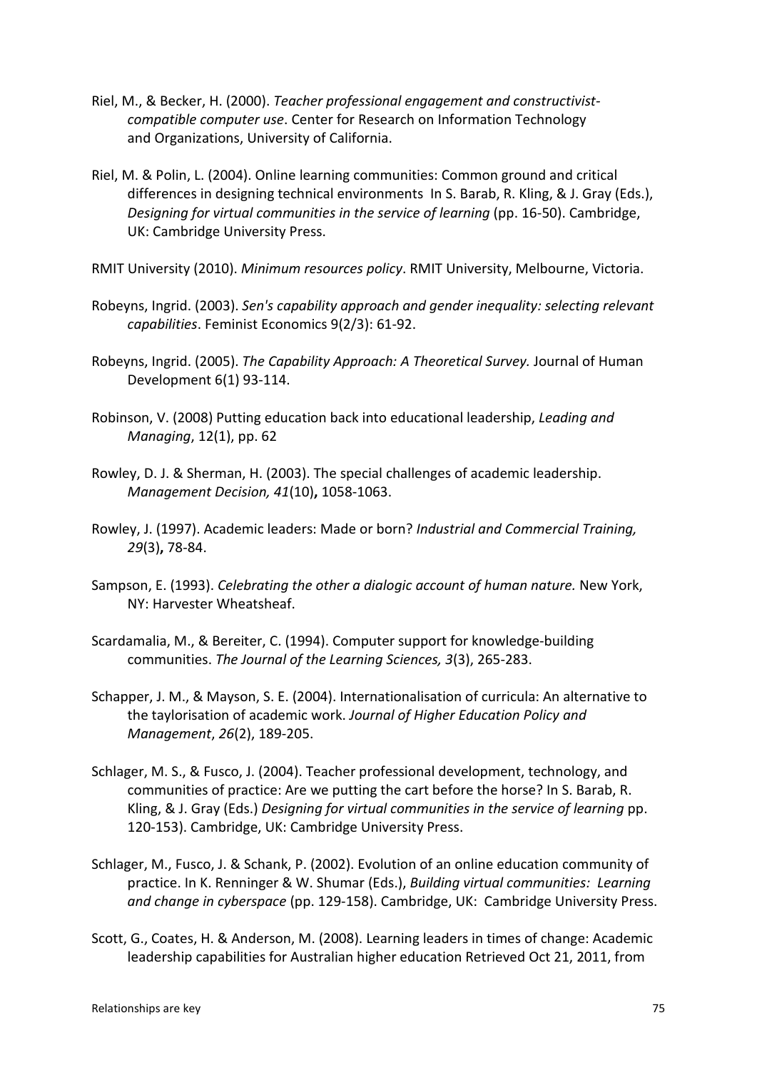Riel, M., & Becker, H. (2000). *Teacher professional engagement and constructivist-compatible computer use*. Center for Research on Information Technology and Organizations, University of California.

Riel, M. & Polin, L. (2004). Online learning communities: Common ground and critical differences in designing technical environments In S. Barab, R. Kling, & J. Gray (Eds.), *Designing for virtual communities in the service of learning* (pp. 16-50). Cambridge, UK: Cambridge University Press.

RMIT University (2010). *Minimum resources policy*. RMIT University, Melbourne, Victoria.

Robeyns, Ingrid. (2003). *Sen's capability approach and gender inequality: selecting relevant capabilities*. Feminist Economics 9(2/3): 61-92.

Robeyns, Ingrid. (2005). *The Capability Approach: A Theoretical Survey.* Journal of Human Development 6(1) 93-114.

Robinson, V. (2008) Putting education back into educational leadership, *Leading and Managing*, 12(1), pp. 62

Rowley, D. J. & Sherman, H. (2003). The special challenges of academic leadership. *Management Decision, 41*(10)**,** 1058-1063.

Rowley, J. (1997). Academic leaders: Made or born? *Industrial and Commercial Training, 29*(3)**,** 78-84.

Sampson, E. (1993). *Celebrating the other a dialogic account of human nature.* New York, NY: Harvester Wheatsheaf.

Scardamalia, M., & Bereiter, C. (1994). Computer support for knowledge-building communities. *The Journal of the Learning Sciences, 3*(3), 265-283.

Schapper, J. M., & Mayson, S. E. (2004). Internationalisation of curricula: An alternative to the taylorisation of academic work. *Journal of Higher Education Policy and Management*, *26*(2), 189-205.

Schlager, M. S., & Fusco, J. (2004). Teacher professional development, technology, and communities of practice: Are we putting the cart before the horse? In S. Barab, R. Kling, & J. Gray (Eds.) *Designing for virtual communities in the service of learning* pp. 120-153). Cambridge, UK: Cambridge University Press.

Schlager, M., Fusco, J. & Schank, P. (2002). Evolution of an online education community of practice. In K. Renninger & W. Shumar (Eds.), *Building virtual communities: Learning and change in cyberspace* (pp. 129-158). Cambridge, UK: Cambridge University Press.

Scott, G., Coates, H. & Anderson, M. (2008). Learning leaders in times of change: Academic leadership capabilities for Australian higher education Retrieved Oct 21, 2011, from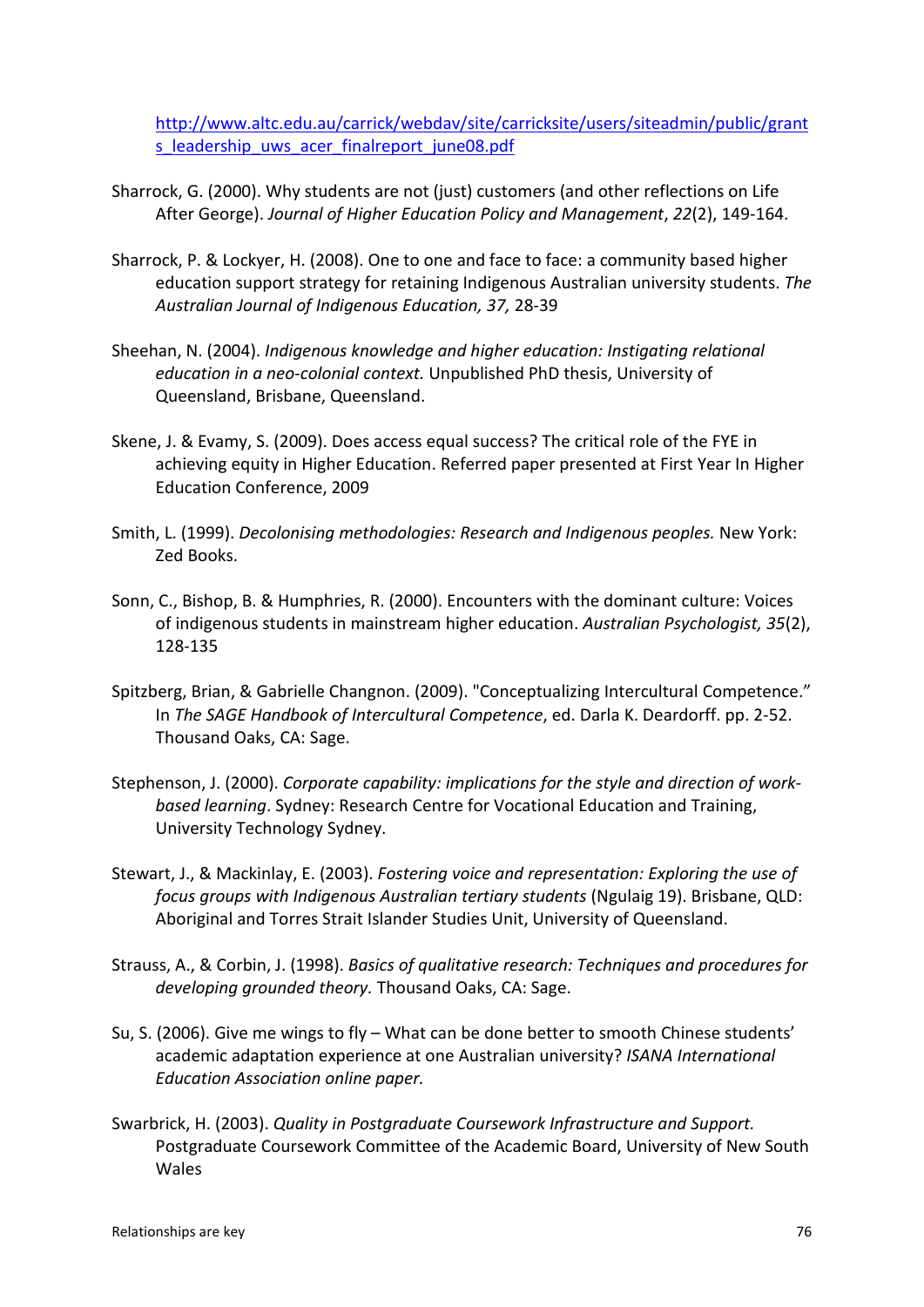http://www.altc.edu.au/carrick/webdav/site/carricksite/users/siteadmin/public/grants_leadership_uws_acer_finalreport_june08.pdf

Sharrock, G. (2000). Why students are not (just) customers (and other reflections on Life After George). *Journal of Higher Education Policy and Management*, *22*(2), 149-164.

Sharrock, P. & Lockyer, H. (2008). One to one and face to face: a community based higher education support strategy for retaining Indigenous Australian university students. *The Australian Journal of Indigenous Education, 37,* 28-39

Sheehan, N. (2004). *Indigenous knowledge and higher education: Instigating relational education in a neo-colonial context.* Unpublished PhD thesis, University of Queensland, Brisbane, Queensland.

Skene, J. & Evamy, S. (2009). Does access equal success? The critical role of the FYE in achieving equity in Higher Education. Referred paper presented at First Year In Higher Education Conference, 2009

Smith, L. (1999). *Decolonising methodologies: Research and Indigenous peoples.* New York: Zed Books.

Sonn, C., Bishop, B. & Humphries, R. (2000). Encounters with the dominant culture: Voices of indigenous students in mainstream higher education. *Australian Psychologist, 35*(2), 128-135

Spitzberg, Brian, & Gabrielle Changnon. (2009). "Conceptualizing Intercultural Competence." In *The SAGE Handbook of Intercultural Competence*, ed. Darla K. Deardorff. pp. 2-52. Thousand Oaks, CA: Sage.

Stephenson, J. (2000). *Corporate capability: implications for the style and direction of work-based learning*. Sydney: Research Centre for Vocational Education and Training, University Technology Sydney.

Stewart, J., & Mackinlay, E. (2003). *Fostering voice and representation: Exploring the use of focus groups with Indigenous Australian tertiary students* (Ngulaig 19). Brisbane, QLD: Aboriginal and Torres Strait Islander Studies Unit, University of Queensland.

Strauss, A., & Corbin, J. (1998). *Basics of qualitative research: Techniques and procedures for developing grounded theory.* Thousand Oaks, CA: Sage.

Su, S. (2006). Give me wings to fly – What can be done better to smooth Chinese students' academic adaptation experience at one Australian university? *ISANA International Education Association online paper.*

Swarbrick, H. (2003). *Quality in Postgraduate Coursework Infrastructure and Support.* Postgraduate Coursework Committee of the Academic Board, University of New South Wales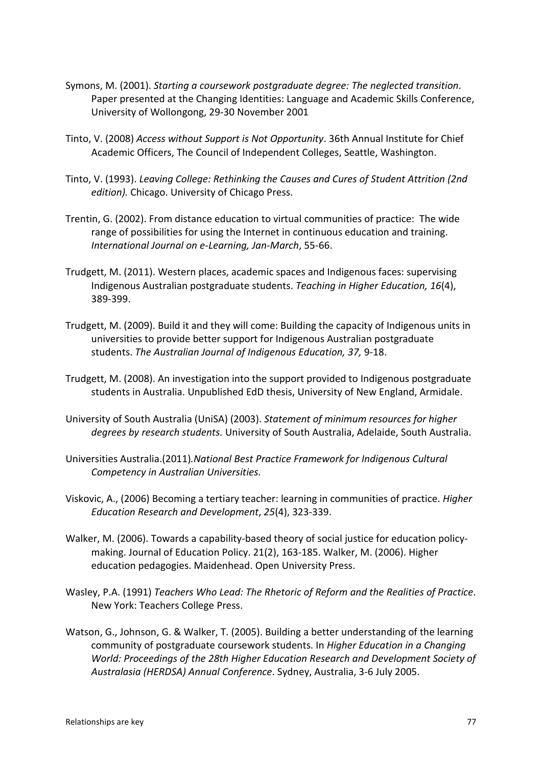Symons, M. (2001). *Starting a coursework postgraduate degree: The neglected transition*. Paper presented at the Changing Identities: Language and Academic Skills Conference, University of Wollongong, 29-30 November 2001

Tinto, V. (2008) *Access without Support is Not Opportunity*. 36th Annual Institute for Chief Academic Officers, The Council of Independent Colleges, Seattle, Washington.

Tinto, V. (1993). *Leaving College: Rethinking the Causes and Cures of Student Attrition (2nd edition).* Chicago. University of Chicago Press.

Trentin, G. (2002). From distance education to virtual communities of practice: The wide range of possibilities for using the Internet in continuous education and training. *International Journal on e-Learning, Jan-March*, 55-66.

Trudgett, M. (2011). Western places, academic spaces and Indigenous faces: supervising Indigenous Australian postgraduate students. *Teaching in Higher Education, 16*(4), 389-399.

Trudgett, M. (2009). Build it and they will come: Building the capacity of Indigenous units in universities to provide better support for Indigenous Australian postgraduate students. *The Australian Journal of Indigenous Education, 37,* 9-18.

Trudgett, M. (2008). An investigation into the support provided to Indigenous postgraduate students in Australia. Unpublished EdD thesis, University of New England, Armidale.

University of South Australia (UniSA) (2003). *Statement of minimum resources for higher degrees by research students.* University of South Australia, Adelaide, South Australia.

Universities Australia.(2011)*.National Best Practice Framework for Indigenous Cultural Competency in Australian Universities.*

Viskovic, A., (2006) Becoming a tertiary teacher: learning in communities of practice. *Higher Education Research and Development*, *25*(4), 323-339.

Walker, M. (2006). Towards a capability-based theory of social justice for education policy-making. Journal of Education Policy. 21(2), 163-185. Walker, M. (2006). Higher education pedagogies. Maidenhead. Open University Press.

Wasley, P.A. (1991) *Teachers Who Lead: The Rhetoric of Reform and the Realities of Practice*. New York: Teachers College Press.

Watson, G., Johnson, G. & Walker, T. (2005). Building a better understanding of the learning community of postgraduate coursework students. In *Higher Education in a Changing World: Proceedings of the 28th Higher Education Research and Development Society of Australasia (HERDSA) Annual Conference*. Sydney, Australia, 3-6 July 2005.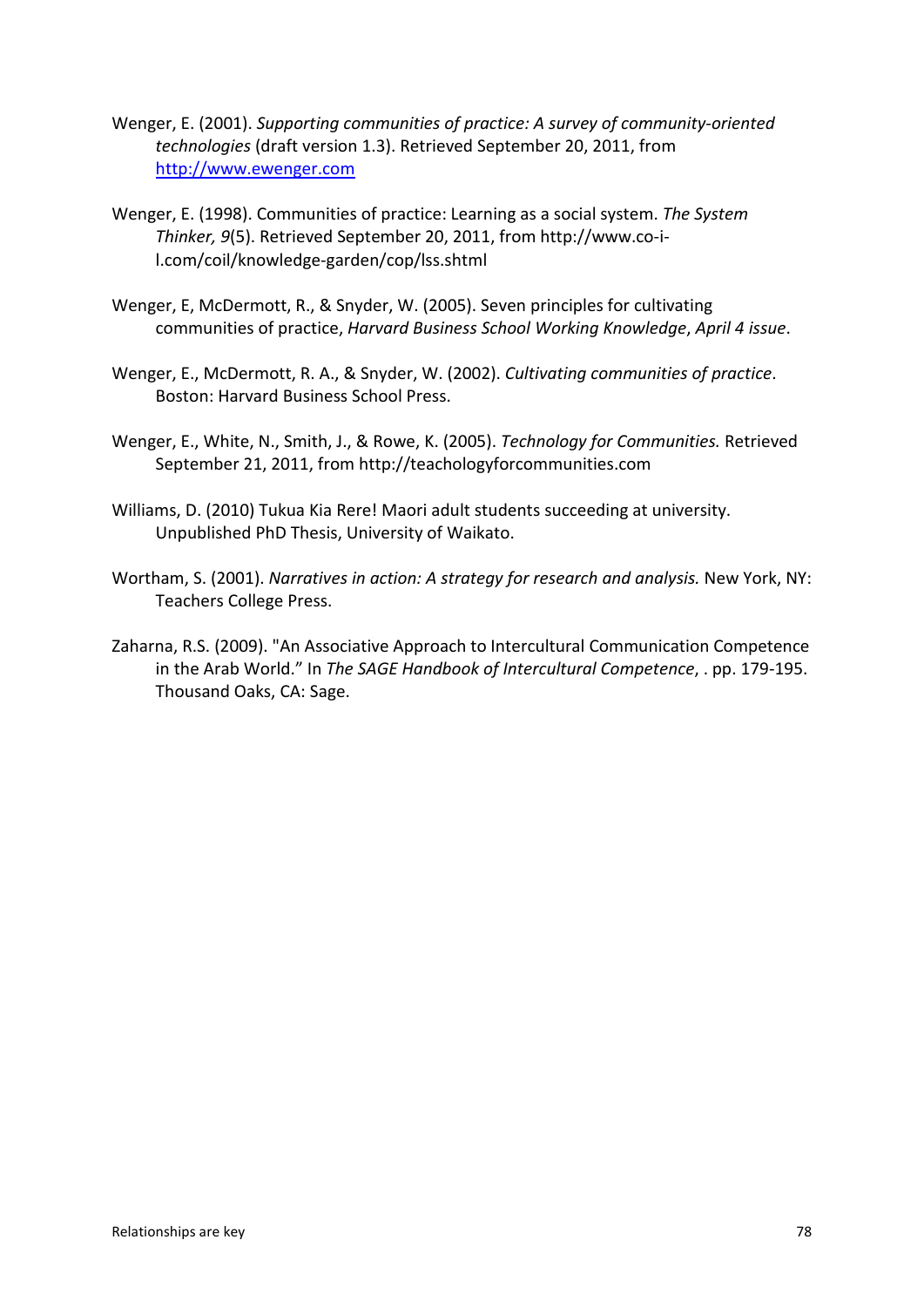Wenger, E. (2001). *Supporting communities of practice: A survey of community-oriented technologies* (draft version 1.3). Retrieved September 20, 2011, from http://www.ewenger.com

Wenger, E. (1998). Communities of practice: Learning as a social system. *The System Thinker, 9*(5). Retrieved September 20, 2011, from http://www.co-i-l.com/coil/knowledge-garden/cop/lss.shtml

Wenger, E, McDermott, R., & Snyder, W. (2005). Seven principles for cultivating communities of practice, *Harvard Business School Working Knowledge*, *April 4 issue*.

Wenger, E., McDermott, R. A., & Snyder, W. (2002). *Cultivating communities of practice*. Boston: Harvard Business School Press.

Wenger, E., White, N., Smith, J., & Rowe, K. (2005). *Technology for Communities.* Retrieved September 21, 2011, from http://teachologyforcommunities.com

Williams, D. (2010) Tukua Kia Rere! Maori adult students succeeding at university. Unpublished PhD Thesis, University of Waikato.

Wortham, S. (2001). *Narratives in action: A strategy for research and analysis.* New York, NY: Teachers College Press.

Zaharna, R.S. (2009). "An Associative Approach to Intercultural Communication Competence in the Arab World." In *The SAGE Handbook of Intercultural Competence*, . pp. 179-195. Thousand Oaks, CA: Sage.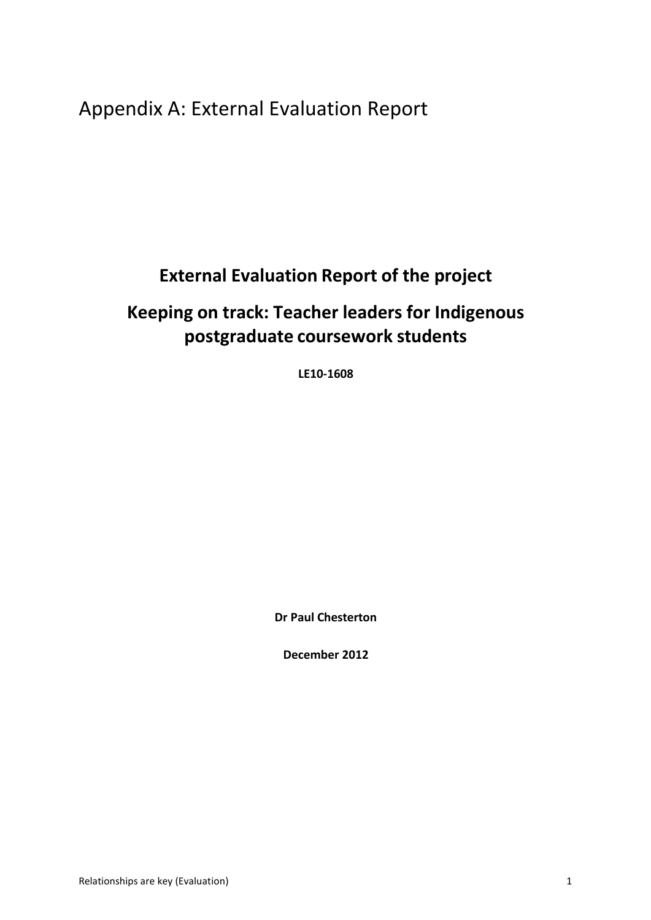# Appendix A: External Evaluation Report

## External Evaluation Report of the project

## Keeping on track: Teacher leaders for Indigenous postgraduate coursework students

**LE10-1608**

**Dr Paul Chesterton**

**December 2012**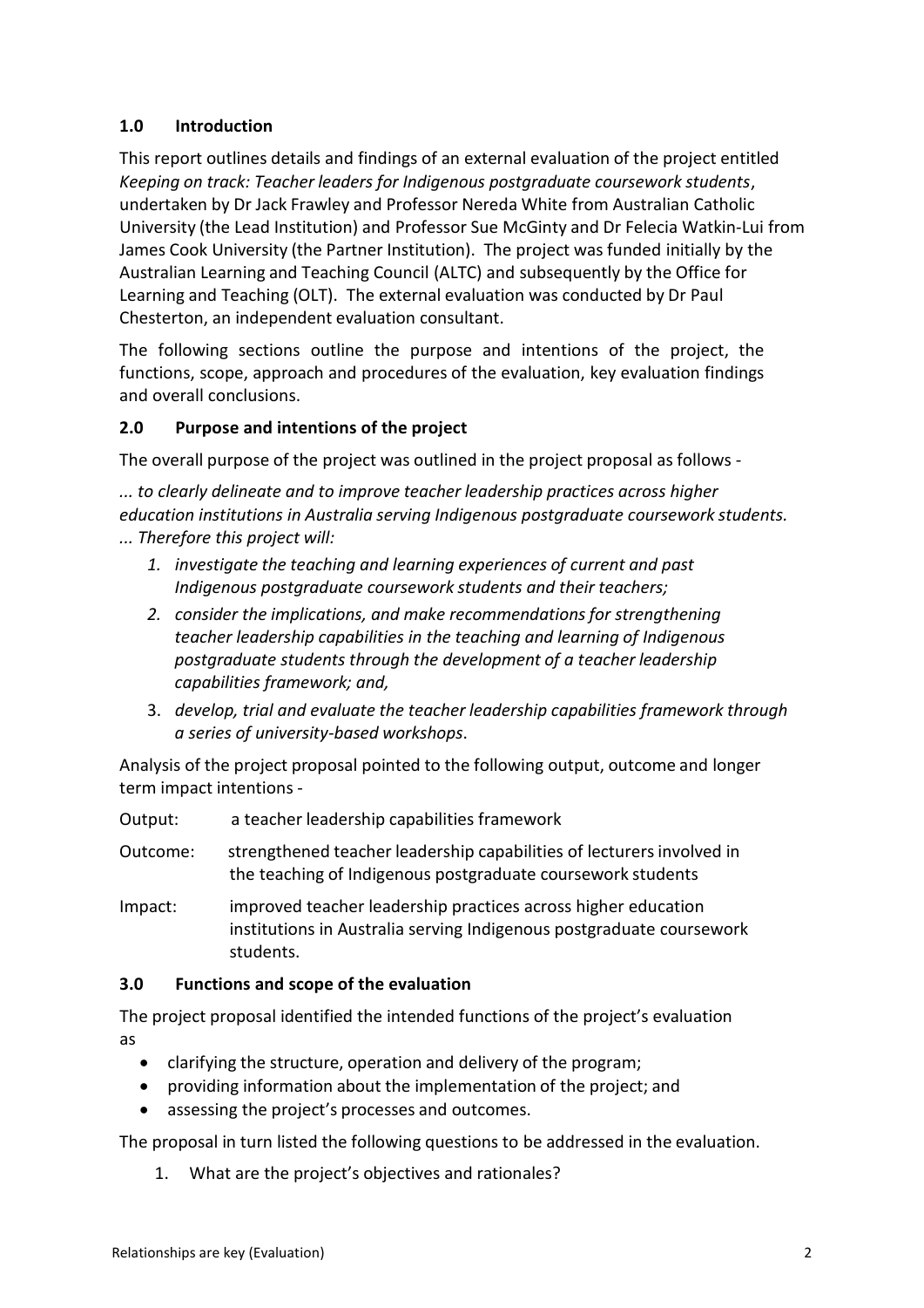## 1.0 Introduction

This report outlines details and findings of an external evaluation of the project entitled *Keeping on track: Teacher leaders for Indigenous postgraduate coursework students*, undertaken by Dr Jack Frawley and Professor Nereda White from Australian Catholic University (the Lead Institution) and Professor Sue McGinty and Dr Felecia Watkin-Lui from James Cook University (the Partner Institution). The project was funded initially by the Australian Learning and Teaching Council (ALTC) and subsequently by the Office for Learning and Teaching (OLT). The external evaluation was conducted by Dr Paul Chesterton, an independent evaluation consultant.

The following sections outline the purpose and intentions of the project, the functions, scope, approach and procedures of the evaluation, key evaluation findings and overall conclusions.

## 2.0 Purpose and intentions of the project

The overall purpose of the project was outlined in the project proposal as follows -

*... to clearly delineate and to improve teacher leadership practices across higher education institutions in Australia serving Indigenous postgraduate coursework students. ... Therefore this project will:*

1. *investigate the teaching and learning experiences of current and past Indigenous postgraduate coursework students and their teachers;*
2. *consider the implications, and make recommendations for strengthening teacher leadership capabilities in the teaching and learning of Indigenous postgraduate students through the development of a teacher leadership capabilities framework; and,*
3. *develop, trial and evaluate the teacher leadership capabilities framework through a series of university-based workshops*.

Analysis of the project proposal pointed to the following output, outcome and longer term impact intentions -

Output: a teacher leadership capabilities framework

Outcome: strengthened teacher leadership capabilities of lecturers involved in the teaching of Indigenous postgraduate coursework students

Impact: improved teacher leadership practices across higher education institutions in Australia serving Indigenous postgraduate coursework students.

## 3.0 Functions and scope of the evaluation

The project proposal identified the intended functions of the project's evaluation as

- clarifying the structure, operation and delivery of the program;
- providing information about the implementation of the project; and
- assessing the project's processes and outcomes.

The proposal in turn listed the following questions to be addressed in the evaluation.

1. What are the project's objectives and rationales?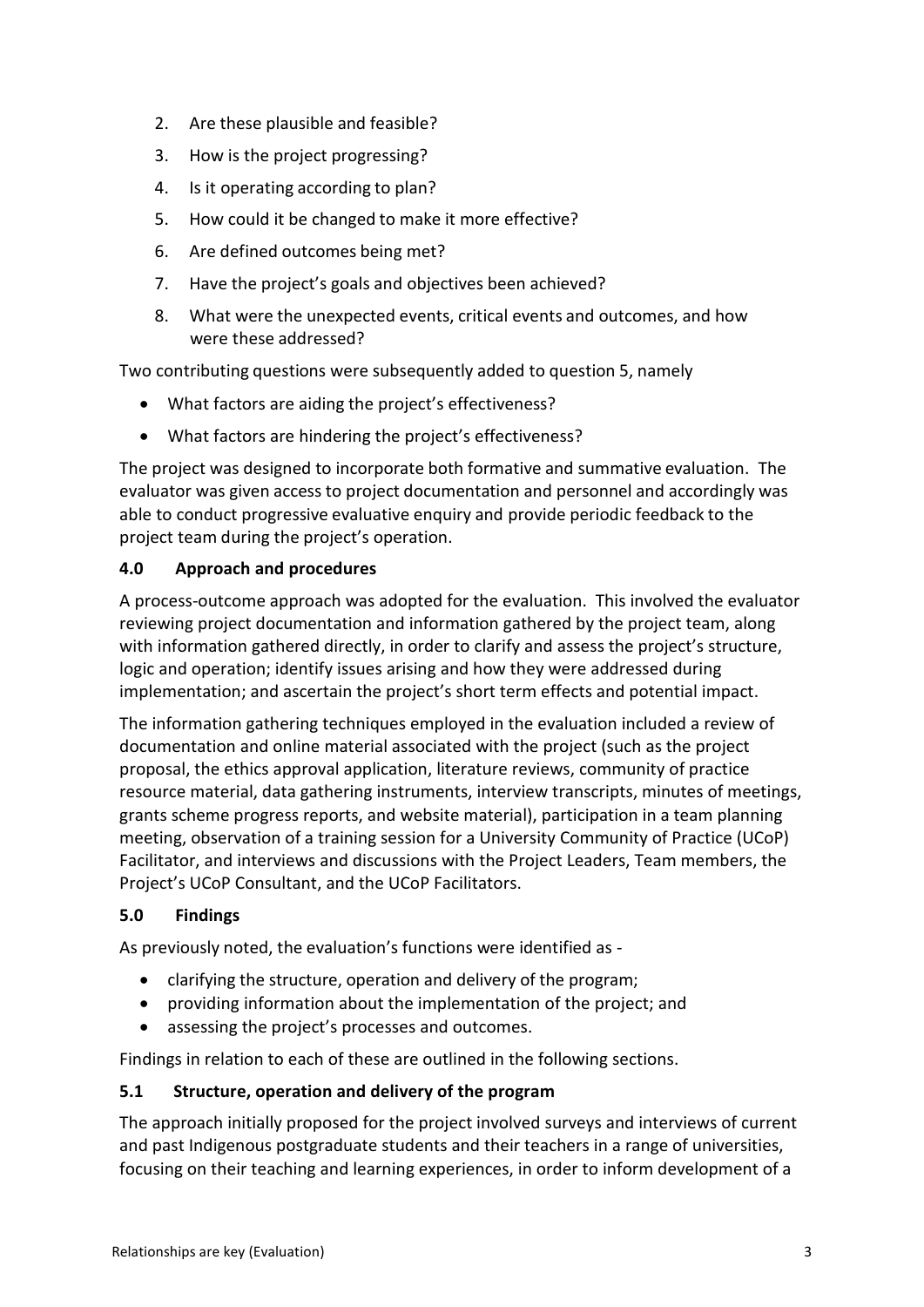2. Are these plausible and feasible?
3. How is the project progressing?
4. Is it operating according to plan?
5. How could it be changed to make it more effective?
6. Are defined outcomes being met?
7. Have the project's goals and objectives been achieved?
8. What were the unexpected events, critical events and outcomes, and how were these addressed?

Two contributing questions were subsequently added to question 5, namely

- What factors are aiding the project's effectiveness?
- What factors are hindering the project's effectiveness?

The project was designed to incorporate both formative and summative evaluation. The evaluator was given access to project documentation and personnel and accordingly was able to conduct progressive evaluative enquiry and provide periodic feedback to the project team during the project's operation.

## 4.0 Approach and procedures

A process-outcome approach was adopted for the evaluation. This involved the evaluator reviewing project documentation and information gathered by the project team, along with information gathered directly, in order to clarify and assess the project's structure, logic and operation; identify issues arising and how they were addressed during implementation; and ascertain the project's short term effects and potential impact.

The information gathering techniques employed in the evaluation included a review of documentation and online material associated with the project (such as the project proposal, the ethics approval application, literature reviews, community of practice resource material, data gathering instruments, interview transcripts, minutes of meetings, grants scheme progress reports, and website material), participation in a team planning meeting, observation of a training session for a University Community of Practice (UCoP) Facilitator, and interviews and discussions with the Project Leaders, Team members, the Project's UCoP Consultant, and the UCoP Facilitators.

## 5.0 Findings

As previously noted, the evaluation's functions were identified as -

- clarifying the structure, operation and delivery of the program;
- providing information about the implementation of the project; and
- assessing the project's processes and outcomes.

Findings in relation to each of these are outlined in the following sections.

### 5.1 Structure, operation and delivery of the program

The approach initially proposed for the project involved surveys and interviews of current and past Indigenous postgraduate students and their teachers in a range of universities, focusing on their teaching and learning experiences, in order to inform development of a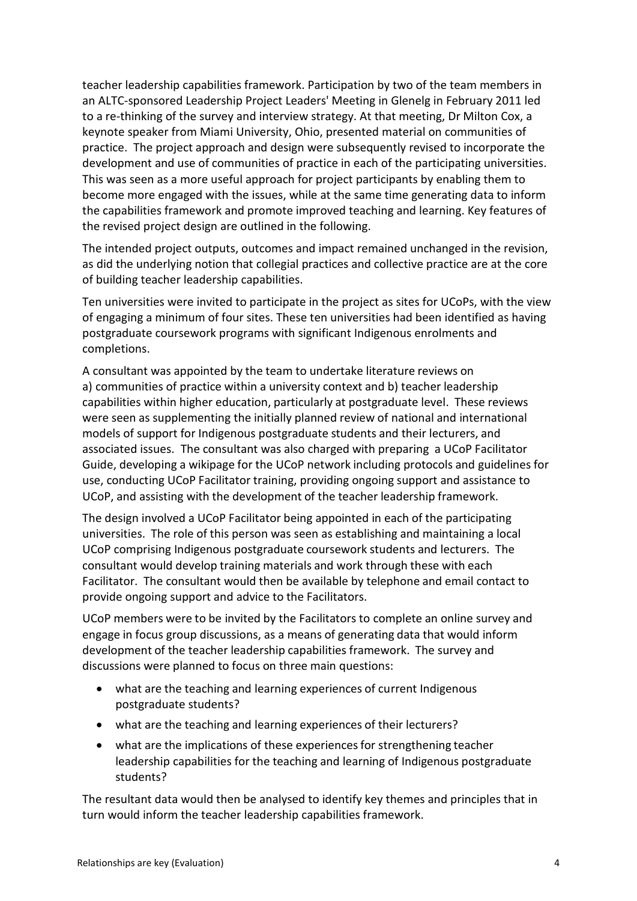teacher leadership capabilities framework. Participation by two of the team members in an ALTC-sponsored Leadership Project Leaders' Meeting in Glenelg in February 2011 led to a re-thinking of the survey and interview strategy. At that meeting, Dr Milton Cox, a keynote speaker from Miami University, Ohio, presented material on communities of practice. The project approach and design were subsequently revised to incorporate the development and use of communities of practice in each of the participating universities. This was seen as a more useful approach for project participants by enabling them to become more engaged with the issues, while at the same time generating data to inform the capabilities framework and promote improved teaching and learning. Key features of the revised project design are outlined in the following.

The intended project outputs, outcomes and impact remained unchanged in the revision, as did the underlying notion that collegial practices and collective practice are at the core of building teacher leadership capabilities.

Ten universities were invited to participate in the project as sites for UCoPs, with the view of engaging a minimum of four sites. These ten universities had been identified as having postgraduate coursework programs with significant Indigenous enrolments and completions.

A consultant was appointed by the team to undertake literature reviews on a) communities of practice within a university context and b) teacher leadership capabilities within higher education, particularly at postgraduate level. These reviews were seen as supplementing the initially planned review of national and international models of support for Indigenous postgraduate students and their lecturers, and associated issues. The consultant was also charged with preparing a UCoP Facilitator Guide, developing a wikipage for the UCoP network including protocols and guidelines for use, conducting UCoP Facilitator training, providing ongoing support and assistance to UCoP, and assisting with the development of the teacher leadership framework.

The design involved a UCoP Facilitator being appointed in each of the participating universities. The role of this person was seen as establishing and maintaining a local UCoP comprising Indigenous postgraduate coursework students and lecturers. The consultant would develop training materials and work through these with each Facilitator. The consultant would then be available by telephone and email contact to provide ongoing support and advice to the Facilitators.

UCoP members were to be invited by the Facilitators to complete an online survey and engage in focus group discussions, as a means of generating data that would inform development of the teacher leadership capabilities framework. The survey and discussions were planned to focus on three main questions:

- what are the teaching and learning experiences of current Indigenous postgraduate students?
- what are the teaching and learning experiences of their lecturers?
- what are the implications of these experiences for strengthening teacher leadership capabilities for the teaching and learning of Indigenous postgraduate students?

The resultant data would then be analysed to identify key themes and principles that in turn would inform the teacher leadership capabilities framework.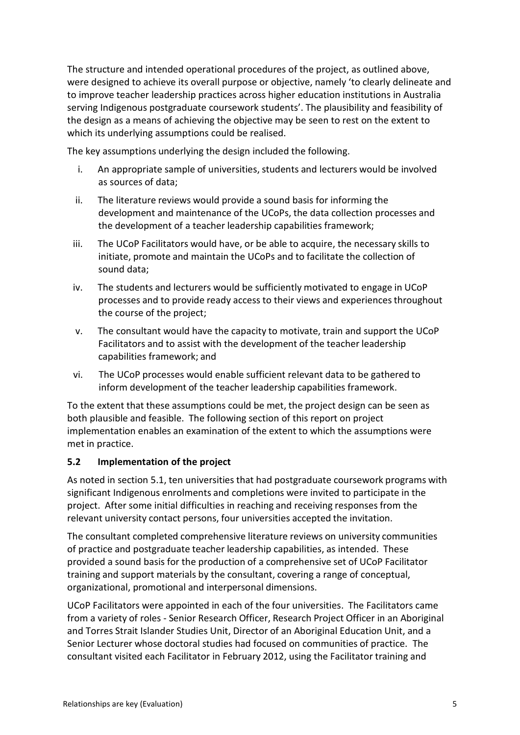The structure and intended operational procedures of the project, as outlined above, were designed to achieve its overall purpose or objective, namely 'to clearly delineate and to improve teacher leadership practices across higher education institutions in Australia serving Indigenous postgraduate coursework students'. The plausibility and feasibility of the design as a means of achieving the objective may be seen to rest on the extent to which its underlying assumptions could be realised.

The key assumptions underlying the design included the following.

i. An appropriate sample of universities, students and lecturers would be involved as sources of data;
ii. The literature reviews would provide a sound basis for informing the development and maintenance of the UCoPs, the data collection processes and the development of a teacher leadership capabilities framework;
iii. The UCoP Facilitators would have, or be able to acquire, the necessary skills to initiate, promote and maintain the UCoPs and to facilitate the collection of sound data;
iv. The students and lecturers would be sufficiently motivated to engage in UCoP processes and to provide ready access to their views and experiences throughout the course of the project;
v. The consultant would have the capacity to motivate, train and support the UCoP Facilitators and to assist with the development of the teacher leadership capabilities framework; and
vi. The UCoP processes would enable sufficient relevant data to be gathered to inform development of the teacher leadership capabilities framework.

To the extent that these assumptions could be met, the project design can be seen as both plausible and feasible. The following section of this report on project implementation enables an examination of the extent to which the assumptions were met in practice.

### 5.2 Implementation of the project

As noted in section 5.1, ten universities that had postgraduate coursework programs with significant Indigenous enrolments and completions were invited to participate in the project. After some initial difficulties in reaching and receiving responses from the relevant university contact persons, four universities accepted the invitation.

The consultant completed comprehensive literature reviews on university communities of practice and postgraduate teacher leadership capabilities, as intended. These provided a sound basis for the production of a comprehensive set of UCoP Facilitator training and support materials by the consultant, covering a range of conceptual, organizational, promotional and interpersonal dimensions.

UCoP Facilitators were appointed in each of the four universities. The Facilitators came from a variety of roles - Senior Research Officer, Research Project Officer in an Aboriginal and Torres Strait Islander Studies Unit, Director of an Aboriginal Education Unit, and a Senior Lecturer whose doctoral studies had focused on communities of practice. The consultant visited each Facilitator in February 2012, using the Facilitator training and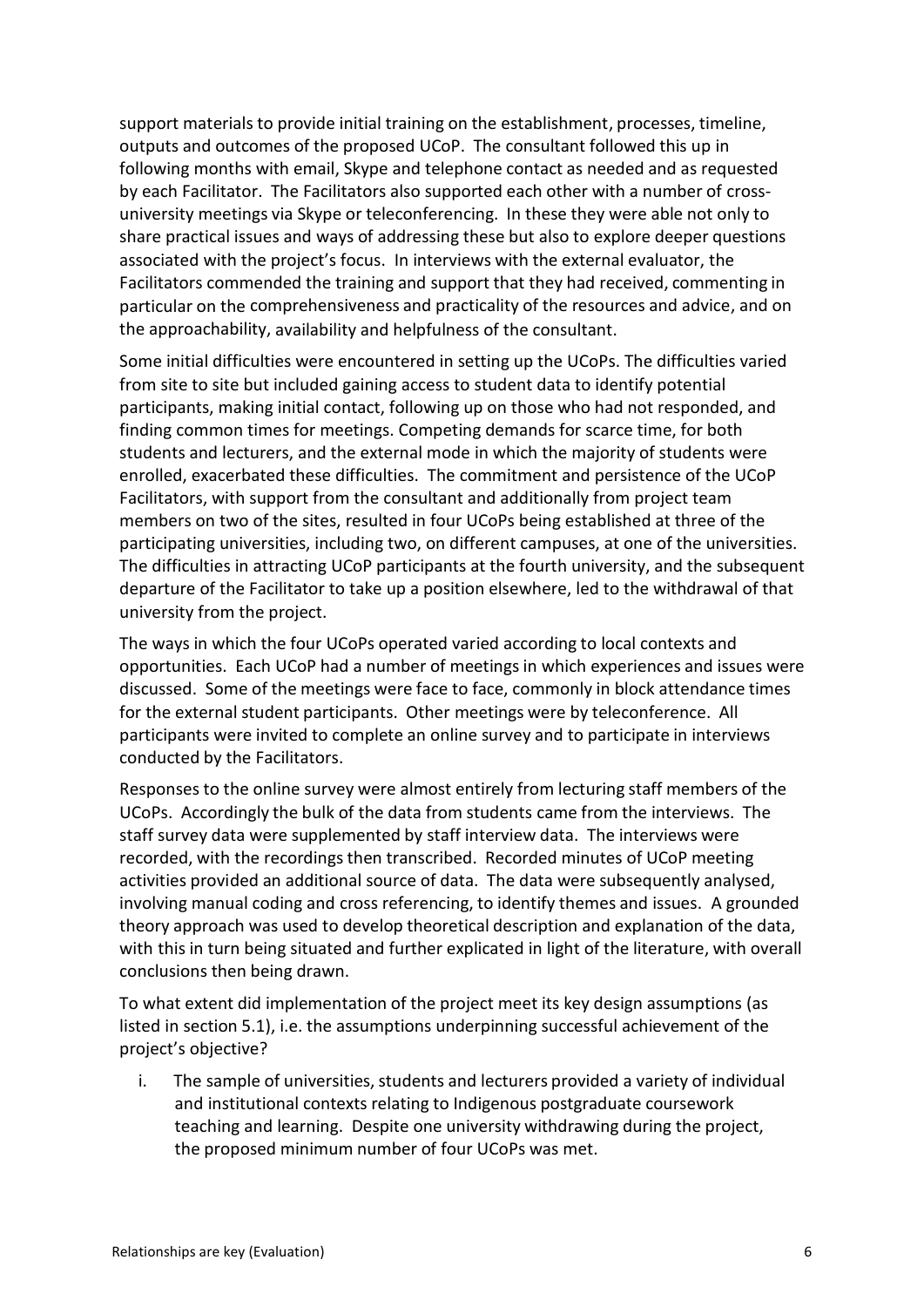support materials to provide initial training on the establishment, processes, timeline, outputs and outcomes of the proposed UCoP. The consultant followed this up in following months with email, Skype and telephone contact as needed and as requested by each Facilitator. The Facilitators also supported each other with a number of cross-university meetings via Skype or teleconferencing. In these they were able not only to share practical issues and ways of addressing these but also to explore deeper questions associated with the project's focus. In interviews with the external evaluator, the Facilitators commended the training and support that they had received, commenting in particular on the comprehensiveness and practicality of the resources and advice, and on the approachability, availability and helpfulness of the consultant.

Some initial difficulties were encountered in setting up the UCoPs. The difficulties varied from site to site but included gaining access to student data to identify potential participants, making initial contact, following up on those who had not responded, and finding common times for meetings. Competing demands for scarce time, for both students and lecturers, and the external mode in which the majority of students were enrolled, exacerbated these difficulties. The commitment and persistence of the UCoP Facilitators, with support from the consultant and additionally from project team members on two of the sites, resulted in four UCoPs being established at three of the participating universities, including two, on different campuses, at one of the universities. The difficulties in attracting UCoP participants at the fourth university, and the subsequent departure of the Facilitator to take up a position elsewhere, led to the withdrawal of that university from the project.

The ways in which the four UCoPs operated varied according to local contexts and opportunities. Each UCoP had a number of meetings in which experiences and issues were discussed. Some of the meetings were face to face, commonly in block attendance times for the external student participants. Other meetings were by teleconference. All participants were invited to complete an online survey and to participate in interviews conducted by the Facilitators.

Responses to the online survey were almost entirely from lecturing staff members of the UCoPs. Accordingly the bulk of the data from students came from the interviews. The staff survey data were supplemented by staff interview data. The interviews were recorded, with the recordings then transcribed. Recorded minutes of UCoP meeting activities provided an additional source of data. The data were subsequently analysed, involving manual coding and cross referencing, to identify themes and issues. A grounded theory approach was used to develop theoretical description and explanation of the data, with this in turn being situated and further explicated in light of the literature, with overall conclusions then being drawn.

To what extent did implementation of the project meet its key design assumptions (as listed in section 5.1), i.e. the assumptions underpinning successful achievement of the project's objective?

i. The sample of universities, students and lecturers provided a variety of individual and institutional contexts relating to Indigenous postgraduate coursework teaching and learning. Despite one university withdrawing during the project, the proposed minimum number of four UCoPs was met.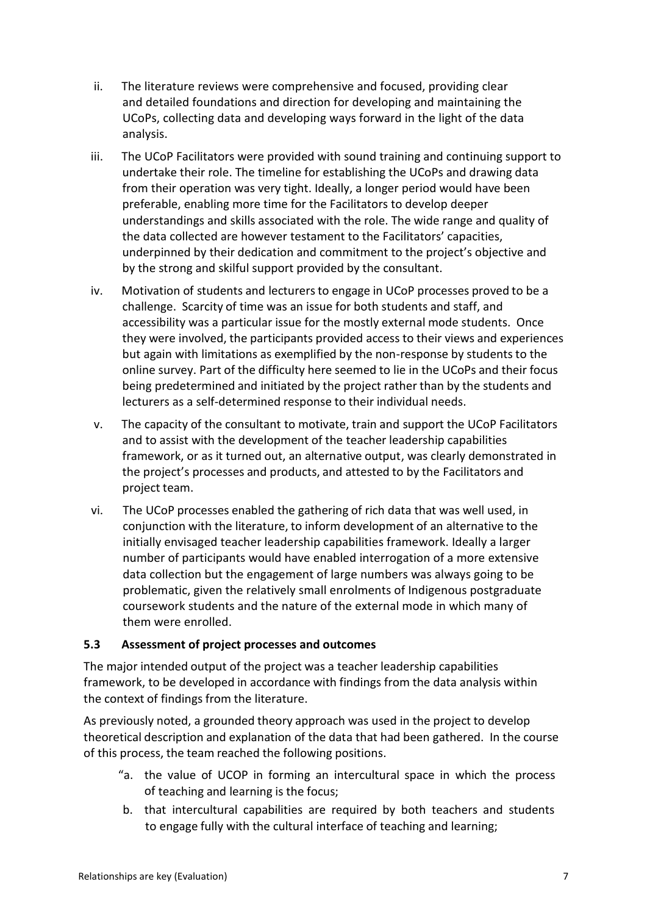ii. The literature reviews were comprehensive and focused, providing clear and detailed foundations and direction for developing and maintaining the UCoPs, collecting data and developing ways forward in the light of the data analysis.

iii. The UCoP Facilitators were provided with sound training and continuing support to undertake their role. The timeline for establishing the UCoPs and drawing data from their operation was very tight. Ideally, a longer period would have been preferable, enabling more time for the Facilitators to develop deeper understandings and skills associated with the role. The wide range and quality of the data collected are however testament to the Facilitators' capacities, underpinned by their dedication and commitment to the project's objective and by the strong and skilful support provided by the consultant.

iv. Motivation of students and lecturers to engage in UCoP processes proved to be a challenge. Scarcity of time was an issue for both students and staff, and accessibility was a particular issue for the mostly external mode students. Once they were involved, the participants provided access to their views and experiences but again with limitations as exemplified by the non-response by students to the online survey. Part of the difficulty here seemed to lie in the UCoPs and their focus being predetermined and initiated by the project rather than by the students and lecturers as a self-determined response to their individual needs.

v. The capacity of the consultant to motivate, train and support the UCoP Facilitators and to assist with the development of the teacher leadership capabilities framework, or as it turned out, an alternative output, was clearly demonstrated in the project's processes and products, and attested to by the Facilitators and project team.

vi. The UCoP processes enabled the gathering of rich data that was well used, in conjunction with the literature, to inform development of an alternative to the initially envisaged teacher leadership capabilities framework. Ideally a larger number of participants would have enabled interrogation of a more extensive data collection but the engagement of large numbers was always going to be problematic, given the relatively small enrolments of Indigenous postgraduate coursework students and the nature of the external mode in which many of them were enrolled.

### 5.3 Assessment of project processes and outcomes

The major intended output of the project was a teacher leadership capabilities framework, to be developed in accordance with findings from the data analysis within the context of findings from the literature.

As previously noted, a grounded theory approach was used in the project to develop theoretical description and explanation of the data that had been gathered. In the course of this process, the team reached the following positions.

"a. the value of UCOP in forming an intercultural space in which the process of teaching and learning is the focus;

b. that intercultural capabilities are required by both teachers and students to engage fully with the cultural interface of teaching and learning;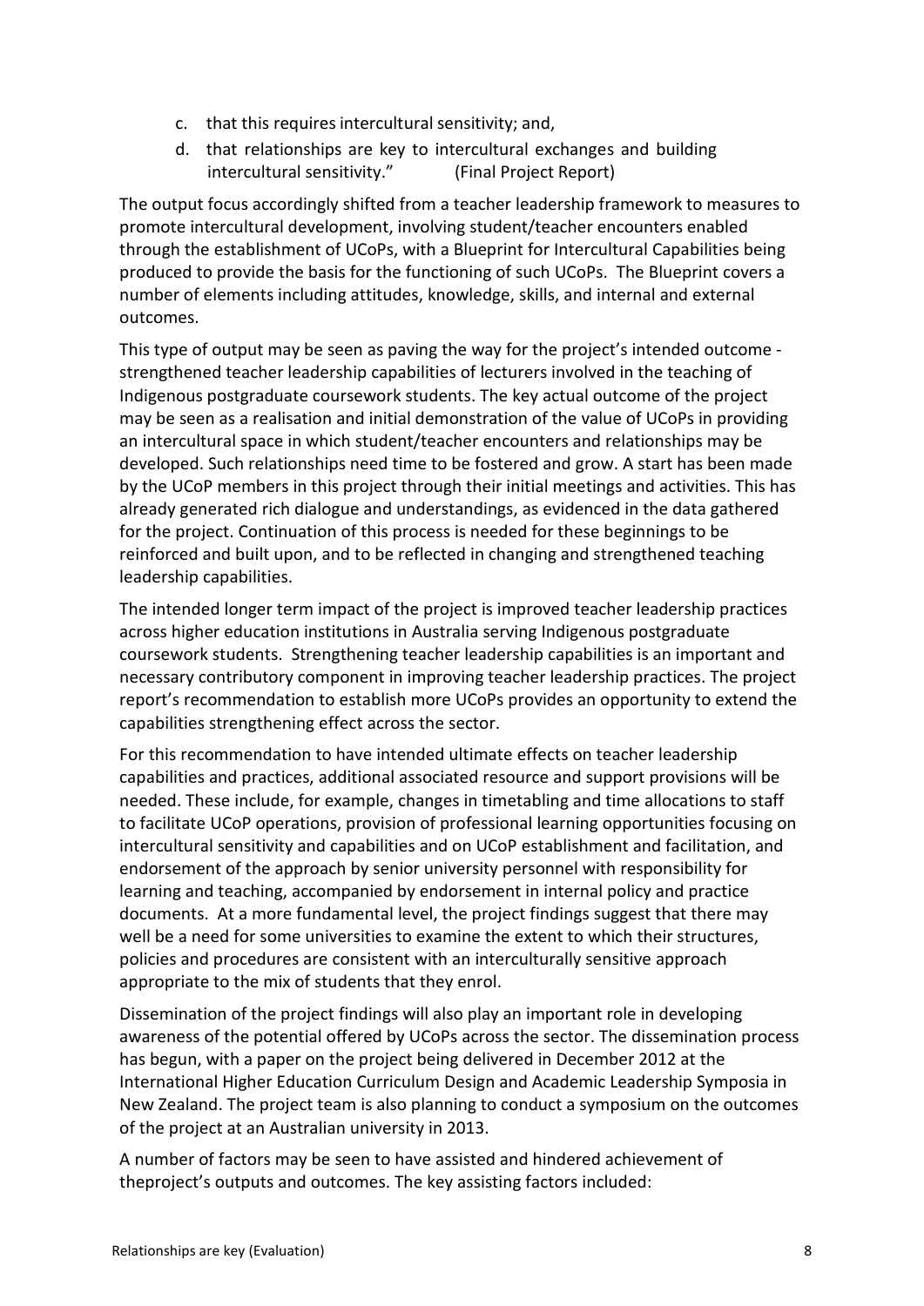c. that this requires intercultural sensitivity; and,
d. that relationships are key to intercultural exchanges and building intercultural sensitivity." (Final Project Report)

The output focus accordingly shifted from a teacher leadership framework to measures to promote intercultural development, involving student/teacher encounters enabled through the establishment of UCoPs, with a Blueprint for Intercultural Capabilities being produced to provide the basis for the functioning of such UCoPs. The Blueprint covers a number of elements including attitudes, knowledge, skills, and internal and external outcomes.

This type of output may be seen as paving the way for the project's intended outcome - strengthened teacher leadership capabilities of lecturers involved in the teaching of Indigenous postgraduate coursework students. The key actual outcome of the project may be seen as a realisation and initial demonstration of the value of UCoPs in providing an intercultural space in which student/teacher encounters and relationships may be developed. Such relationships need time to be fostered and grow. A start has been made by the UCoP members in this project through their initial meetings and activities. This has already generated rich dialogue and understandings, as evidenced in the data gathered for the project. Continuation of this process is needed for these beginnings to be reinforced and built upon, and to be reflected in changing and strengthened teaching leadership capabilities.

The intended longer term impact of the project is improved teacher leadership practices across higher education institutions in Australia serving Indigenous postgraduate coursework students. Strengthening teacher leadership capabilities is an important and necessary contributory component in improving teacher leadership practices. The project report's recommendation to establish more UCoPs provides an opportunity to extend the capabilities strengthening effect across the sector.

For this recommendation to have intended ultimate effects on teacher leadership capabilities and practices, additional associated resource and support provisions will be needed. These include, for example, changes in timetabling and time allocations to staff to facilitate UCoP operations, provision of professional learning opportunities focusing on intercultural sensitivity and capabilities and on UCoP establishment and facilitation, and endorsement of the approach by senior university personnel with responsibility for learning and teaching, accompanied by endorsement in internal policy and practice documents. At a more fundamental level, the project findings suggest that there may well be a need for some universities to examine the extent to which their structures, policies and procedures are consistent with an interculturally sensitive approach appropriate to the mix of students that they enrol.

Dissemination of the project findings will also play an important role in developing awareness of the potential offered by UCoPs across the sector. The dissemination process has begun, with a paper on the project being delivered in December 2012 at the International Higher Education Curriculum Design and Academic Leadership Symposia in New Zealand. The project team is also planning to conduct a symposium on the outcomes of the project at an Australian university in 2013.

A number of factors may be seen to have assisted and hindered achievement of theproject's outputs and outcomes. The key assisting factors included: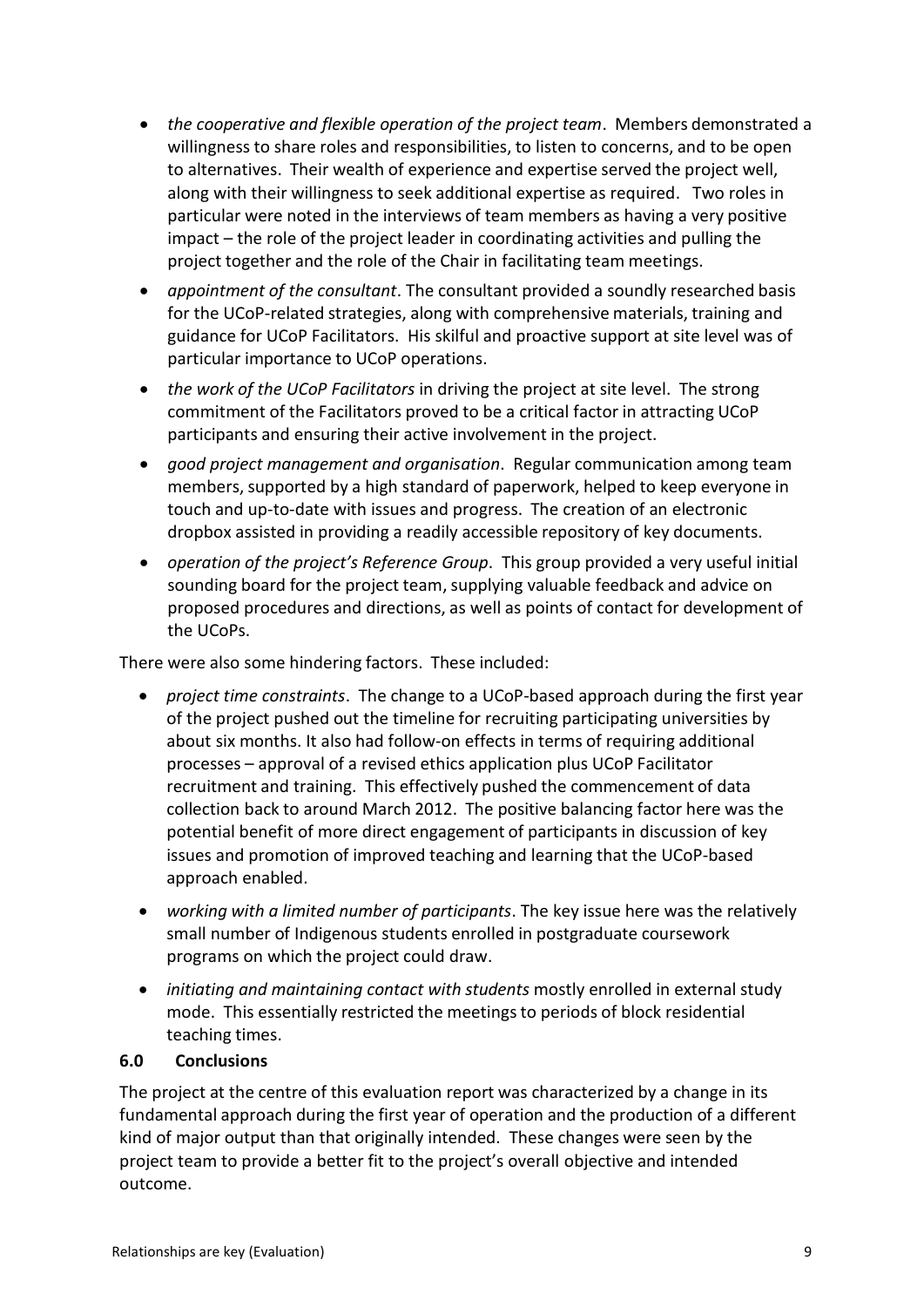- *the cooperative and flexible operation of the project team*. Members demonstrated a willingness to share roles and responsibilities, to listen to concerns, and to be open to alternatives. Their wealth of experience and expertise served the project well, along with their willingness to seek additional expertise as required. Two roles in particular were noted in the interviews of team members as having a very positive impact – the role of the project leader in coordinating activities and pulling the project together and the role of the Chair in facilitating team meetings.
- *appointment of the consultant*. The consultant provided a soundly researched basis for the UCoP-related strategies, along with comprehensive materials, training and guidance for UCoP Facilitators. His skilful and proactive support at site level was of particular importance to UCoP operations.
- *the work of the UCoP Facilitators* in driving the project at site level. The strong commitment of the Facilitators proved to be a critical factor in attracting UCoP participants and ensuring their active involvement in the project.
- *good project management and organisation*. Regular communication among team members, supported by a high standard of paperwork, helped to keep everyone in touch and up-to-date with issues and progress. The creation of an electronic dropbox assisted in providing a readily accessible repository of key documents.
- *operation of the project's Reference Group*. This group provided a very useful initial sounding board for the project team, supplying valuable feedback and advice on proposed procedures and directions, as well as points of contact for development of the UCoPs.

There were also some hindering factors. These included:

- *project time constraints*. The change to a UCoP-based approach during the first year of the project pushed out the timeline for recruiting participating universities by about six months. It also had follow-on effects in terms of requiring additional processes – approval of a revised ethics application plus UCoP Facilitator recruitment and training. This effectively pushed the commencement of data collection back to around March 2012. The positive balancing factor here was the potential benefit of more direct engagement of participants in discussion of key issues and promotion of improved teaching and learning that the UCoP-based approach enabled.
- *working with a limited number of participants*. The key issue here was the relatively small number of Indigenous students enrolled in postgraduate coursework programs on which the project could draw.
- *initiating and maintaining contact with students* mostly enrolled in external study mode. This essentially restricted the meetings to periods of block residential teaching times.

## 6.0 Conclusions

The project at the centre of this evaluation report was characterized by a change in its fundamental approach during the first year of operation and the production of a different kind of major output than that originally intended. These changes were seen by the project team to provide a better fit to the project's overall objective and intended outcome.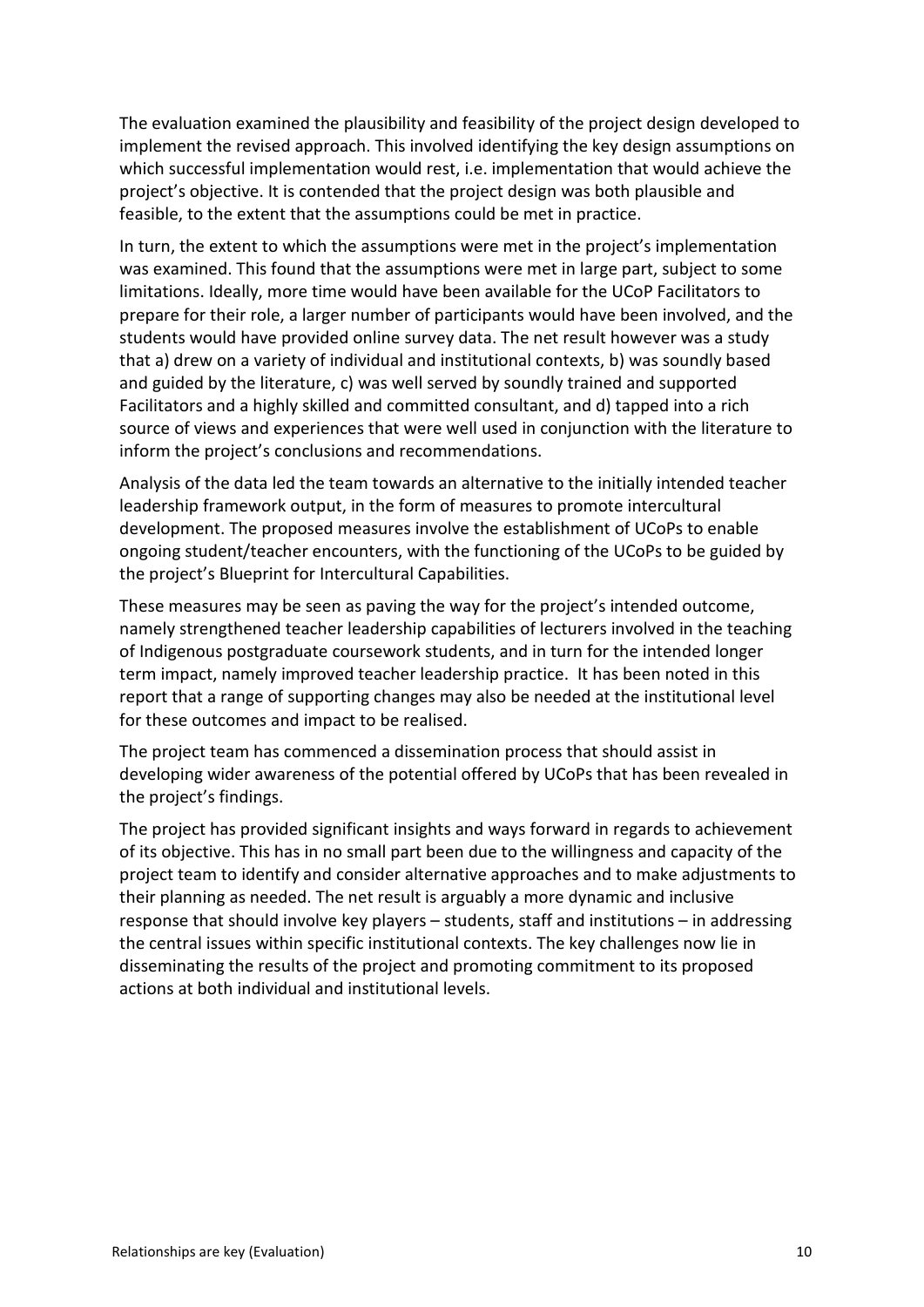The evaluation examined the plausibility and feasibility of the project design developed to implement the revised approach. This involved identifying the key design assumptions on which successful implementation would rest, i.e. implementation that would achieve the project's objective. It is contended that the project design was both plausible and feasible, to the extent that the assumptions could be met in practice.

In turn, the extent to which the assumptions were met in the project's implementation was examined. This found that the assumptions were met in large part, subject to some limitations. Ideally, more time would have been available for the UCoP Facilitators to prepare for their role, a larger number of participants would have been involved, and the students would have provided online survey data. The net result however was a study that a) drew on a variety of individual and institutional contexts, b) was soundly based and guided by the literature, c) was well served by soundly trained and supported Facilitators and a highly skilled and committed consultant, and d) tapped into a rich source of views and experiences that were well used in conjunction with the literature to inform the project's conclusions and recommendations.

Analysis of the data led the team towards an alternative to the initially intended teacher leadership framework output, in the form of measures to promote intercultural development. The proposed measures involve the establishment of UCoPs to enable ongoing student/teacher encounters, with the functioning of the UCoPs to be guided by the project's Blueprint for Intercultural Capabilities.

These measures may be seen as paving the way for the project's intended outcome, namely strengthened teacher leadership capabilities of lecturers involved in the teaching of Indigenous postgraduate coursework students, and in turn for the intended longer term impact, namely improved teacher leadership practice. It has been noted in this report that a range of supporting changes may also be needed at the institutional level for these outcomes and impact to be realised.

The project team has commenced a dissemination process that should assist in developing wider awareness of the potential offered by UCoPs that has been revealed in the project's findings.

The project has provided significant insights and ways forward in regards to achievement of its objective. This has in no small part been due to the willingness and capacity of the project team to identify and consider alternative approaches and to make adjustments to their planning as needed. The net result is arguably a more dynamic and inclusive response that should involve key players – students, staff and institutions – in addressing the central issues within specific institutional contexts. The key challenges now lie in disseminating the results of the project and promoting commitment to its proposed actions at both individual and institutional levels.